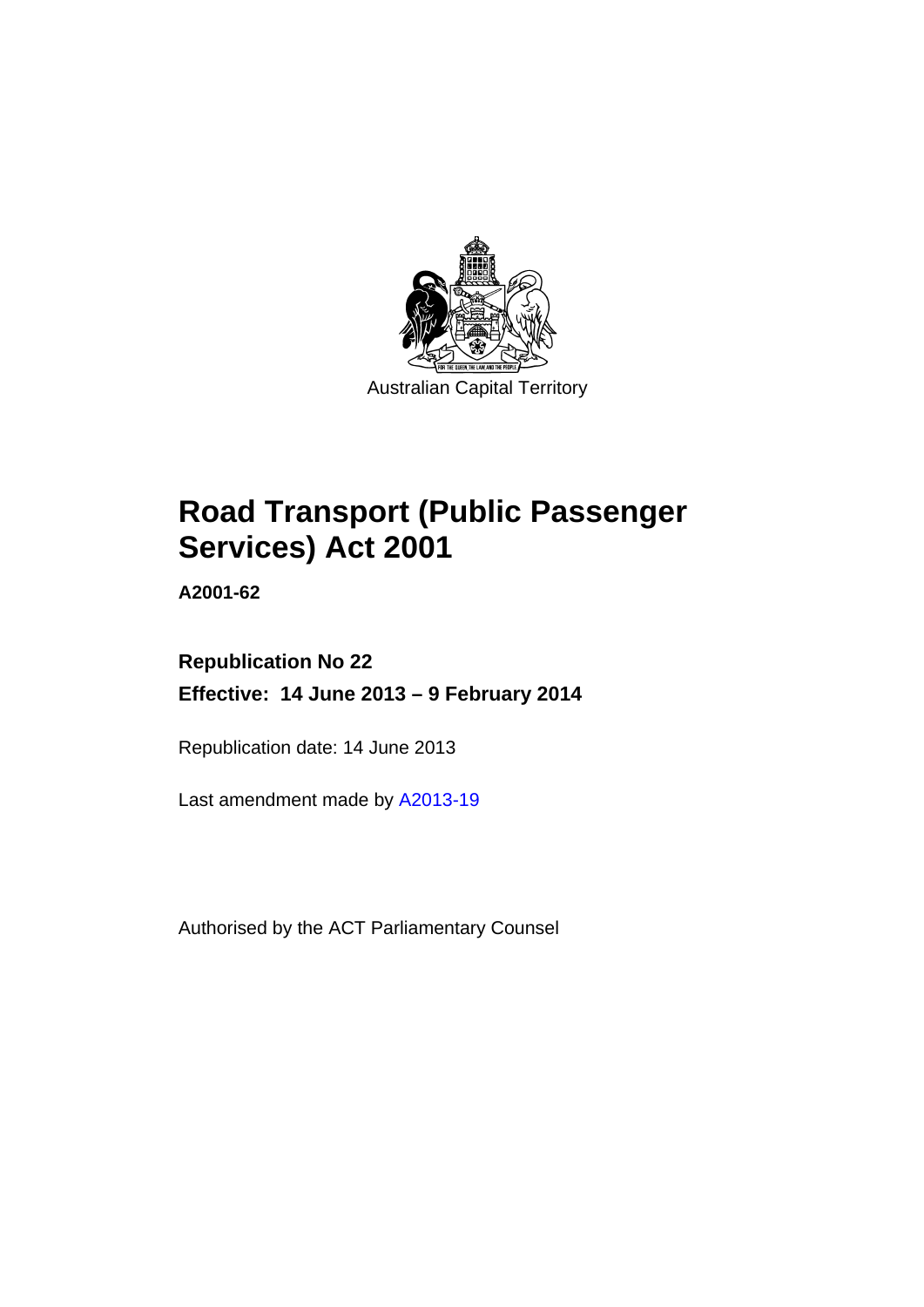Australian Capital Territory

# Road Transport (Public Passenger Services) Act 2001

**A2001-62**

**Republication No 22**

**Effective: 14 June 2013 – 9 February 2014**

Republication date: 14 June 2013

Last amendment made by A2013-19

Authorised by the ACT Parliamentary Counsel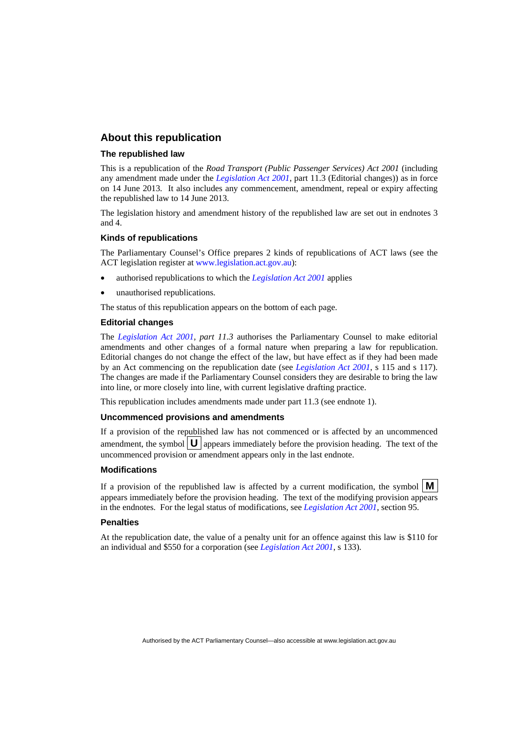## About this republication

### The republished law

This is a republication of the *Road Transport (Public Passenger Services) Act 2001* (including any amendment made under the *Legislation Act 2001*, part 11.3 (Editorial changes)) as in force on 14 June 2013*.* It also includes any commencement, amendment, repeal or expiry affecting the republished law to 14 June 2013.

The legislation history and amendment history of the republished law are set out in endnotes 3 and 4.

### Kinds of republications

The Parliamentary Counsel's Office prepares 2 kinds of republications of ACT laws (see the ACT legislation register at www.legislation.act.gov.au):

- authorised republications to which the *Legislation Act 2001* applies
- unauthorised republications.

The status of this republication appears on the bottom of each page.

### Editorial changes

The *Legislation Act 2001, part 11.3* authorises the Parliamentary Counsel to make editorial amendments and other changes of a formal nature when preparing a law for republication. Editorial changes do not change the effect of the law, but have effect as if they had been made by an Act commencing on the republication date (see *Legislation Act 2001*, s 115 and s 117). The changes are made if the Parliamentary Counsel considers they are desirable to bring the law into line, or more closely into line, with current legislative drafting practice.

This republication includes amendments made under part 11.3 (see endnote 1).

### Uncommenced provisions and amendments

If a provision of the republished law has not commenced or is affected by an uncommenced amendment, the symbol **U** appears immediately before the provision heading. The text of the uncommenced provision or amendment appears only in the last endnote.

### Modifications

If a provision of the republished law is affected by a current modification, the symbol **M** appears immediately before the provision heading. The text of the modifying provision appears in the endnotes. For the legal status of modifications, see *Legislation Act 2001*, section 95.

### Penalties

At the republication date, the value of a penalty unit for an offence against this law is $110 for an individual and $550 for a corporation (see *Legislation Act 2001*, s 133).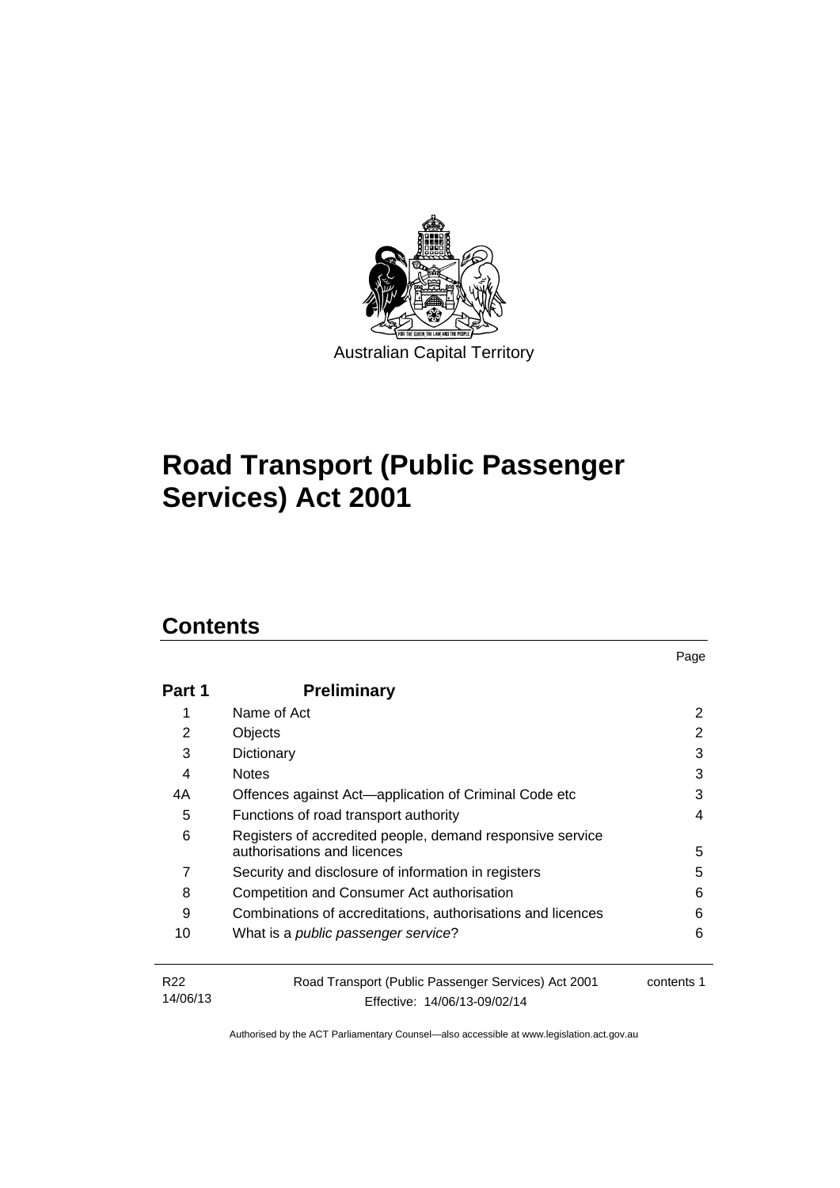Australian Capital Territory

# Road Transport (Public Passenger Services) Act 2001

## Contents

| | | Page |
|---|---|---|
| **Part 1** | **Preliminary** | |
| 1 | Name of Act | 2 |
| 2 | Objects | 2 |
| 3 | Dictionary | 3 |
| 4 | Notes | 3 |
| 4A | Offences against Act—application of Criminal Code etc | 3 |
| 5 | Functions of road transport authority | 4 |
| 6 | Registers of accredited people, demand responsive service authorisations and licences | 5 |
| 7 | Security and disclosure of information in registers | 5 |
| 8 | Competition and Consumer Act authorisation | 6 |
| 9 | Combinations of accreditations, authorisations and licences | 6 |
| 10 | What is a *public passenger service*? | 6 |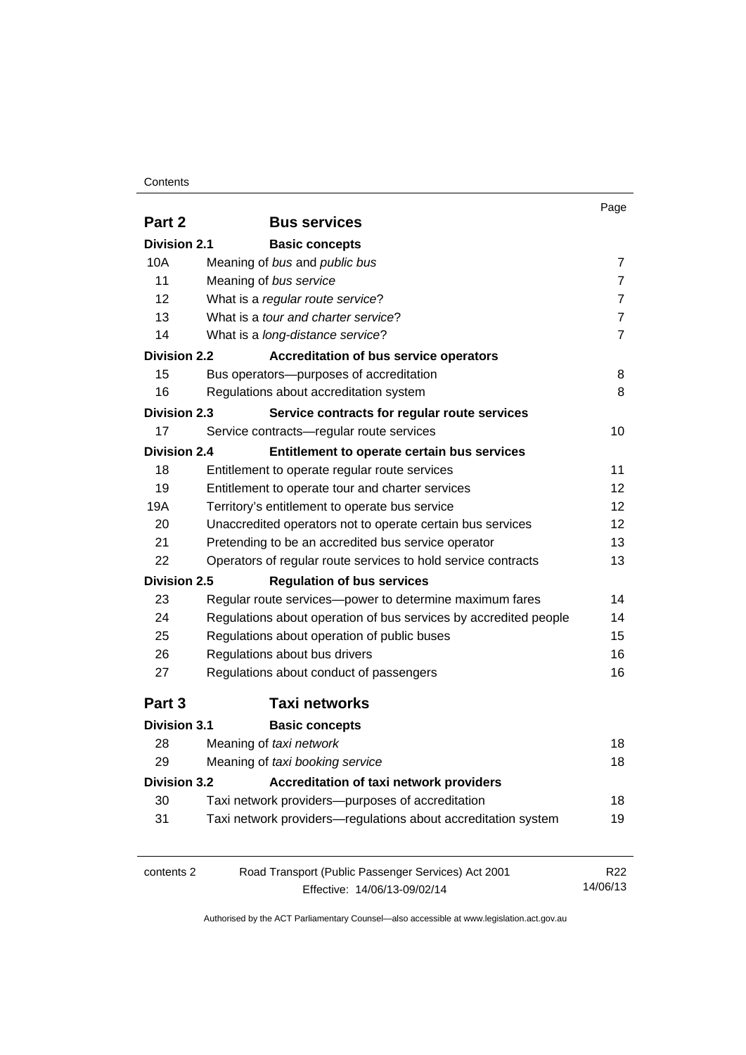| | | Page |
|---|---|---|
| **Part 2** | **Bus services** | |
| **Division 2.1** | **Basic concepts** | |
| 10A | Meaning of *bus* and *public bus* | 7 |
| 11 | Meaning of *bus service* | 7 |
| 12 | What is a *regular route service*? | 7 |
| 13 | What is a *tour and charter service*? | 7 |
| 14 | What is a *long-distance service*? | 7 |
| **Division 2.2** | **Accreditation of bus service operators** | |
| 15 | Bus operators—purposes of accreditation | 8 |
| 16 | Regulations about accreditation system | 8 |
| **Division 2.3** | **Service contracts for regular route services** | |
| 17 | Service contracts—regular route services | 10 |
| **Division 2.4** | **Entitlement to operate certain bus services** | |
| 18 | Entitlement to operate regular route services | 11 |
| 19 | Entitlement to operate tour and charter services | 12 |
| 19A | Territory's entitlement to operate bus service | 12 |
| 20 | Unaccredited operators not to operate certain bus services | 12 |
| 21 | Pretending to be an accredited bus service operator | 13 |
| 22 | Operators of regular route services to hold service contracts | 13 |
| **Division 2.5** | **Regulation of bus services** | |
| 23 | Regular route services—power to determine maximum fares | 14 |
| 24 | Regulations about operation of bus services by accredited people | 14 |
| 25 | Regulations about operation of public buses | 15 |
| 26 | Regulations about bus drivers | 16 |
| 27 | Regulations about conduct of passengers | 16 |
| **Part 3** | **Taxi networks** | |
| **Division 3.1** | **Basic concepts** | |
| 28 | Meaning of *taxi network* | 18 |
| 29 | Meaning of *taxi booking service* | 18 |
| **Division 3.2** | **Accreditation of taxi network providers** | |
| 30 | Taxi network providers—purposes of accreditation | 18 |
| 31 | Taxi network providers—regulations about accreditation system | 19 |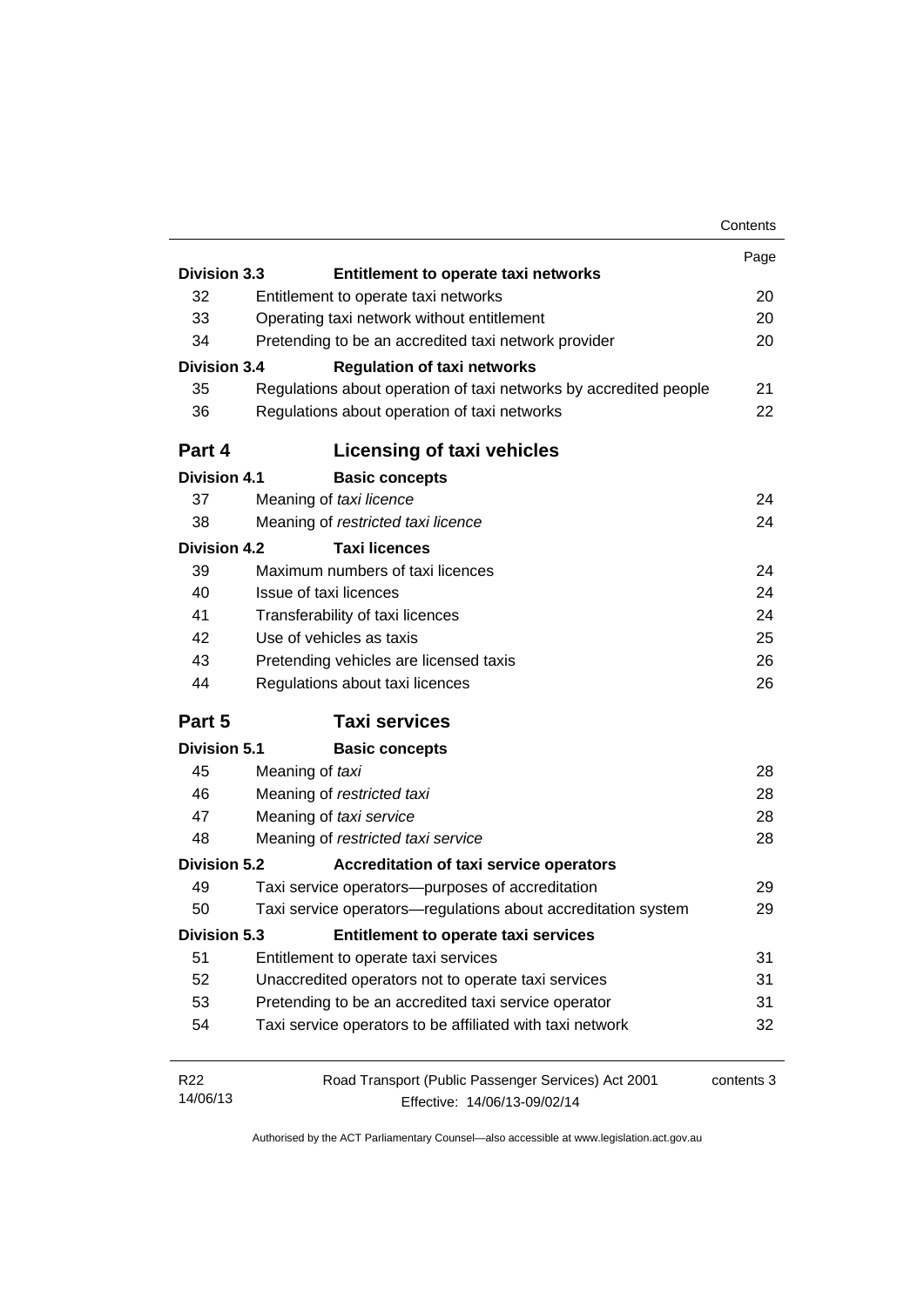| | | Page |
|---|---|---|
| **Division 3.3** | **Entitlement to operate taxi networks** | |
| 32 | Entitlement to operate taxi networks | 20 |
| 33 | Operating taxi network without entitlement | 20 |
| 34 | Pretending to be an accredited taxi network provider | 20 |
| **Division 3.4** | **Regulation of taxi networks** | |
| 35 | Regulations about operation of taxi networks by accredited people | 21 |
| 36 | Regulations about operation of taxi networks | 22 |
| **Part 4** | **Licensing of taxi vehicles** | |
| **Division 4.1** | **Basic concepts** | |
| 37 | Meaning of *taxi licence* | 24 |
| 38 | Meaning of *restricted taxi licence* | 24 |
| **Division 4.2** | **Taxi licences** | |
| 39 | Maximum numbers of taxi licences | 24 |
| 40 | Issue of taxi licences | 24 |
| 41 | Transferability of taxi licences | 24 |
| 42 | Use of vehicles as taxis | 25 |
| 43 | Pretending vehicles are licensed taxis | 26 |
| 44 | Regulations about taxi licences | 26 |
| **Part 5** | **Taxi services** | |
| **Division 5.1** | **Basic concepts** | |
| 45 | Meaning of *taxi* | 28 |
| 46 | Meaning of *restricted taxi* | 28 |
| 47 | Meaning of *taxi service* | 28 |
| 48 | Meaning of *restricted taxi service* | 28 |
| **Division 5.2** | **Accreditation of taxi service operators** | |
| 49 | Taxi service operators—purposes of accreditation | 29 |
| 50 | Taxi service operators—regulations about accreditation system | 29 |
| **Division 5.3** | **Entitlement to operate taxi services** | |
| 51 | Entitlement to operate taxi services | 31 |
| 52 | Unaccredited operators not to operate taxi services | 31 |
| 53 | Pretending to be an accredited taxi service operator | 31 |
| 54 | Taxi service operators to be affiliated with taxi network | 32 |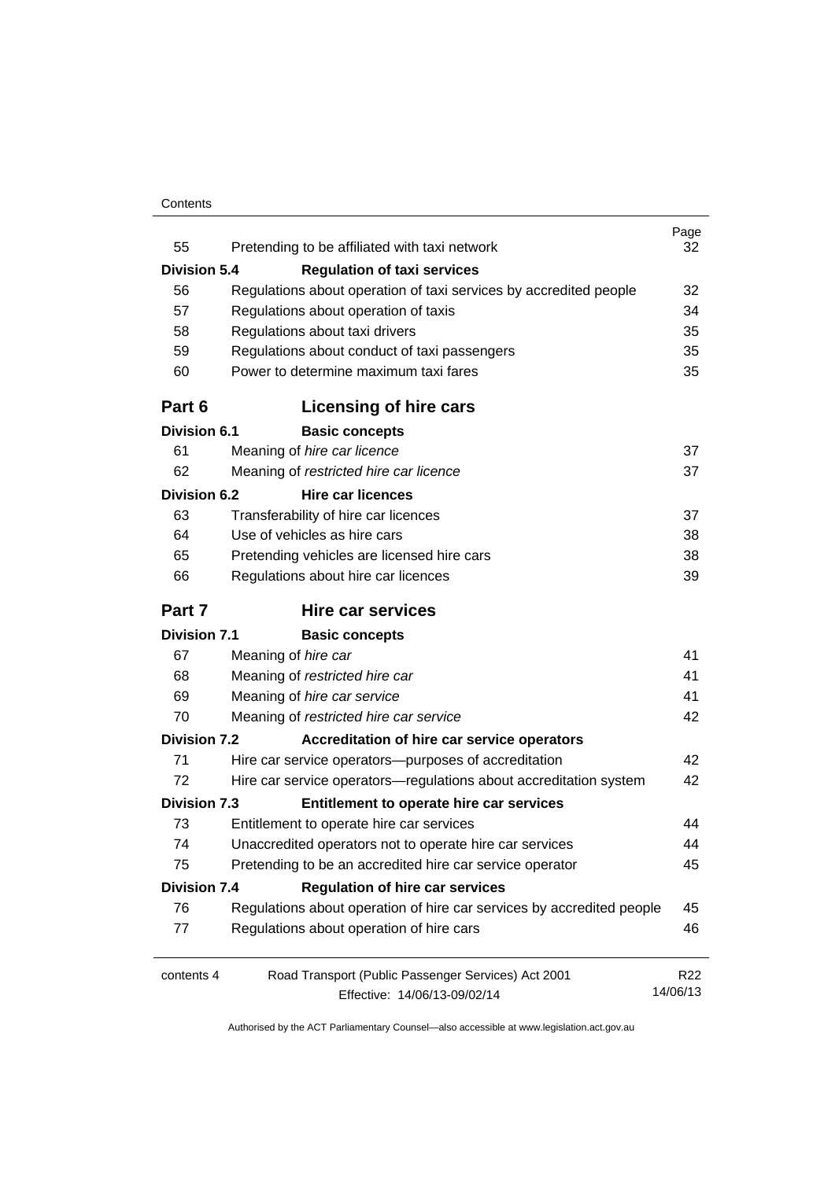| | | Page |
|---|---|---|
| 55 | Pretending to be affiliated with taxi network | 32 |
| **Division 5.4** | **Regulation of taxi services** | |
| 56 | Regulations about operation of taxi services by accredited people | 32 |
| 57 | Regulations about operation of taxis | 34 |
| 58 | Regulations about taxi drivers | 35 |
| 59 | Regulations about conduct of taxi passengers | 35 |
| 60 | Power to determine maximum taxi fares | 35 |

## Part 6 Licensing of hire cars

| | | |
|---|---|---|
| **Division 6.1** | **Basic concepts** | |
| 61 | Meaning of *hire car licence* | 37 |
| 62 | Meaning of *restricted hire car licence* | 37 |
| **Division 6.2** | **Hire car licences** | |
| 63 | Transferability of hire car licences | 37 |
| 64 | Use of vehicles as hire cars | 38 |
| 65 | Pretending vehicles are licensed hire cars | 38 |
| 66 | Regulations about hire car licences | 39 |

## Part 7 Hire car services

| | | |
|---|---|---|
| **Division 7.1** | **Basic concepts** | |
| 67 | Meaning of *hire car* | 41 |
| 68 | Meaning of *restricted hire car* | 41 |
| 69 | Meaning of *hire car service* | 41 |
| 70 | Meaning of *restricted hire car service* | 42 |
| **Division 7.2** | **Accreditation of hire car service operators** | |
| 71 | Hire car service operators—purposes of accreditation | 42 |
| 72 | Hire car service operators—regulations about accreditation system | 42 |
| **Division 7.3** | **Entitlement to operate hire car services** | |
| 73 | Entitlement to operate hire car services | 44 |
| 74 | Unaccredited operators not to operate hire car services | 44 |
| 75 | Pretending to be an accredited hire car service operator | 45 |
| **Division 7.4** | **Regulation of hire car services** | |
| 76 | Regulations about operation of hire car services by accredited people | 45 |
| 77 | Regulations about operation of hire cars | 46 |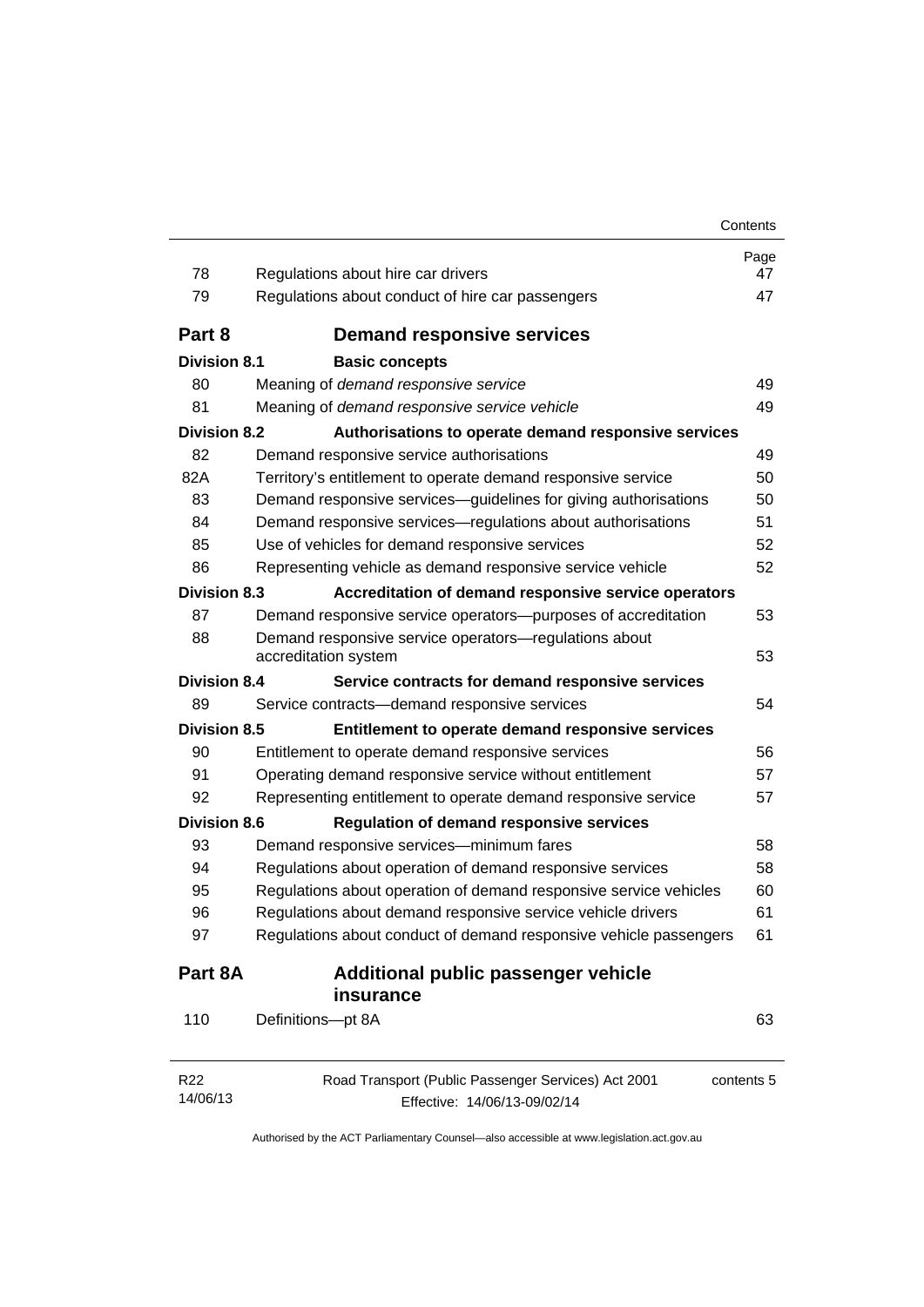| | | Page |
|---|---|---|
| 78 | Regulations about hire car drivers | 47 |
| 79 | Regulations about conduct of hire car passengers | 47 |
| **Part 8** | **Demand responsive services** | |
| **Division 8.1** | **Basic concepts** | |
| 80 | Meaning of *demand responsive service* | 49 |
| 81 | Meaning of *demand responsive service vehicle* | 49 |
| **Division 8.2** | **Authorisations to operate demand responsive services** | |
| 82 | Demand responsive service authorisations | 49 |
| 82A | Territory's entitlement to operate demand responsive service | 50 |
| 83 | Demand responsive services—guidelines for giving authorisations | 50 |
| 84 | Demand responsive services—regulations about authorisations | 51 |
| 85 | Use of vehicles for demand responsive services | 52 |
| 86 | Representing vehicle as demand responsive service vehicle | 52 |
| **Division 8.3** | **Accreditation of demand responsive service operators** | |
| 87 | Demand responsive service operators—purposes of accreditation | 53 |
| 88 | Demand responsive service operators—regulations about accreditation system | 53 |
| **Division 8.4** | **Service contracts for demand responsive services** | |
| 89 | Service contracts—demand responsive services | 54 |
| **Division 8.5** | **Entitlement to operate demand responsive services** | |
| 90 | Entitlement to operate demand responsive services | 56 |
| 91 | Operating demand responsive service without entitlement | 57 |
| 92 | Representing entitlement to operate demand responsive service | 57 |
| **Division 8.6** | **Regulation of demand responsive services** | |
| 93 | Demand responsive services—minimum fares | 58 |
| 94 | Regulations about operation of demand responsive services | 58 |
| 95 | Regulations about operation of demand responsive service vehicles | 60 |
| 96 | Regulations about demand responsive service vehicle drivers | 61 |
| 97 | Regulations about conduct of demand responsive vehicle passengers | 61 |
| **Part 8A** | **Additional public passenger vehicle insurance** | |
| 110 | Definitions—pt 8A | 63 |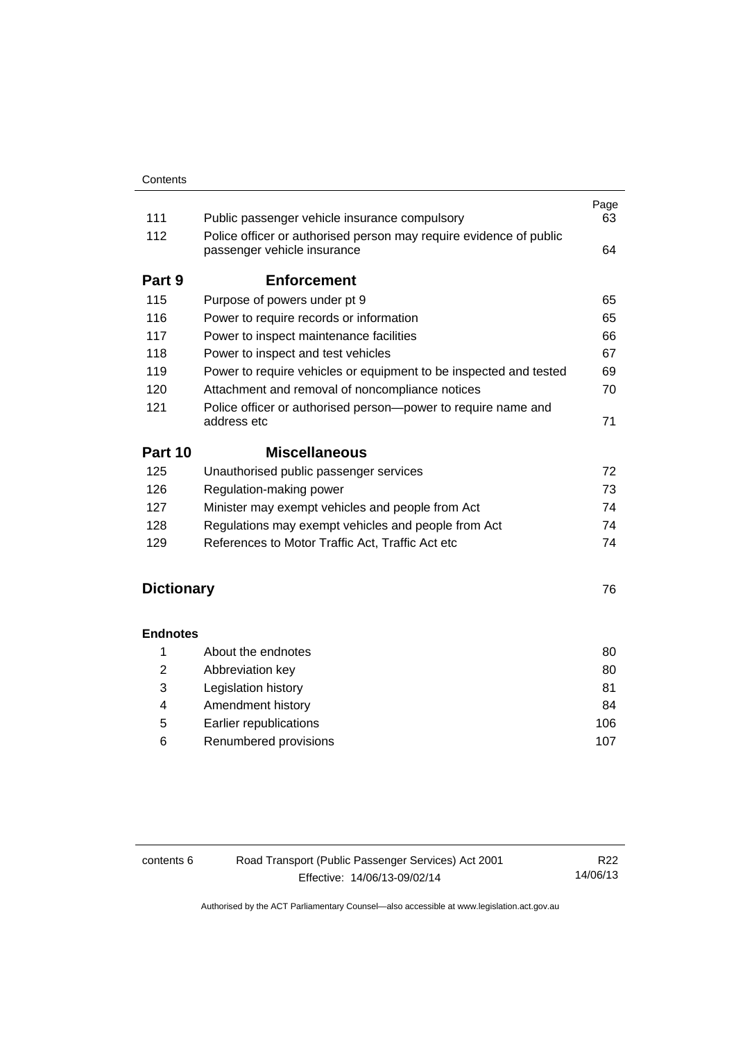| | | Page |
|---|---|---|
| 111 | Public passenger vehicle insurance compulsory | 63 |
| 112 | Police officer or authorised person may require evidence of public passenger vehicle insurance | 64 |
| **Part 9** | **Enforcement** | |
| 115 | Purpose of powers under pt 9 | 65 |
| 116 | Power to require records or information | 65 |
| 117 | Power to inspect maintenance facilities | 66 |
| 118 | Power to inspect and test vehicles | 67 |
| 119 | Power to require vehicles or equipment to be inspected and tested | 69 |
| 120 | Attachment and removal of noncompliance notices | 70 |
| 121 | Police officer or authorised person—power to require name and address etc | 71 |
| **Part 10** | **Miscellaneous** | |
| 125 | Unauthorised public passenger services | 72 |
| 126 | Regulation-making power | 73 |
| 127 | Minister may exempt vehicles and people from Act | 74 |
| 128 | Regulations may exempt vehicles and people from Act | 74 |
| 129 | References to Motor Traffic Act, Traffic Act etc | 74 |
| **Dictionary** | | 76 |
| **Endnotes** | | |
| 1 | About the endnotes | 80 |
| 2 | Abbreviation key | 80 |
| 3 | Legislation history | 81 |
| 4 | Amendment history | 84 |
| 5 | Earlier republications | 106 |
| 6 | Renumbered provisions | 107 |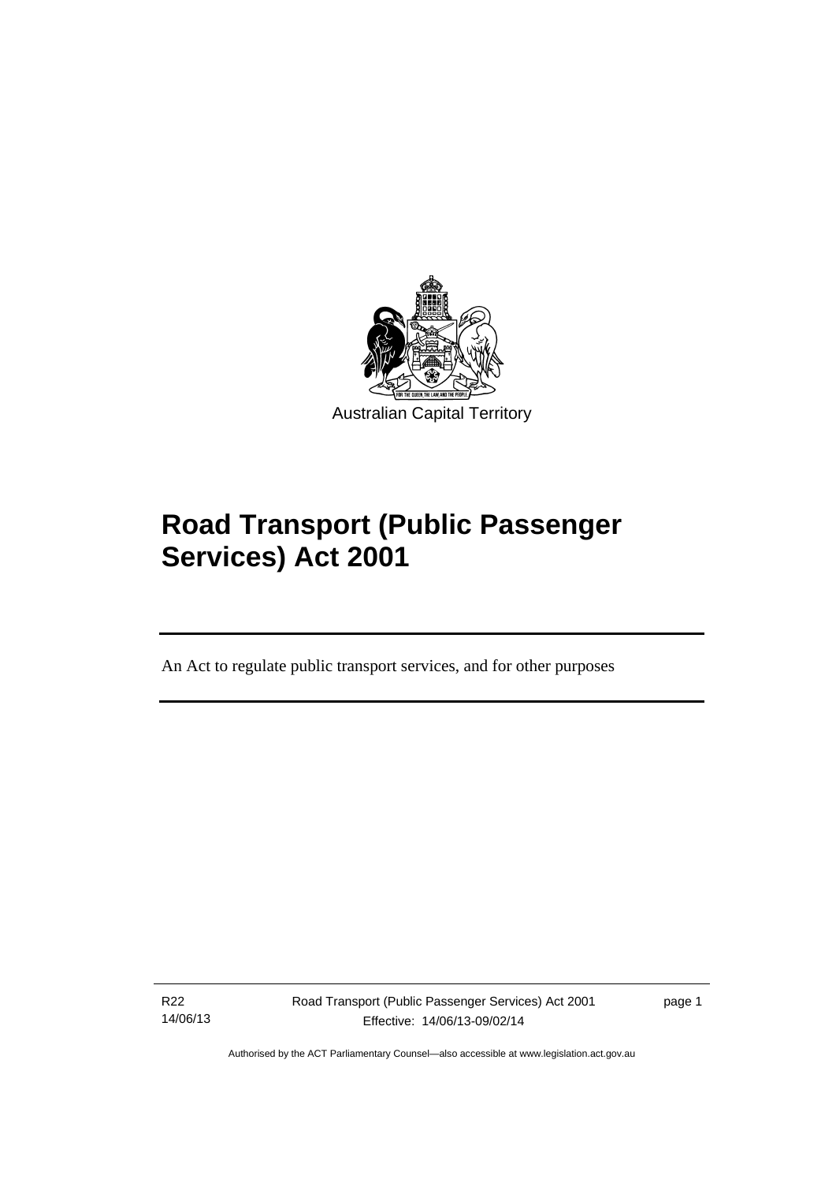Australian Capital Territory

# Road Transport (Public Passenger Services) Act 2001

An Act to regulate public transport services, and for other purposes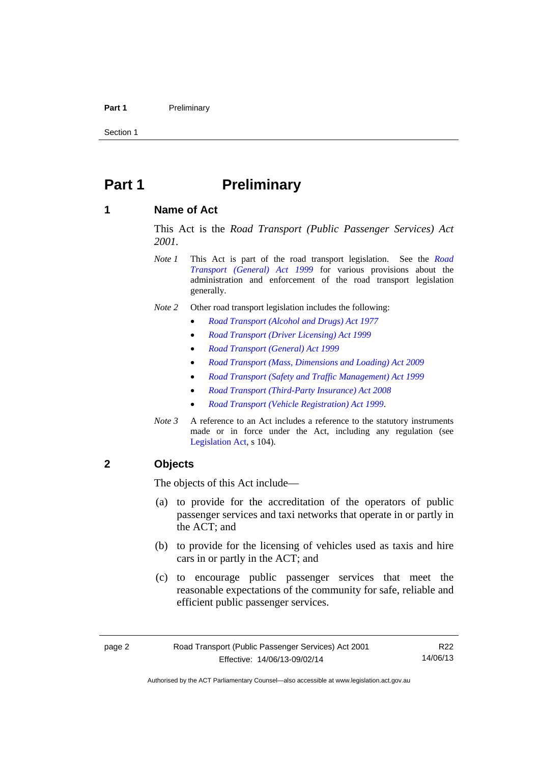# Part 1 Preliminary

## 1 Name of Act

This Act is the *Road Transport (Public Passenger Services) Act 2001*.

*Note 1* This Act is part of the road transport legislation. See the *Road Transport (General) Act 1999* for various provisions about the administration and enforcement of the road transport legislation generally.

*Note 2* Other road transport legislation includes the following:

- *Road Transport (Alcohol and Drugs) Act 1977*
- *Road Transport (Driver Licensing) Act 1999*
- *Road Transport (General) Act 1999*
- *Road Transport (Mass, Dimensions and Loading) Act 2009*
- *Road Transport (Safety and Traffic Management) Act 1999*
- *Road Transport (Third-Party Insurance) Act 2008*
- *Road Transport (Vehicle Registration) Act 1999*.

*Note 3* A reference to an Act includes a reference to the statutory instruments made or in force under the Act, including any regulation (see Legislation Act, s 104).

## 2 Objects

The objects of this Act include—

(a) to provide for the accreditation of the operators of public passenger services and taxi networks that operate in or partly in the ACT; and

(b) to provide for the licensing of vehicles used as taxis and hire cars in or partly in the ACT; and

(c) to encourage public passenger services that meet the reasonable expectations of the community for safe, reliable and efficient public passenger services.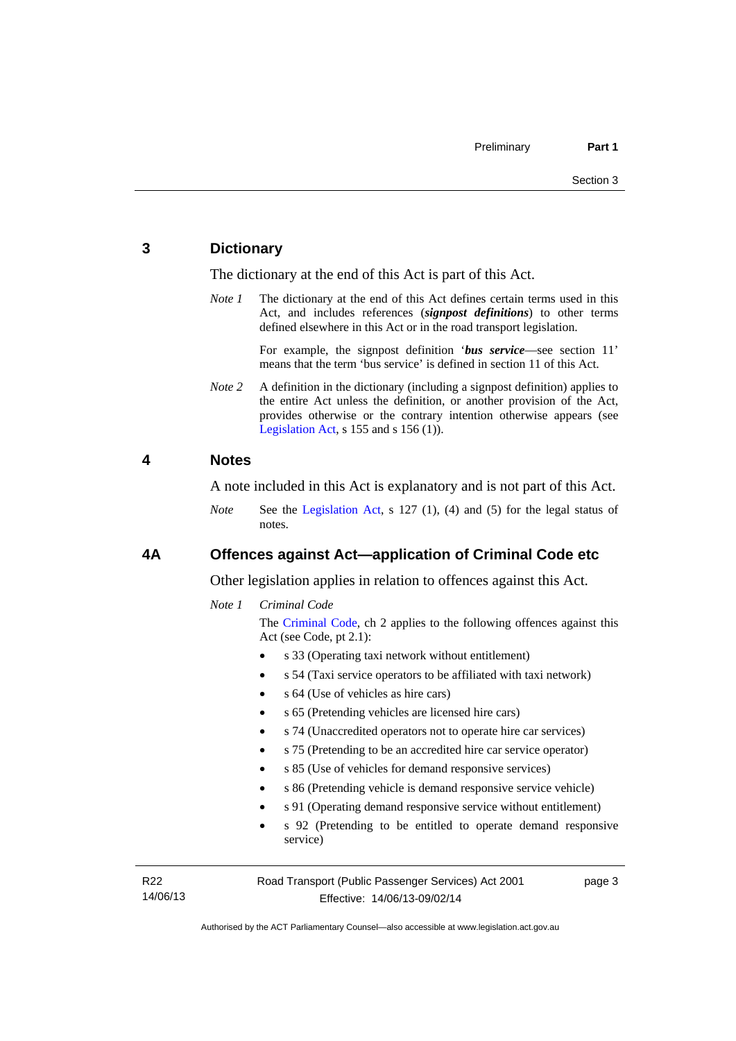## 3 Dictionary

The dictionary at the end of this Act is part of this Act.

*Note 1* The dictionary at the end of this Act defines certain terms used in this Act, and includes references (***signpost definitions***) to other terms defined elsewhere in this Act or in the road transport legislation.

For example, the signpost definition '***bus service***—see section 11' means that the term 'bus service' is defined in section 11 of this Act.

*Note 2* A definition in the dictionary (including a signpost definition) applies to the entire Act unless the definition, or another provision of the Act, provides otherwise or the contrary intention otherwise appears (see Legislation Act, s 155 and s 156 (1)).

## 4 Notes

A note included in this Act is explanatory and is not part of this Act.

*Note* See the Legislation Act, s 127 (1), (4) and (5) for the legal status of notes.

## 4A Offences against Act—application of Criminal Code etc

Other legislation applies in relation to offences against this Act.

*Note 1* *Criminal Code*

The Criminal Code, ch 2 applies to the following offences against this Act (see Code, pt 2.1):

- s 33 (Operating taxi network without entitlement)
- s 54 (Taxi service operators to be affiliated with taxi network)
- s 64 (Use of vehicles as hire cars)
- s 65 (Pretending vehicles are licensed hire cars)
- s 74 (Unaccredited operators not to operate hire car services)
- s 75 (Pretending to be an accredited hire car service operator)
- s 85 (Use of vehicles for demand responsive services)
- s 86 (Pretending vehicle is demand responsive service vehicle)
- s 91 (Operating demand responsive service without entitlement)
- s 92 (Pretending to be entitled to operate demand responsive service)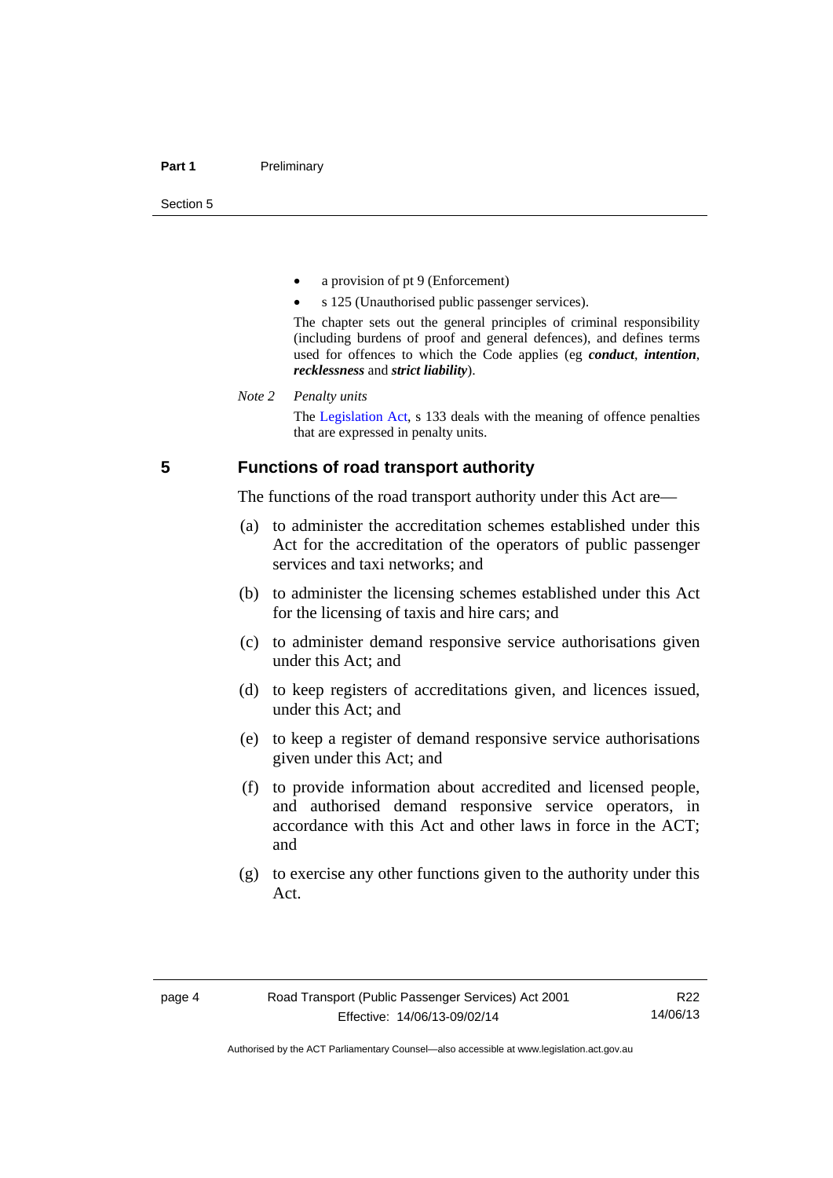- a provision of pt 9 (Enforcement)
- s 125 (Unauthorised public passenger services).

The chapter sets out the general principles of criminal responsibility (including burdens of proof and general defences), and defines terms used for offences to which the Code applies (eg ***conduct***, ***intention***, ***recklessness*** and ***strict liability***).

*Note 2* *Penalty units*

The Legislation Act, s 133 deals with the meaning of offence penalties that are expressed in penalty units.

## 5 Functions of road transport authority

The functions of the road transport authority under this Act are—

(a) to administer the accreditation schemes established under this Act for the accreditation of the operators of public passenger services and taxi networks; and

(b) to administer the licensing schemes established under this Act for the licensing of taxis and hire cars; and

(c) to administer demand responsive service authorisations given under this Act; and

(d) to keep registers of accreditations given, and licences issued, under this Act; and

(e) to keep a register of demand responsive service authorisations given under this Act; and

(f) to provide information about accredited and licensed people, and authorised demand responsive service operators, in accordance with this Act and other laws in force in the ACT; and

(g) to exercise any other functions given to the authority under this Act.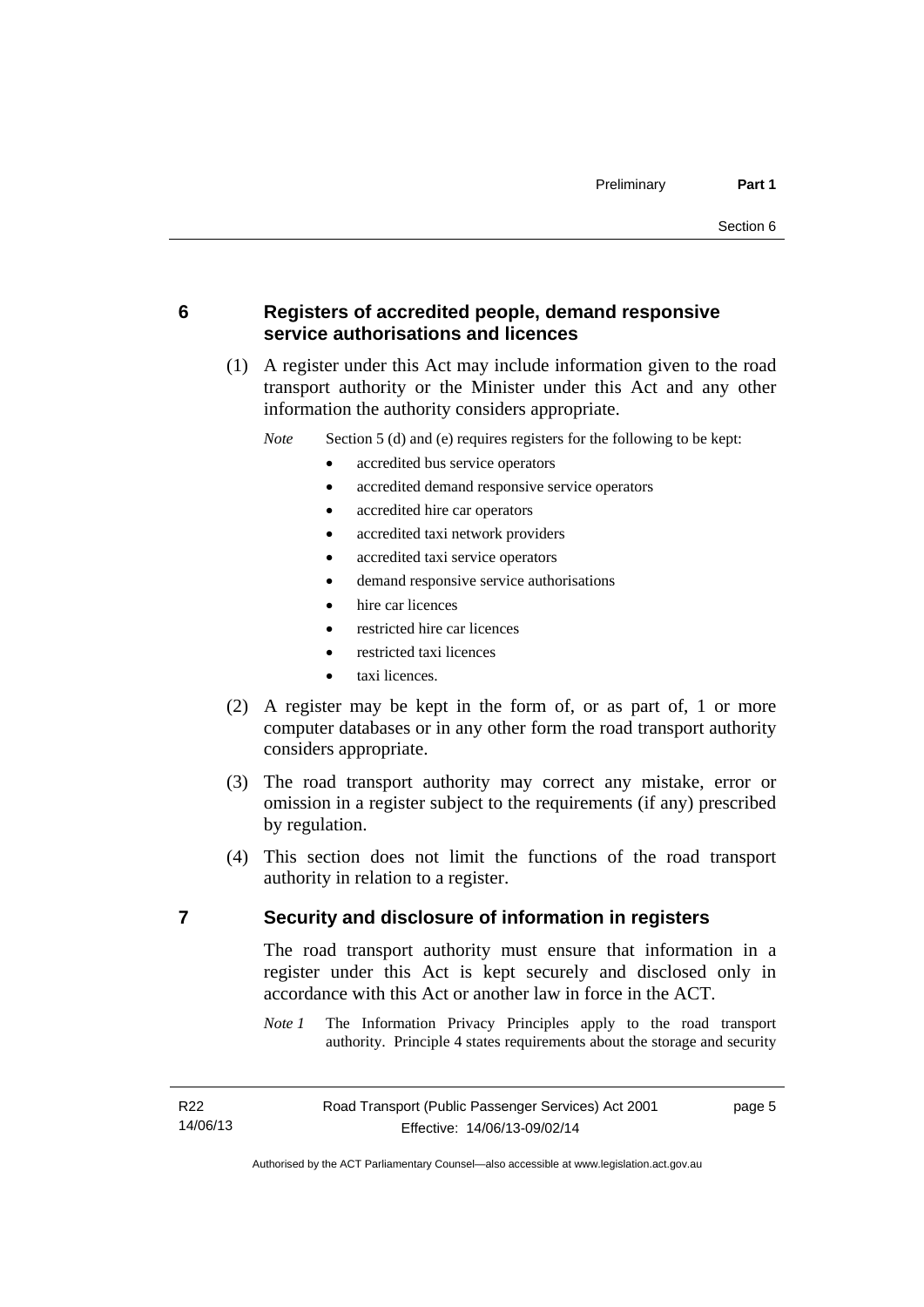## 6 Registers of accredited people, demand responsive service authorisations and licences

(1) A register under this Act may include information given to the road transport authority or the Minister under this Act and any other information the authority considers appropriate.

*Note* Section 5 (d) and (e) requires registers for the following to be kept:

- accredited bus service operators
- accredited demand responsive service operators
- accredited hire car operators
- accredited taxi network providers
- accredited taxi service operators
- demand responsive service authorisations
- hire car licences
- restricted hire car licences
- restricted taxi licences
- taxi licences.

(2) A register may be kept in the form of, or as part of, 1 or more computer databases or in any other form the road transport authority considers appropriate.

(3) The road transport authority may correct any mistake, error or omission in a register subject to the requirements (if any) prescribed by regulation.

(4) This section does not limit the functions of the road transport authority in relation to a register.

## 7 Security and disclosure of information in registers

The road transport authority must ensure that information in a register under this Act is kept securely and disclosed only in accordance with this Act or another law in force in the ACT.

*Note 1* The Information Privacy Principles apply to the road transport authority. Principle 4 states requirements about the storage and security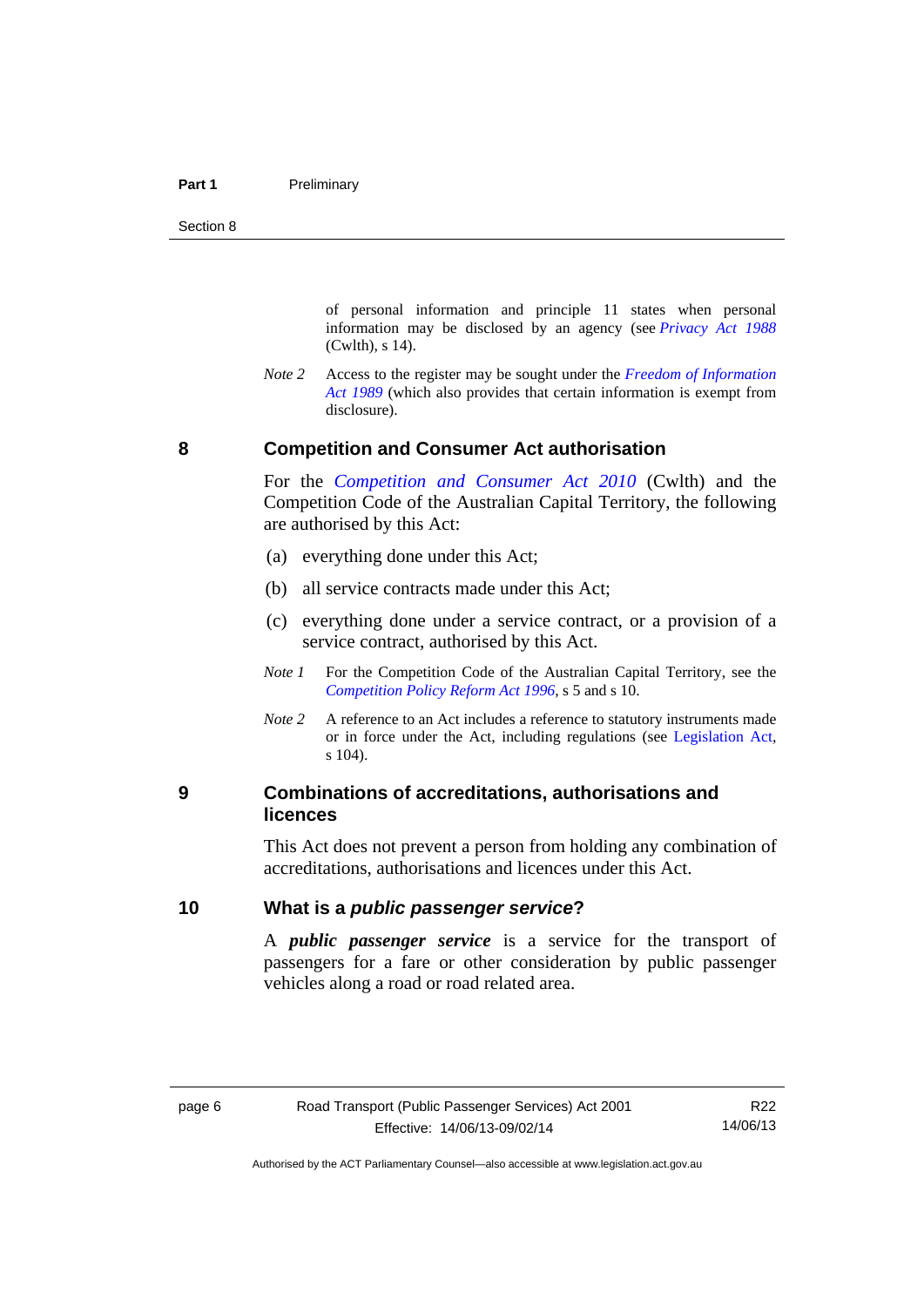of personal information and principle 11 states when personal information may be disclosed by an agency (see *Privacy Act 1988* (Cwlth), s 14).

*Note 2* Access to the register may be sought under the *Freedom of Information Act 1989* (which also provides that certain information is exempt from disclosure).

## 8 Competition and Consumer Act authorisation

For the *Competition and Consumer Act 2010* (Cwlth) and the Competition Code of the Australian Capital Territory, the following are authorised by this Act:

(a) everything done under this Act;

(b) all service contracts made under this Act;

(c) everything done under a service contract, or a provision of a service contract, authorised by this Act.

*Note 1* For the Competition Code of the Australian Capital Territory, see the *Competition Policy Reform Act 1996*, s 5 and s 10.

*Note 2* A reference to an Act includes a reference to statutory instruments made or in force under the Act, including regulations (see Legislation Act, s 104).

## 9 Combinations of accreditations, authorisations and licences

This Act does not prevent a person from holding any combination of accreditations, authorisations and licences under this Act.

## 10 What is a *public passenger service*?

A ***public passenger service*** is a service for the transport of passengers for a fare or other consideration by public passenger vehicles along a road or road related area.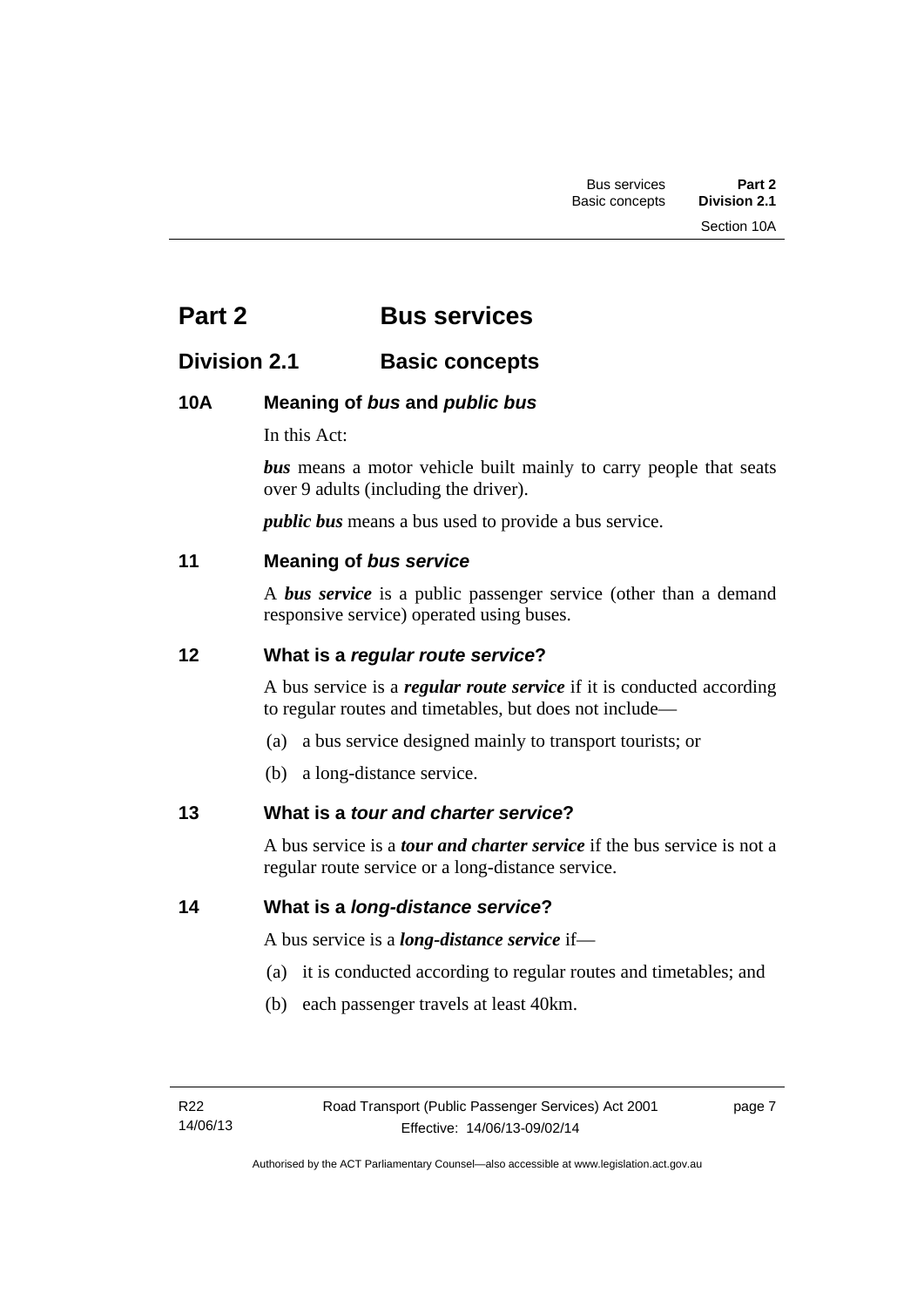# Part 2 Bus services

## Division 2.1 Basic concepts

### 10A Meaning of *bus* and *public bus*

In this Act:

***bus*** means a motor vehicle built mainly to carry people that seats over 9 adults (including the driver).

***public bus*** means a bus used to provide a bus service.

### 11 Meaning of *bus service*

A ***bus service*** is a public passenger service (other than a demand responsive service) operated using buses.

### 12 What is a *regular route service*?

A bus service is a ***regular route service*** if it is conducted according to regular routes and timetables, but does not include—

(a) a bus service designed mainly to transport tourists; or

(b) a long-distance service.

### 13 What is a *tour and charter service*?

A bus service is a ***tour and charter service*** if the bus service is not a regular route service or a long-distance service.

### 14 What is a *long-distance service*?

A bus service is a ***long-distance service*** if—

(a) it is conducted according to regular routes and timetables; and

(b) each passenger travels at least 40km.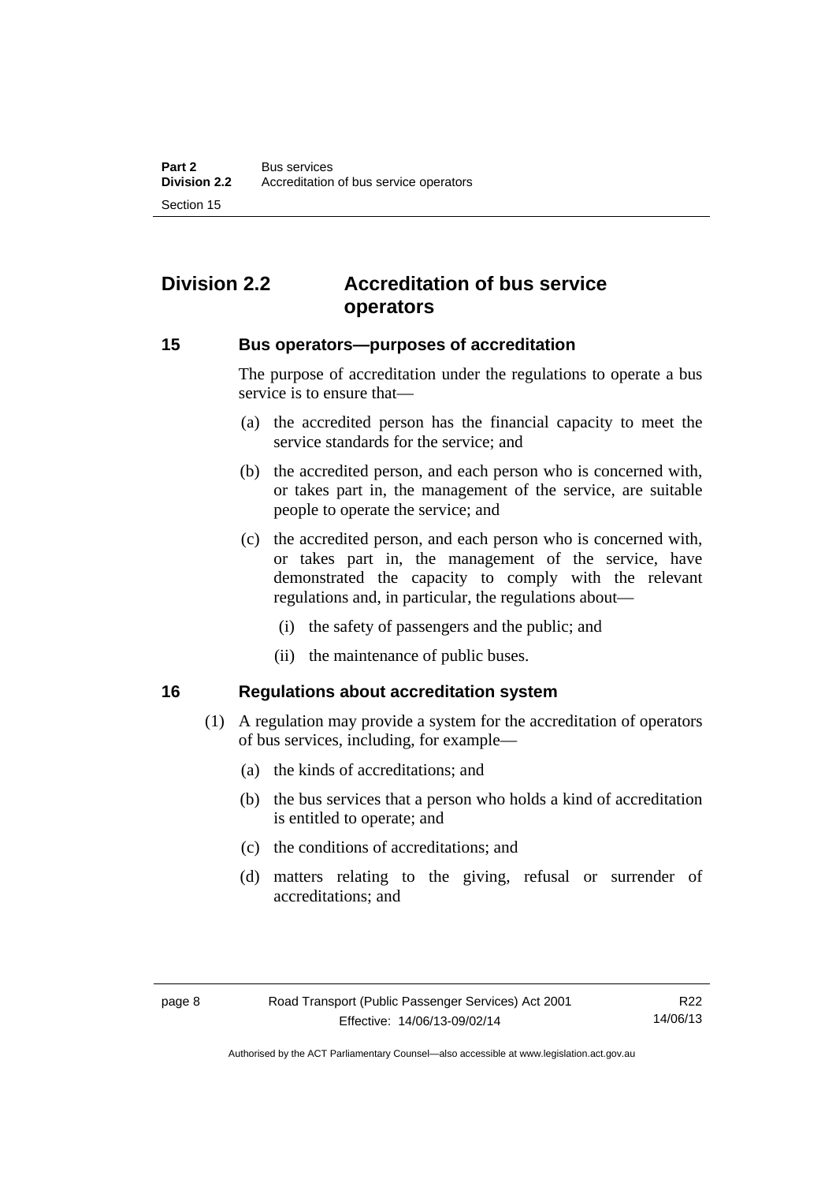## Division 2.2 Accreditation of bus service operators

### 15 Bus operators—purposes of accreditation

The purpose of accreditation under the regulations to operate a bus service is to ensure that—

(a) the accredited person has the financial capacity to meet the service standards for the service; and

(b) the accredited person, and each person who is concerned with, or takes part in, the management of the service, are suitable people to operate the service; and

(c) the accredited person, and each person who is concerned with, or takes part in, the management of the service, have demonstrated the capacity to comply with the relevant regulations and, in particular, the regulations about—

(i) the safety of passengers and the public; and

(ii) the maintenance of public buses.

### 16 Regulations about accreditation system

(1) A regulation may provide a system for the accreditation of operators of bus services, including, for example—

(a) the kinds of accreditations; and

(b) the bus services that a person who holds a kind of accreditation is entitled to operate; and

(c) the conditions of accreditations; and

(d) matters relating to the giving, refusal or surrender of accreditations; and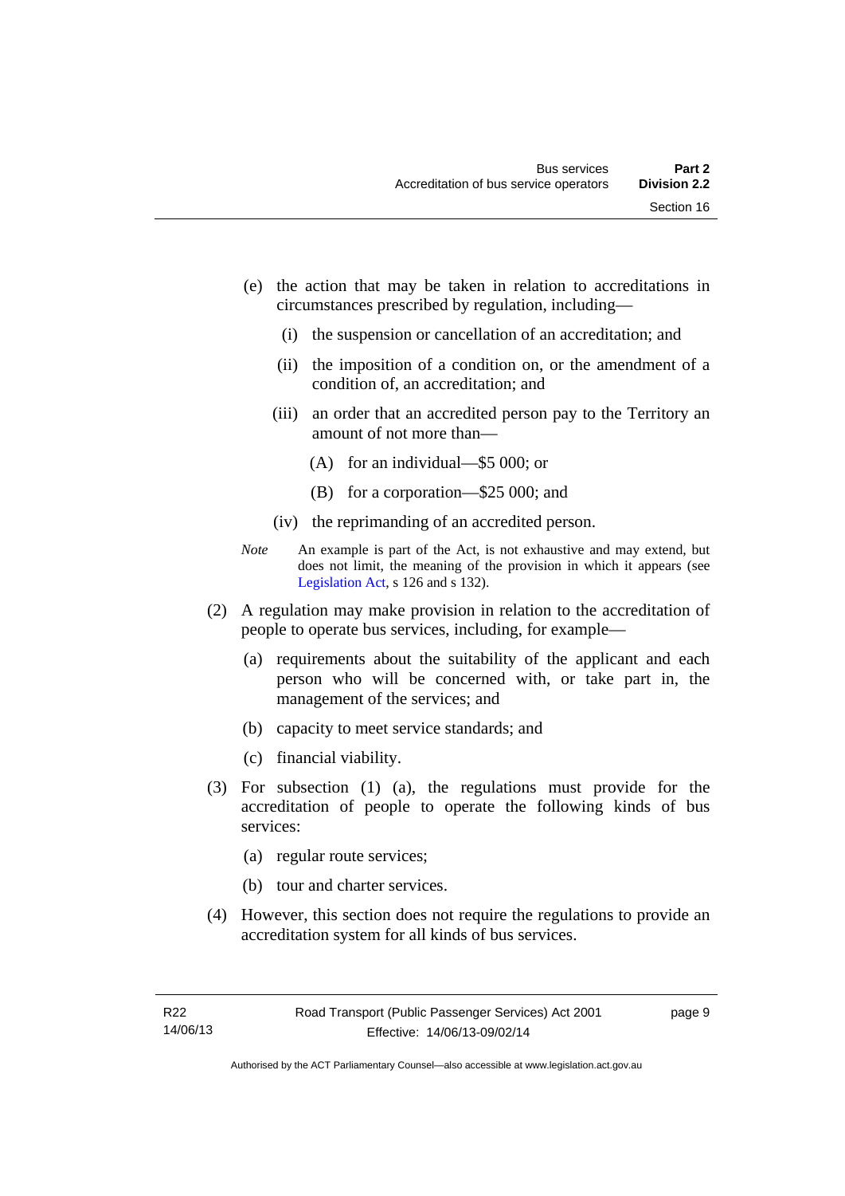(e) the action that may be taken in relation to accreditations in circumstances prescribed by regulation, including—

  (i) the suspension or cancellation of an accreditation; and

  (ii) the imposition of a condition on, or the amendment of a condition of, an accreditation; and

  (iii) an order that an accredited person pay to the Territory an amount of not more than—

    (A) for an individual—$5 000; or

    (B) for a corporation—$25 000; and

  (iv) the reprimanding of an accredited person.

*Note* An example is part of the Act, is not exhaustive and may extend, but does not limit, the meaning of the provision in which it appears (see Legislation Act, s 126 and s 132).

(2) A regulation may make provision in relation to the accreditation of people to operate bus services, including, for example—

  (a) requirements about the suitability of the applicant and each person who will be concerned with, or take part in, the management of the services; and

  (b) capacity to meet service standards; and

  (c) financial viability.

(3) For subsection (1) (a), the regulations must provide for the accreditation of people to operate the following kinds of bus services:

  (a) regular route services;

  (b) tour and charter services.

(4) However, this section does not require the regulations to provide an accreditation system for all kinds of bus services.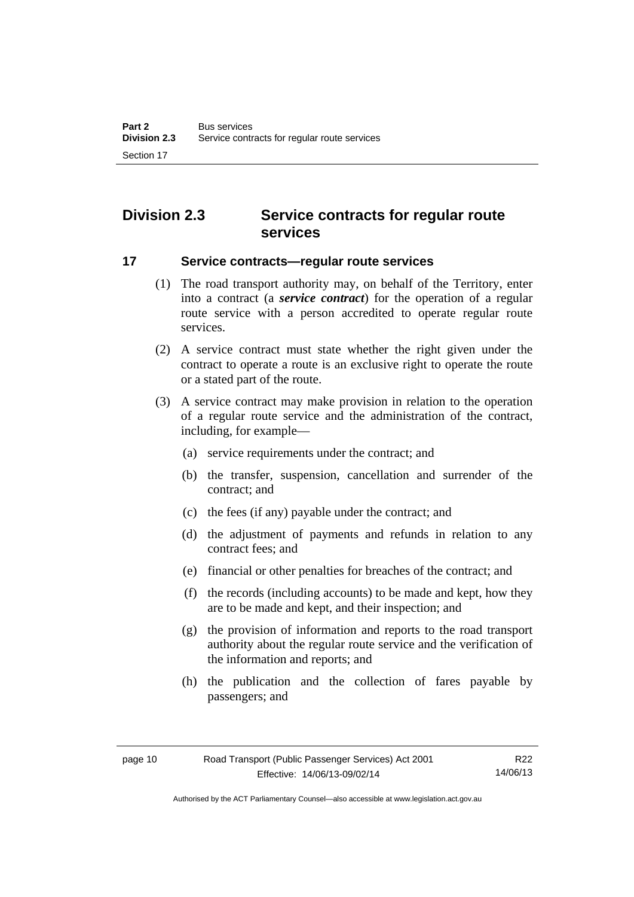## Division 2.3 Service contracts for regular route services

### 17 Service contracts—regular route services

(1) The road transport authority may, on behalf of the Territory, enter into a contract (a ***service contract***) for the operation of a regular route service with a person accredited to operate regular route services.

(2) A service contract must state whether the right given under the contract to operate a route is an exclusive right to operate the route or a stated part of the route.

(3) A service contract may make provision in relation to the operation of a regular route service and the administration of the contract, including, for example—

(a) service requirements under the contract; and

(b) the transfer, suspension, cancellation and surrender of the contract; and

(c) the fees (if any) payable under the contract; and

(d) the adjustment of payments and refunds in relation to any contract fees; and

(e) financial or other penalties for breaches of the contract; and

(f) the records (including accounts) to be made and kept, how they are to be made and kept, and their inspection; and

(g) the provision of information and reports to the road transport authority about the regular route service and the verification of the information and reports; and

(h) the publication and the collection of fares payable by passengers; and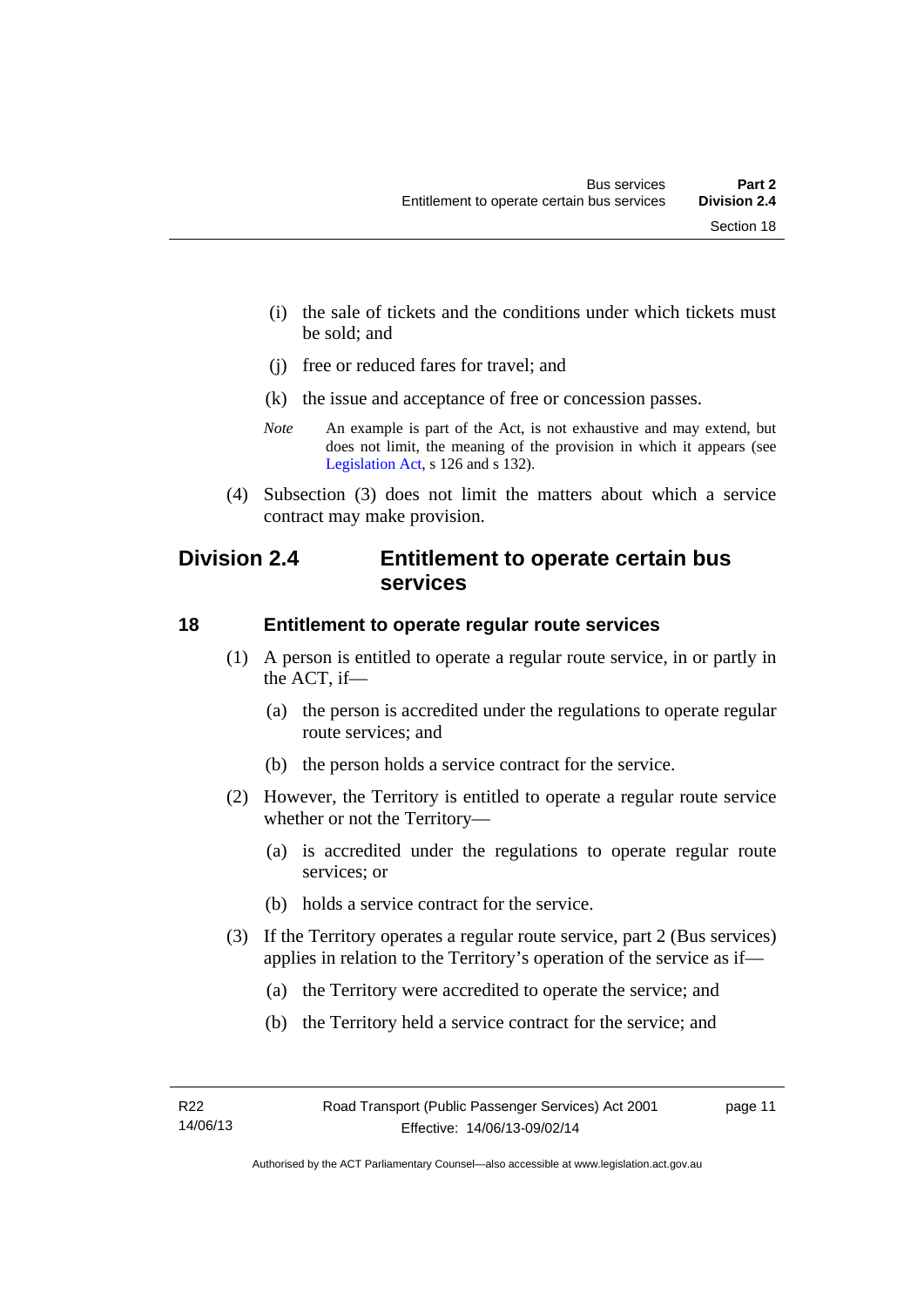(i) the sale of tickets and the conditions under which tickets must be sold; and

(j) free or reduced fares for travel; and

(k) the issue and acceptance of free or concession passes.

*Note* An example is part of the Act, is not exhaustive and may extend, but does not limit, the meaning of the provision in which it appears (see Legislation Act, s 126 and s 132).

(4) Subsection (3) does not limit the matters about which a service contract may make provision.

## Division 2.4 Entitlement to operate certain bus services

### 18 Entitlement to operate regular route services

(1) A person is entitled to operate a regular route service, in or partly in the ACT, if—

(a) the person is accredited under the regulations to operate regular route services; and

(b) the person holds a service contract for the service.

(2) However, the Territory is entitled to operate a regular route service whether or not the Territory—

(a) is accredited under the regulations to operate regular route services; or

(b) holds a service contract for the service.

(3) If the Territory operates a regular route service, part 2 (Bus services) applies in relation to the Territory's operation of the service as if—

(a) the Territory were accredited to operate the service; and

(b) the Territory held a service contract for the service; and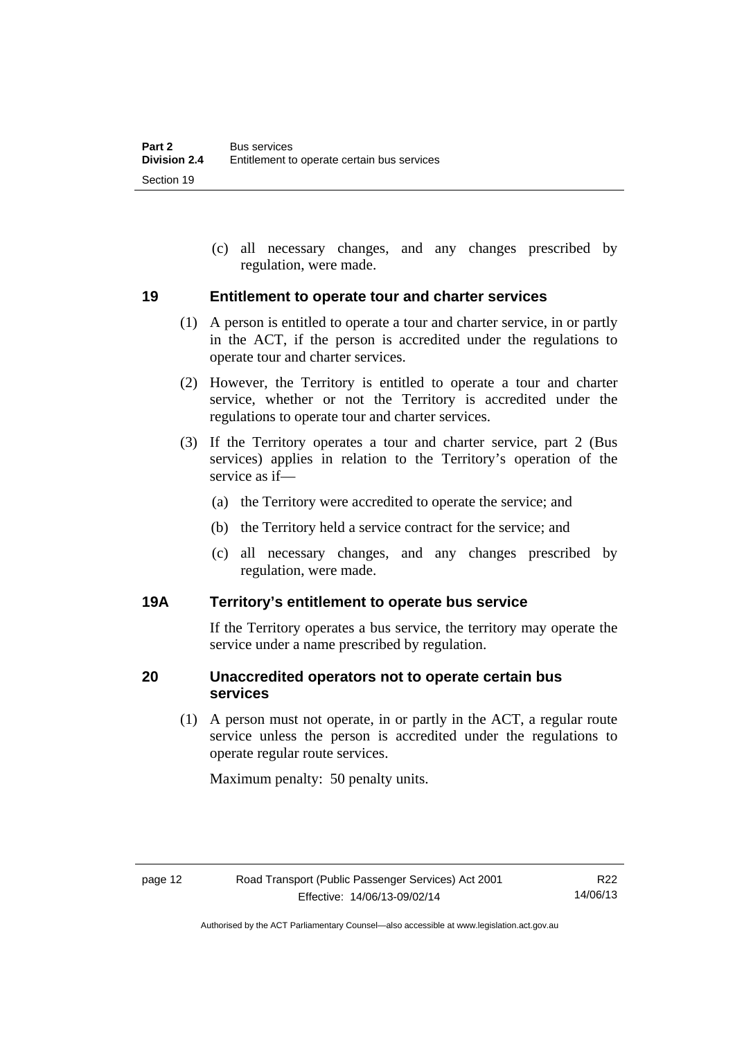(c) all necessary changes, and any changes prescribed by regulation, were made.

## 19 Entitlement to operate tour and charter services

(1) A person is entitled to operate a tour and charter service, in or partly in the ACT, if the person is accredited under the regulations to operate tour and charter services.

(2) However, the Territory is entitled to operate a tour and charter service, whether or not the Territory is accredited under the regulations to operate tour and charter services.

(3) If the Territory operates a tour and charter service, part 2 (Bus services) applies in relation to the Territory's operation of the service as if—

(a) the Territory were accredited to operate the service; and

(b) the Territory held a service contract for the service; and

(c) all necessary changes, and any changes prescribed by regulation, were made.

## 19A Territory's entitlement to operate bus service

If the Territory operates a bus service, the territory may operate the service under a name prescribed by regulation.

## 20 Unaccredited operators not to operate certain bus services

(1) A person must not operate, in or partly in the ACT, a regular route service unless the person is accredited under the regulations to operate regular route services.

Maximum penalty: 50 penalty units.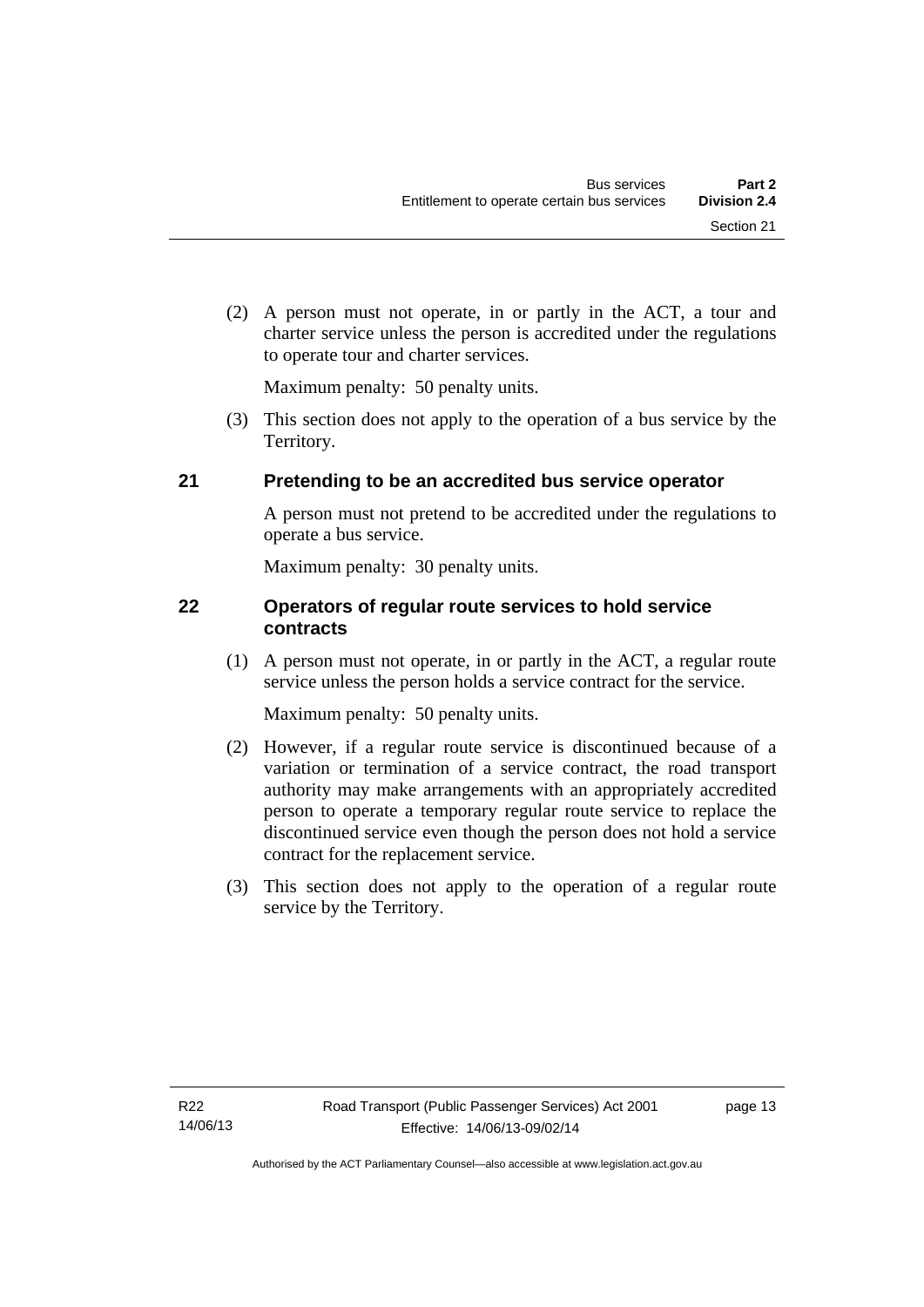(2) A person must not operate, in or partly in the ACT, a tour and charter service unless the person is accredited under the regulations to operate tour and charter services.

Maximum penalty: 50 penalty units.

(3) This section does not apply to the operation of a bus service by the Territory.

### 21 Pretending to be an accredited bus service operator

A person must not pretend to be accredited under the regulations to operate a bus service.

Maximum penalty: 30 penalty units.

### 22 Operators of regular route services to hold service contracts

(1) A person must not operate, in or partly in the ACT, a regular route service unless the person holds a service contract for the service.

Maximum penalty: 50 penalty units.

(2) However, if a regular route service is discontinued because of a variation or termination of a service contract, the road transport authority may make arrangements with an appropriately accredited person to operate a temporary regular route service to replace the discontinued service even though the person does not hold a service contract for the replacement service.

(3) This section does not apply to the operation of a regular route service by the Territory.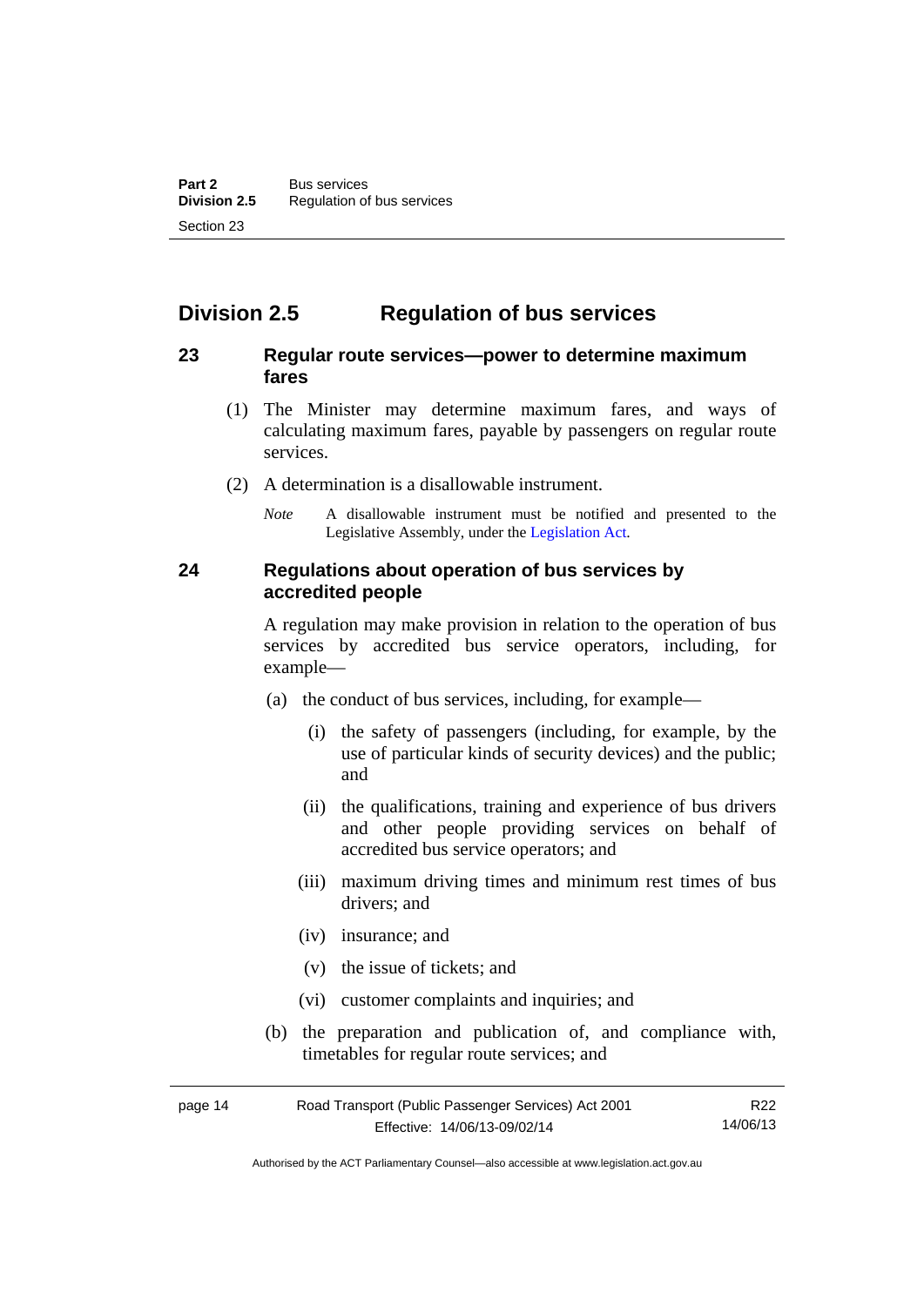## Division 2.5 Regulation of bus services

### 23 Regular route services—power to determine maximum fares

(1) The Minister may determine maximum fares, and ways of calculating maximum fares, payable by passengers on regular route services.

(2) A determination is a disallowable instrument.

*Note* A disallowable instrument must be notified and presented to the Legislative Assembly, under the Legislation Act.

### 24 Regulations about operation of bus services by accredited people

A regulation may make provision in relation to the operation of bus services by accredited bus service operators, including, for example—

(a) the conduct of bus services, including, for example—

(i) the safety of passengers (including, for example, by the use of particular kinds of security devices) and the public; and

(ii) the qualifications, training and experience of bus drivers and other people providing services on behalf of accredited bus service operators; and

(iii) maximum driving times and minimum rest times of bus drivers; and

(iv) insurance; and

(v) the issue of tickets; and

(vi) customer complaints and inquiries; and

(b) the preparation and publication of, and compliance with, timetables for regular route services; and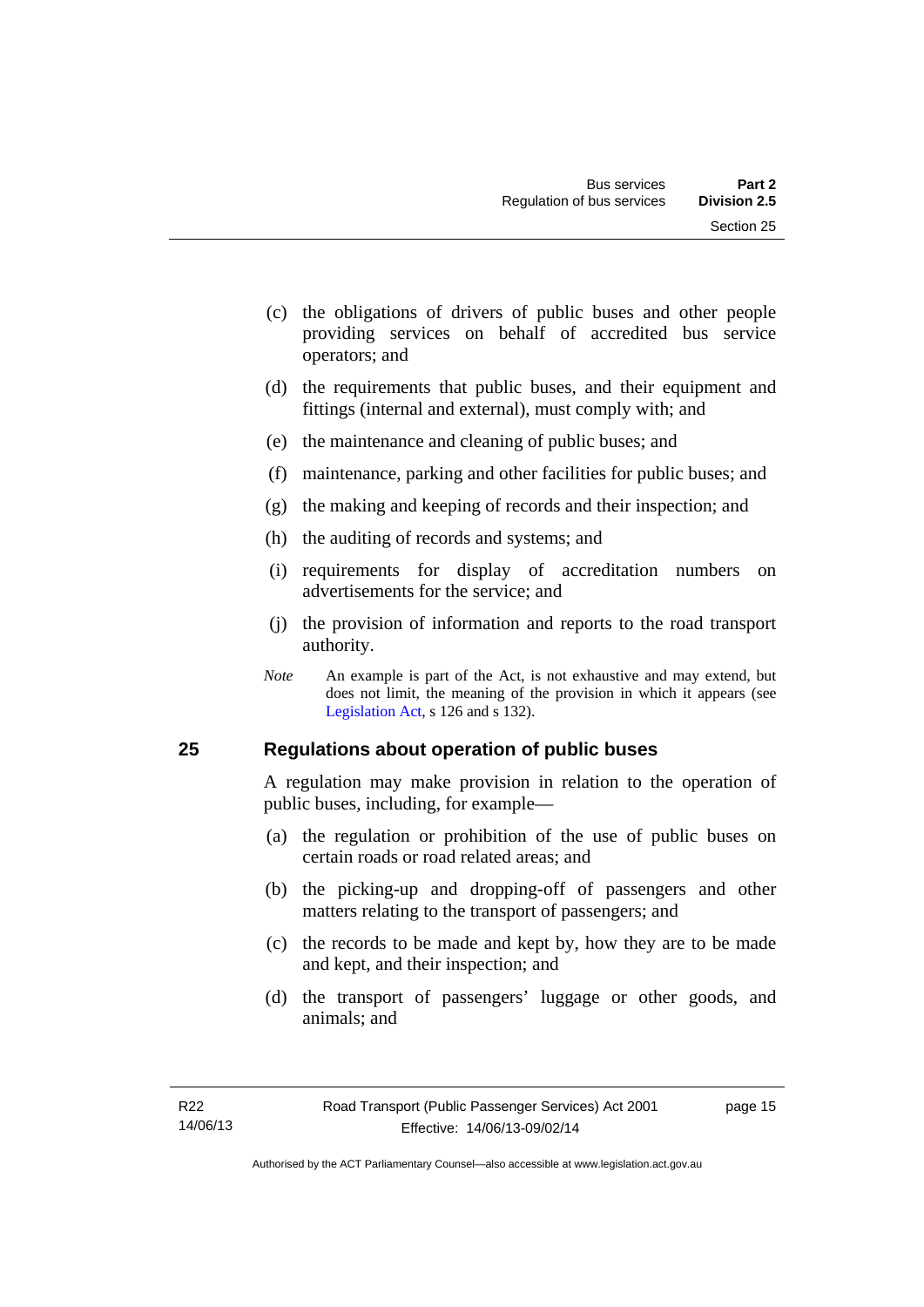(c) the obligations of drivers of public buses and other people providing services on behalf of accredited bus service operators; and

(d) the requirements that public buses, and their equipment and fittings (internal and external), must comply with; and

(e) the maintenance and cleaning of public buses; and

(f) maintenance, parking and other facilities for public buses; and

(g) the making and keeping of records and their inspection; and

(h) the auditing of records and systems; and

(i) requirements for display of accreditation numbers on advertisements for the service; and

(j) the provision of information and reports to the road transport authority.

*Note* An example is part of the Act, is not exhaustive and may extend, but does not limit, the meaning of the provision in which it appears (see Legislation Act, s 126 and s 132).

## 25 Regulations about operation of public buses

A regulation may make provision in relation to the operation of public buses, including, for example—

(a) the regulation or prohibition of the use of public buses on certain roads or road related areas; and

(b) the picking-up and dropping-off of passengers and other matters relating to the transport of passengers; and

(c) the records to be made and kept by, how they are to be made and kept, and their inspection; and

(d) the transport of passengers' luggage or other goods, and animals; and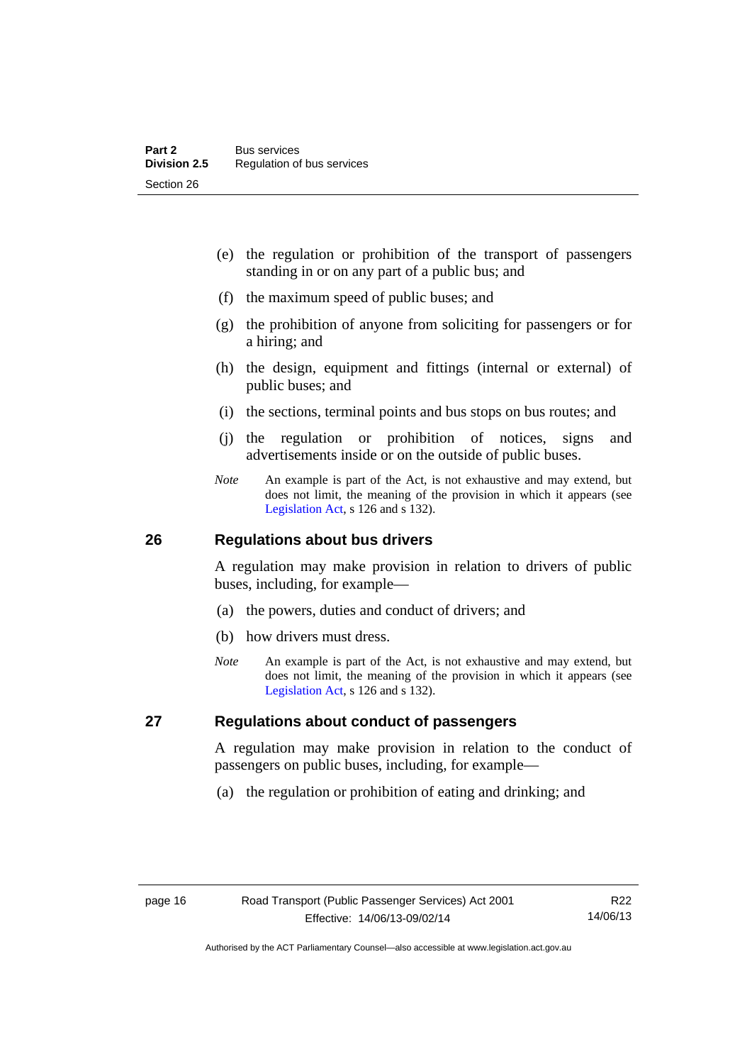(e) the regulation or prohibition of the transport of passengers standing in or on any part of a public bus; and

(f) the maximum speed of public buses; and

(g) the prohibition of anyone from soliciting for passengers or for a hiring; and

(h) the design, equipment and fittings (internal or external) of public buses; and

(i) the sections, terminal points and bus stops on bus routes; and

(j) the regulation or prohibition of notices, signs and advertisements inside or on the outside of public buses.

*Note* An example is part of the Act, is not exhaustive and may extend, but does not limit, the meaning of the provision in which it appears (see Legislation Act, s 126 and s 132).

## 26 Regulations about bus drivers

A regulation may make provision in relation to drivers of public buses, including, for example—

(a) the powers, duties and conduct of drivers; and

(b) how drivers must dress.

*Note* An example is part of the Act, is not exhaustive and may extend, but does not limit, the meaning of the provision in which it appears (see Legislation Act, s 126 and s 132).

## 27 Regulations about conduct of passengers

A regulation may make provision in relation to the conduct of passengers on public buses, including, for example—

(a) the regulation or prohibition of eating and drinking; and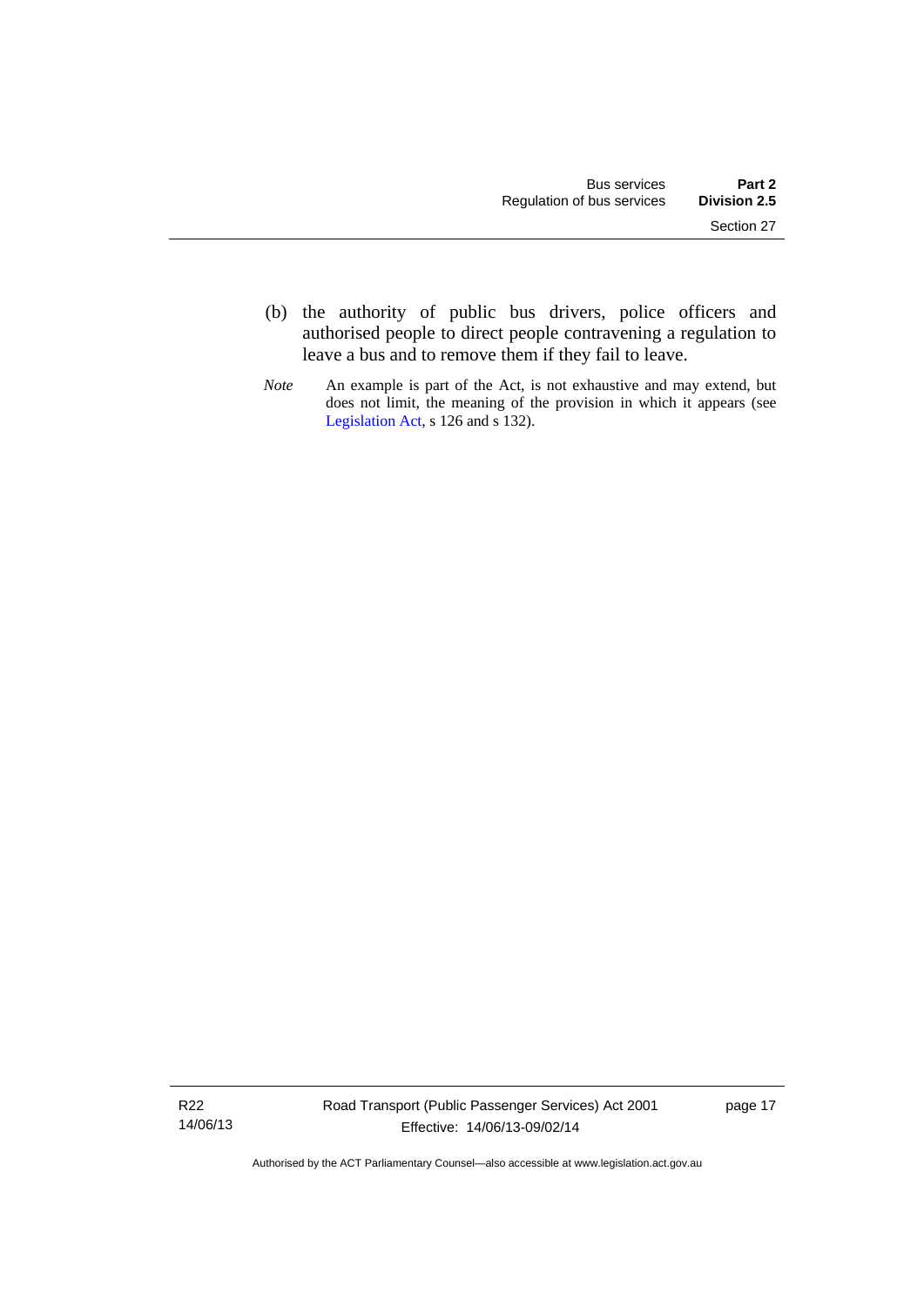(b) the authority of public bus drivers, police officers and authorised people to direct people contravening a regulation to leave a bus and to remove them if they fail to leave.

*Note* An example is part of the Act, is not exhaustive and may extend, but does not limit, the meaning of the provision in which it appears (see Legislation Act, s 126 and s 132).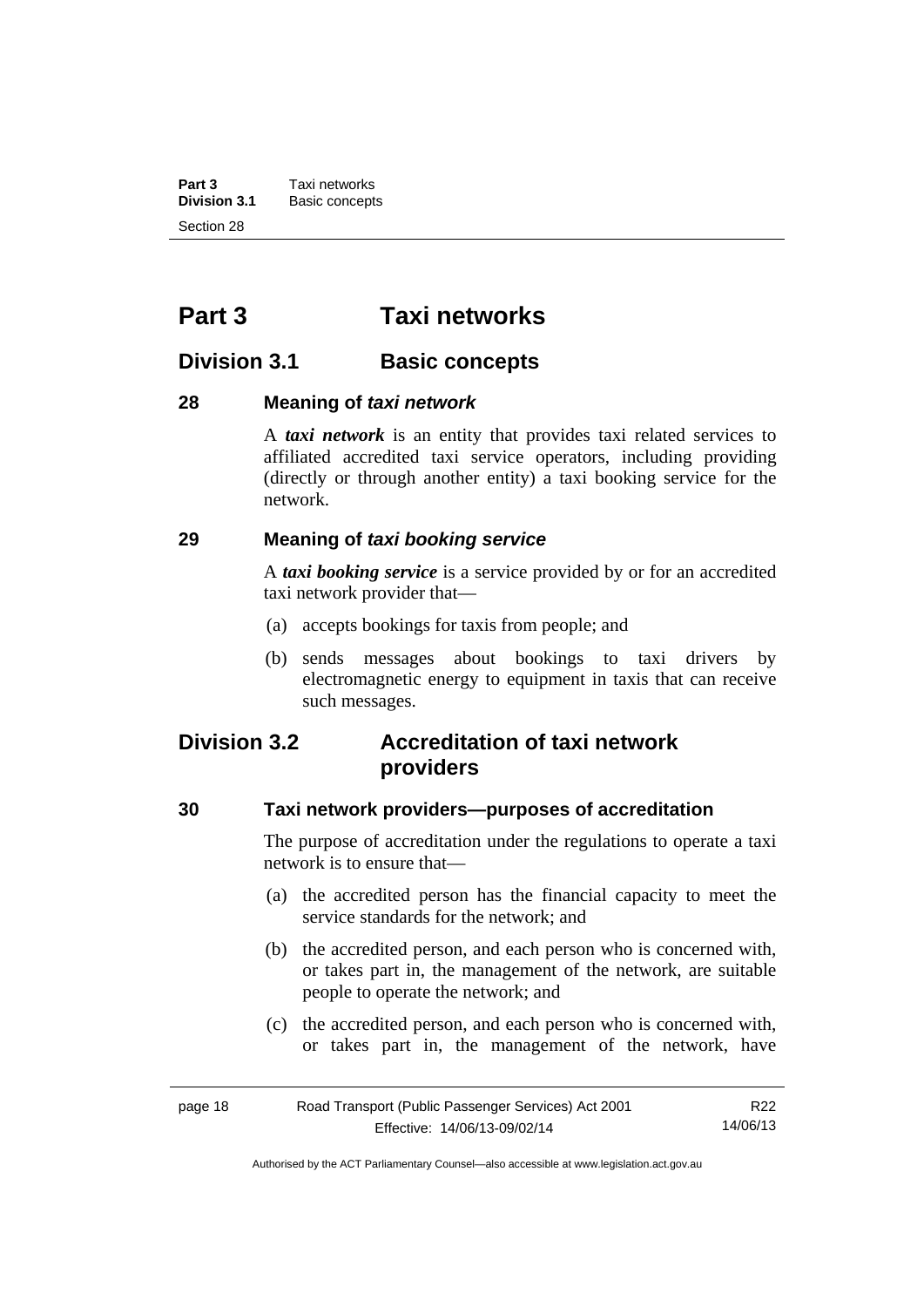# Part 3 Taxi networks

## Division 3.1 Basic concepts

### 28 Meaning of *taxi network*

A ***taxi network*** is an entity that provides taxi related services to affiliated accredited taxi service operators, including providing (directly or through another entity) a taxi booking service for the network.

### 29 Meaning of *taxi booking service*

A ***taxi booking service*** is a service provided by or for an accredited taxi network provider that—

(a) accepts bookings for taxis from people; and

(b) sends messages about bookings to taxi drivers by electromagnetic energy to equipment in taxis that can receive such messages.

## Division 3.2 Accreditation of taxi network providers

### 30 Taxi network providers—purposes of accreditation

The purpose of accreditation under the regulations to operate a taxi network is to ensure that—

(a) the accredited person has the financial capacity to meet the service standards for the network; and

(b) the accredited person, and each person who is concerned with, or takes part in, the management of the network, are suitable people to operate the network; and

(c) the accredited person, and each person who is concerned with, or takes part in, the management of the network, have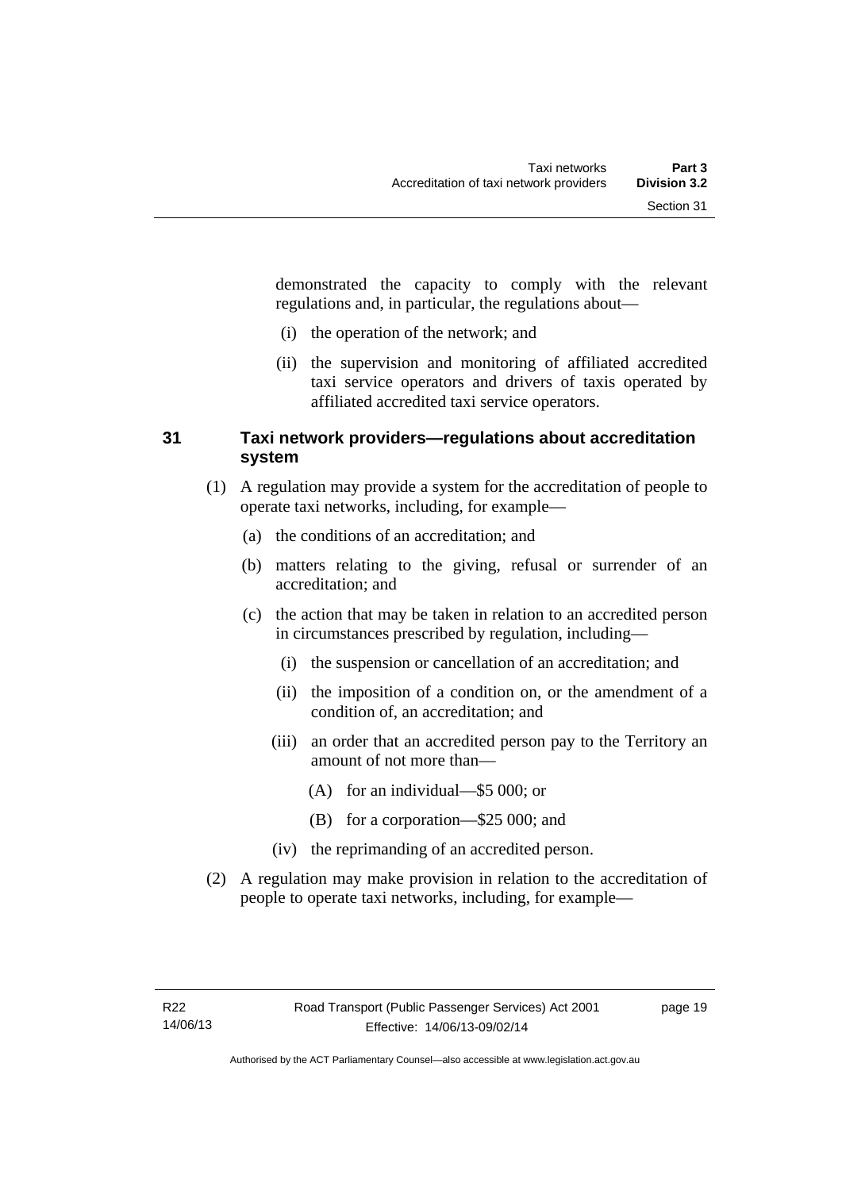demonstrated the capacity to comply with the relevant regulations and, in particular, the regulations about—

(i) the operation of the network; and

(ii) the supervision and monitoring of affiliated accredited taxi service operators and drivers of taxis operated by affiliated accredited taxi service operators.

## 31 Taxi network providers—regulations about accreditation system

(1) A regulation may provide a system for the accreditation of people to operate taxi networks, including, for example—

(a) the conditions of an accreditation; and

(b) matters relating to the giving, refusal or surrender of an accreditation; and

(c) the action that may be taken in relation to an accredited person in circumstances prescribed by regulation, including—

(i) the suspension or cancellation of an accreditation; and

(ii) the imposition of a condition on, or the amendment of a condition of, an accreditation; and

(iii) an order that an accredited person pay to the Territory an amount of not more than—

(A) for an individual—$5 000; or

(B) for a corporation—$25 000; and

(iv) the reprimanding of an accredited person.

(2) A regulation may make provision in relation to the accreditation of people to operate taxi networks, including, for example—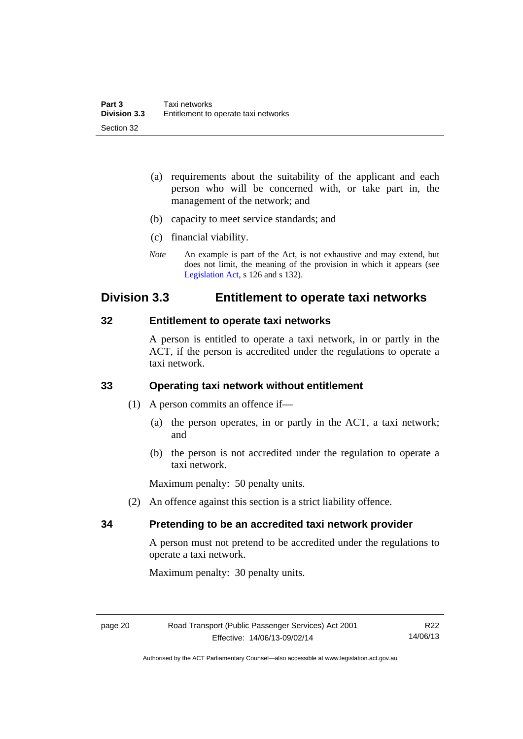(a) requirements about the suitability of the applicant and each person who will be concerned with, or take part in, the management of the network; and

(b) capacity to meet service standards; and

(c) financial viability.

*Note* An example is part of the Act, is not exhaustive and may extend, but does not limit, the meaning of the provision in which it appears (see Legislation Act, s 126 and s 132).

## Division 3.3 Entitlement to operate taxi networks

### 32 Entitlement to operate taxi networks

A person is entitled to operate a taxi network, in or partly in the ACT, if the person is accredited under the regulations to operate a taxi network.

### 33 Operating taxi network without entitlement

(1) A person commits an offence if—

(a) the person operates, in or partly in the ACT, a taxi network; and

(b) the person is not accredited under the regulation to operate a taxi network.

Maximum penalty: 50 penalty units.

(2) An offence against this section is a strict liability offence.

### 34 Pretending to be an accredited taxi network provider

A person must not pretend to be accredited under the regulations to operate a taxi network.

Maximum penalty: 30 penalty units.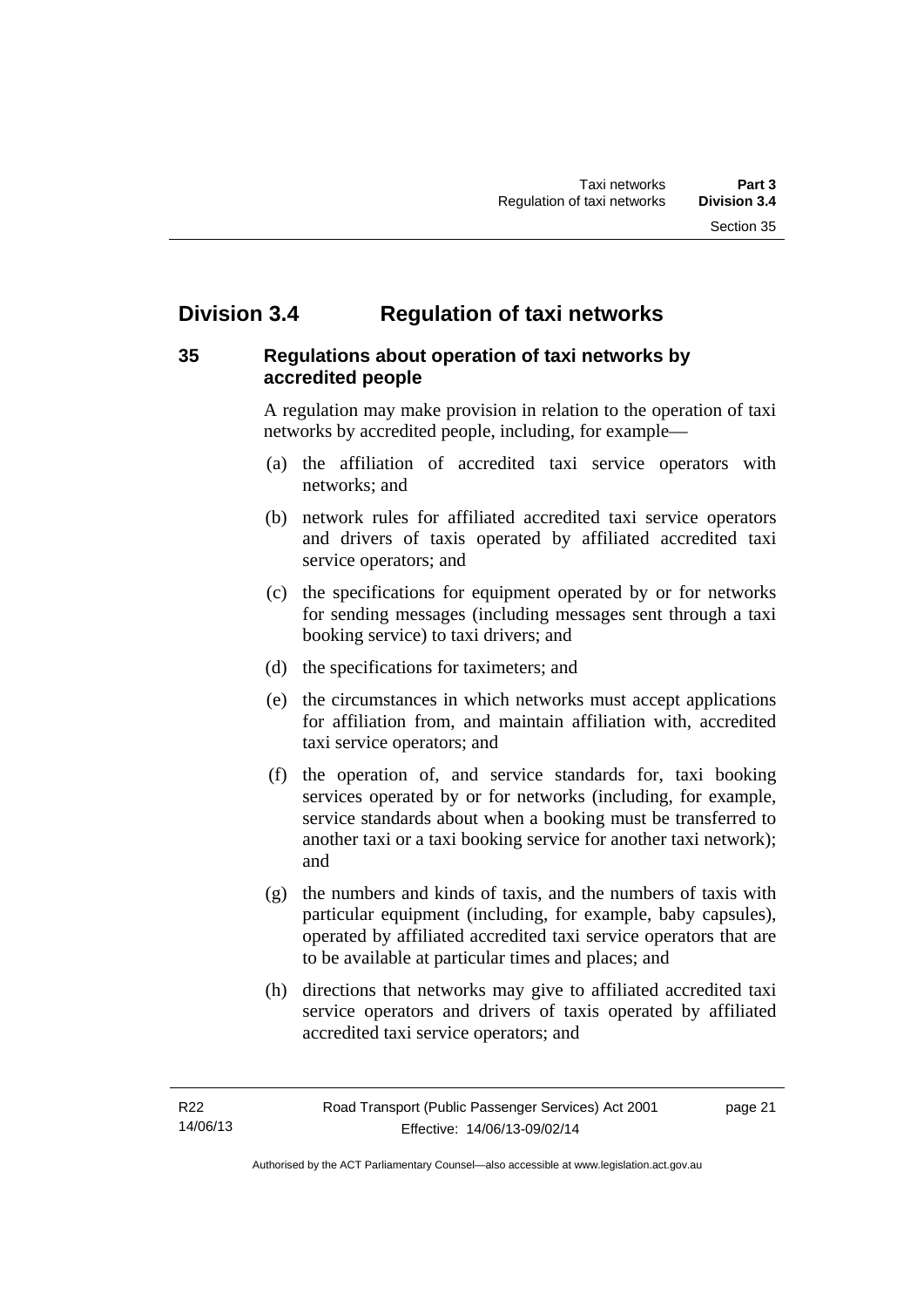## Division 3.4 Regulation of taxi networks

### 35 Regulations about operation of taxi networks by accredited people

A regulation may make provision in relation to the operation of taxi networks by accredited people, including, for example—

(a) the affiliation of accredited taxi service operators with networks; and

(b) network rules for affiliated accredited taxi service operators and drivers of taxis operated by affiliated accredited taxi service operators; and

(c) the specifications for equipment operated by or for networks for sending messages (including messages sent through a taxi booking service) to taxi drivers; and

(d) the specifications for taximeters; and

(e) the circumstances in which networks must accept applications for affiliation from, and maintain affiliation with, accredited taxi service operators; and

(f) the operation of, and service standards for, taxi booking services operated by or for networks (including, for example, service standards about when a booking must be transferred to another taxi or a taxi booking service for another taxi network); and

(g) the numbers and kinds of taxis, and the numbers of taxis with particular equipment (including, for example, baby capsules), operated by affiliated accredited taxi service operators that are to be available at particular times and places; and

(h) directions that networks may give to affiliated accredited taxi service operators and drivers of taxis operated by affiliated accredited taxi service operators; and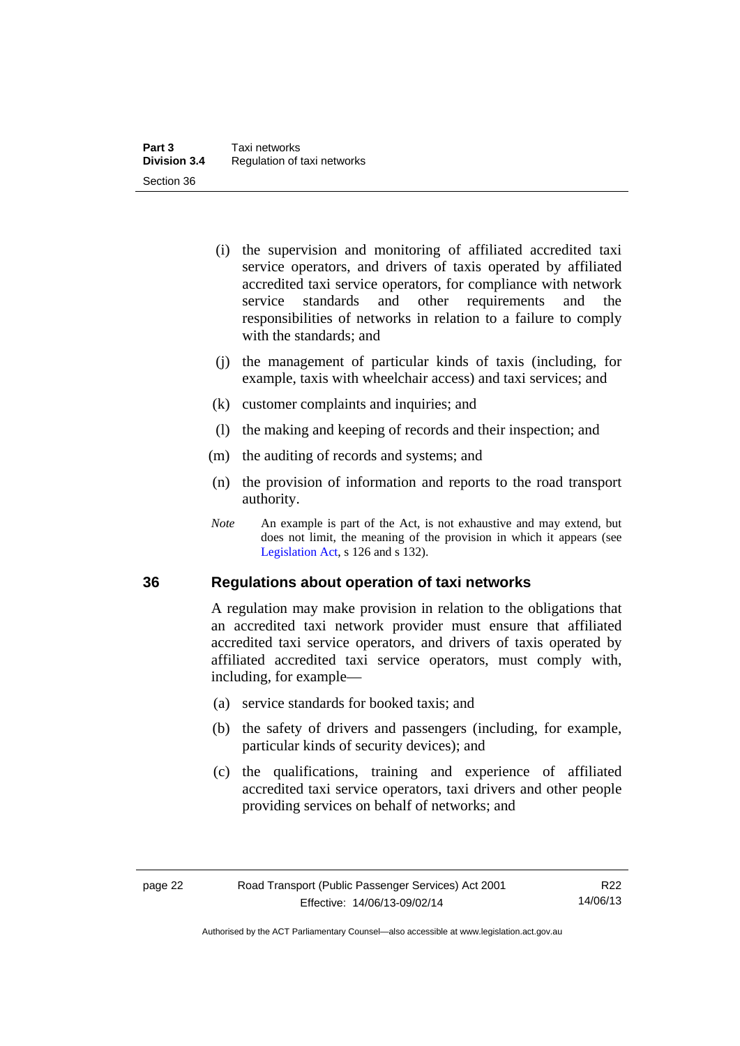(i) the supervision and monitoring of affiliated accredited taxi service operators, and drivers of taxis operated by affiliated accredited taxi service operators, for compliance with network service standards and other requirements and the responsibilities of networks in relation to a failure to comply with the standards; and

(j) the management of particular kinds of taxis (including, for example, taxis with wheelchair access) and taxi services; and

(k) customer complaints and inquiries; and

(l) the making and keeping of records and their inspection; and

(m) the auditing of records and systems; and

(n) the provision of information and reports to the road transport authority.

*Note* An example is part of the Act, is not exhaustive and may extend, but does not limit, the meaning of the provision in which it appears (see Legislation Act, s 126 and s 132).

## 36 Regulations about operation of taxi networks

A regulation may make provision in relation to the obligations that an accredited taxi network provider must ensure that affiliated accredited taxi service operators, and drivers of taxis operated by affiliated accredited taxi service operators, must comply with, including, for example—

(a) service standards for booked taxis; and

(b) the safety of drivers and passengers (including, for example, particular kinds of security devices); and

(c) the qualifications, training and experience of affiliated accredited taxi service operators, taxi drivers and other people providing services on behalf of networks; and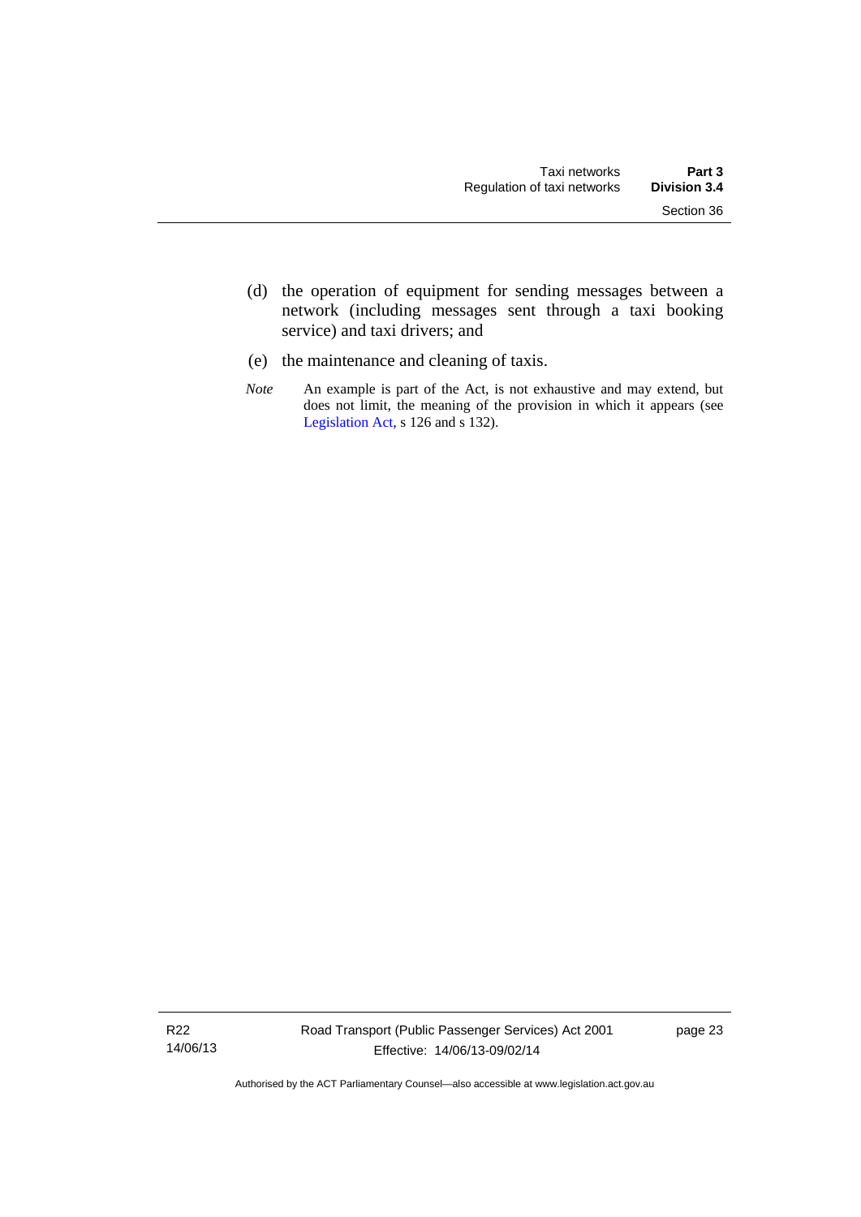(d) the operation of equipment for sending messages between a network (including messages sent through a taxi booking service) and taxi drivers; and

(e) the maintenance and cleaning of taxis.

*Note* An example is part of the Act, is not exhaustive and may extend, but does not limit, the meaning of the provision in which it appears (see Legislation Act, s 126 and s 132).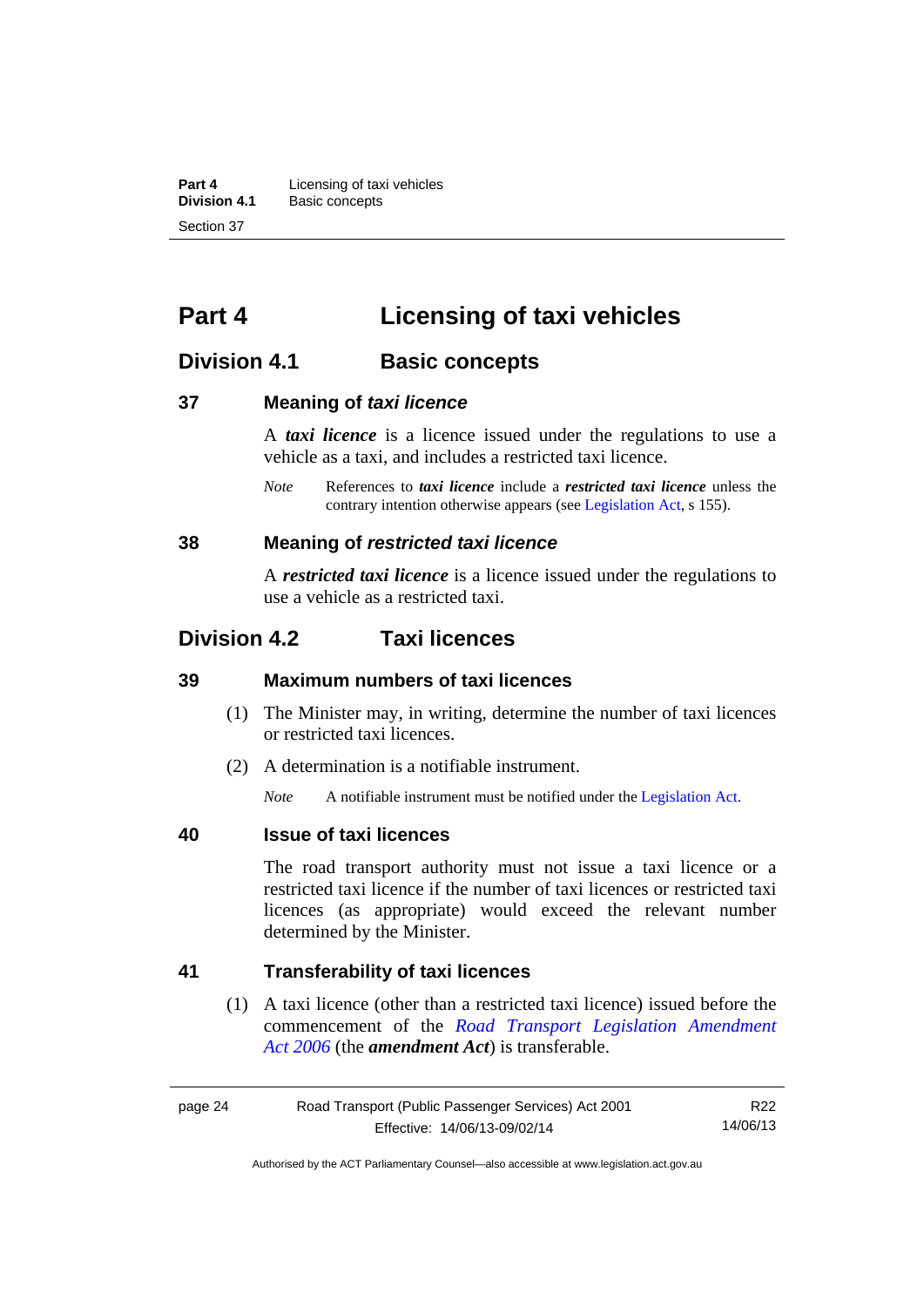# Part 4 Licensing of taxi vehicles

## Division 4.1 Basic concepts

### 37 Meaning of *taxi licence*

A ***taxi licence*** is a licence issued under the regulations to use a vehicle as a taxi, and includes a restricted taxi licence.

*Note* References to ***taxi licence*** include a ***restricted taxi licence*** unless the contrary intention otherwise appears (see Legislation Act, s 155).

### 38 Meaning of *restricted taxi licence*

A ***restricted taxi licence*** is a licence issued under the regulations to use a vehicle as a restricted taxi.

## Division 4.2 Taxi licences

### 39 Maximum numbers of taxi licences

(1) The Minister may, in writing, determine the number of taxi licences or restricted taxi licences.

(2) A determination is a notifiable instrument.

*Note* A notifiable instrument must be notified under the Legislation Act.

### 40 Issue of taxi licences

The road transport authority must not issue a taxi licence or a restricted taxi licence if the number of taxi licences or restricted taxi licences (as appropriate) would exceed the relevant number determined by the Minister.

### 41 Transferability of taxi licences

(1) A taxi licence (other than a restricted taxi licence) issued before the commencement of the *Road Transport Legislation Amendment Act 2006* (the ***amendment Act***) is transferable.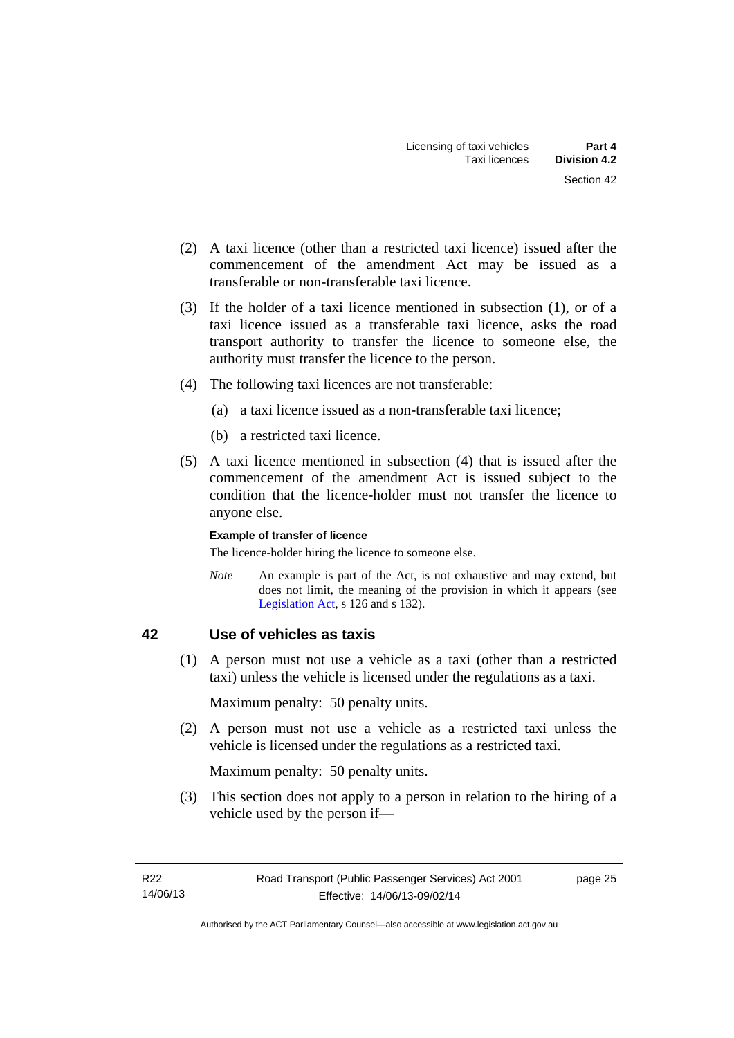(2) A taxi licence (other than a restricted taxi licence) issued after the commencement of the amendment Act may be issued as a transferable or non-transferable taxi licence.

(3) If the holder of a taxi licence mentioned in subsection (1), or of a taxi licence issued as a transferable taxi licence, asks the road transport authority to transfer the licence to someone else, the authority must transfer the licence to the person.

(4) The following taxi licences are not transferable:

(a) a taxi licence issued as a non-transferable taxi licence;

(b) a restricted taxi licence.

(5) A taxi licence mentioned in subsection (4) that is issued after the commencement of the amendment Act is issued subject to the condition that the licence-holder must not transfer the licence to anyone else.

**Example of transfer of licence**

The licence-holder hiring the licence to someone else.

*Note* An example is part of the Act, is not exhaustive and may extend, but does not limit, the meaning of the provision in which it appears (see Legislation Act, s 126 and s 132).

## 42 Use of vehicles as taxis

(1) A person must not use a vehicle as a taxi (other than a restricted taxi) unless the vehicle is licensed under the regulations as a taxi.

Maximum penalty: 50 penalty units.

(2) A person must not use a vehicle as a restricted taxi unless the vehicle is licensed under the regulations as a restricted taxi.

Maximum penalty: 50 penalty units.

(3) This section does not apply to a person in relation to the hiring of a vehicle used by the person if—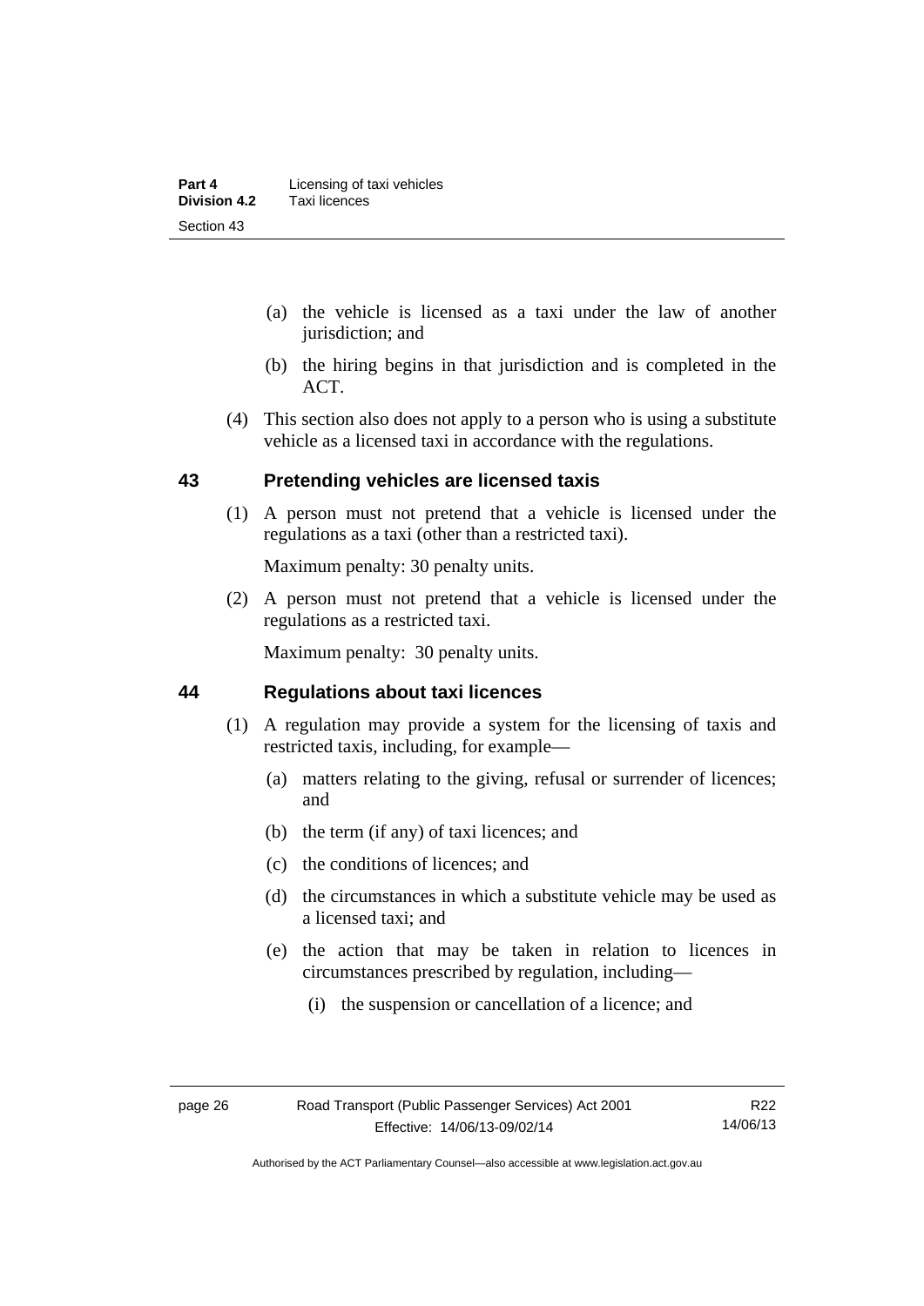(a) the vehicle is licensed as a taxi under the law of another jurisdiction; and

(b) the hiring begins in that jurisdiction and is completed in the ACT.

(4) This section also does not apply to a person who is using a substitute vehicle as a licensed taxi in accordance with the regulations.

## 43 Pretending vehicles are licensed taxis

(1) A person must not pretend that a vehicle is licensed under the regulations as a taxi (other than a restricted taxi).

Maximum penalty: 30 penalty units.

(2) A person must not pretend that a vehicle is licensed under the regulations as a restricted taxi.

Maximum penalty: 30 penalty units.

## 44 Regulations about taxi licences

(1) A regulation may provide a system for the licensing of taxis and restricted taxis, including, for example—

(a) matters relating to the giving, refusal or surrender of licences; and

(b) the term (if any) of taxi licences; and

(c) the conditions of licences; and

(d) the circumstances in which a substitute vehicle may be used as a licensed taxi; and

(e) the action that may be taken in relation to licences in circumstances prescribed by regulation, including—

(i) the suspension or cancellation of a licence; and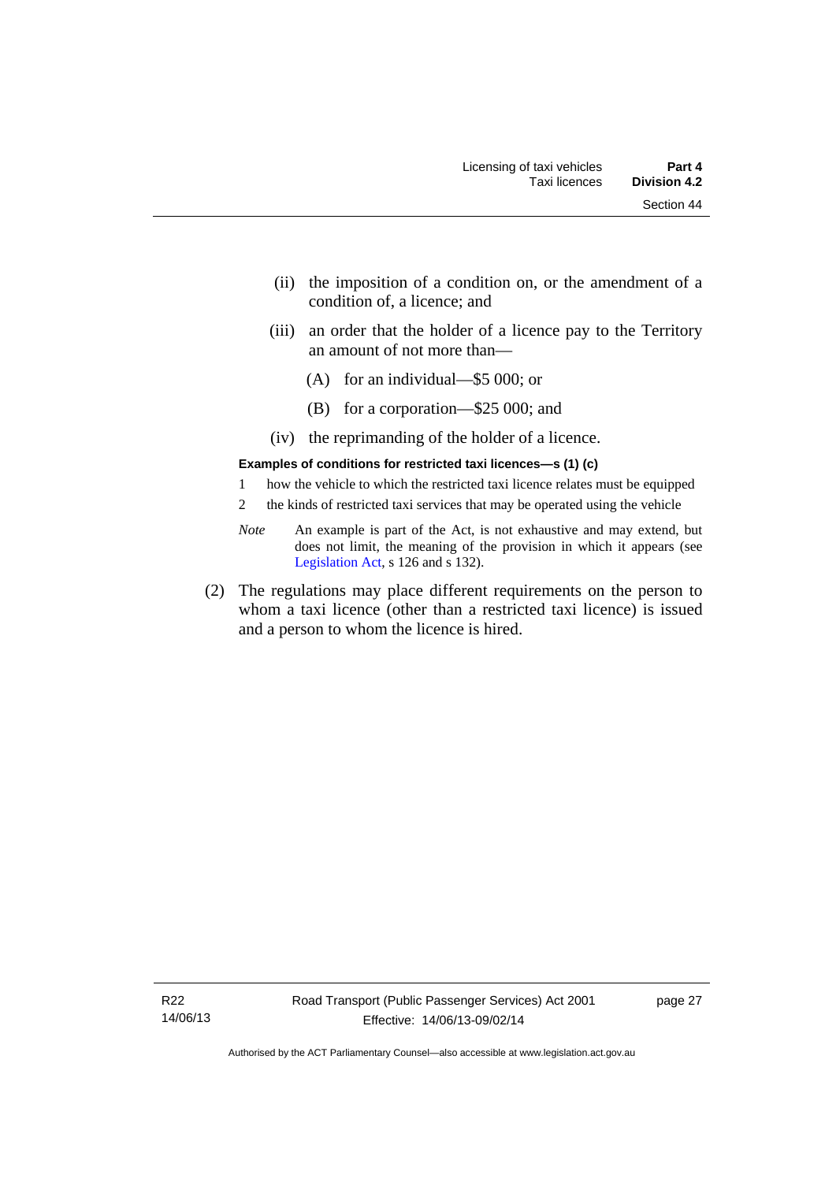(ii) the imposition of a condition on, or the amendment of a condition of, a licence; and

(iii) an order that the holder of a licence pay to the Territory an amount of not more than—

(A) for an individual—$5 000; or

(B) for a corporation—$25 000; and

(iv) the reprimanding of the holder of a licence.

**Examples of conditions for restricted taxi licences—s (1) (c)**

1 how the vehicle to which the restricted taxi licence relates must be equipped

2 the kinds of restricted taxi services that may be operated using the vehicle

*Note* An example is part of the Act, is not exhaustive and may extend, but does not limit, the meaning of the provision in which it appears (see Legislation Act, s 126 and s 132).

(2) The regulations may place different requirements on the person to whom a taxi licence (other than a restricted taxi licence) is issued and a person to whom the licence is hired.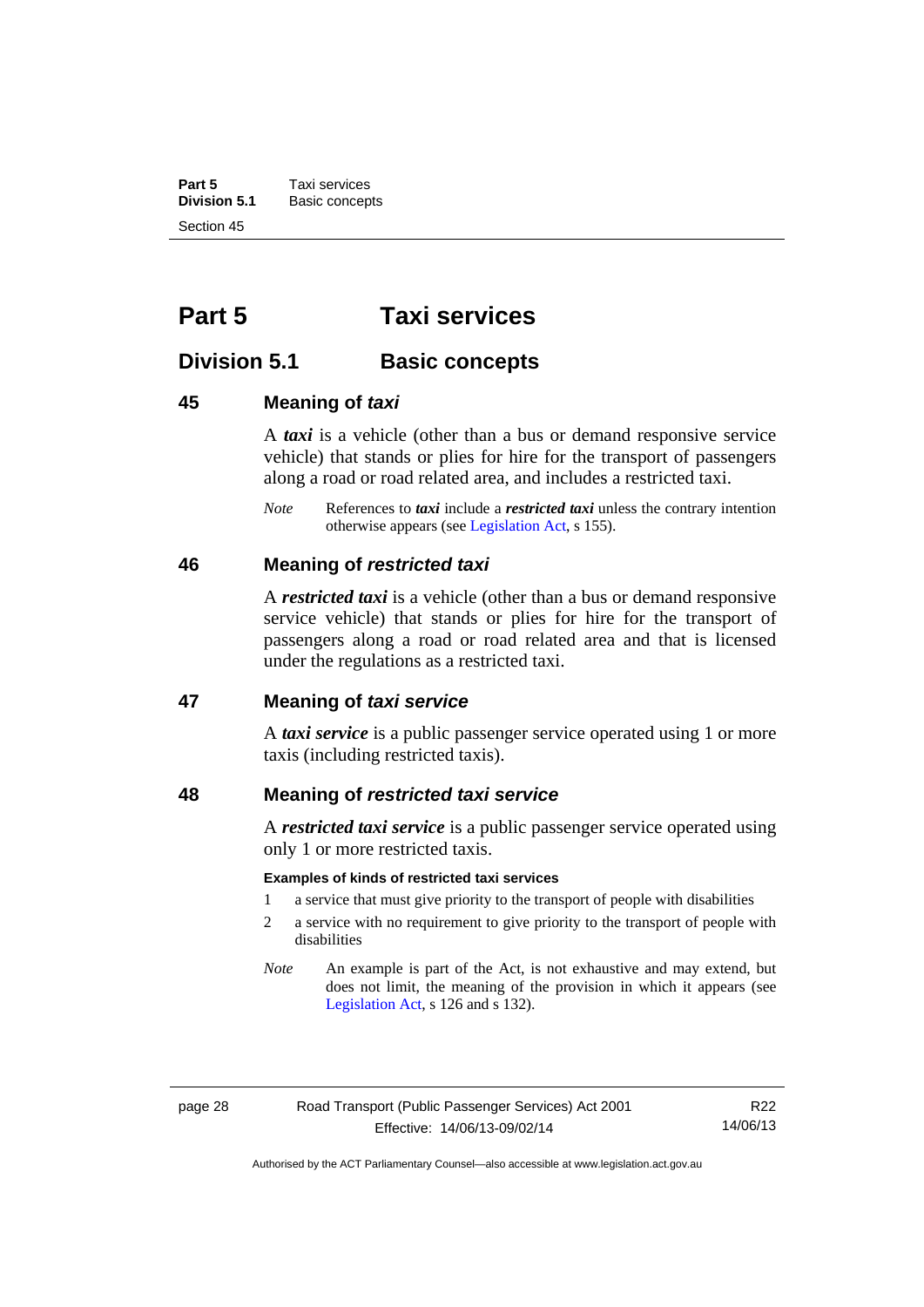# Part 5 Taxi services

## Division 5.1 Basic concepts

### 45 Meaning of *taxi*

A ***taxi*** is a vehicle (other than a bus or demand responsive service vehicle) that stands or plies for hire for the transport of passengers along a road or road related area, and includes a restricted taxi.

*Note* References to ***taxi*** include a ***restricted taxi*** unless the contrary intention otherwise appears (see Legislation Act, s 155).

### 46 Meaning of *restricted taxi*

A ***restricted taxi*** is a vehicle (other than a bus or demand responsive service vehicle) that stands or plies for hire for the transport of passengers along a road or road related area and that is licensed under the regulations as a restricted taxi.

### 47 Meaning of *taxi service*

A ***taxi service*** is a public passenger service operated using 1 or more taxis (including restricted taxis).

### 48 Meaning of *restricted taxi service*

A ***restricted taxi service*** is a public passenger service operated using only 1 or more restricted taxis.

**Examples of kinds of restricted taxi services**

1 a service that must give priority to the transport of people with disabilities

2 a service with no requirement to give priority to the transport of people with disabilities

*Note* An example is part of the Act, is not exhaustive and may extend, but does not limit, the meaning of the provision in which it appears (see Legislation Act, s 126 and s 132).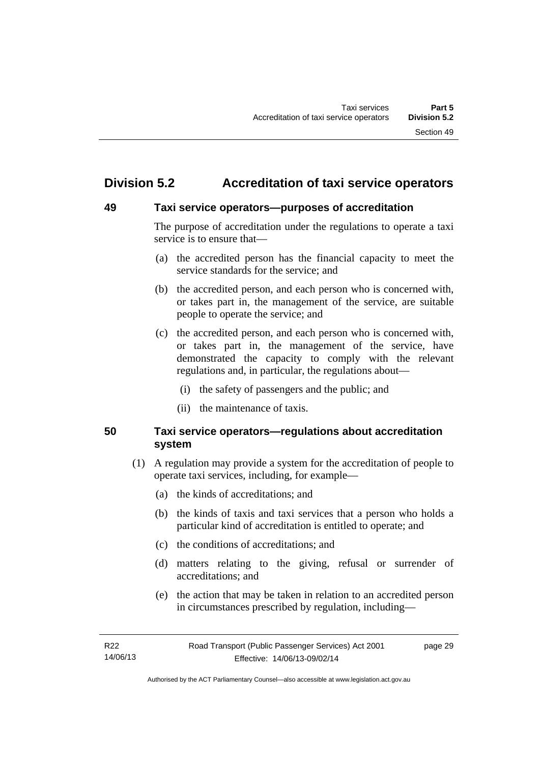## Division 5.2 Accreditation of taxi service operators

### 49 Taxi service operators—purposes of accreditation

The purpose of accreditation under the regulations to operate a taxi service is to ensure that—

(a) the accredited person has the financial capacity to meet the service standards for the service; and

(b) the accredited person, and each person who is concerned with, or takes part in, the management of the service, are suitable people to operate the service; and

(c) the accredited person, and each person who is concerned with, or takes part in, the management of the service, have demonstrated the capacity to comply with the relevant regulations and, in particular, the regulations about—

(i) the safety of passengers and the public; and

(ii) the maintenance of taxis.

### 50 Taxi service operators—regulations about accreditation system

(1) A regulation may provide a system for the accreditation of people to operate taxi services, including, for example—

(a) the kinds of accreditations; and

(b) the kinds of taxis and taxi services that a person who holds a particular kind of accreditation is entitled to operate; and

(c) the conditions of accreditations; and

(d) matters relating to the giving, refusal or surrender of accreditations; and

(e) the action that may be taken in relation to an accredited person in circumstances prescribed by regulation, including—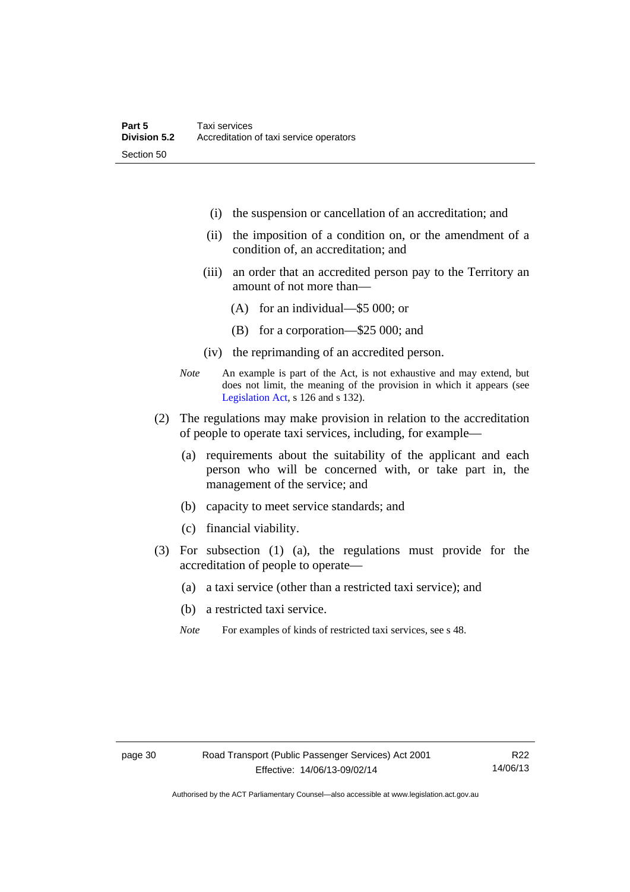(i) the suspension or cancellation of an accreditation; and

(ii) the imposition of a condition on, or the amendment of a condition of, an accreditation; and

(iii) an order that an accredited person pay to the Territory an amount of not more than—

(A) for an individual—$5 000; or

(B) for a corporation—$25 000; and

(iv) the reprimanding of an accredited person.

*Note* An example is part of the Act, is not exhaustive and may extend, but does not limit, the meaning of the provision in which it appears (see Legislation Act, s 126 and s 132).

(2) The regulations may make provision in relation to the accreditation of people to operate taxi services, including, for example—

(a) requirements about the suitability of the applicant and each person who will be concerned with, or take part in, the management of the service; and

(b) capacity to meet service standards; and

(c) financial viability.

(3) For subsection (1) (a), the regulations must provide for the accreditation of people to operate—

(a) a taxi service (other than a restricted taxi service); and

(b) a restricted taxi service.

*Note* For examples of kinds of restricted taxi services, see s 48.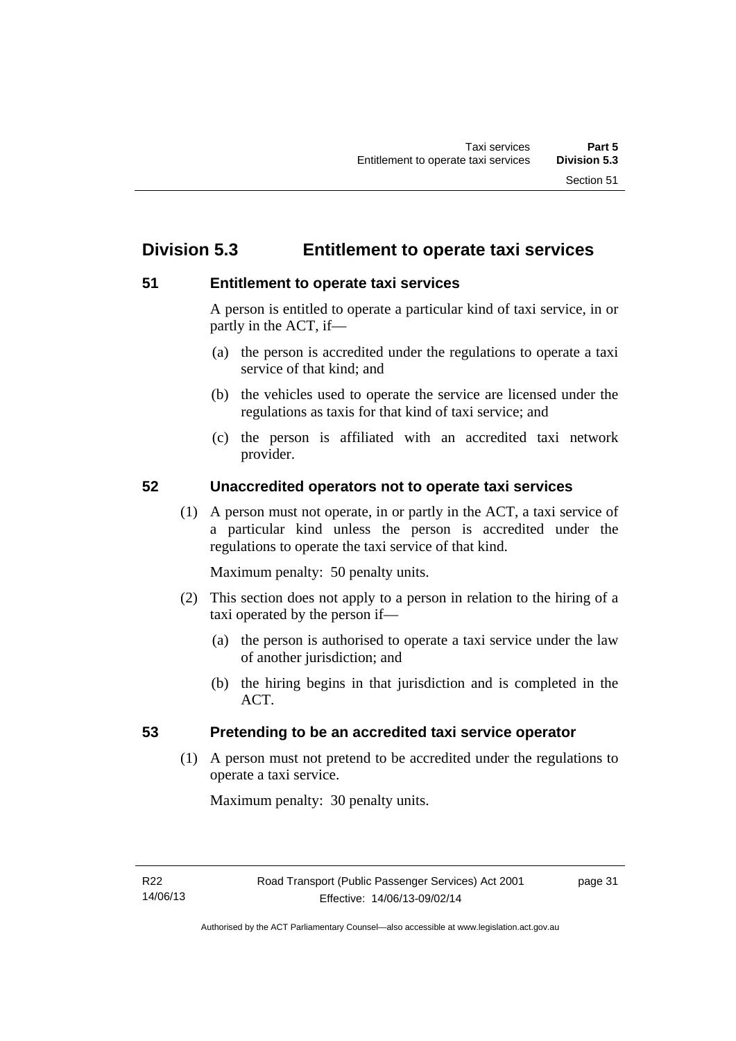## Division 5.3 Entitlement to operate taxi services

### 51 Entitlement to operate taxi services

A person is entitled to operate a particular kind of taxi service, in or partly in the ACT, if—

(a) the person is accredited under the regulations to operate a taxi service of that kind; and

(b) the vehicles used to operate the service are licensed under the regulations as taxis for that kind of taxi service; and

(c) the person is affiliated with an accredited taxi network provider.

### 52 Unaccredited operators not to operate taxi services

(1) A person must not operate, in or partly in the ACT, a taxi service of a particular kind unless the person is accredited under the regulations to operate the taxi service of that kind.

Maximum penalty: 50 penalty units.

(2) This section does not apply to a person in relation to the hiring of a taxi operated by the person if—

(a) the person is authorised to operate a taxi service under the law of another jurisdiction; and

(b) the hiring begins in that jurisdiction and is completed in the ACT.

### 53 Pretending to be an accredited taxi service operator

(1) A person must not pretend to be accredited under the regulations to operate a taxi service.

Maximum penalty: 30 penalty units.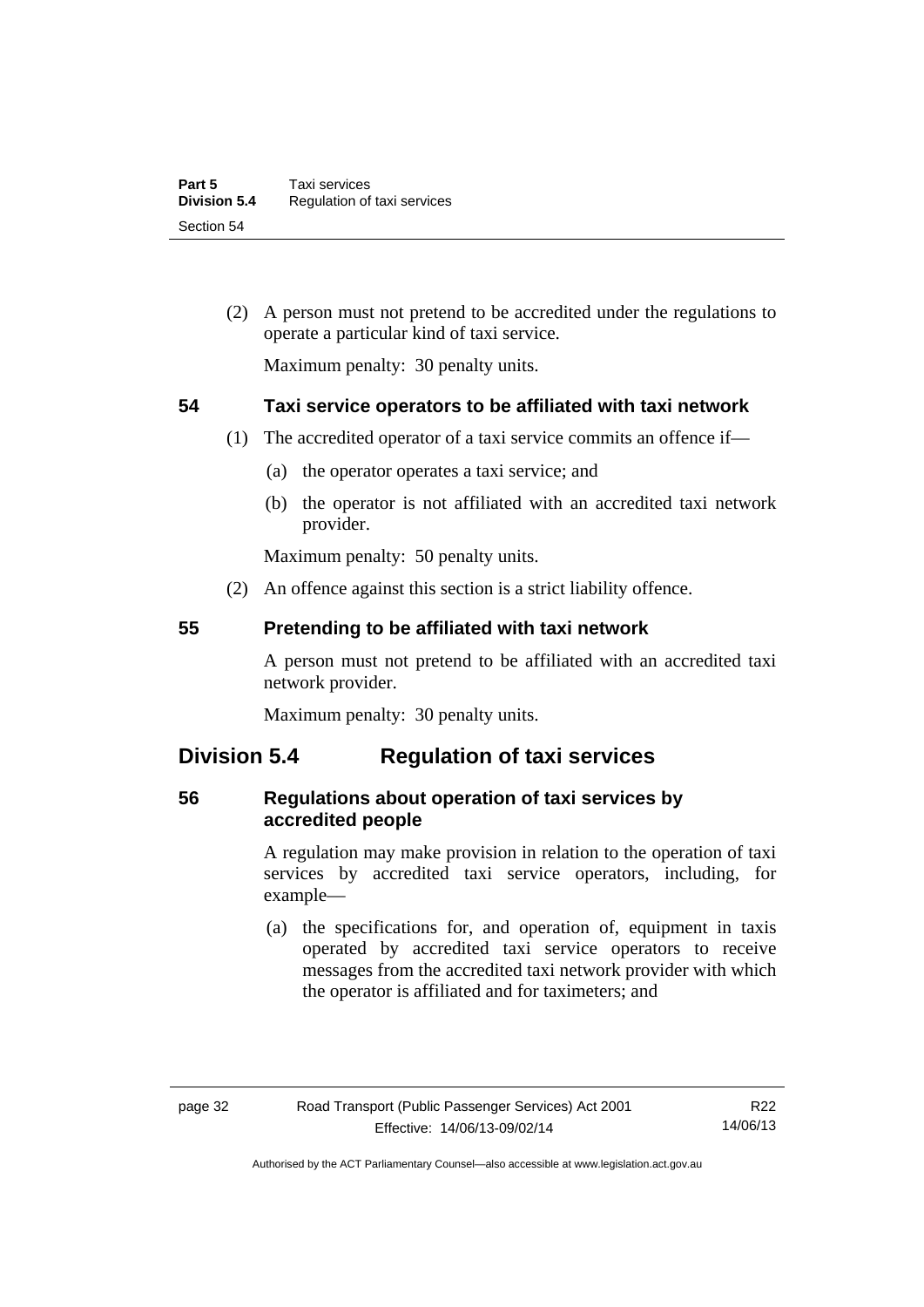(2) A person must not pretend to be accredited under the regulations to operate a particular kind of taxi service.

Maximum penalty: 30 penalty units.

### 54 Taxi service operators to be affiliated with taxi network

(1) The accredited operator of a taxi service commits an offence if—

(a) the operator operates a taxi service; and

(b) the operator is not affiliated with an accredited taxi network provider.

Maximum penalty: 50 penalty units.

(2) An offence against this section is a strict liability offence.

### 55 Pretending to be affiliated with taxi network

A person must not pretend to be affiliated with an accredited taxi network provider.

Maximum penalty: 30 penalty units.

## Division 5.4 Regulation of taxi services

### 56 Regulations about operation of taxi services by accredited people

A regulation may make provision in relation to the operation of taxi services by accredited taxi service operators, including, for example—

(a) the specifications for, and operation of, equipment in taxis operated by accredited taxi service operators to receive messages from the accredited taxi network provider with which the operator is affiliated and for taximeters; and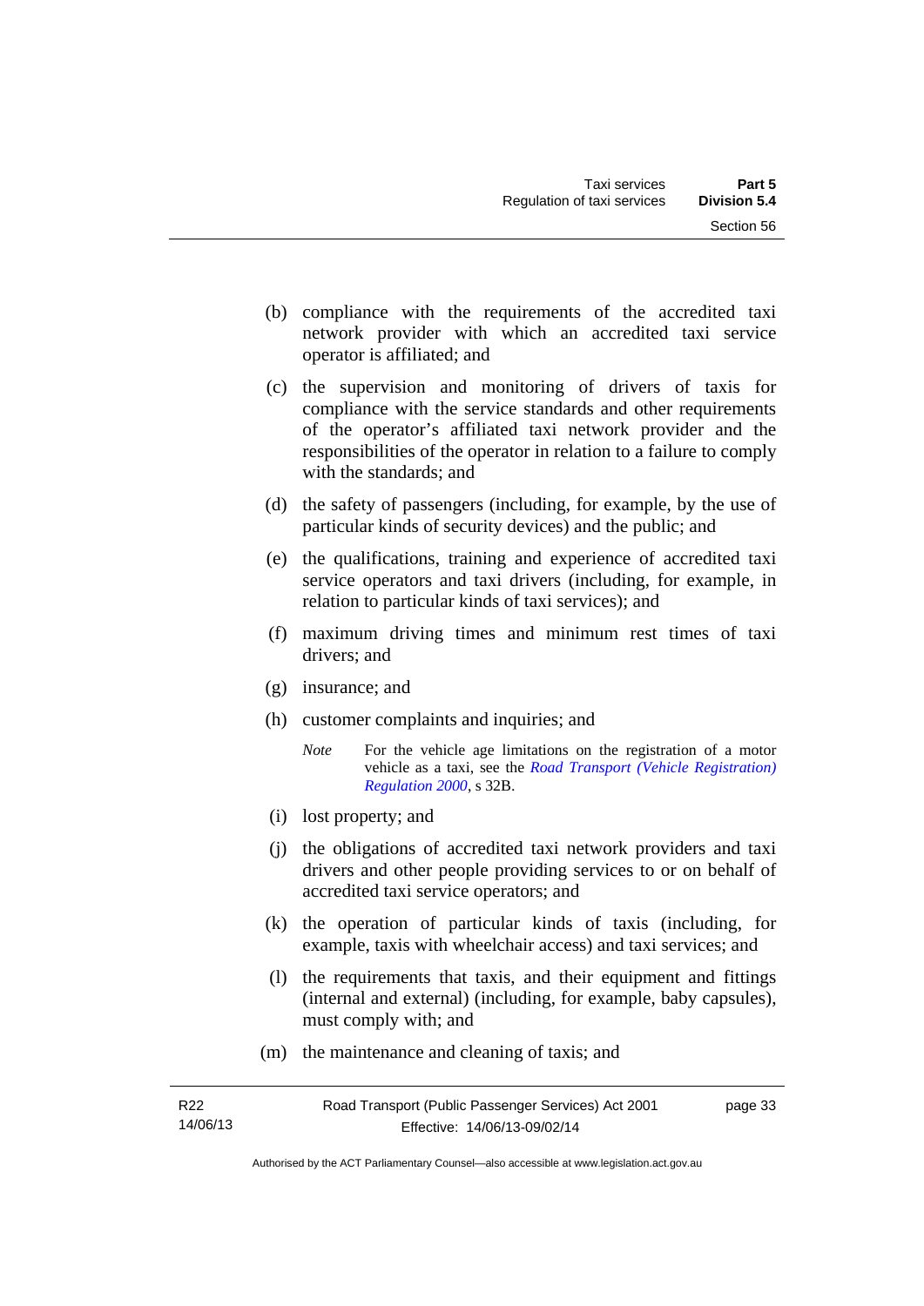(b) compliance with the requirements of the accredited taxi network provider with which an accredited taxi service operator is affiliated; and

(c) the supervision and monitoring of drivers of taxis for compliance with the service standards and other requirements of the operator's affiliated taxi network provider and the responsibilities of the operator in relation to a failure to comply with the standards; and

(d) the safety of passengers (including, for example, by the use of particular kinds of security devices) and the public; and

(e) the qualifications, training and experience of accredited taxi service operators and taxi drivers (including, for example, in relation to particular kinds of taxi services); and

(f) maximum driving times and minimum rest times of taxi drivers; and

(g) insurance; and

(h) customer complaints and inquiries; and

> *Note* For the vehicle age limitations on the registration of a motor vehicle as a taxi, see the *Road Transport (Vehicle Registration) Regulation 2000*, s 32B.

(i) lost property; and

(j) the obligations of accredited taxi network providers and taxi drivers and other people providing services to or on behalf of accredited taxi service operators; and

(k) the operation of particular kinds of taxis (including, for example, taxis with wheelchair access) and taxi services; and

(l) the requirements that taxis, and their equipment and fittings (internal and external) (including, for example, baby capsules), must comply with; and

(m) the maintenance and cleaning of taxis; and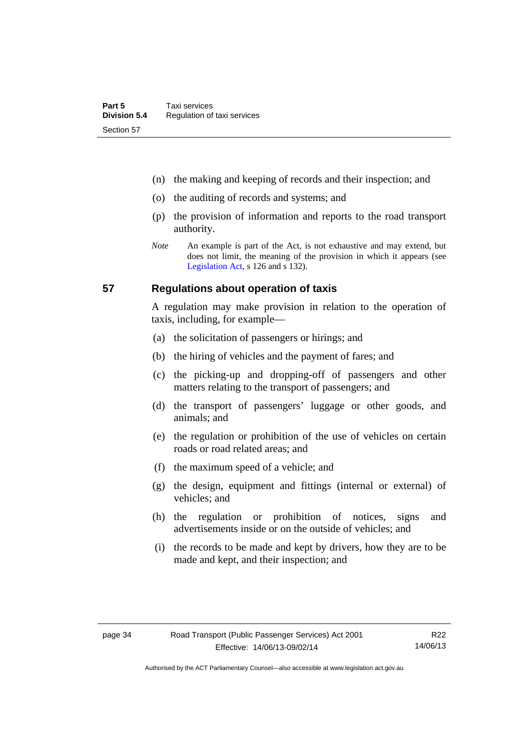(n) the making and keeping of records and their inspection; and

(o) the auditing of records and systems; and

(p) the provision of information and reports to the road transport authority.

*Note* An example is part of the Act, is not exhaustive and may extend, but does not limit, the meaning of the provision in which it appears (see Legislation Act, s 126 and s 132).

## 57 Regulations about operation of taxis

A regulation may make provision in relation to the operation of taxis, including, for example—

(a) the solicitation of passengers or hirings; and

(b) the hiring of vehicles and the payment of fares; and

(c) the picking-up and dropping-off of passengers and other matters relating to the transport of passengers; and

(d) the transport of passengers' luggage or other goods, and animals; and

(e) the regulation or prohibition of the use of vehicles on certain roads or road related areas; and

(f) the maximum speed of a vehicle; and

(g) the design, equipment and fittings (internal or external) of vehicles; and

(h) the regulation or prohibition of notices, signs and advertisements inside or on the outside of vehicles; and

(i) the records to be made and kept by drivers, how they are to be made and kept, and their inspection; and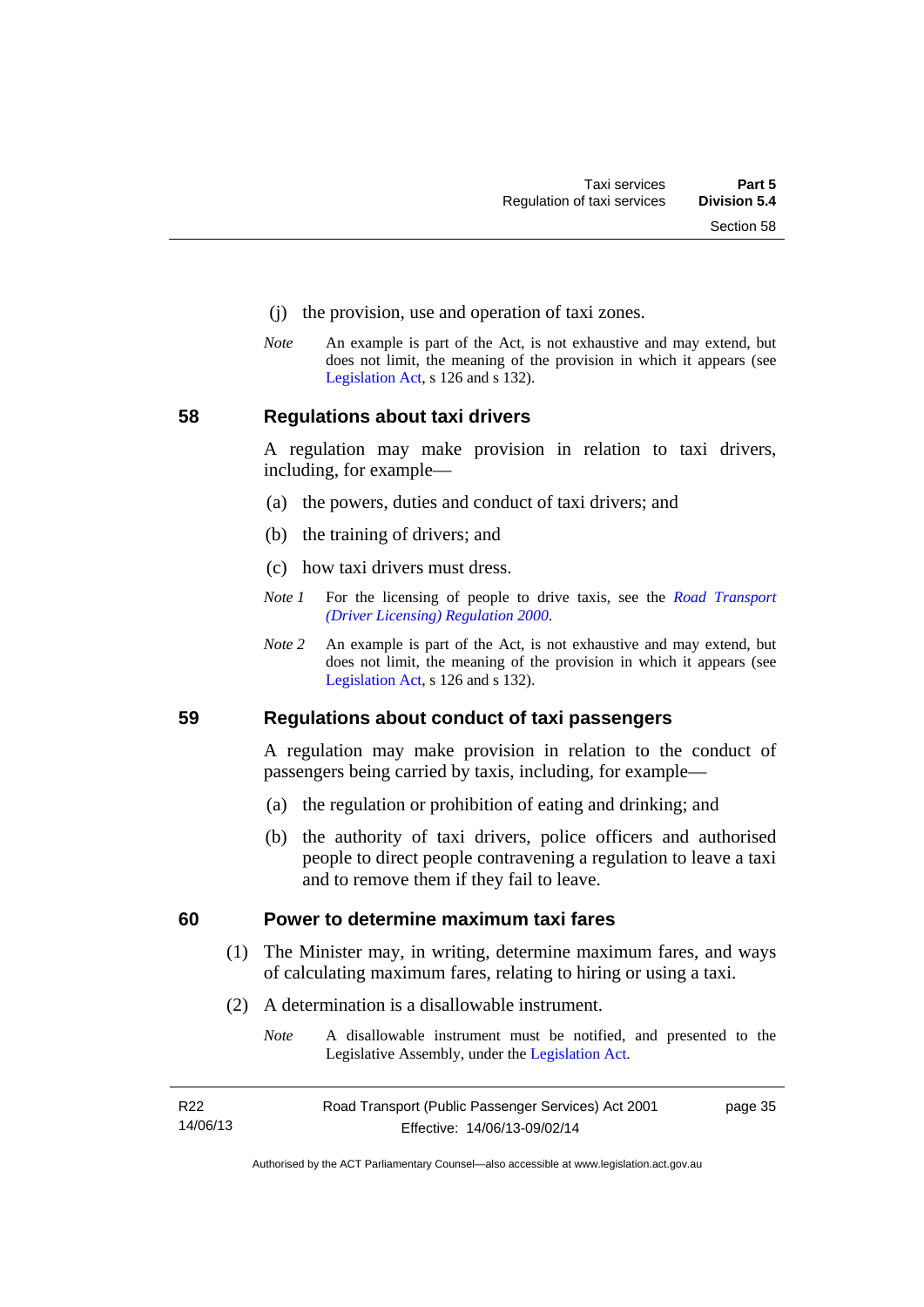(j) the provision, use and operation of taxi zones.

*Note* An example is part of the Act, is not exhaustive and may extend, but does not limit, the meaning of the provision in which it appears (see Legislation Act, s 126 and s 132).

## 58 Regulations about taxi drivers

A regulation may make provision in relation to taxi drivers, including, for example—

(a) the powers, duties and conduct of taxi drivers; and

(b) the training of drivers; and

(c) how taxi drivers must dress.

*Note 1* For the licensing of people to drive taxis, see the *Road Transport (Driver Licensing) Regulation 2000*.

*Note 2* An example is part of the Act, is not exhaustive and may extend, but does not limit, the meaning of the provision in which it appears (see Legislation Act, s 126 and s 132).

## 59 Regulations about conduct of taxi passengers

A regulation may make provision in relation to the conduct of passengers being carried by taxis, including, for example—

(a) the regulation or prohibition of eating and drinking; and

(b) the authority of taxi drivers, police officers and authorised people to direct people contravening a regulation to leave a taxi and to remove them if they fail to leave.

## 60 Power to determine maximum taxi fares

(1) The Minister may, in writing, determine maximum fares, and ways of calculating maximum fares, relating to hiring or using a taxi.

(2) A determination is a disallowable instrument.

*Note* A disallowable instrument must be notified, and presented to the Legislative Assembly, under the Legislation Act.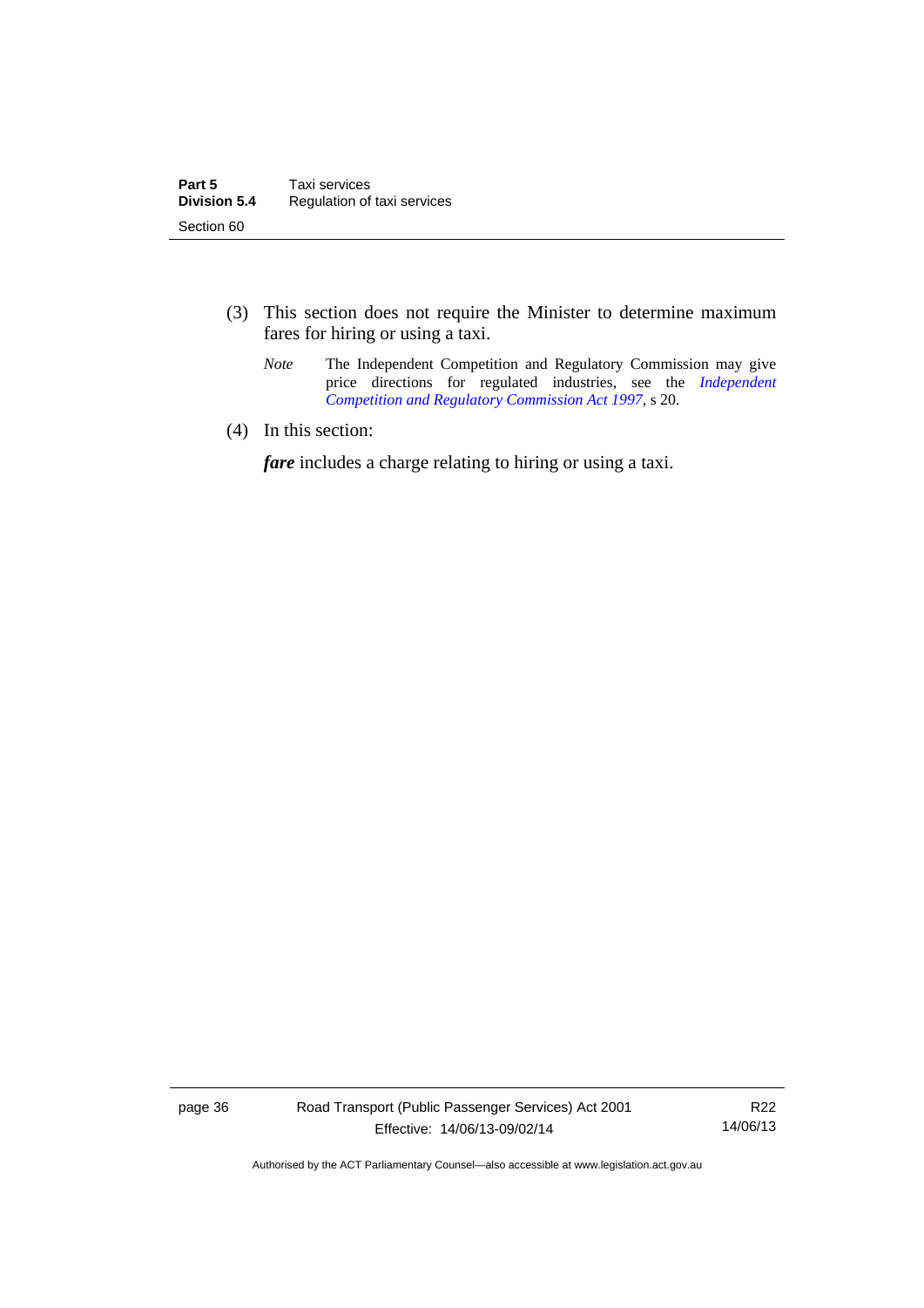(3) This section does not require the Minister to determine maximum fares for hiring or using a taxi.

*Note* The Independent Competition and Regulatory Commission may give price directions for regulated industries, see the *Independent Competition and Regulatory Commission Act 1997*, s 20.

(4) In this section:

***fare*** includes a charge relating to hiring or using a taxi.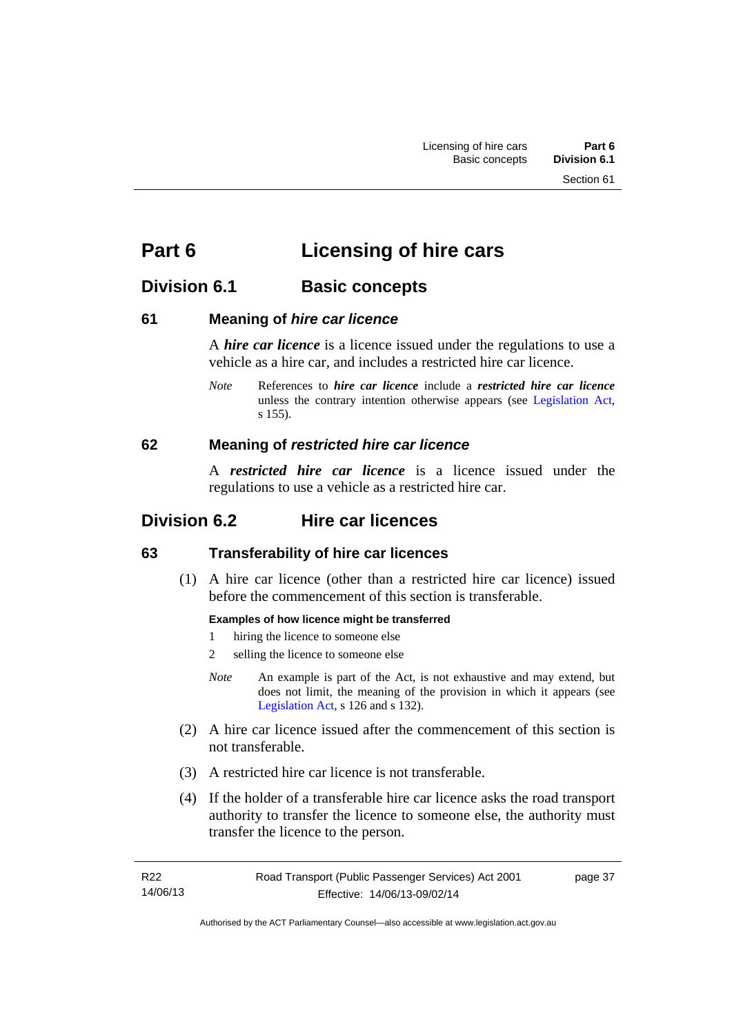# Part 6 Licensing of hire cars

## Division 6.1 Basic concepts

### 61 Meaning of *hire car licence*

A ***hire car licence*** is a licence issued under the regulations to use a vehicle as a hire car, and includes a restricted hire car licence.

*Note* References to ***hire car licence*** include a ***restricted hire car licence*** unless the contrary intention otherwise appears (see Legislation Act, s 155).

### 62 Meaning of *restricted hire car licence*

A ***restricted hire car licence*** is a licence issued under the regulations to use a vehicle as a restricted hire car.

## Division 6.2 Hire car licences

### 63 Transferability of hire car licences

(1) A hire car licence (other than a restricted hire car licence) issued before the commencement of this section is transferable.

**Examples of how licence might be transferred**

1 hiring the licence to someone else

2 selling the licence to someone else

*Note* An example is part of the Act, is not exhaustive and may extend, but does not limit, the meaning of the provision in which it appears (see Legislation Act, s 126 and s 132).

(2) A hire car licence issued after the commencement of this section is not transferable.

(3) A restricted hire car licence is not transferable.

(4) If the holder of a transferable hire car licence asks the road transport authority to transfer the licence to someone else, the authority must transfer the licence to the person.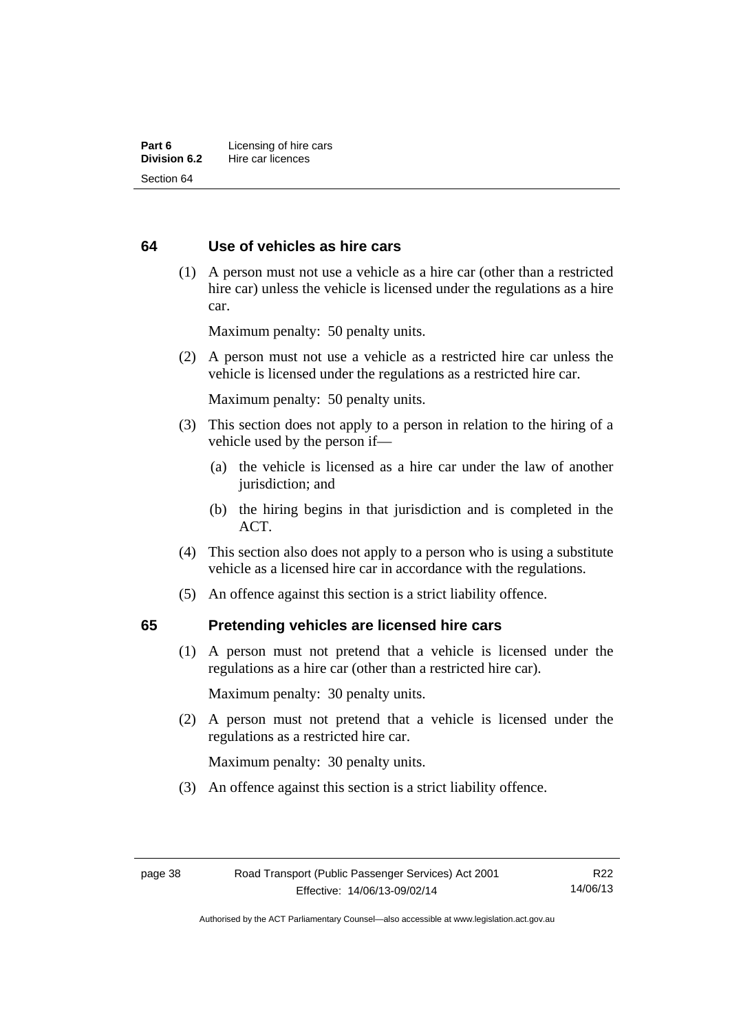## 64 Use of vehicles as hire cars

(1) A person must not use a vehicle as a hire car (other than a restricted hire car) unless the vehicle is licensed under the regulations as a hire car.

Maximum penalty: 50 penalty units.

(2) A person must not use a vehicle as a restricted hire car unless the vehicle is licensed under the regulations as a restricted hire car.

Maximum penalty: 50 penalty units.

(3) This section does not apply to a person in relation to the hiring of a vehicle used by the person if—

(a) the vehicle is licensed as a hire car under the law of another jurisdiction; and

(b) the hiring begins in that jurisdiction and is completed in the ACT.

(4) This section also does not apply to a person who is using a substitute vehicle as a licensed hire car in accordance with the regulations.

(5) An offence against this section is a strict liability offence.

## 65 Pretending vehicles are licensed hire cars

(1) A person must not pretend that a vehicle is licensed under the regulations as a hire car (other than a restricted hire car).

Maximum penalty: 30 penalty units.

(2) A person must not pretend that a vehicle is licensed under the regulations as a restricted hire car.

Maximum penalty: 30 penalty units.

(3) An offence against this section is a strict liability offence.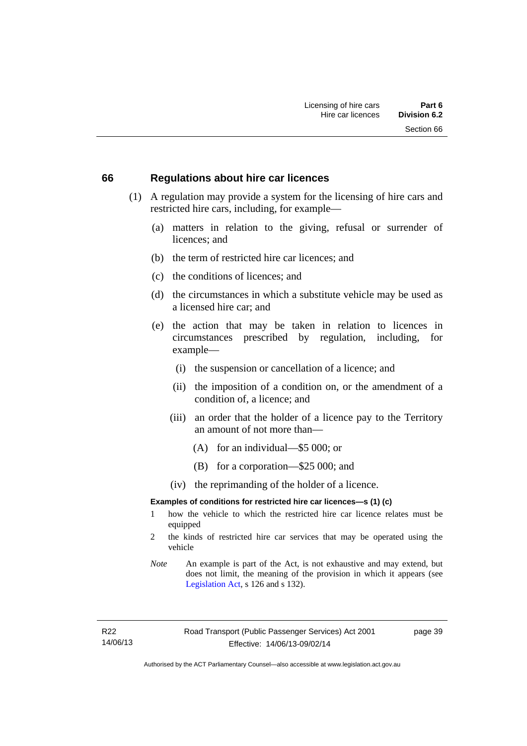## 66 Regulations about hire car licences

(1) A regulation may provide a system for the licensing of hire cars and restricted hire cars, including, for example—

(a) matters in relation to the giving, refusal or surrender of licences; and

(b) the term of restricted hire car licences; and

(c) the conditions of licences; and

(d) the circumstances in which a substitute vehicle may be used as a licensed hire car; and

(e) the action that may be taken in relation to licences in circumstances prescribed by regulation, including, for example—

(i) the suspension or cancellation of a licence; and

(ii) the imposition of a condition on, or the amendment of a condition of, a licence; and

(iii) an order that the holder of a licence pay to the Territory an amount of not more than—

(A) for an individual—$5 000; or

(B) for a corporation—$25 000; and

(iv) the reprimanding of the holder of a licence.

**Examples of conditions for restricted hire car licences—s (1) (c)**

1 how the vehicle to which the restricted hire car licence relates must be equipped

2 the kinds of restricted hire car services that may be operated using the vehicle

*Note* An example is part of the Act, is not exhaustive and may extend, but does not limit, the meaning of the provision in which it appears (see Legislation Act, s 126 and s 132).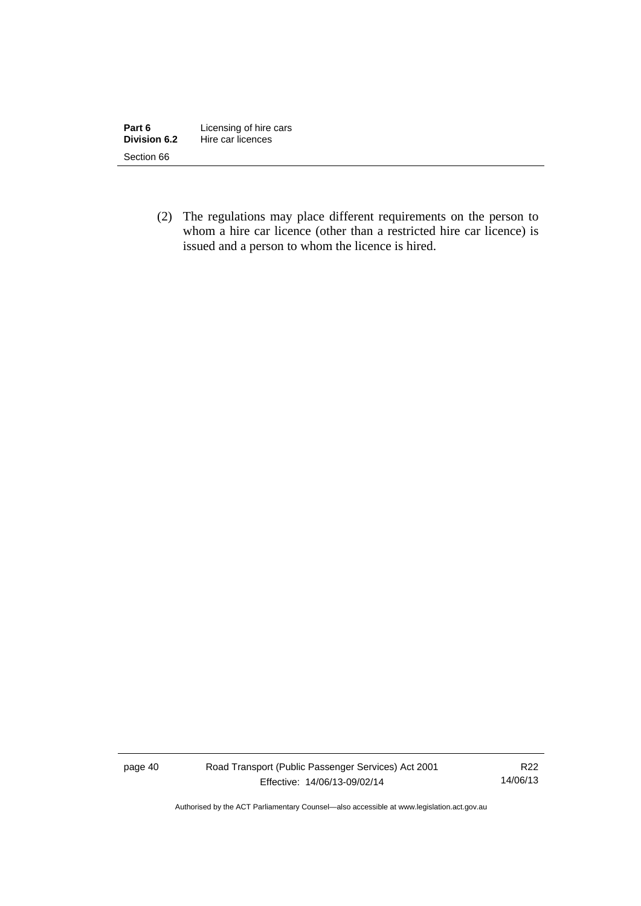(2) The regulations may place different requirements on the person to whom a hire car licence (other than a restricted hire car licence) is issued and a person to whom the licence is hired.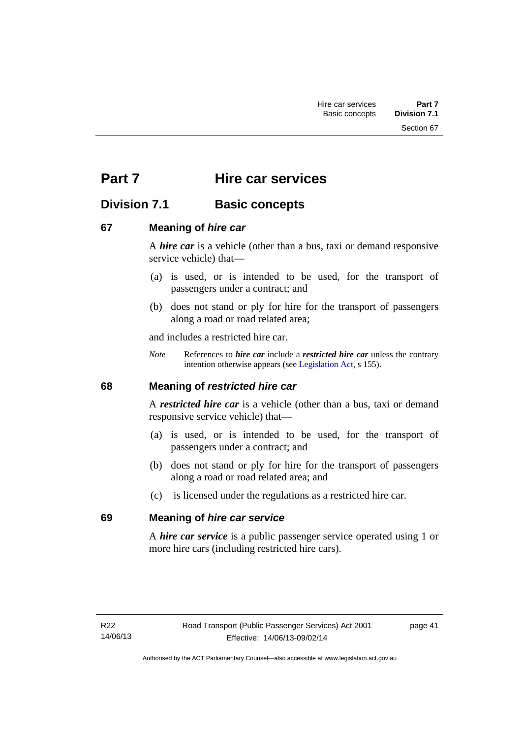# Part 7 Hire car services

## Division 7.1 Basic concepts

### 67 Meaning of *hire car*

A ***hire car*** is a vehicle (other than a bus, taxi or demand responsive service vehicle) that—

(a) is used, or is intended to be used, for the transport of passengers under a contract; and

(b) does not stand or ply for hire for the transport of passengers along a road or road related area;

and includes a restricted hire car.

*Note* References to ***hire car*** include a ***restricted hire car*** unless the contrary intention otherwise appears (see Legislation Act, s 155).

### 68 Meaning of *restricted hire car*

A ***restricted hire car*** is a vehicle (other than a bus, taxi or demand responsive service vehicle) that—

(a) is used, or is intended to be used, for the transport of passengers under a contract; and

(b) does not stand or ply for hire for the transport of passengers along a road or road related area; and

(c) is licensed under the regulations as a restricted hire car.

### 69 Meaning of *hire car service*

A ***hire car service*** is a public passenger service operated using 1 or more hire cars (including restricted hire cars).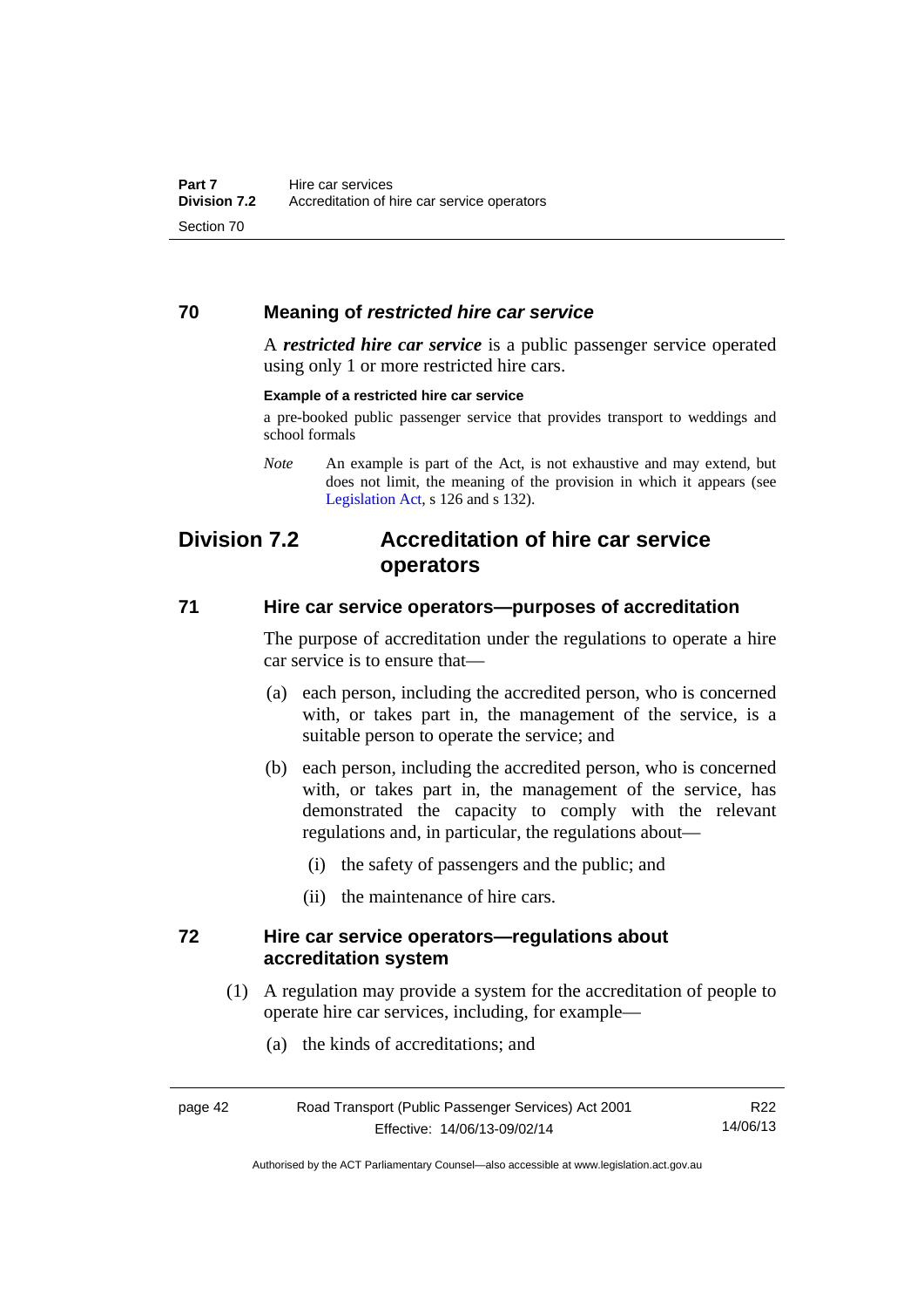### 70 Meaning of *restricted hire car service*

A ***restricted hire car service*** is a public passenger service operated using only 1 or more restricted hire cars.

**Example of a restricted hire car service**

a pre-booked public passenger service that provides transport to weddings and school formals

*Note* An example is part of the Act, is not exhaustive and may extend, but does not limit, the meaning of the provision in which it appears (see Legislation Act, s 126 and s 132).

## Division 7.2 Accreditation of hire car service operators

### 71 Hire car service operators—purposes of accreditation

The purpose of accreditation under the regulations to operate a hire car service is to ensure that—

(a) each person, including the accredited person, who is concerned with, or takes part in, the management of the service, is a suitable person to operate the service; and

(b) each person, including the accredited person, who is concerned with, or takes part in, the management of the service, has demonstrated the capacity to comply with the relevant regulations and, in particular, the regulations about—

(i) the safety of passengers and the public; and

(ii) the maintenance of hire cars.

### 72 Hire car service operators—regulations about accreditation system

(1) A regulation may provide a system for the accreditation of people to operate hire car services, including, for example—

(a) the kinds of accreditations; and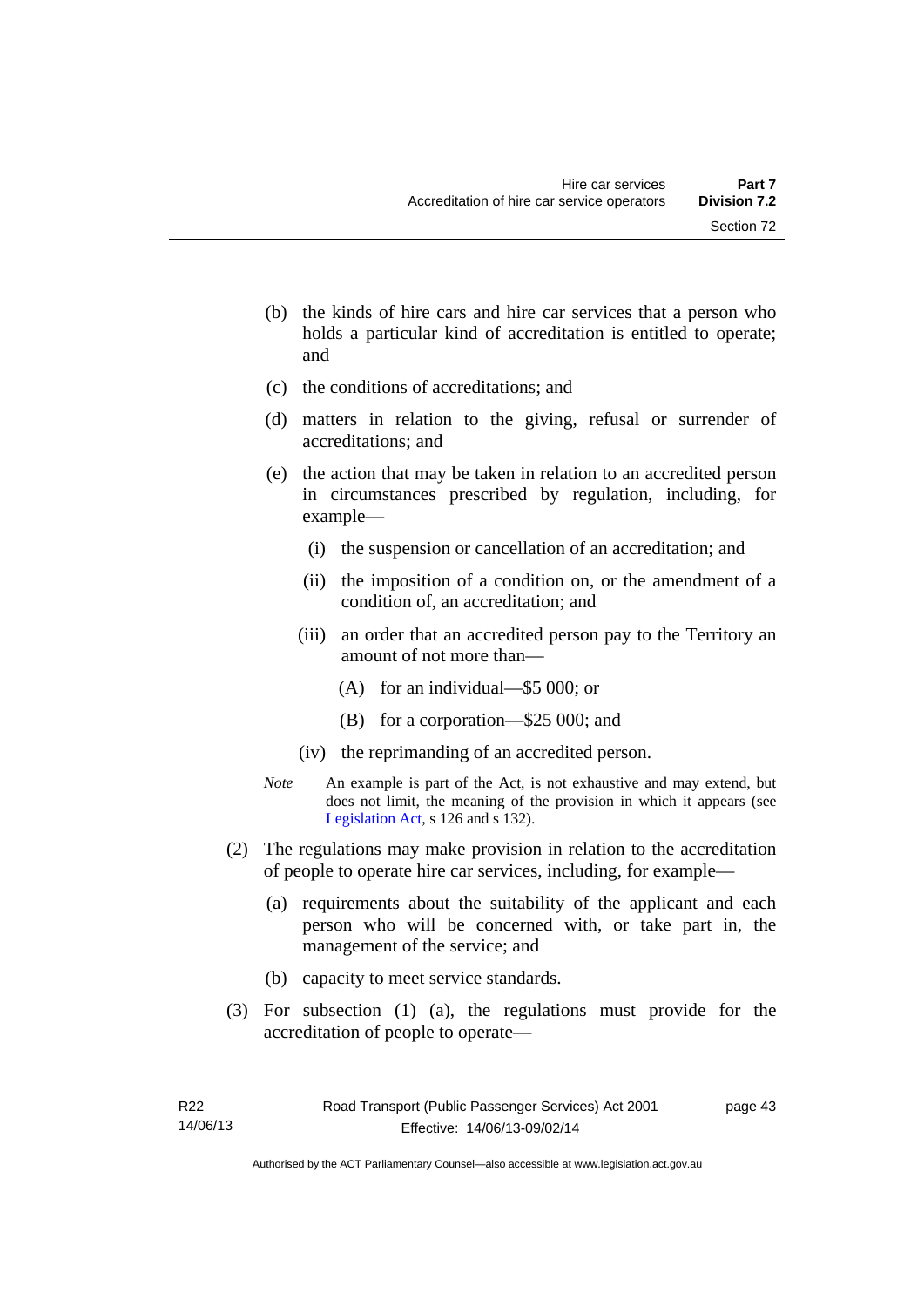(b) the kinds of hire cars and hire car services that a person who holds a particular kind of accreditation is entitled to operate; and

(c) the conditions of accreditations; and

(d) matters in relation to the giving, refusal or surrender of accreditations; and

(e) the action that may be taken in relation to an accredited person in circumstances prescribed by regulation, including, for example—

   (i) the suspension or cancellation of an accreditation; and

   (ii) the imposition of a condition on, or the amendment of a condition of, an accreditation; and

   (iii) an order that an accredited person pay to the Territory an amount of not more than—

      (A) for an individual—$5 000; or

      (B) for a corporation—$25 000; and

   (iv) the reprimanding of an accredited person.

*Note* An example is part of the Act, is not exhaustive and may extend, but does not limit, the meaning of the provision in which it appears (see Legislation Act, s 126 and s 132).

(2) The regulations may make provision in relation to the accreditation of people to operate hire car services, including, for example—

(a) requirements about the suitability of the applicant and each person who will be concerned with, or take part in, the management of the service; and

(b) capacity to meet service standards.

(3) For subsection (1) (a), the regulations must provide for the accreditation of people to operate—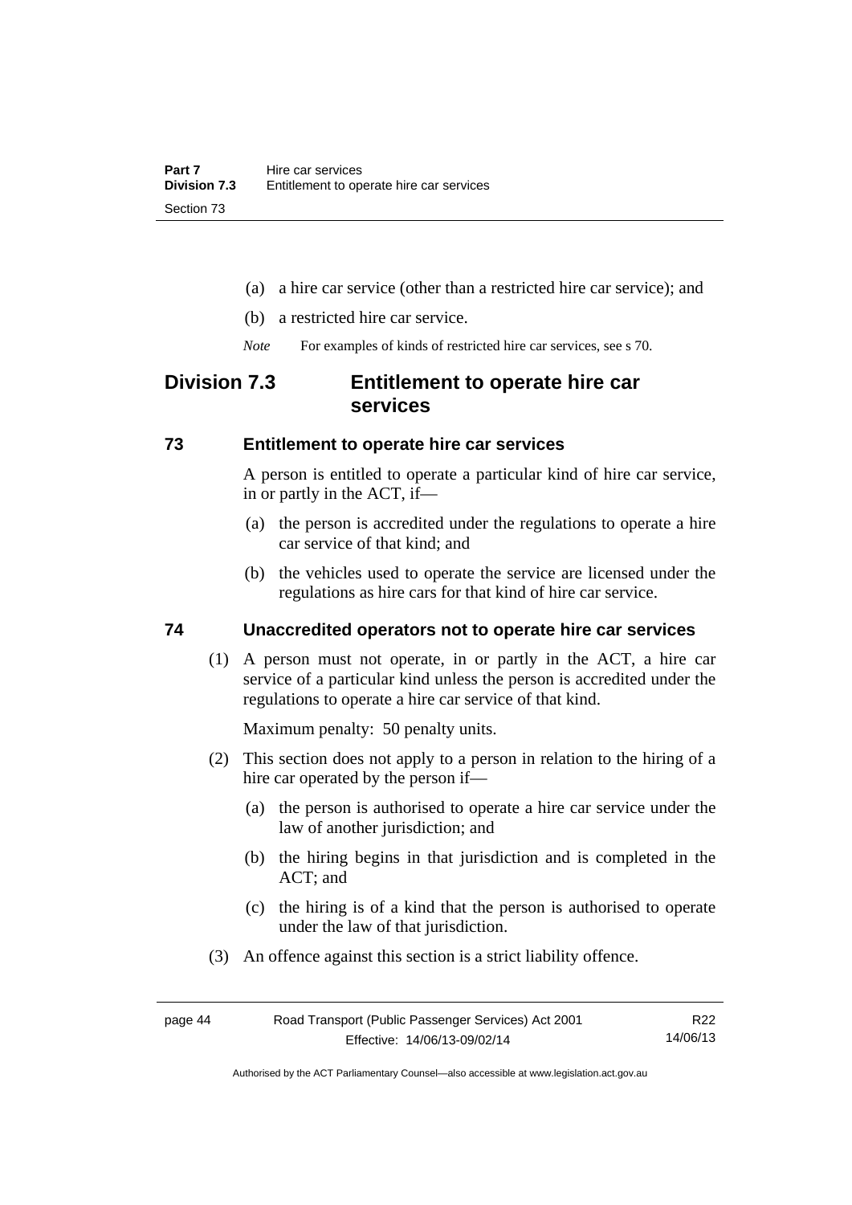(a) a hire car service (other than a restricted hire car service); and

(b) a restricted hire car service.

*Note* For examples of kinds of restricted hire car services, see s 70.

## Division 7.3 Entitlement to operate hire car services

### 73 Entitlement to operate hire car services

A person is entitled to operate a particular kind of hire car service, in or partly in the ACT, if—

(a) the person is accredited under the regulations to operate a hire car service of that kind; and

(b) the vehicles used to operate the service are licensed under the regulations as hire cars for that kind of hire car service.

### 74 Unaccredited operators not to operate hire car services

(1) A person must not operate, in or partly in the ACT, a hire car service of a particular kind unless the person is accredited under the regulations to operate a hire car service of that kind.

Maximum penalty: 50 penalty units.

(2) This section does not apply to a person in relation to the hiring of a hire car operated by the person if—

(a) the person is authorised to operate a hire car service under the law of another jurisdiction; and

(b) the hiring begins in that jurisdiction and is completed in the ACT; and

(c) the hiring is of a kind that the person is authorised to operate under the law of that jurisdiction.

(3) An offence against this section is a strict liability offence.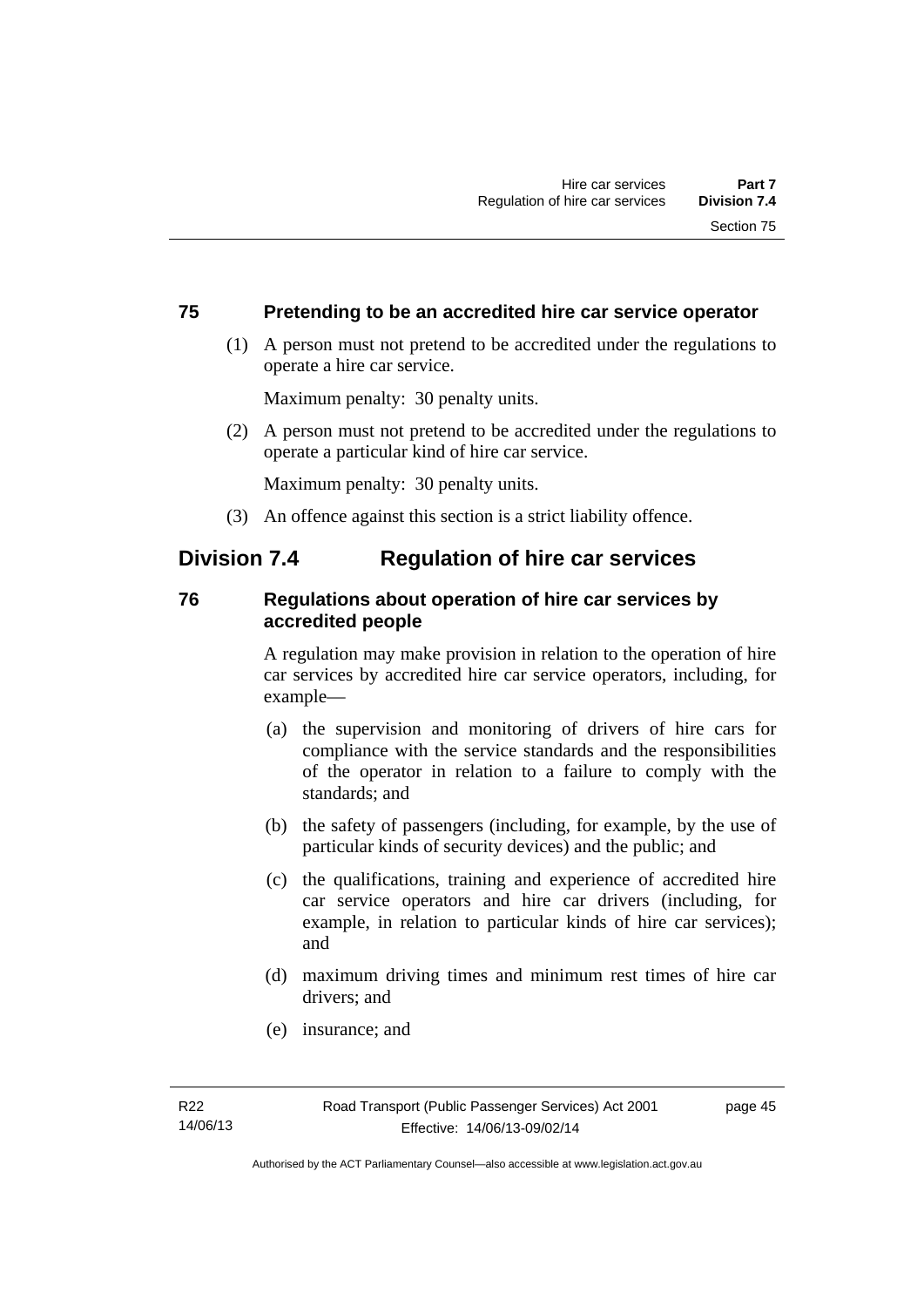### 75 Pretending to be an accredited hire car service operator

(1) A person must not pretend to be accredited under the regulations to operate a hire car service.

Maximum penalty: 30 penalty units.

(2) A person must not pretend to be accredited under the regulations to operate a particular kind of hire car service.

Maximum penalty: 30 penalty units.

(3) An offence against this section is a strict liability offence.

## Division 7.4 Regulation of hire car services

### 76 Regulations about operation of hire car services by accredited people

A regulation may make provision in relation to the operation of hire car services by accredited hire car service operators, including, for example—

(a) the supervision and monitoring of drivers of hire cars for compliance with the service standards and the responsibilities of the operator in relation to a failure to comply with the standards; and

(b) the safety of passengers (including, for example, by the use of particular kinds of security devices) and the public; and

(c) the qualifications, training and experience of accredited hire car service operators and hire car drivers (including, for example, in relation to particular kinds of hire car services); and

(d) maximum driving times and minimum rest times of hire car drivers; and

(e) insurance; and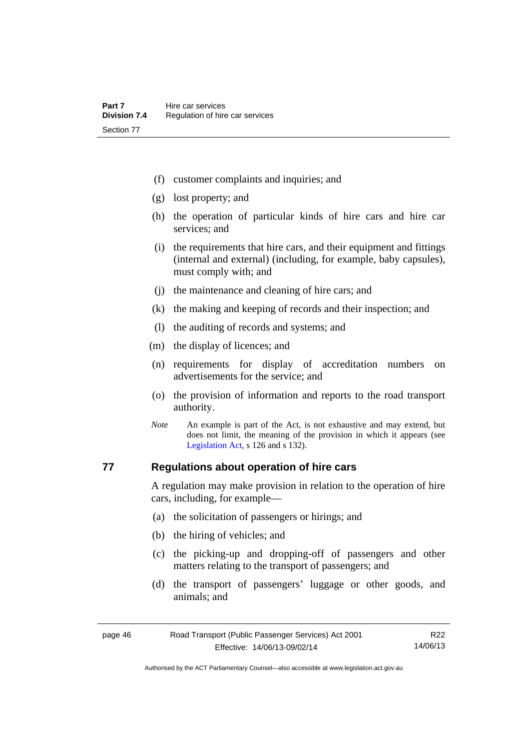(f) customer complaints and inquiries; and

(g) lost property; and

(h) the operation of particular kinds of hire cars and hire car services; and

(i) the requirements that hire cars, and their equipment and fittings (internal and external) (including, for example, baby capsules), must comply with; and

(j) the maintenance and cleaning of hire cars; and

(k) the making and keeping of records and their inspection; and

(l) the auditing of records and systems; and

(m) the display of licences; and

(n) requirements for display of accreditation numbers on advertisements for the service; and

(o) the provision of information and reports to the road transport authority.

*Note* An example is part of the Act, is not exhaustive and may extend, but does not limit, the meaning of the provision in which it appears (see Legislation Act, s 126 and s 132).

## 77 Regulations about operation of hire cars

A regulation may make provision in relation to the operation of hire cars, including, for example—

(a) the solicitation of passengers or hirings; and

(b) the hiring of vehicles; and

(c) the picking-up and dropping-off of passengers and other matters relating to the transport of passengers; and

(d) the transport of passengers' luggage or other goods, and animals; and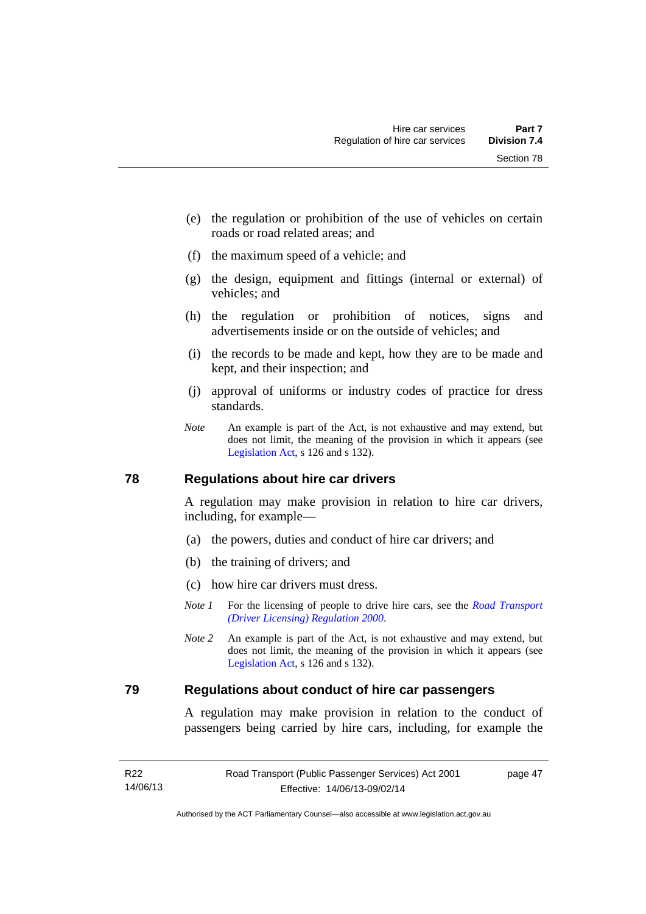(e) the regulation or prohibition of the use of vehicles on certain roads or road related areas; and

(f) the maximum speed of a vehicle; and

(g) the design, equipment and fittings (internal or external) of vehicles; and

(h) the regulation or prohibition of notices, signs and advertisements inside or on the outside of vehicles; and

(i) the records to be made and kept, how they are to be made and kept, and their inspection; and

(j) approval of uniforms or industry codes of practice for dress standards.

*Note* An example is part of the Act, is not exhaustive and may extend, but does not limit, the meaning of the provision in which it appears (see Legislation Act, s 126 and s 132).

## 78 Regulations about hire car drivers

A regulation may make provision in relation to hire car drivers, including, for example—

(a) the powers, duties and conduct of hire car drivers; and

(b) the training of drivers; and

(c) how hire car drivers must dress.

*Note 1* For the licensing of people to drive hire cars, see the *Road Transport (Driver Licensing) Regulation 2000*.

*Note 2* An example is part of the Act, is not exhaustive and may extend, but does not limit, the meaning of the provision in which it appears (see Legislation Act, s 126 and s 132).

## 79 Regulations about conduct of hire car passengers

A regulation may make provision in relation to the conduct of passengers being carried by hire cars, including, for example the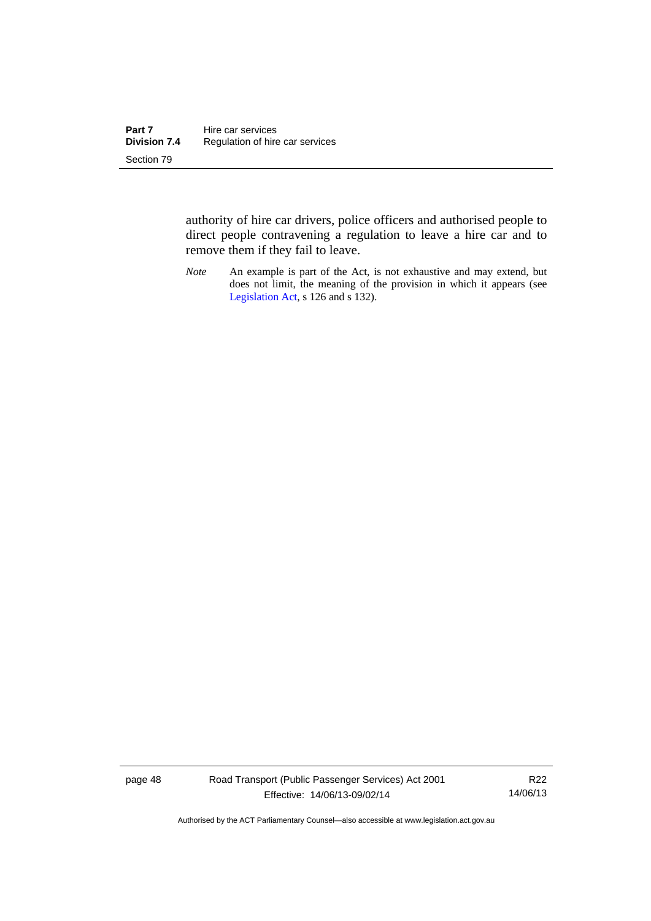authority of hire car drivers, police officers and authorised people to direct people contravening a regulation to leave a hire car and to remove them if they fail to leave.

*Note* An example is part of the Act, is not exhaustive and may extend, but does not limit, the meaning of the provision in which it appears (see Legislation Act, s 126 and s 132).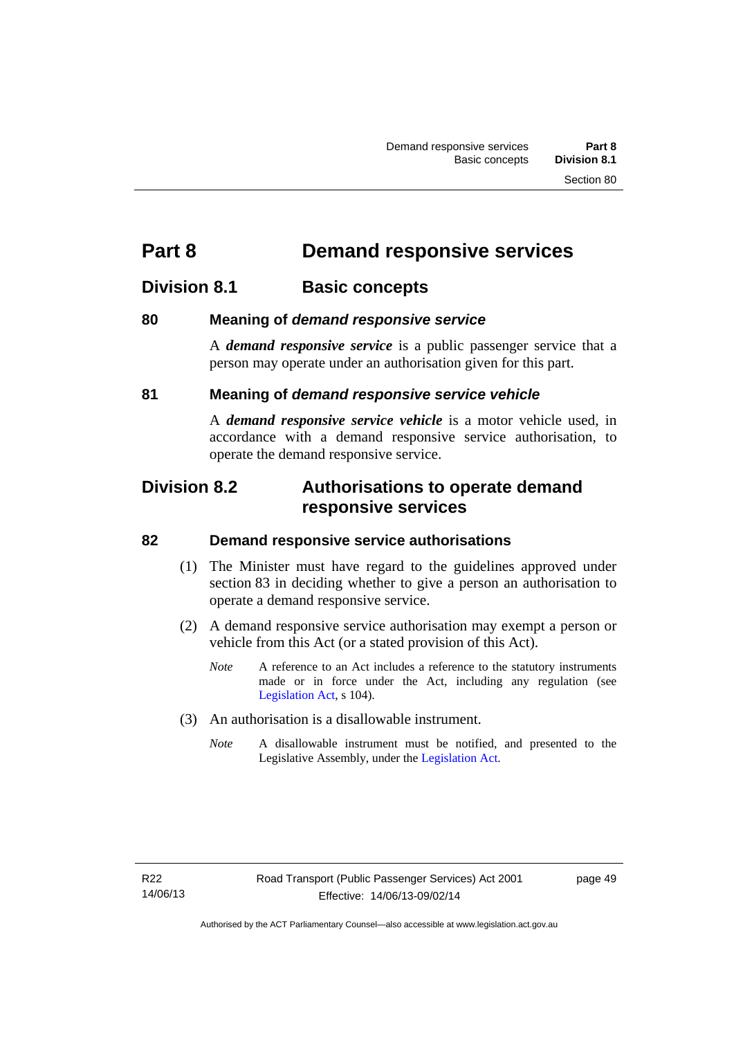# Part 8 Demand responsive services

## Division 8.1 Basic concepts

### 80 Meaning of *demand responsive service*

A ***demand responsive service*** is a public passenger service that a person may operate under an authorisation given for this part.

### 81 Meaning of *demand responsive service vehicle*

A ***demand responsive service vehicle*** is a motor vehicle used, in accordance with a demand responsive service authorisation, to operate the demand responsive service.

## Division 8.2 Authorisations to operate demand responsive services

### 82 Demand responsive service authorisations

(1) The Minister must have regard to the guidelines approved under section 83 in deciding whether to give a person an authorisation to operate a demand responsive service.

(2) A demand responsive service authorisation may exempt a person or vehicle from this Act (or a stated provision of this Act).

*Note* A reference to an Act includes a reference to the statutory instruments made or in force under the Act, including any regulation (see Legislation Act, s 104).

(3) An authorisation is a disallowable instrument.

*Note* A disallowable instrument must be notified, and presented to the Legislative Assembly, under the Legislation Act.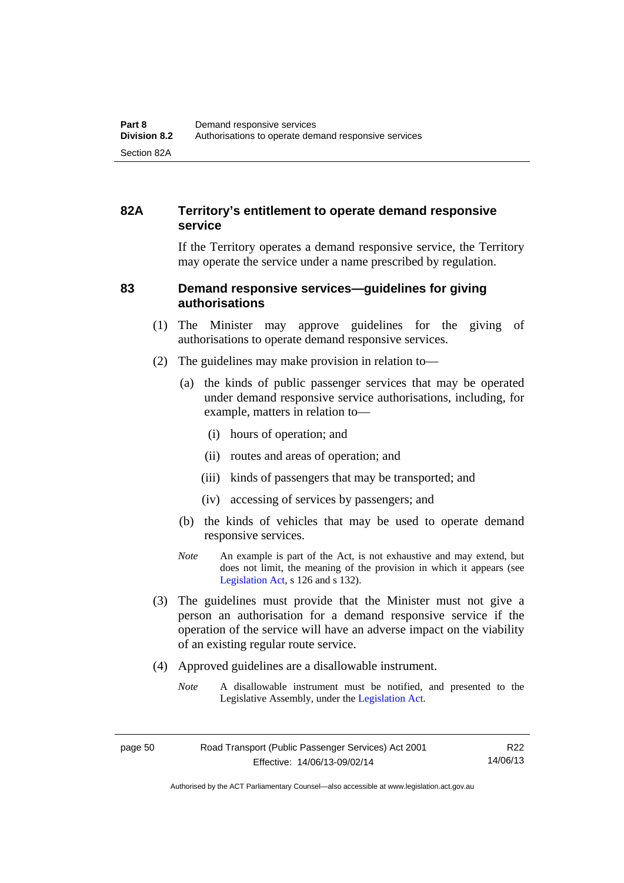## 82A Territory's entitlement to operate demand responsive service

If the Territory operates a demand responsive service, the Territory may operate the service under a name prescribed by regulation.

## 83 Demand responsive services—guidelines for giving authorisations

(1) The Minister may approve guidelines for the giving of authorisations to operate demand responsive services.

(2) The guidelines may make provision in relation to—

(a) the kinds of public passenger services that may be operated under demand responsive service authorisations, including, for example, matters in relation to—

(i) hours of operation; and

(ii) routes and areas of operation; and

(iii) kinds of passengers that may be transported; and

(iv) accessing of services by passengers; and

(b) the kinds of vehicles that may be used to operate demand responsive services.

*Note* An example is part of the Act, is not exhaustive and may extend, but does not limit, the meaning of the provision in which it appears (see Legislation Act, s 126 and s 132).

(3) The guidelines must provide that the Minister must not give a person an authorisation for a demand responsive service if the operation of the service will have an adverse impact on the viability of an existing regular route service.

(4) Approved guidelines are a disallowable instrument.

*Note* A disallowable instrument must be notified, and presented to the Legislative Assembly, under the Legislation Act.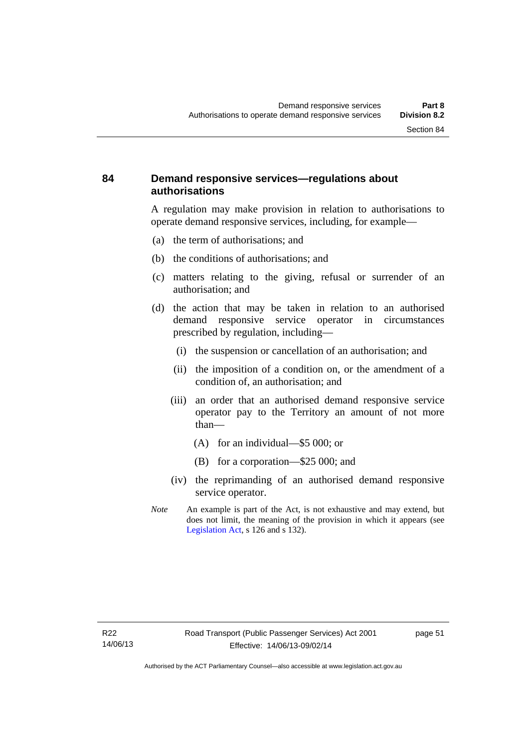## 84 Demand responsive services—regulations about authorisations

A regulation may make provision in relation to authorisations to operate demand responsive services, including, for example—

(a) the term of authorisations; and

(b) the conditions of authorisations; and

(c) matters relating to the giving, refusal or surrender of an authorisation; and

(d) the action that may be taken in relation to an authorised demand responsive service operator in circumstances prescribed by regulation, including—

   (i) the suspension or cancellation of an authorisation; and

   (ii) the imposition of a condition on, or the amendment of a condition of, an authorisation; and

   (iii) an order that an authorised demand responsive service operator pay to the Territory an amount of not more than—

      (A) for an individual—$5 000; or

      (B) for a corporation—$25 000; and

   (iv) the reprimanding of an authorised demand responsive service operator.

*Note* An example is part of the Act, is not exhaustive and may extend, but does not limit, the meaning of the provision in which it appears (see Legislation Act, s 126 and s 132).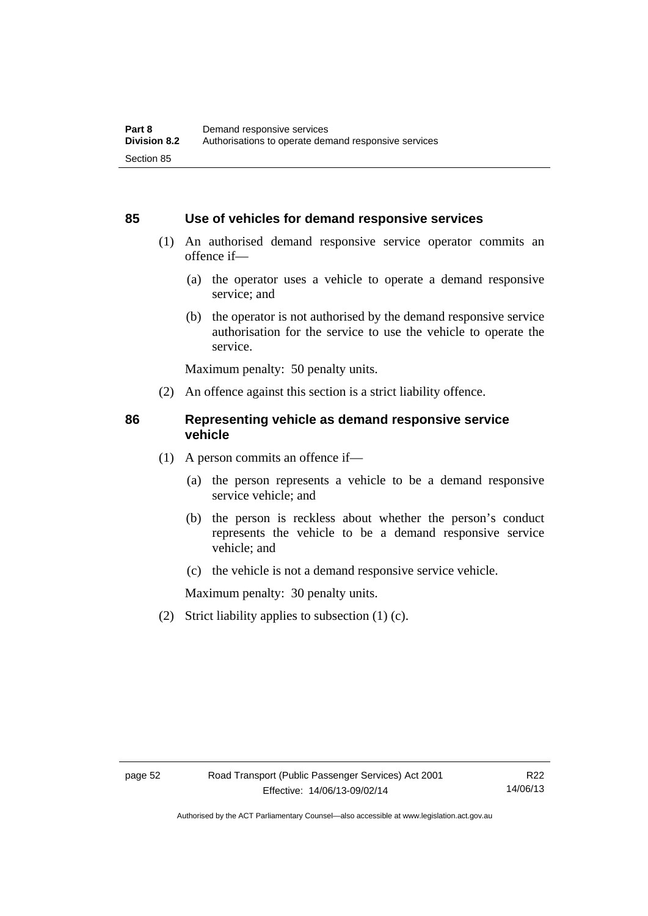## 85 Use of vehicles for demand responsive services

(1) An authorised demand responsive service operator commits an offence if—

(a) the operator uses a vehicle to operate a demand responsive service; and

(b) the operator is not authorised by the demand responsive service authorisation for the service to use the vehicle to operate the service.

Maximum penalty: 50 penalty units.

(2) An offence against this section is a strict liability offence.

## 86 Representing vehicle as demand responsive service vehicle

(1) A person commits an offence if—

(a) the person represents a vehicle to be a demand responsive service vehicle; and

(b) the person is reckless about whether the person's conduct represents the vehicle to be a demand responsive service vehicle; and

(c) the vehicle is not a demand responsive service vehicle.

Maximum penalty: 30 penalty units.

(2) Strict liability applies to subsection (1) (c).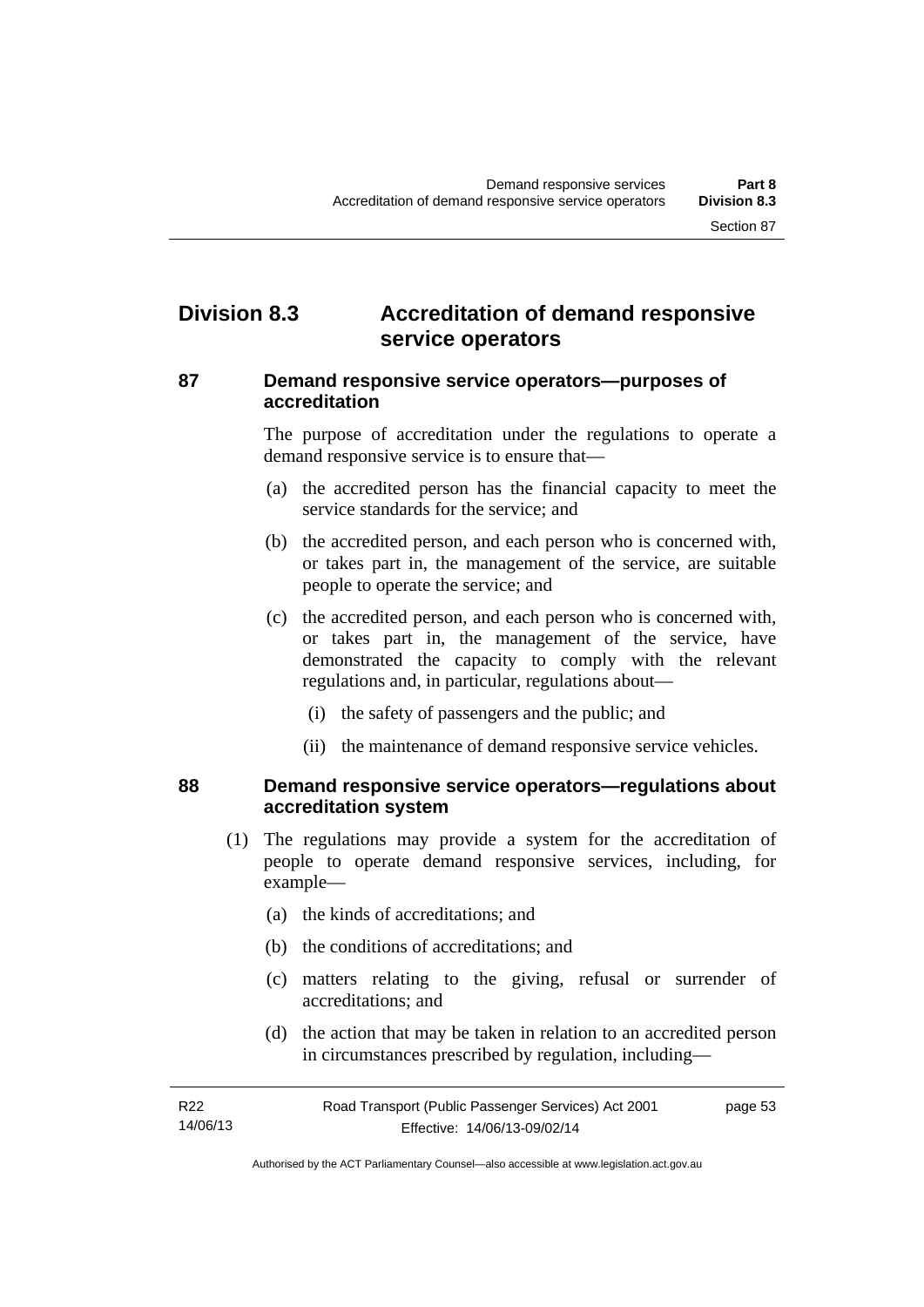## Division 8.3 Accreditation of demand responsive service operators

### 87 Demand responsive service operators—purposes of accreditation

The purpose of accreditation under the regulations to operate a demand responsive service is to ensure that—

(a) the accredited person has the financial capacity to meet the service standards for the service; and

(b) the accredited person, and each person who is concerned with, or takes part in, the management of the service, are suitable people to operate the service; and

(c) the accredited person, and each person who is concerned with, or takes part in, the management of the service, have demonstrated the capacity to comply with the relevant regulations and, in particular, regulations about—

(i) the safety of passengers and the public; and

(ii) the maintenance of demand responsive service vehicles.

### 88 Demand responsive service operators—regulations about accreditation system

(1) The regulations may provide a system for the accreditation of people to operate demand responsive services, including, for example—

(a) the kinds of accreditations; and

(b) the conditions of accreditations; and

(c) matters relating to the giving, refusal or surrender of accreditations; and

(d) the action that may be taken in relation to an accredited person in circumstances prescribed by regulation, including—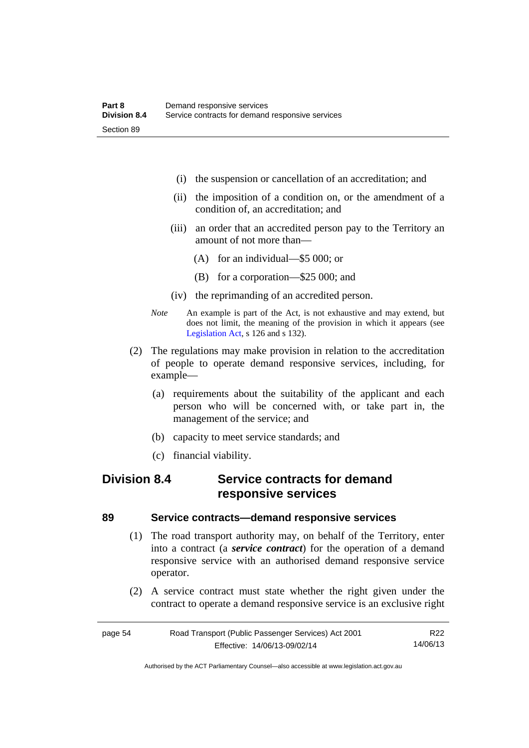(i) the suspension or cancellation of an accreditation; and

(ii) the imposition of a condition on, or the amendment of a condition of, an accreditation; and

(iii) an order that an accredited person pay to the Territory an amount of not more than—

(A) for an individual—$5 000; or

(B) for a corporation—$25 000; and

(iv) the reprimanding of an accredited person.

*Note* An example is part of the Act, is not exhaustive and may extend, but does not limit, the meaning of the provision in which it appears (see Legislation Act, s 126 and s 132).

(2) The regulations may make provision in relation to the accreditation of people to operate demand responsive services, including, for example—

(a) requirements about the suitability of the applicant and each person who will be concerned with, or take part in, the management of the service; and

(b) capacity to meet service standards; and

(c) financial viability.

## Division 8.4 Service contracts for demand responsive services

### 89 Service contracts—demand responsive services

(1) The road transport authority may, on behalf of the Territory, enter into a contract (a ***service contract***) for the operation of a demand responsive service with an authorised demand responsive service operator.

(2) A service contract must state whether the right given under the contract to operate a demand responsive service is an exclusive right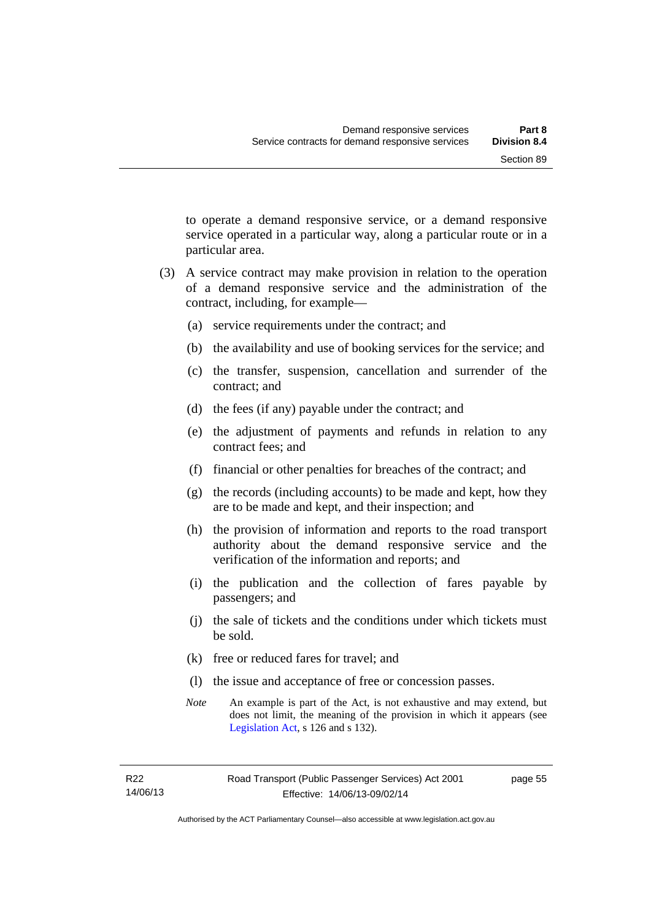to operate a demand responsive service, or a demand responsive service operated in a particular way, along a particular route or in a particular area.

(3) A service contract may make provision in relation to the operation of a demand responsive service and the administration of the contract, including, for example—

(a) service requirements under the contract; and

(b) the availability and use of booking services for the service; and

(c) the transfer, suspension, cancellation and surrender of the contract; and

(d) the fees (if any) payable under the contract; and

(e) the adjustment of payments and refunds in relation to any contract fees; and

(f) financial or other penalties for breaches of the contract; and

(g) the records (including accounts) to be made and kept, how they are to be made and kept, and their inspection; and

(h) the provision of information and reports to the road transport authority about the demand responsive service and the verification of the information and reports; and

(i) the publication and the collection of fares payable by passengers; and

(j) the sale of tickets and the conditions under which tickets must be sold.

(k) free or reduced fares for travel; and

(l) the issue and acceptance of free or concession passes.

*Note* An example is part of the Act, is not exhaustive and may extend, but does not limit, the meaning of the provision in which it appears (see Legislation Act, s 126 and s 132).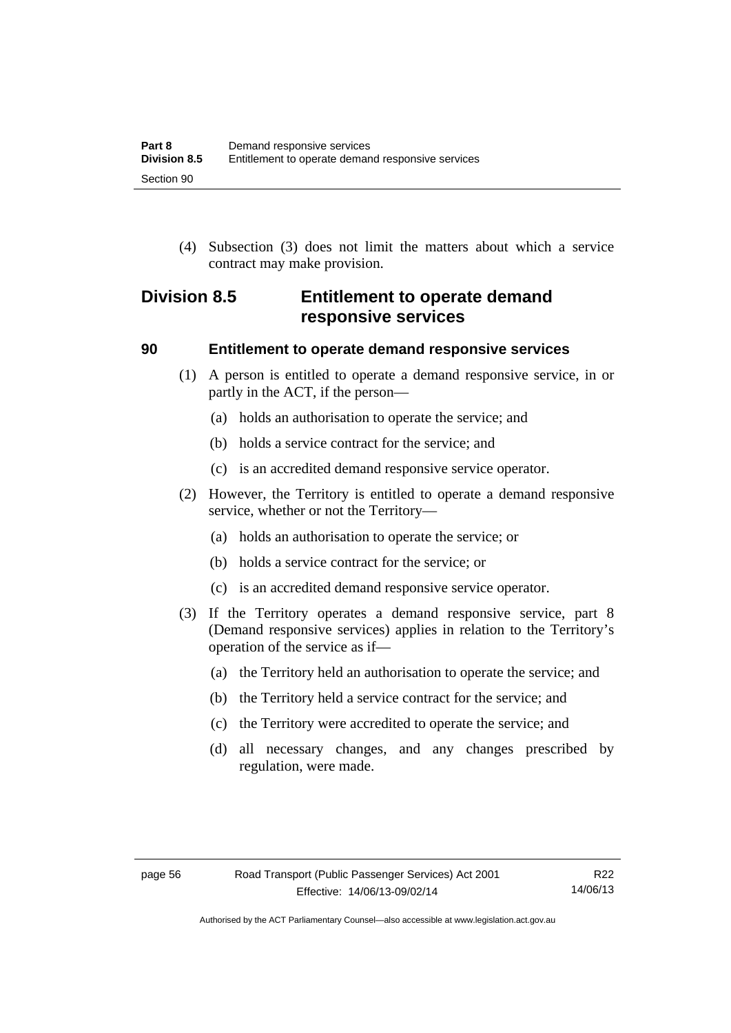(4) Subsection (3) does not limit the matters about which a service contract may make provision.

## Division 8.5 Entitlement to operate demand responsive services

### 90 Entitlement to operate demand responsive services

(1) A person is entitled to operate a demand responsive service, in or partly in the ACT, if the person—

(a) holds an authorisation to operate the service; and

(b) holds a service contract for the service; and

(c) is an accredited demand responsive service operator.

(2) However, the Territory is entitled to operate a demand responsive service, whether or not the Territory—

(a) holds an authorisation to operate the service; or

(b) holds a service contract for the service; or

(c) is an accredited demand responsive service operator.

(3) If the Territory operates a demand responsive service, part 8 (Demand responsive services) applies in relation to the Territory's operation of the service as if—

(a) the Territory held an authorisation to operate the service; and

(b) the Territory held a service contract for the service; and

(c) the Territory were accredited to operate the service; and

(d) all necessary changes, and any changes prescribed by regulation, were made.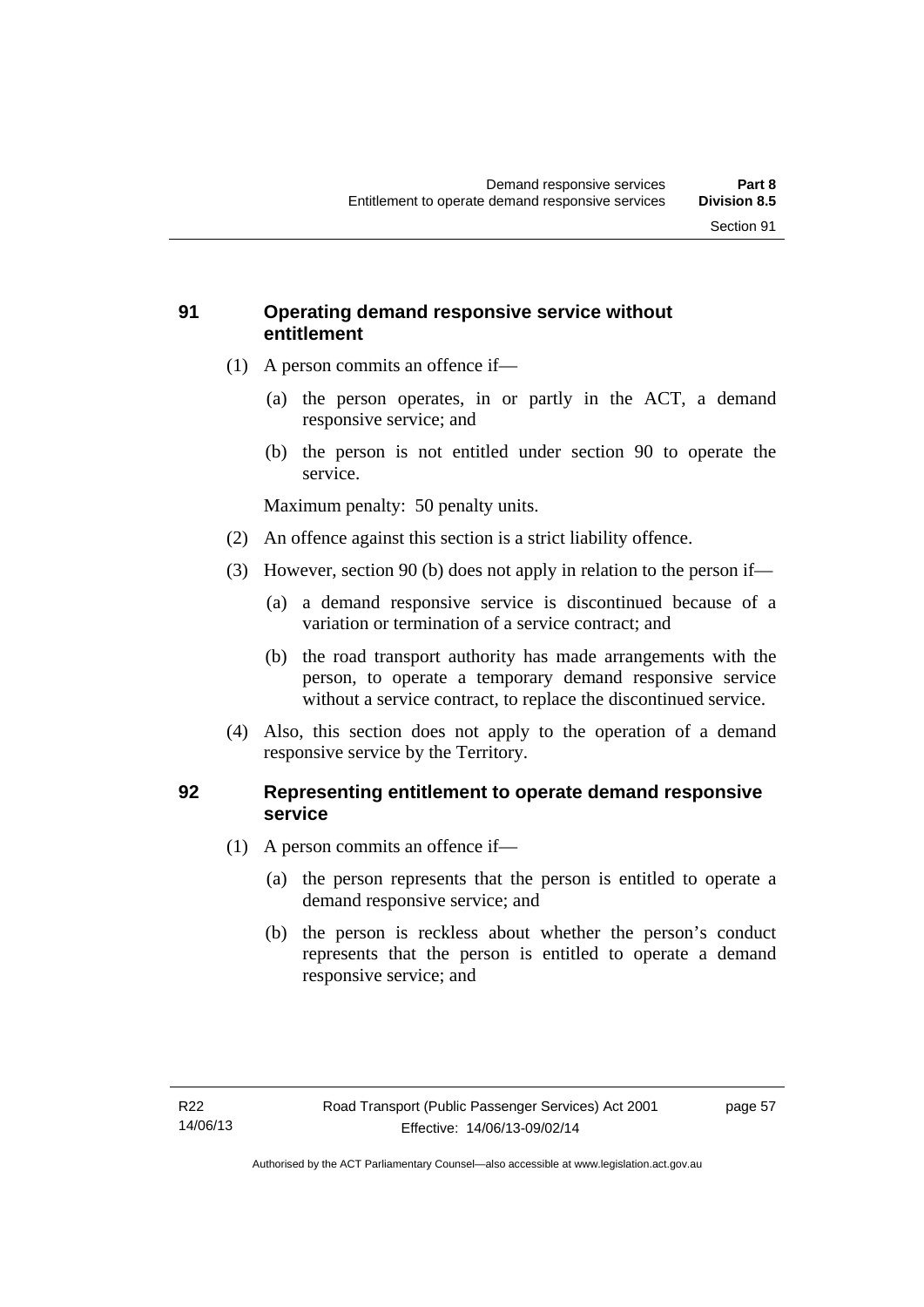## 91 Operating demand responsive service without entitlement

(1) A person commits an offence if—

(a) the person operates, in or partly in the ACT, a demand responsive service; and

(b) the person is not entitled under section 90 to operate the service.

Maximum penalty: 50 penalty units.

(2) An offence against this section is a strict liability offence.

(3) However, section 90 (b) does not apply in relation to the person if—

(a) a demand responsive service is discontinued because of a variation or termination of a service contract; and

(b) the road transport authority has made arrangements with the person, to operate a temporary demand responsive service without a service contract, to replace the discontinued service.

(4) Also, this section does not apply to the operation of a demand responsive service by the Territory.

## 92 Representing entitlement to operate demand responsive service

(1) A person commits an offence if—

(a) the person represents that the person is entitled to operate a demand responsive service; and

(b) the person is reckless about whether the person's conduct represents that the person is entitled to operate a demand responsive service; and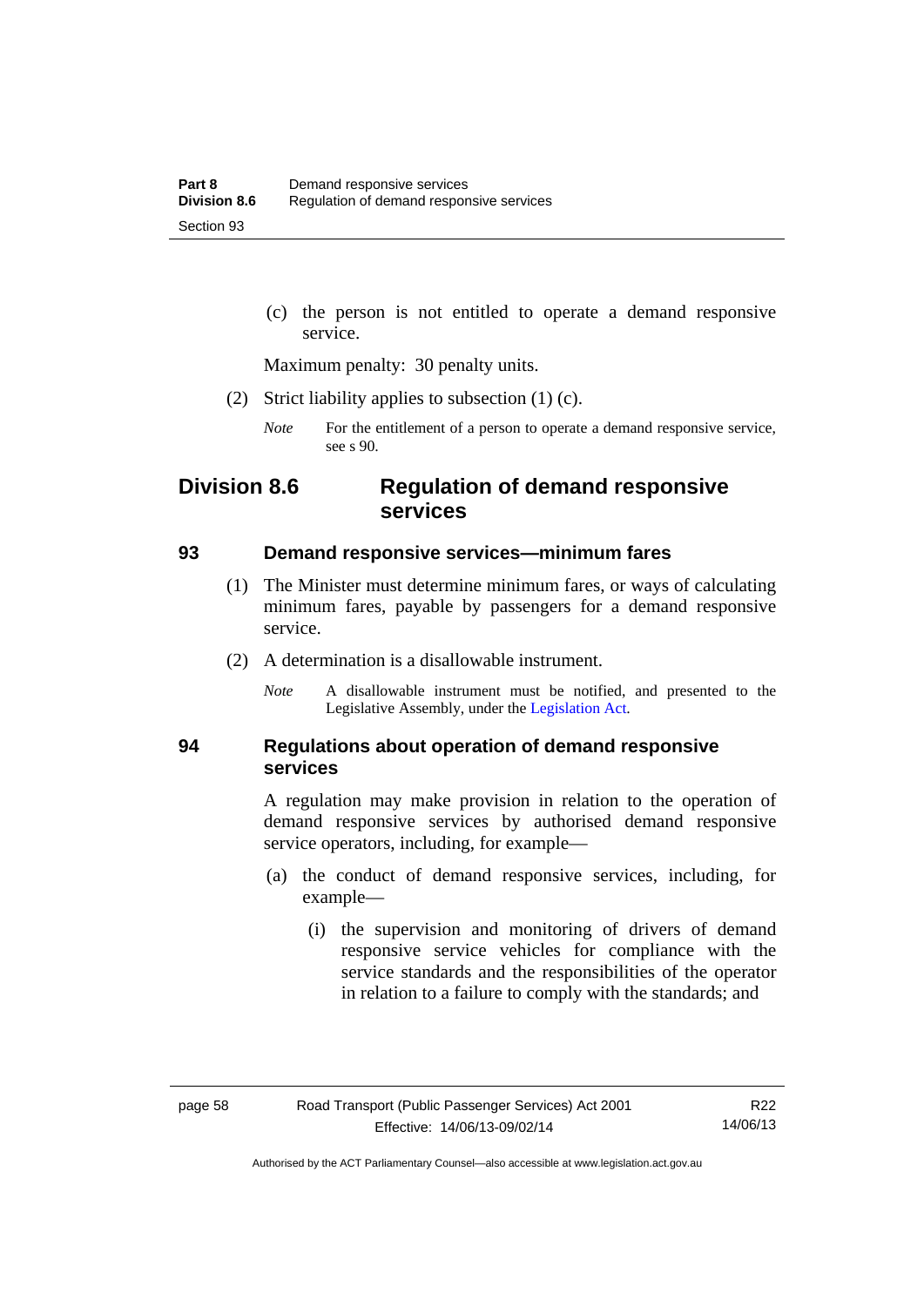(c) the person is not entitled to operate a demand responsive service.

Maximum penalty: 30 penalty units.

(2) Strict liability applies to subsection (1) (c).

*Note* For the entitlement of a person to operate a demand responsive service, see s 90.

## Division 8.6 Regulation of demand responsive services

### 93 Demand responsive services—minimum fares

(1) The Minister must determine minimum fares, or ways of calculating minimum fares, payable by passengers for a demand responsive service.

(2) A determination is a disallowable instrument.

*Note* A disallowable instrument must be notified, and presented to the Legislative Assembly, under the Legislation Act.

### 94 Regulations about operation of demand responsive services

A regulation may make provision in relation to the operation of demand responsive services by authorised demand responsive service operators, including, for example—

(a) the conduct of demand responsive services, including, for example—

(i) the supervision and monitoring of drivers of demand responsive service vehicles for compliance with the service standards and the responsibilities of the operator in relation to a failure to comply with the standards; and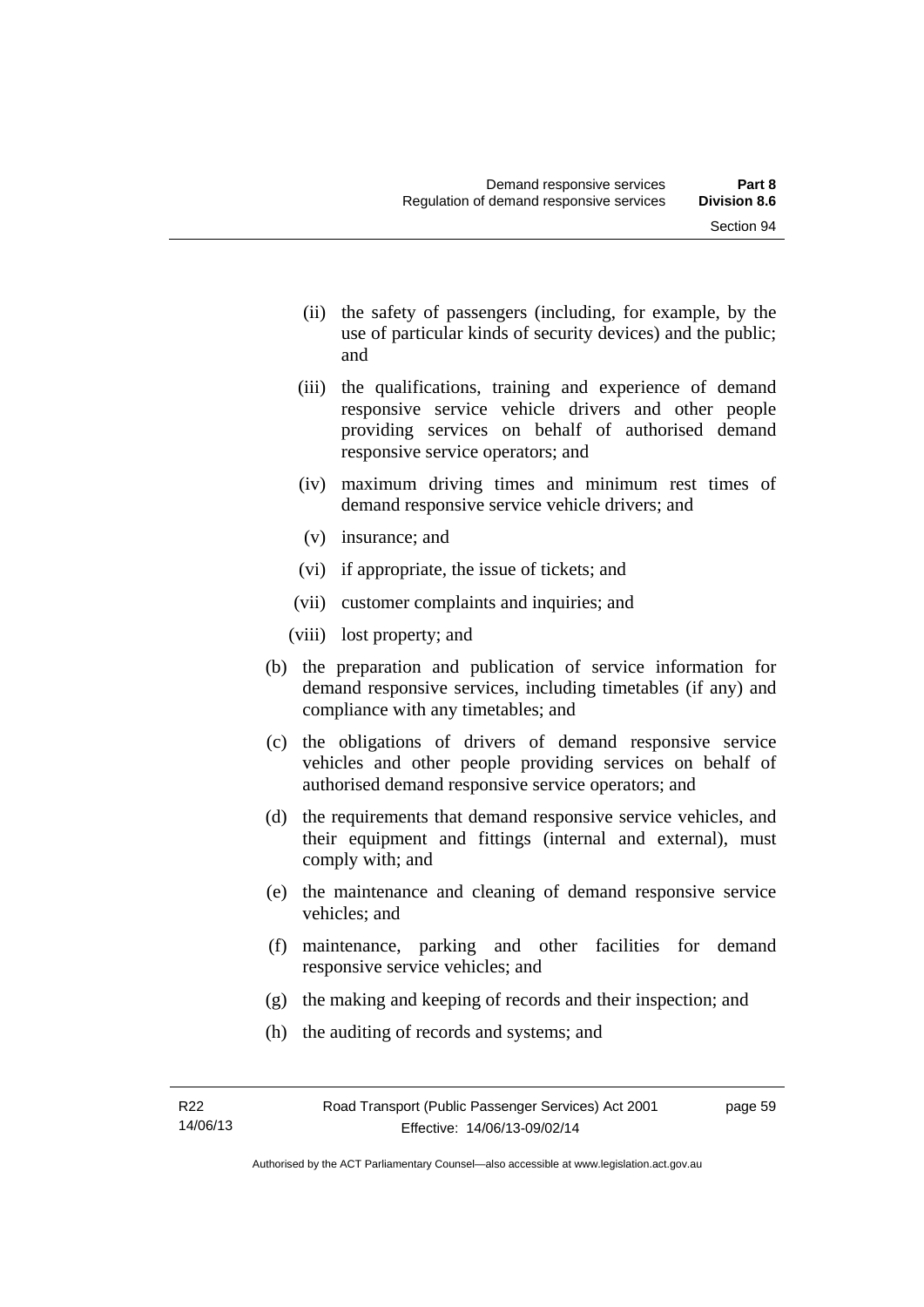- (ii) the safety of passengers (including, for example, by the use of particular kinds of security devices) and the public; and
- (iii) the qualifications, training and experience of demand responsive service vehicle drivers and other people providing services on behalf of authorised demand responsive service operators; and
- (iv) maximum driving times and minimum rest times of demand responsive service vehicle drivers; and
- (v) insurance; and
- (vi) if appropriate, the issue of tickets; and
- (vii) customer complaints and inquiries; and
- (viii) lost property; and

(b) the preparation and publication of service information for demand responsive services, including timetables (if any) and compliance with any timetables; and

(c) the obligations of drivers of demand responsive service vehicles and other people providing services on behalf of authorised demand responsive service operators; and

(d) the requirements that demand responsive service vehicles, and their equipment and fittings (internal and external), must comply with; and

(e) the maintenance and cleaning of demand responsive service vehicles; and

(f) maintenance, parking and other facilities for demand responsive service vehicles; and

(g) the making and keeping of records and their inspection; and

(h) the auditing of records and systems; and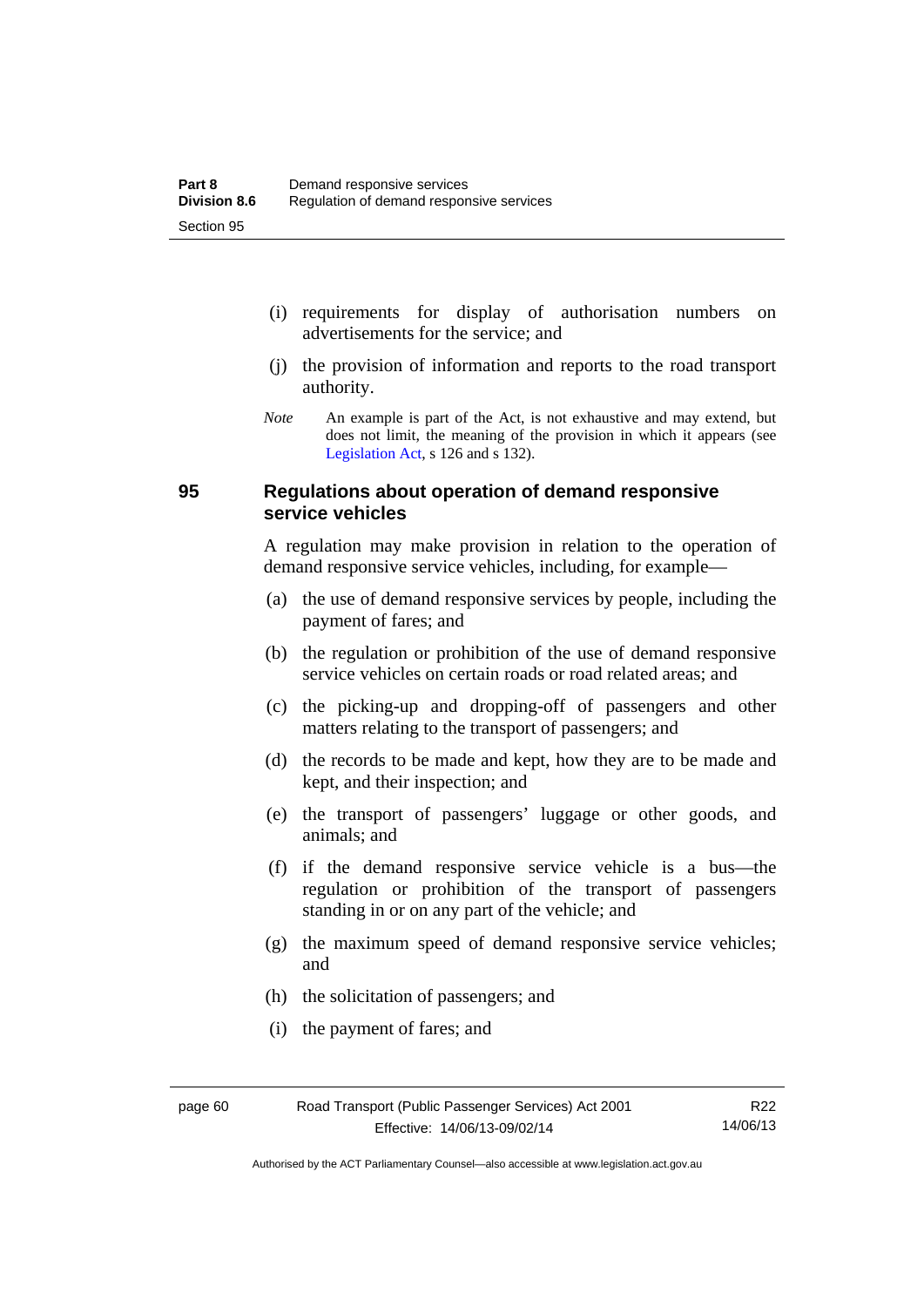(i) requirements for display of authorisation numbers on advertisements for the service; and

(j) the provision of information and reports to the road transport authority.

*Note* An example is part of the Act, is not exhaustive and may extend, but does not limit, the meaning of the provision in which it appears (see Legislation Act, s 126 and s 132).

### 95 Regulations about operation of demand responsive service vehicles

A regulation may make provision in relation to the operation of demand responsive service vehicles, including, for example—

(a) the use of demand responsive services by people, including the payment of fares; and

(b) the regulation or prohibition of the use of demand responsive service vehicles on certain roads or road related areas; and

(c) the picking-up and dropping-off of passengers and other matters relating to the transport of passengers; and

(d) the records to be made and kept, how they are to be made and kept, and their inspection; and

(e) the transport of passengers' luggage or other goods, and animals; and

(f) if the demand responsive service vehicle is a bus—the regulation or prohibition of the transport of passengers standing in or on any part of the vehicle; and

(g) the maximum speed of demand responsive service vehicles; and

(h) the solicitation of passengers; and

(i) the payment of fares; and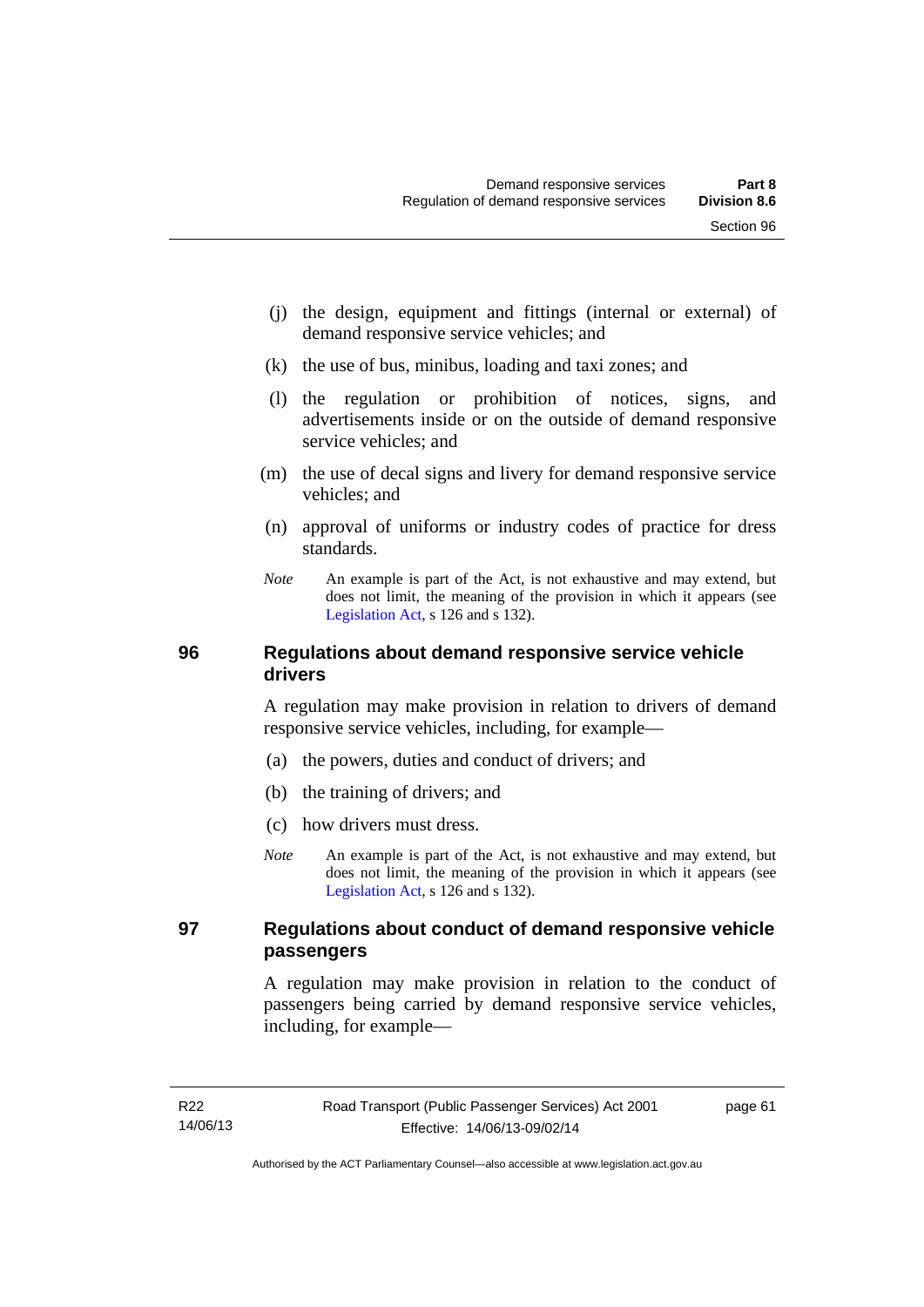(j) the design, equipment and fittings (internal or external) of demand responsive service vehicles; and

(k) the use of bus, minibus, loading and taxi zones; and

(l) the regulation or prohibition of notices, signs, and advertisements inside or on the outside of demand responsive service vehicles; and

(m) the use of decal signs and livery for demand responsive service vehicles; and

(n) approval of uniforms or industry codes of practice for dress standards.

*Note* An example is part of the Act, is not exhaustive and may extend, but does not limit, the meaning of the provision in which it appears (see Legislation Act, s 126 and s 132).

## 96 Regulations about demand responsive service vehicle drivers

A regulation may make provision in relation to drivers of demand responsive service vehicles, including, for example—

(a) the powers, duties and conduct of drivers; and

(b) the training of drivers; and

(c) how drivers must dress.

*Note* An example is part of the Act, is not exhaustive and may extend, but does not limit, the meaning of the provision in which it appears (see Legislation Act, s 126 and s 132).

## 97 Regulations about conduct of demand responsive vehicle passengers

A regulation may make provision in relation to the conduct of passengers being carried by demand responsive service vehicles, including, for example—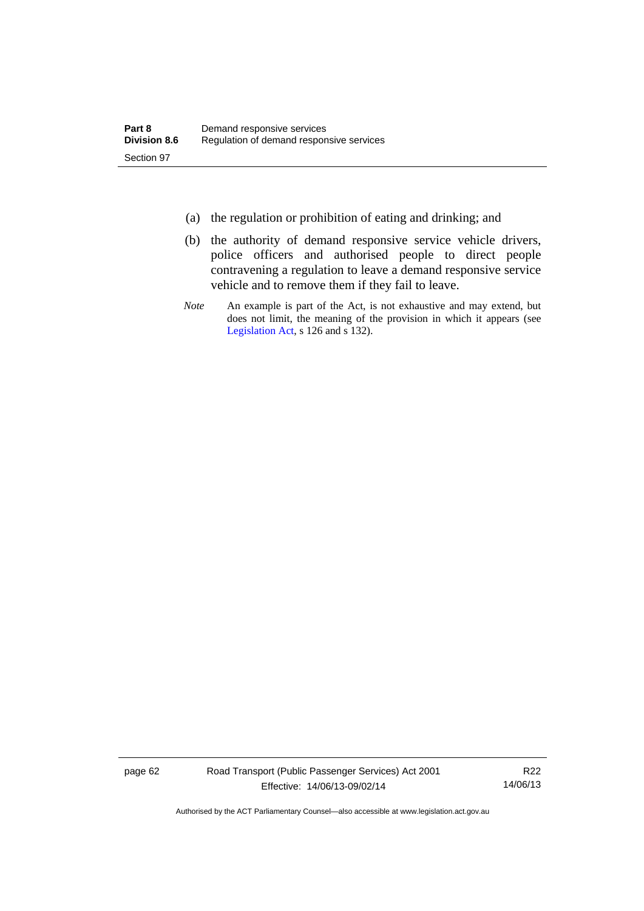(a) the regulation or prohibition of eating and drinking; and

(b) the authority of demand responsive service vehicle drivers, police officers and authorised people to direct people contravening a regulation to leave a demand responsive service vehicle and to remove them if they fail to leave.

*Note* An example is part of the Act, is not exhaustive and may extend, but does not limit, the meaning of the provision in which it appears (see Legislation Act, s 126 and s 132).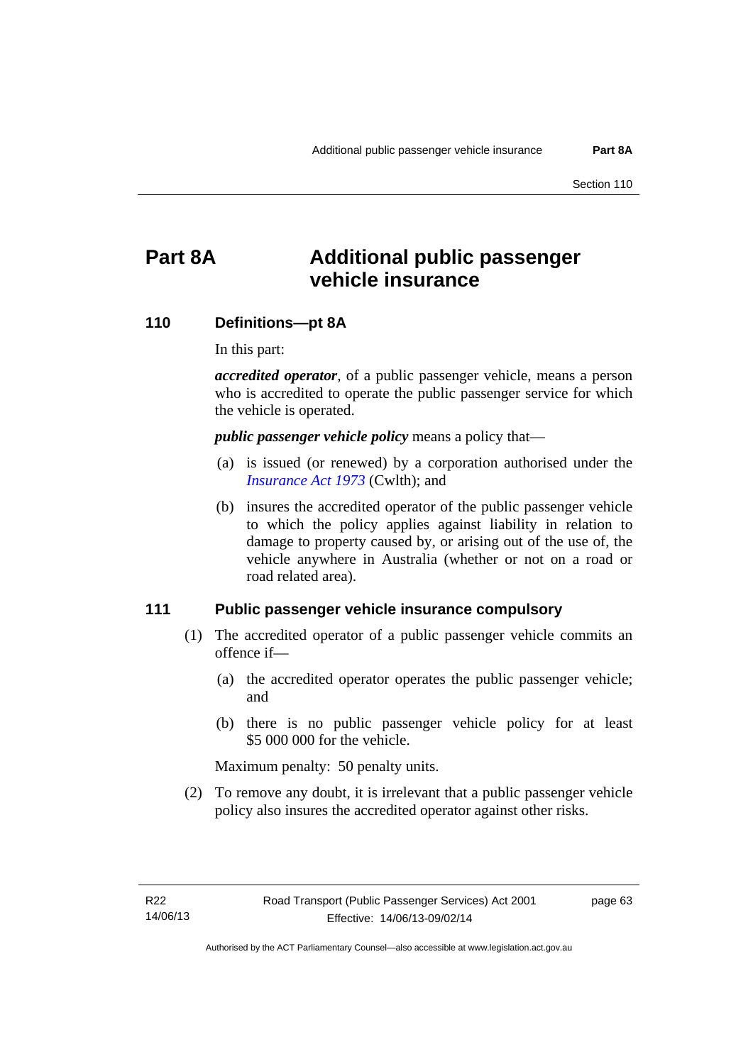# Part 8A Additional public passenger vehicle insurance

## 110 Definitions—pt 8A

In this part:

***accredited operator***, of a public passenger vehicle, means a person who is accredited to operate the public passenger service for which the vehicle is operated.

***public passenger vehicle policy*** means a policy that—

(a) is issued (or renewed) by a corporation authorised under the *Insurance Act 1973* (Cwlth); and

(b) insures the accredited operator of the public passenger vehicle to which the policy applies against liability in relation to damage to property caused by, or arising out of the use of, the vehicle anywhere in Australia (whether or not on a road or road related area).

## 111 Public passenger vehicle insurance compulsory

(1) The accredited operator of a public passenger vehicle commits an offence if—

(a) the accredited operator operates the public passenger vehicle; and

(b) there is no public passenger vehicle policy for at least $5 000 000 for the vehicle.

Maximum penalty: 50 penalty units.

(2) To remove any doubt, it is irrelevant that a public passenger vehicle policy also insures the accredited operator against other risks.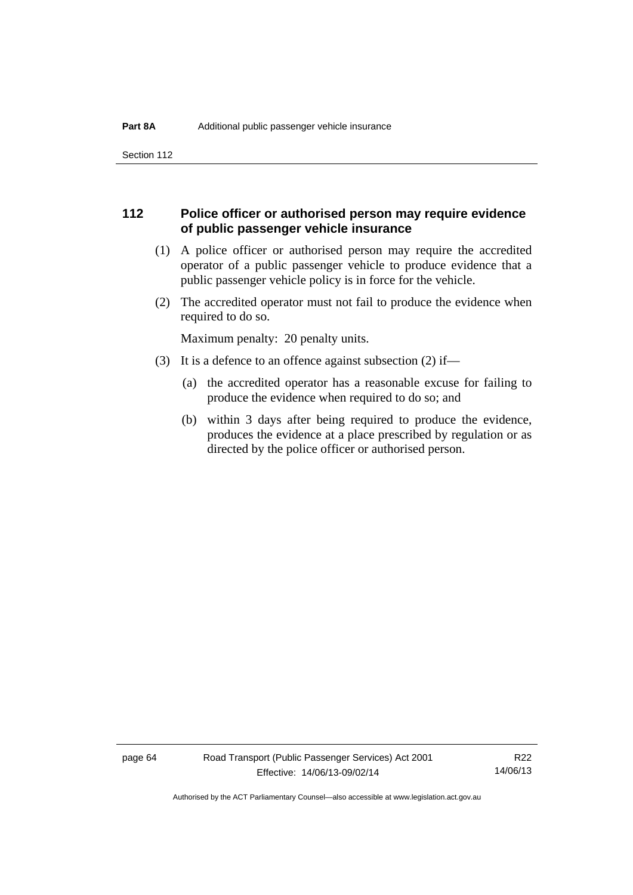## 112 Police officer or authorised person may require evidence of public passenger vehicle insurance

(1) A police officer or authorised person may require the accredited operator of a public passenger vehicle to produce evidence that a public passenger vehicle policy is in force for the vehicle.

(2) The accredited operator must not fail to produce the evidence when required to do so.

Maximum penalty: 20 penalty units.

(3) It is a defence to an offence against subsection (2) if—

(a) the accredited operator has a reasonable excuse for failing to produce the evidence when required to do so; and

(b) within 3 days after being required to produce the evidence, produces the evidence at a place prescribed by regulation or as directed by the police officer or authorised person.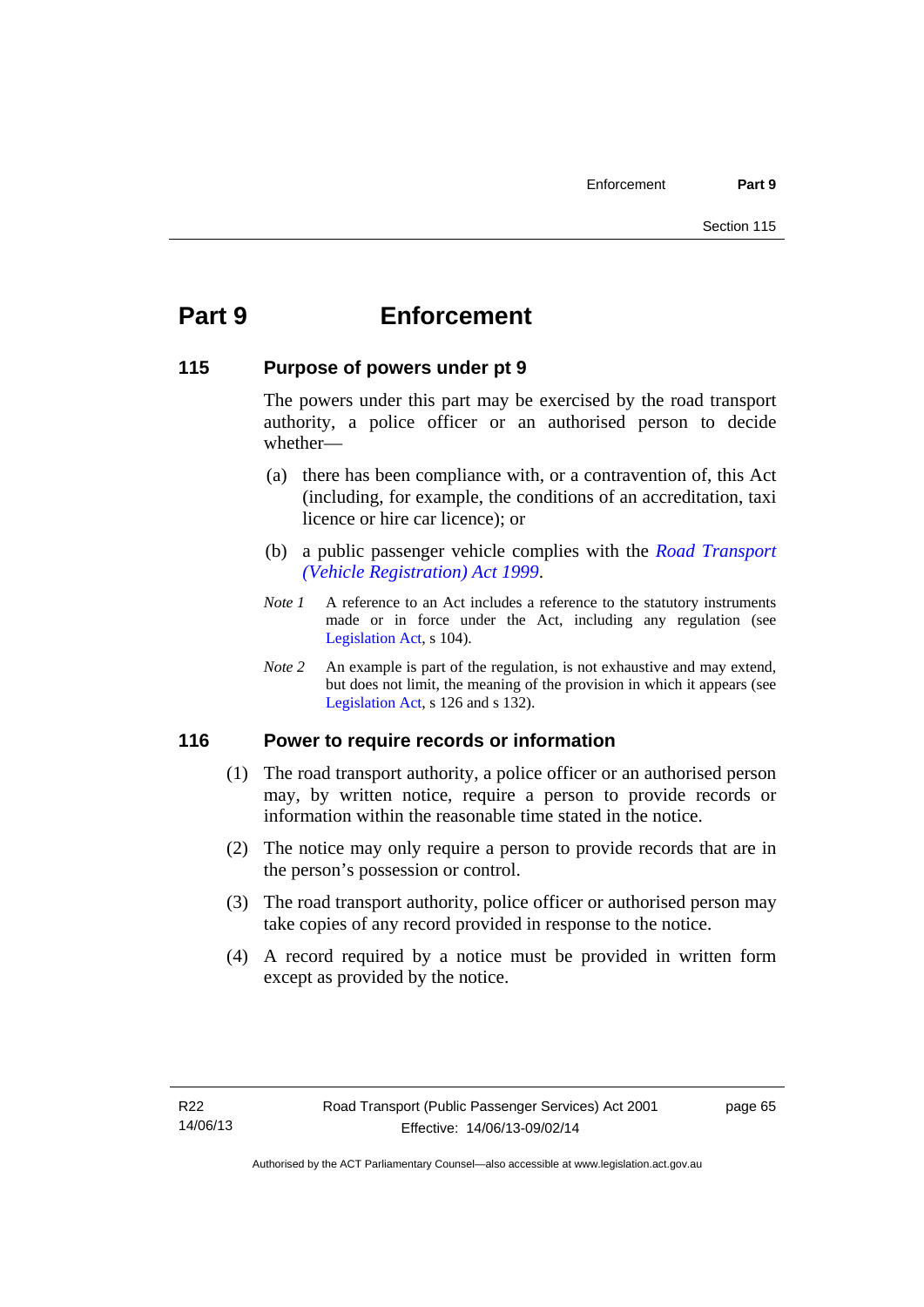# Part 9 Enforcement

## 115 Purpose of powers under pt 9

The powers under this part may be exercised by the road transport authority, a police officer or an authorised person to decide whether—

(a) there has been compliance with, or a contravention of, this Act (including, for example, the conditions of an accreditation, taxi licence or hire car licence); or

(b) a public passenger vehicle complies with the *Road Transport (Vehicle Registration) Act 1999*.

*Note 1* A reference to an Act includes a reference to the statutory instruments made or in force under the Act, including any regulation (see Legislation Act, s 104).

*Note 2* An example is part of the regulation, is not exhaustive and may extend, but does not limit, the meaning of the provision in which it appears (see Legislation Act, s 126 and s 132).

## 116 Power to require records or information

(1) The road transport authority, a police officer or an authorised person may, by written notice, require a person to provide records or information within the reasonable time stated in the notice.

(2) The notice may only require a person to provide records that are in the person's possession or control.

(3) The road transport authority, police officer or authorised person may take copies of any record provided in response to the notice.

(4) A record required by a notice must be provided in written form except as provided by the notice.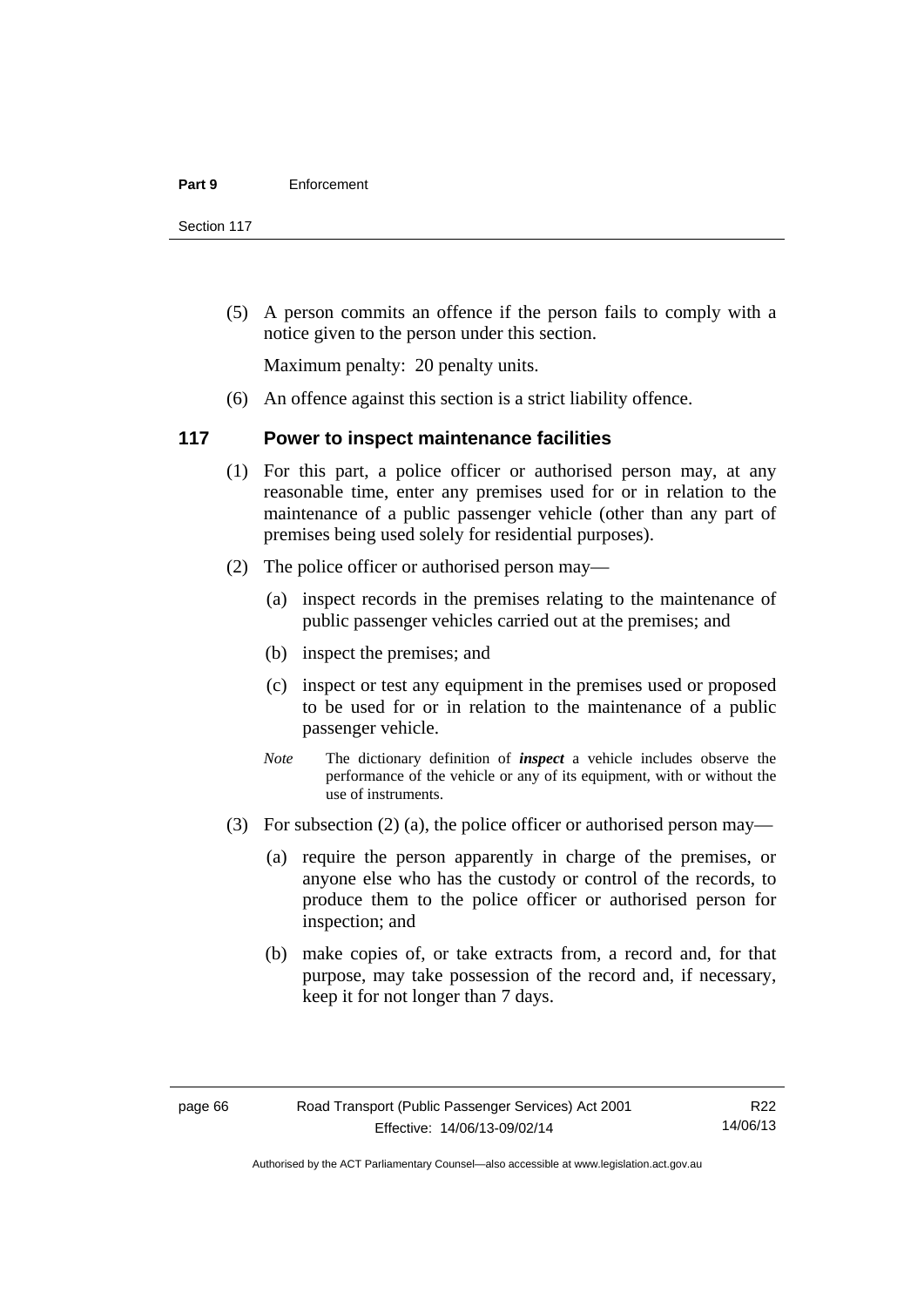(5) A person commits an offence if the person fails to comply with a notice given to the person under this section.

Maximum penalty: 20 penalty units.

(6) An offence against this section is a strict liability offence.

## 117 Power to inspect maintenance facilities

(1) For this part, a police officer or authorised person may, at any reasonable time, enter any premises used for or in relation to the maintenance of a public passenger vehicle (other than any part of premises being used solely for residential purposes).

(2) The police officer or authorised person may—

(a) inspect records in the premises relating to the maintenance of public passenger vehicles carried out at the premises; and

(b) inspect the premises; and

(c) inspect or test any equipment in the premises used or proposed to be used for or in relation to the maintenance of a public passenger vehicle.

*Note* The dictionary definition of ***inspect*** a vehicle includes observe the performance of the vehicle or any of its equipment, with or without the use of instruments.

(3) For subsection (2) (a), the police officer or authorised person may—

(a) require the person apparently in charge of the premises, or anyone else who has the custody or control of the records, to produce them to the police officer or authorised person for inspection; and

(b) make copies of, or take extracts from, a record and, for that purpose, may take possession of the record and, if necessary, keep it for not longer than 7 days.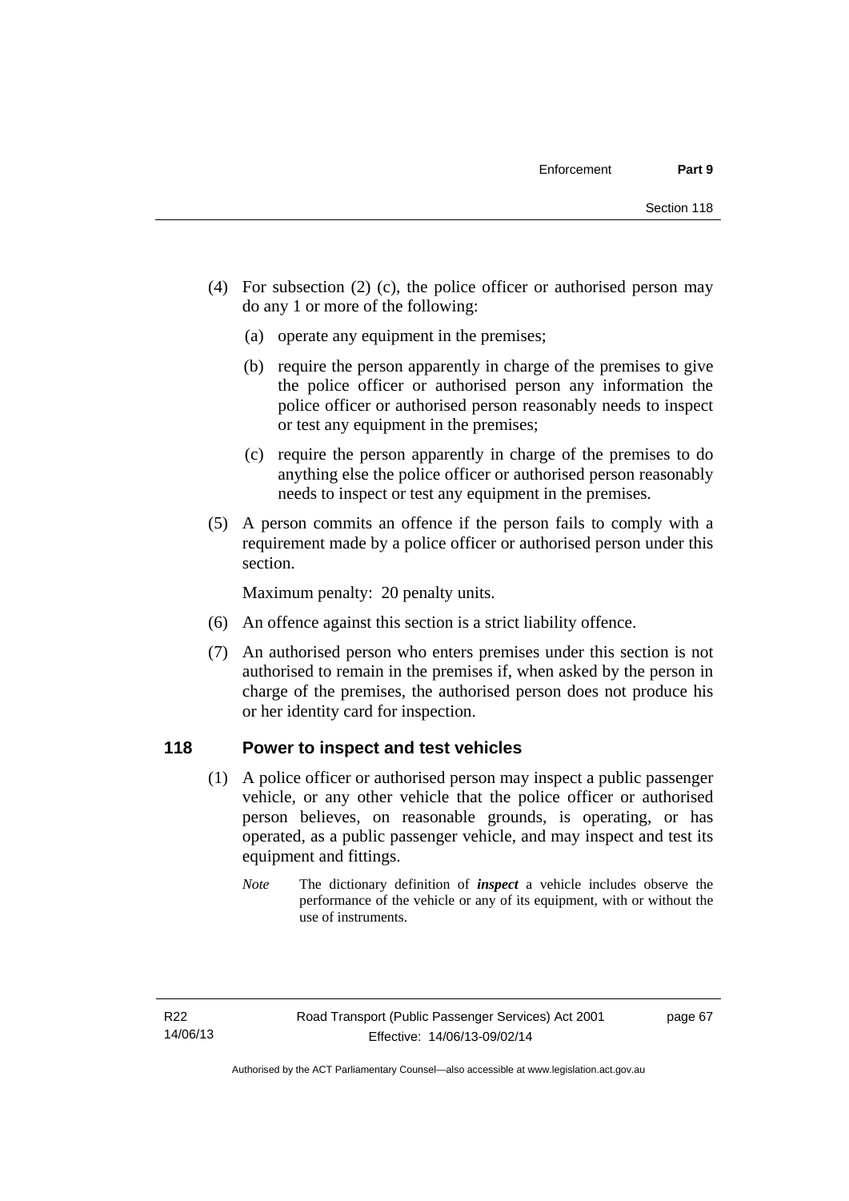(4) For subsection (2) (c), the police officer or authorised person may do any 1 or more of the following:

(a) operate any equipment in the premises;

(b) require the person apparently in charge of the premises to give the police officer or authorised person any information the police officer or authorised person reasonably needs to inspect or test any equipment in the premises;

(c) require the person apparently in charge of the premises to do anything else the police officer or authorised person reasonably needs to inspect or test any equipment in the premises.

(5) A person commits an offence if the person fails to comply with a requirement made by a police officer or authorised person under this section.

Maximum penalty: 20 penalty units.

(6) An offence against this section is a strict liability offence.

(7) An authorised person who enters premises under this section is not authorised to remain in the premises if, when asked by the person in charge of the premises, the authorised person does not produce his or her identity card for inspection.

## 118 Power to inspect and test vehicles

(1) A police officer or authorised person may inspect a public passenger vehicle, or any other vehicle that the police officer or authorised person believes, on reasonable grounds, is operating, or has operated, as a public passenger vehicle, and may inspect and test its equipment and fittings.

*Note* The dictionary definition of ***inspect*** a vehicle includes observe the performance of the vehicle or any of its equipment, with or without the use of instruments.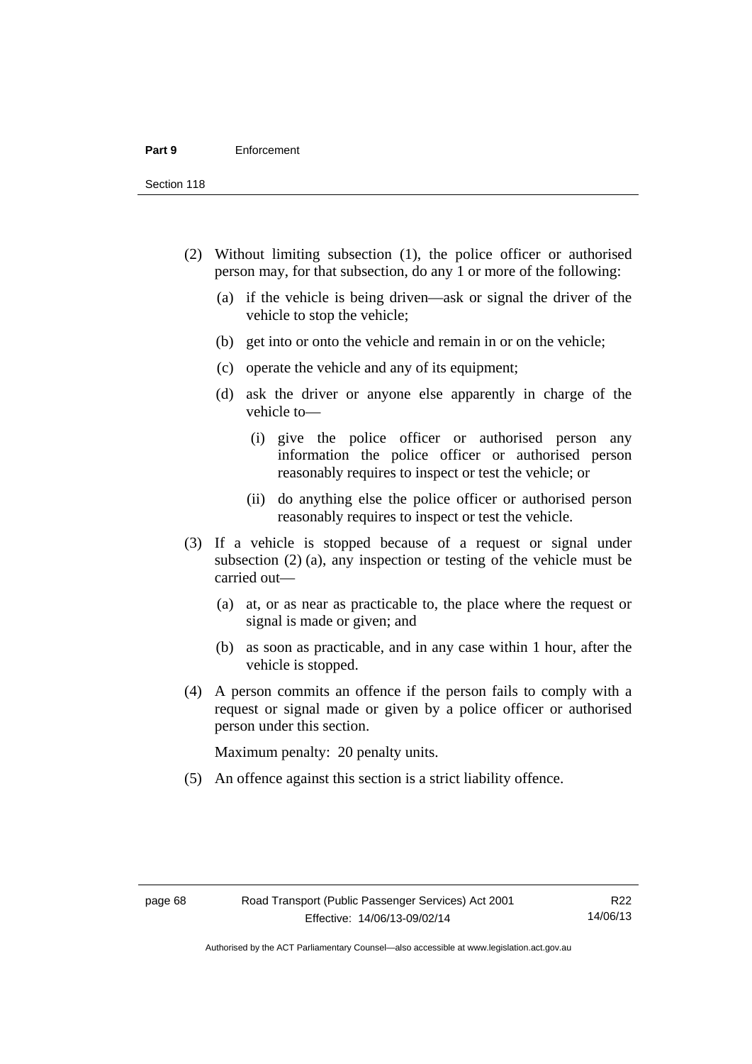(2) Without limiting subsection (1), the police officer or authorised person may, for that subsection, do any 1 or more of the following:

- (a) if the vehicle is being driven—ask or signal the driver of the vehicle to stop the vehicle;
- (b) get into or onto the vehicle and remain in or on the vehicle;
- (c) operate the vehicle and any of its equipment;
- (d) ask the driver or anyone else apparently in charge of the vehicle to—
  - (i) give the police officer or authorised person any information the police officer or authorised person reasonably requires to inspect or test the vehicle; or
  - (ii) do anything else the police officer or authorised person reasonably requires to inspect or test the vehicle.

(3) If a vehicle is stopped because of a request or signal under subsection (2) (a), any inspection or testing of the vehicle must be carried out—

- (a) at, or as near as practicable to, the place where the request or signal is made or given; and
- (b) as soon as practicable, and in any case within 1 hour, after the vehicle is stopped.

(4) A person commits an offence if the person fails to comply with a request or signal made or given by a police officer or authorised person under this section.

Maximum penalty: 20 penalty units.

(5) An offence against this section is a strict liability offence.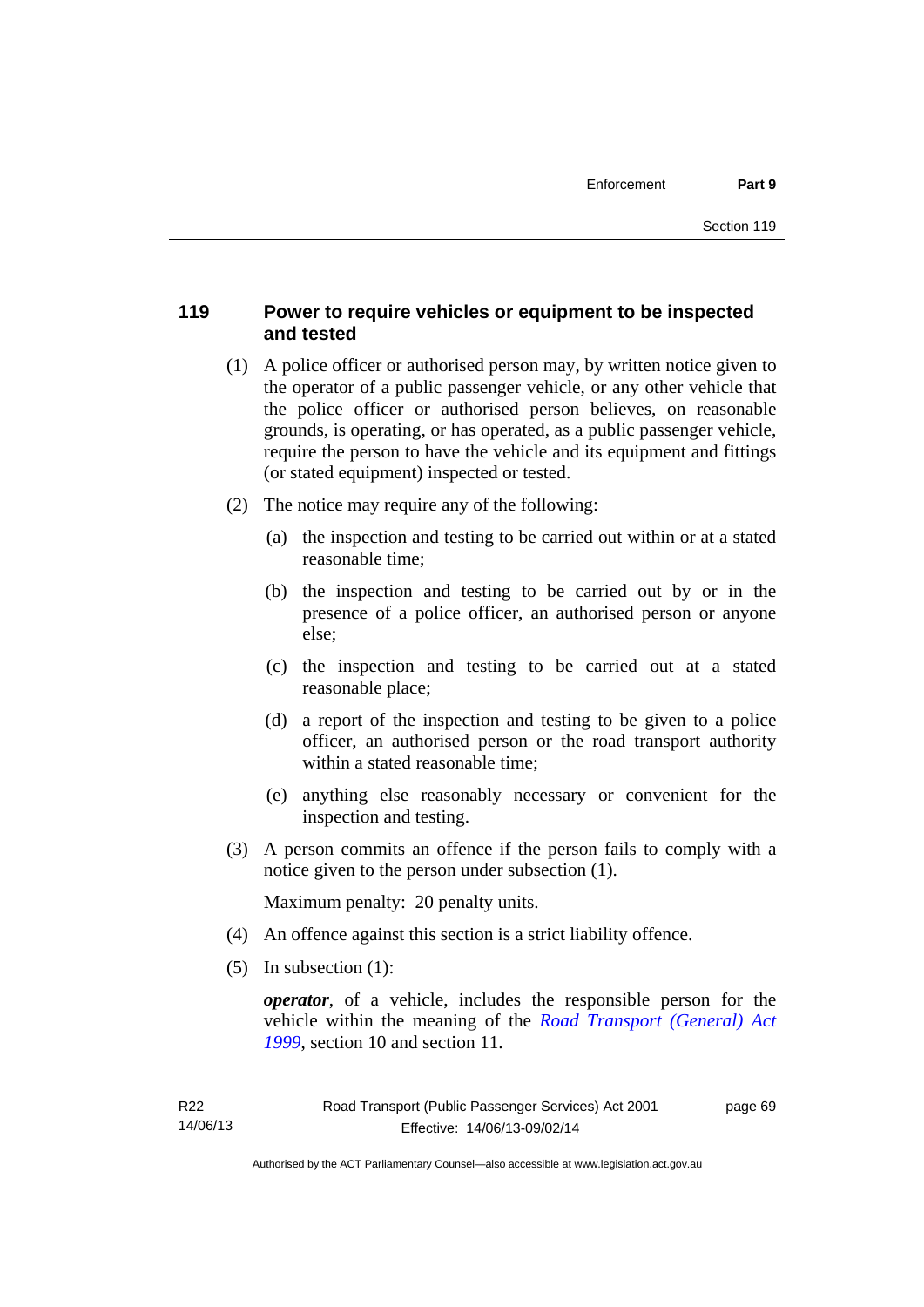## 119 Power to require vehicles or equipment to be inspected and tested

(1) A police officer or authorised person may, by written notice given to the operator of a public passenger vehicle, or any other vehicle that the police officer or authorised person believes, on reasonable grounds, is operating, or has operated, as a public passenger vehicle, require the person to have the vehicle and its equipment and fittings (or stated equipment) inspected or tested.

(2) The notice may require any of the following:

(a) the inspection and testing to be carried out within or at a stated reasonable time;

(b) the inspection and testing to be carried out by or in the presence of a police officer, an authorised person or anyone else;

(c) the inspection and testing to be carried out at a stated reasonable place;

(d) a report of the inspection and testing to be given to a police officer, an authorised person or the road transport authority within a stated reasonable time;

(e) anything else reasonably necessary or convenient for the inspection and testing.

(3) A person commits an offence if the person fails to comply with a notice given to the person under subsection (1).

Maximum penalty: 20 penalty units.

(4) An offence against this section is a strict liability offence.

(5) In subsection (1):

***operator***, of a vehicle, includes the responsible person for the vehicle within the meaning of the *Road Transport (General) Act 1999*, section 10 and section 11.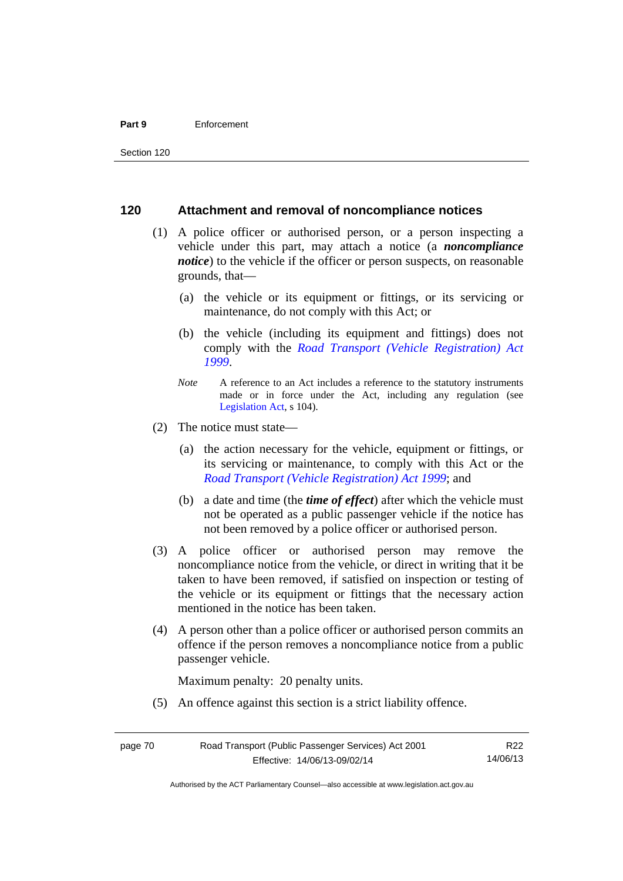## 120 Attachment and removal of noncompliance notices

(1) A police officer or authorised person, or a person inspecting a vehicle under this part, may attach a notice (a ***noncompliance notice***) to the vehicle if the officer or person suspects, on reasonable grounds, that—

(a) the vehicle or its equipment or fittings, or its servicing or maintenance, do not comply with this Act; or

(b) the vehicle (including its equipment and fittings) does not comply with the *Road Transport (Vehicle Registration) Act 1999*.

*Note* A reference to an Act includes a reference to the statutory instruments made or in force under the Act, including any regulation (see Legislation Act, s 104).

(2) The notice must state—

(a) the action necessary for the vehicle, equipment or fittings, or its servicing or maintenance, to comply with this Act or the *Road Transport (Vehicle Registration) Act 1999*; and

(b) a date and time (the ***time of effect***) after which the vehicle must not be operated as a public passenger vehicle if the notice has not been removed by a police officer or authorised person.

(3) A police officer or authorised person may remove the noncompliance notice from the vehicle, or direct in writing that it be taken to have been removed, if satisfied on inspection or testing of the vehicle or its equipment or fittings that the necessary action mentioned in the notice has been taken.

(4) A person other than a police officer or authorised person commits an offence if the person removes a noncompliance notice from a public passenger vehicle.

Maximum penalty: 20 penalty units.

(5) An offence against this section is a strict liability offence.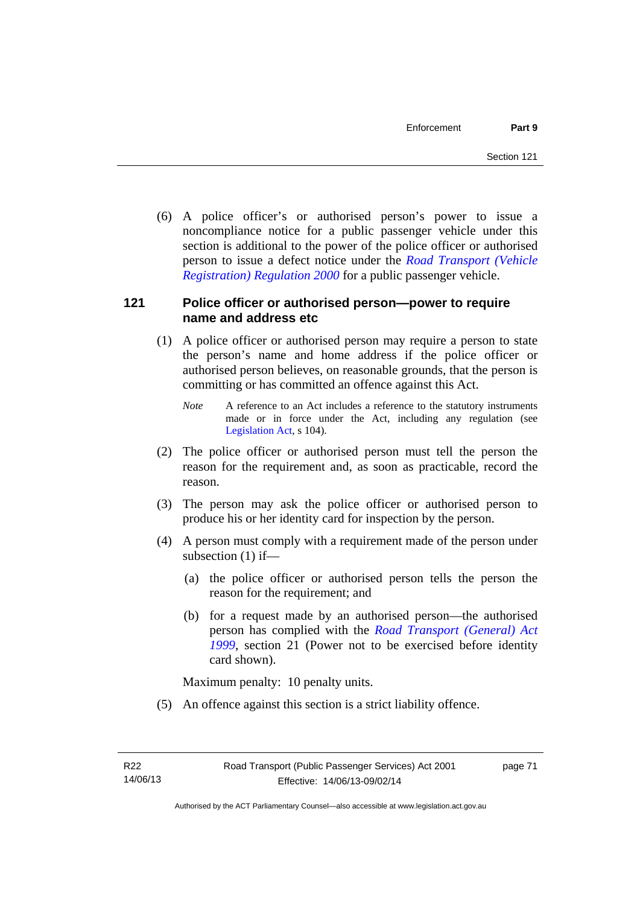(6) A police officer's or authorised person's power to issue a noncompliance notice for a public passenger vehicle under this section is additional to the power of the police officer or authorised person to issue a defect notice under the *Road Transport (Vehicle Registration) Regulation 2000* for a public passenger vehicle.

### 121 Police officer or authorised person—power to require name and address etc

(1) A police officer or authorised person may require a person to state the person's name and home address if the police officer or authorised person believes, on reasonable grounds, that the person is committing or has committed an offence against this Act.

*Note* A reference to an Act includes a reference to the statutory instruments made or in force under the Act, including any regulation (see Legislation Act, s 104).

(2) The police officer or authorised person must tell the person the reason for the requirement and, as soon as practicable, record the reason.

(3) The person may ask the police officer or authorised person to produce his or her identity card for inspection by the person.

(4) A person must comply with a requirement made of the person under subsection (1) if—

(a) the police officer or authorised person tells the person the reason for the requirement; and

(b) for a request made by an authorised person—the authorised person has complied with the *Road Transport (General) Act 1999*, section 21 (Power not to be exercised before identity card shown).

Maximum penalty: 10 penalty units.

(5) An offence against this section is a strict liability offence.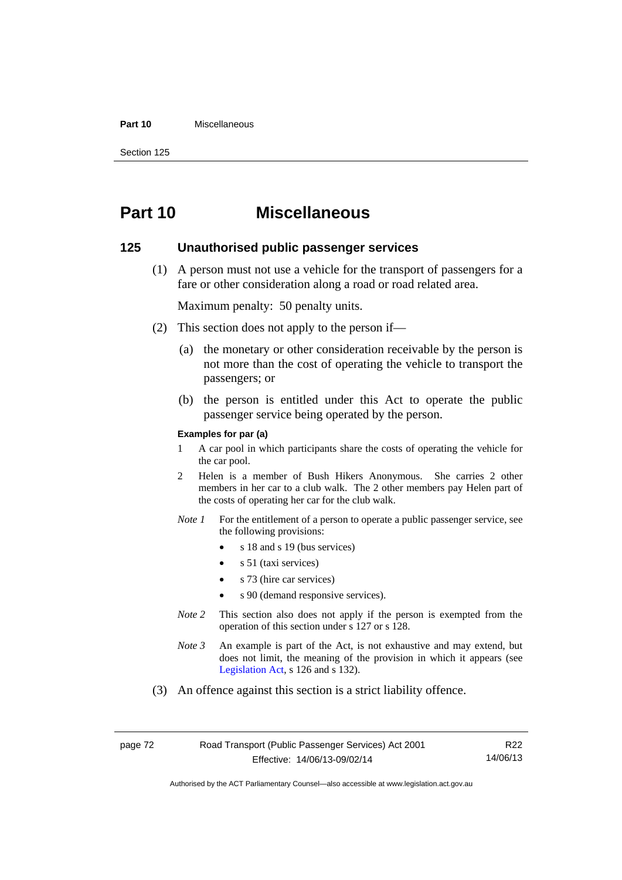# Part 10 Miscellaneous

## 125 Unauthorised public passenger services

(1) A person must not use a vehicle for the transport of passengers for a fare or other consideration along a road or road related area.

Maximum penalty: 50 penalty units.

(2) This section does not apply to the person if—

(a) the monetary or other consideration receivable by the person is not more than the cost of operating the vehicle to transport the passengers; or

(b) the person is entitled under this Act to operate the public passenger service being operated by the person.

**Examples for par (a)**

1 A car pool in which participants share the costs of operating the vehicle for the car pool.

2 Helen is a member of Bush Hikers Anonymous. She carries 2 other members in her car to a club walk. The 2 other members pay Helen part of the costs of operating her car for the club walk.

*Note 1* For the entitlement of a person to operate a public passenger service, see the following provisions:

- s 18 and s 19 (bus services)
- s 51 (taxi services)
- s 73 (hire car services)
- s 90 (demand responsive services).

*Note 2* This section also does not apply if the person is exempted from the operation of this section under s 127 or s 128.

*Note 3* An example is part of the Act, is not exhaustive and may extend, but does not limit, the meaning of the provision in which it appears (see Legislation Act, s 126 and s 132).

(3) An offence against this section is a strict liability offence.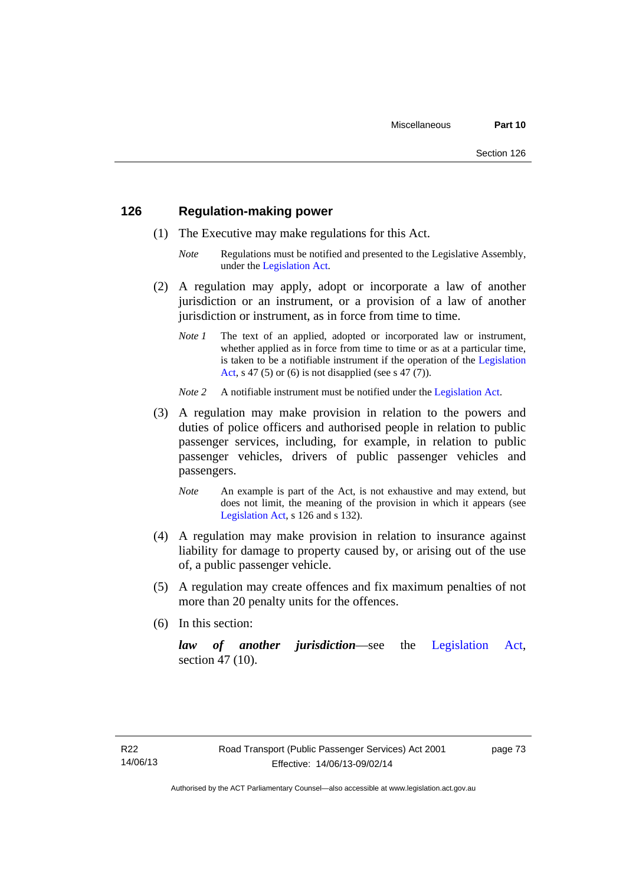## 126 Regulation-making power

(1) The Executive may make regulations for this Act.

*Note* Regulations must be notified and presented to the Legislative Assembly, under the Legislation Act.

(2) A regulation may apply, adopt or incorporate a law of another jurisdiction or an instrument, or a provision of a law of another jurisdiction or instrument, as in force from time to time.

*Note 1* The text of an applied, adopted or incorporated law or instrument, whether applied as in force from time to time or as at a particular time, is taken to be a notifiable instrument if the operation of the Legislation Act, s 47 (5) or (6) is not disapplied (see s 47 (7)).

*Note 2* A notifiable instrument must be notified under the Legislation Act.

(3) A regulation may make provision in relation to the powers and duties of police officers and authorised people in relation to public passenger services, including, for example, in relation to public passenger vehicles, drivers of public passenger vehicles and passengers.

*Note* An example is part of the Act, is not exhaustive and may extend, but does not limit, the meaning of the provision in which it appears (see Legislation Act, s 126 and s 132).

(4) A regulation may make provision in relation to insurance against liability for damage to property caused by, or arising out of the use of, a public passenger vehicle.

(5) A regulation may create offences and fix maximum penalties of not more than 20 penalty units for the offences.

(6) In this section:

***law of another jurisdiction***—see the Legislation Act, section 47 (10).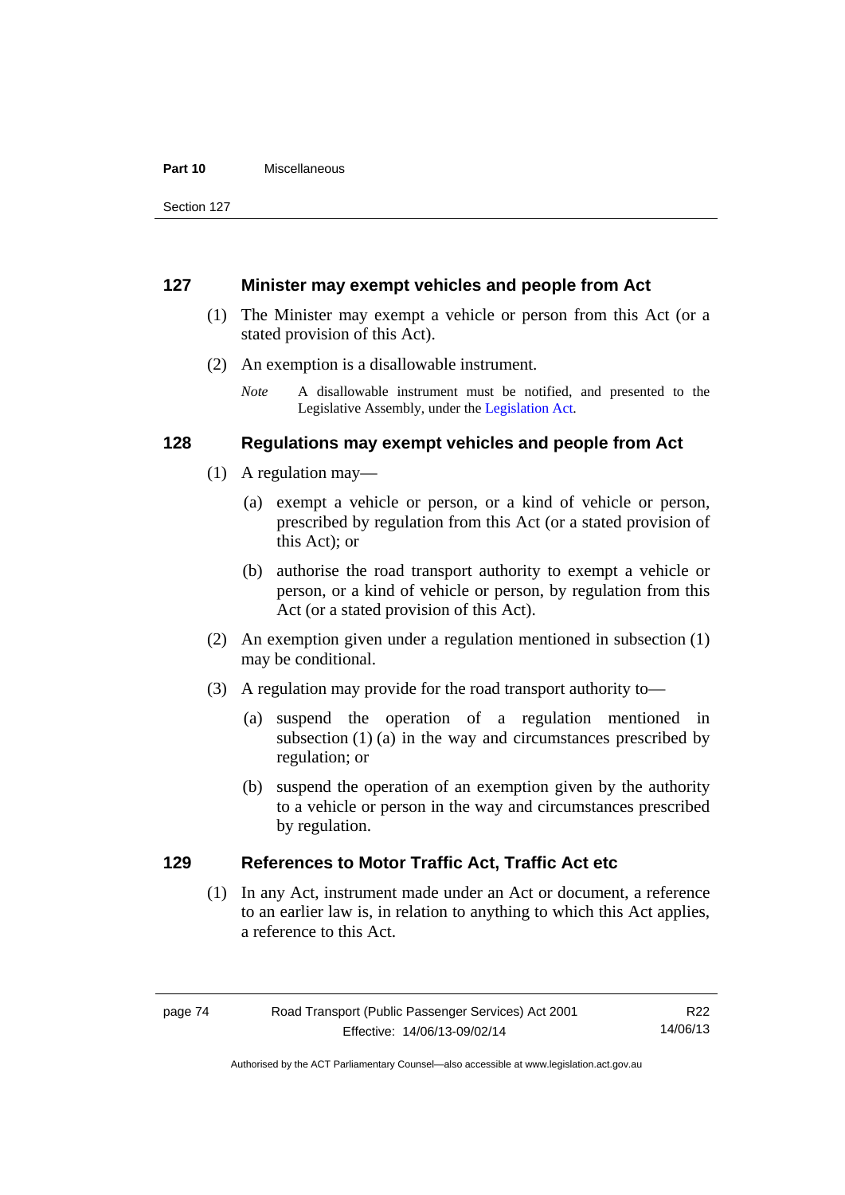## 127 Minister may exempt vehicles and people from Act

(1) The Minister may exempt a vehicle or person from this Act (or a stated provision of this Act).

(2) An exemption is a disallowable instrument.

*Note* A disallowable instrument must be notified, and presented to the Legislative Assembly, under the Legislation Act.

## 128 Regulations may exempt vehicles and people from Act

(1) A regulation may—

(a) exempt a vehicle or person, or a kind of vehicle or person, prescribed by regulation from this Act (or a stated provision of this Act); or

(b) authorise the road transport authority to exempt a vehicle or person, or a kind of vehicle or person, by regulation from this Act (or a stated provision of this Act).

(2) An exemption given under a regulation mentioned in subsection (1) may be conditional.

(3) A regulation may provide for the road transport authority to—

(a) suspend the operation of a regulation mentioned in subsection (1) (a) in the way and circumstances prescribed by regulation; or

(b) suspend the operation of an exemption given by the authority to a vehicle or person in the way and circumstances prescribed by regulation.

## 129 References to Motor Traffic Act, Traffic Act etc

(1) In any Act, instrument made under an Act or document, a reference to an earlier law is, in relation to anything to which this Act applies, a reference to this Act.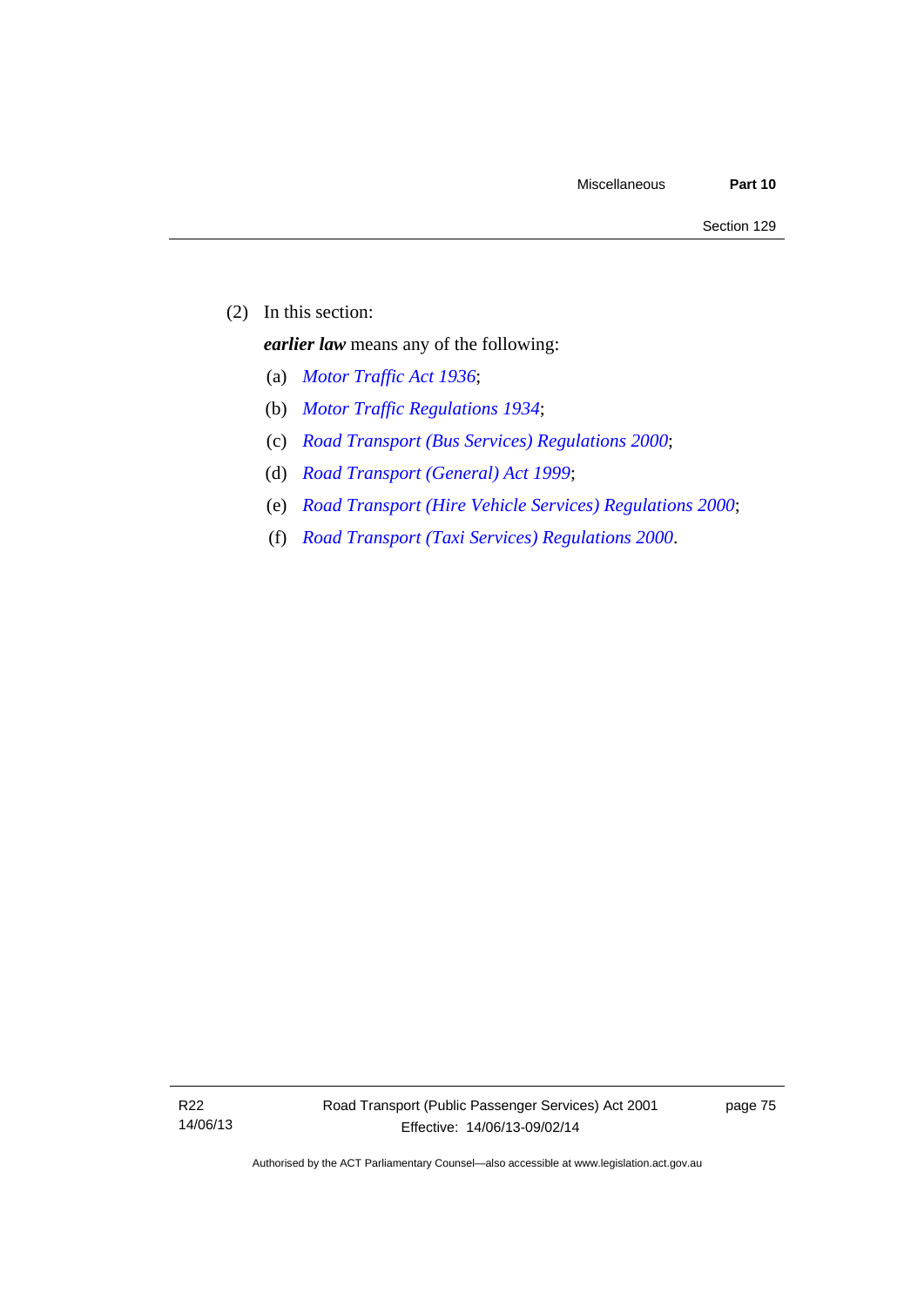(2) In this section:

***earlier law*** means any of the following:

(a) *Motor Traffic Act 1936*;

(b) *Motor Traffic Regulations 1934*;

(c) *Road Transport (Bus Services) Regulations 2000*;

(d) *Road Transport (General) Act 1999*;

(e) *Road Transport (Hire Vehicle Services) Regulations 2000*;

(f) *Road Transport (Taxi Services) Regulations 2000*.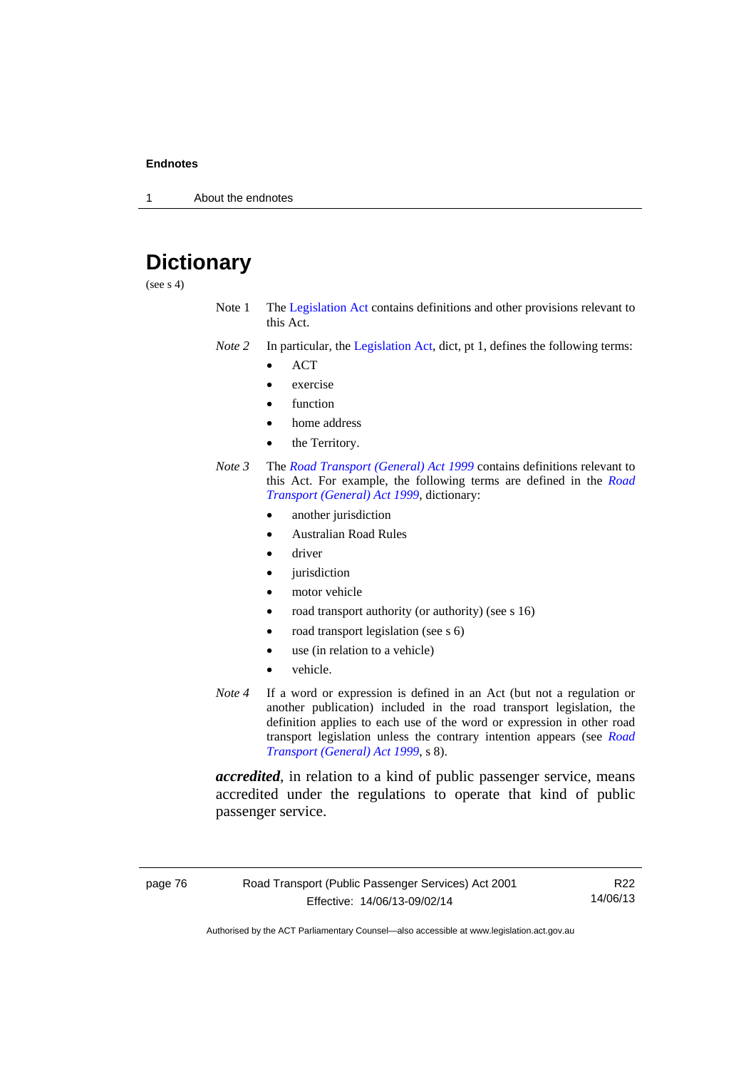# Dictionary

(see s 4)

Note 1 The Legislation Act contains definitions and other provisions relevant to this Act.

*Note 2* In particular, the Legislation Act, dict, pt 1, defines the following terms:

- ACT
- exercise
- function
- home address
- the Territory.

*Note 3* The *Road Transport (General) Act 1999* contains definitions relevant to this Act. For example, the following terms are defined in the *Road Transport (General) Act 1999*, dictionary:

- another jurisdiction
- Australian Road Rules
- driver
- jurisdiction
- motor vehicle
- road transport authority (or authority) (see s 16)
- road transport legislation (see s 6)
- use (in relation to a vehicle)
- vehicle.

*Note 4* If a word or expression is defined in an Act (but not a regulation or another publication) included in the road transport legislation, the definition applies to each use of the word or expression in other road transport legislation unless the contrary intention appears (see *Road Transport (General) Act 1999*, s 8).

***accredited***, in relation to a kind of public passenger service, means accredited under the regulations to operate that kind of public passenger service.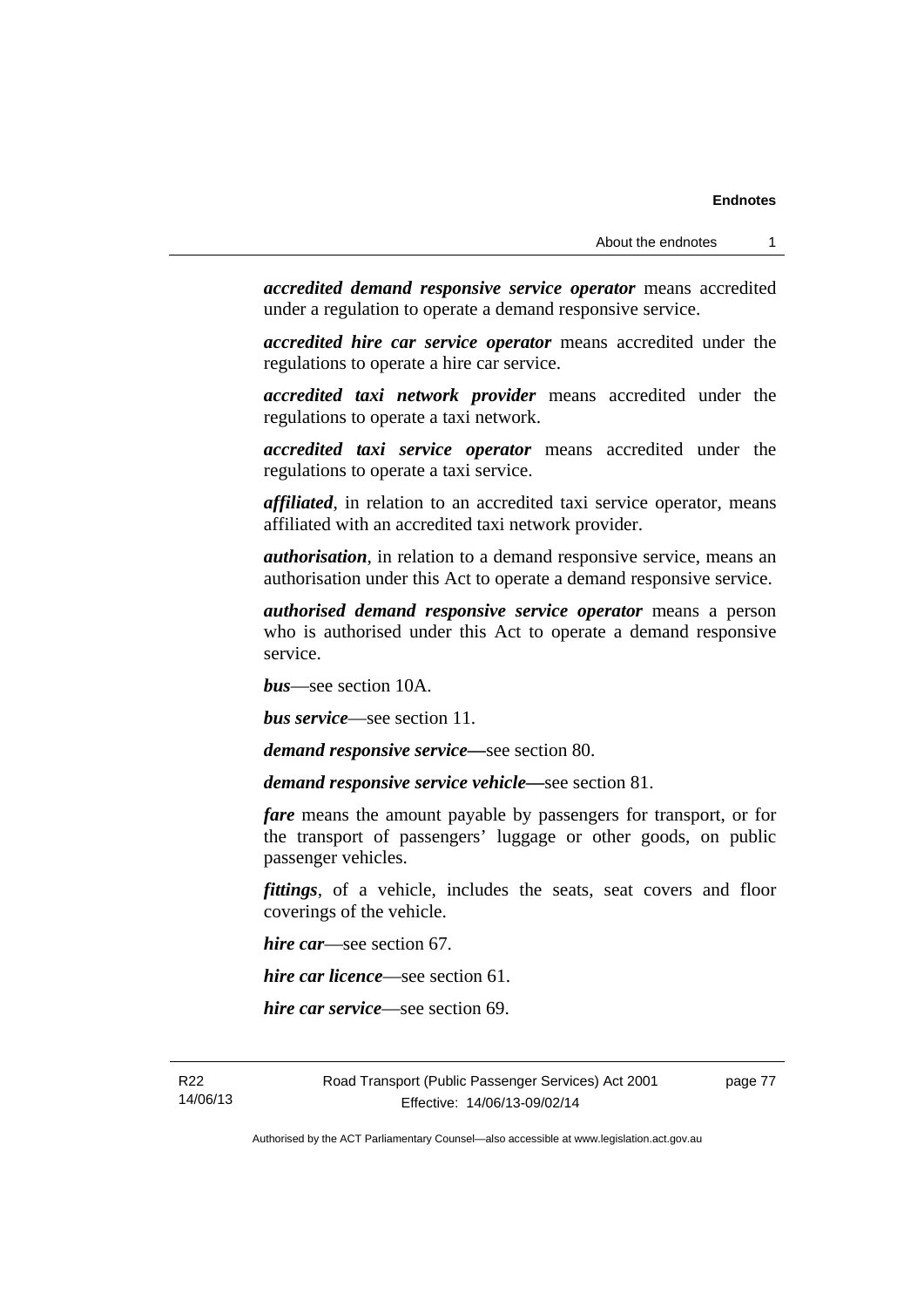***accredited demand responsive service operator*** means accredited under a regulation to operate a demand responsive service.

***accredited hire car service operator*** means accredited under the regulations to operate a hire car service.

***accredited taxi network provider*** means accredited under the regulations to operate a taxi network.

***accredited taxi service operator*** means accredited under the regulations to operate a taxi service.

***affiliated***, in relation to an accredited taxi service operator, means affiliated with an accredited taxi network provider.

***authorisation***, in relation to a demand responsive service, means an authorisation under this Act to operate a demand responsive service.

***authorised demand responsive service operator*** means a person who is authorised under this Act to operate a demand responsive service.

***bus***—see section 10A.

***bus service***—see section 11.

***demand responsive service—***see section 80.

***demand responsive service vehicle—***see section 81.

***fare*** means the amount payable by passengers for transport, or for the transport of passengers' luggage or other goods, on public passenger vehicles.

***fittings***, of a vehicle, includes the seats, seat covers and floor coverings of the vehicle.

***hire car***—see section 67.

***hire car licence***—see section 61.

***hire car service***—see section 69.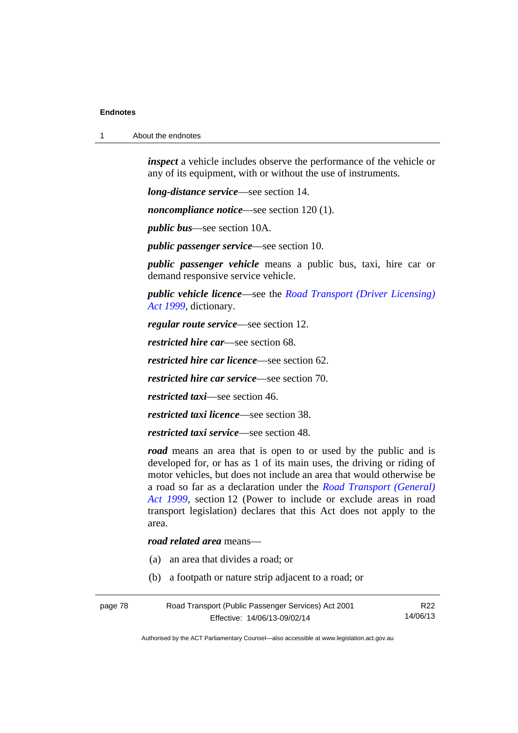***inspect*** a vehicle includes observe the performance of the vehicle or any of its equipment, with or without the use of instruments.

***long-distance service***—see section 14.

***noncompliance notice***—see section 120 (1).

***public bus***—see section 10A.

***public passenger service***—see section 10.

***public passenger vehicle*** means a public bus, taxi, hire car or demand responsive service vehicle.

***public vehicle licence***—see the *Road Transport (Driver Licensing) Act 1999*, dictionary.

***regular route service***—see section 12.

***restricted hire car***—see section 68.

***restricted hire car licence***—see section 62.

***restricted hire car service***—see section 70.

***restricted taxi***—see section 46.

***restricted taxi licence***—see section 38.

***restricted taxi service***—see section 48.

***road*** means an area that is open to or used by the public and is developed for, or has as 1 of its main uses, the driving or riding of motor vehicles, but does not include an area that would otherwise be a road so far as a declaration under the *Road Transport (General) Act 1999*, section 12 (Power to include or exclude areas in road transport legislation) declares that this Act does not apply to the area.

***road related area*** means—

(a) an area that divides a road; or

(b) a footpath or nature strip adjacent to a road; or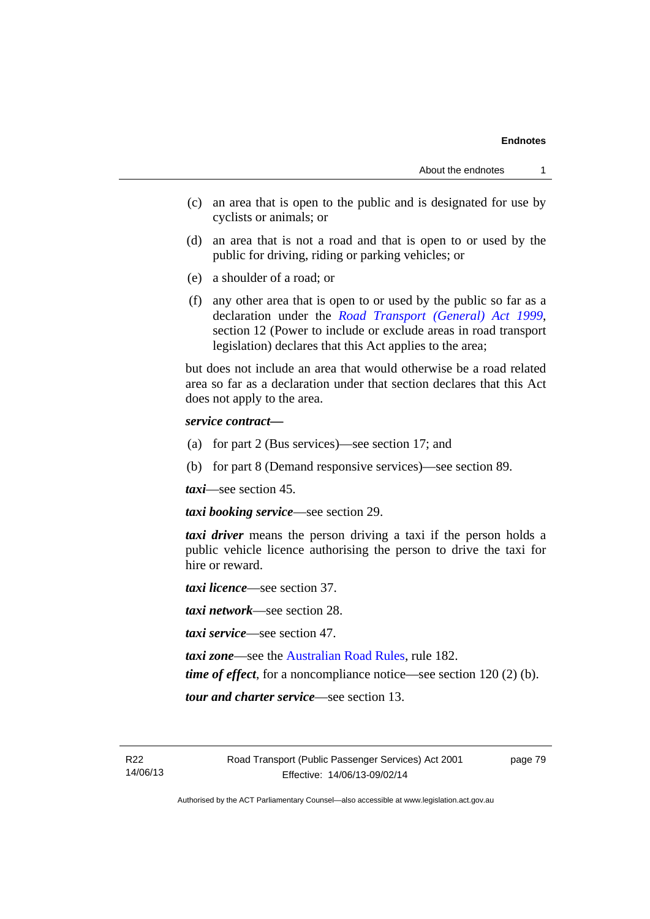(c) an area that is open to the public and is designated for use by cyclists or animals; or

(d) an area that is not a road and that is open to or used by the public for driving, riding or parking vehicles; or

(e) a shoulder of a road; or

(f) any other area that is open to or used by the public so far as a declaration under the *Road Transport (General) Act 1999*, section 12 (Power to include or exclude areas in road transport legislation) declares that this Act applies to the area;

but does not include an area that would otherwise be a road related area so far as a declaration under that section declares that this Act does not apply to the area.

***service contract—***

(a) for part 2 (Bus services)—see section 17; and

(b) for part 8 (Demand responsive services)—see section 89.

***taxi***—see section 45.

***taxi booking service***—see section 29.

***taxi driver*** means the person driving a taxi if the person holds a public vehicle licence authorising the person to drive the taxi for hire or reward.

***taxi licence***—see section 37.

***taxi network***—see section 28.

***taxi service***—see section 47.

***taxi zone***—see the Australian Road Rules, rule 182.

***time of effect***, for a noncompliance notice—see section 120 (2) (b).

***tour and charter service***—see section 13.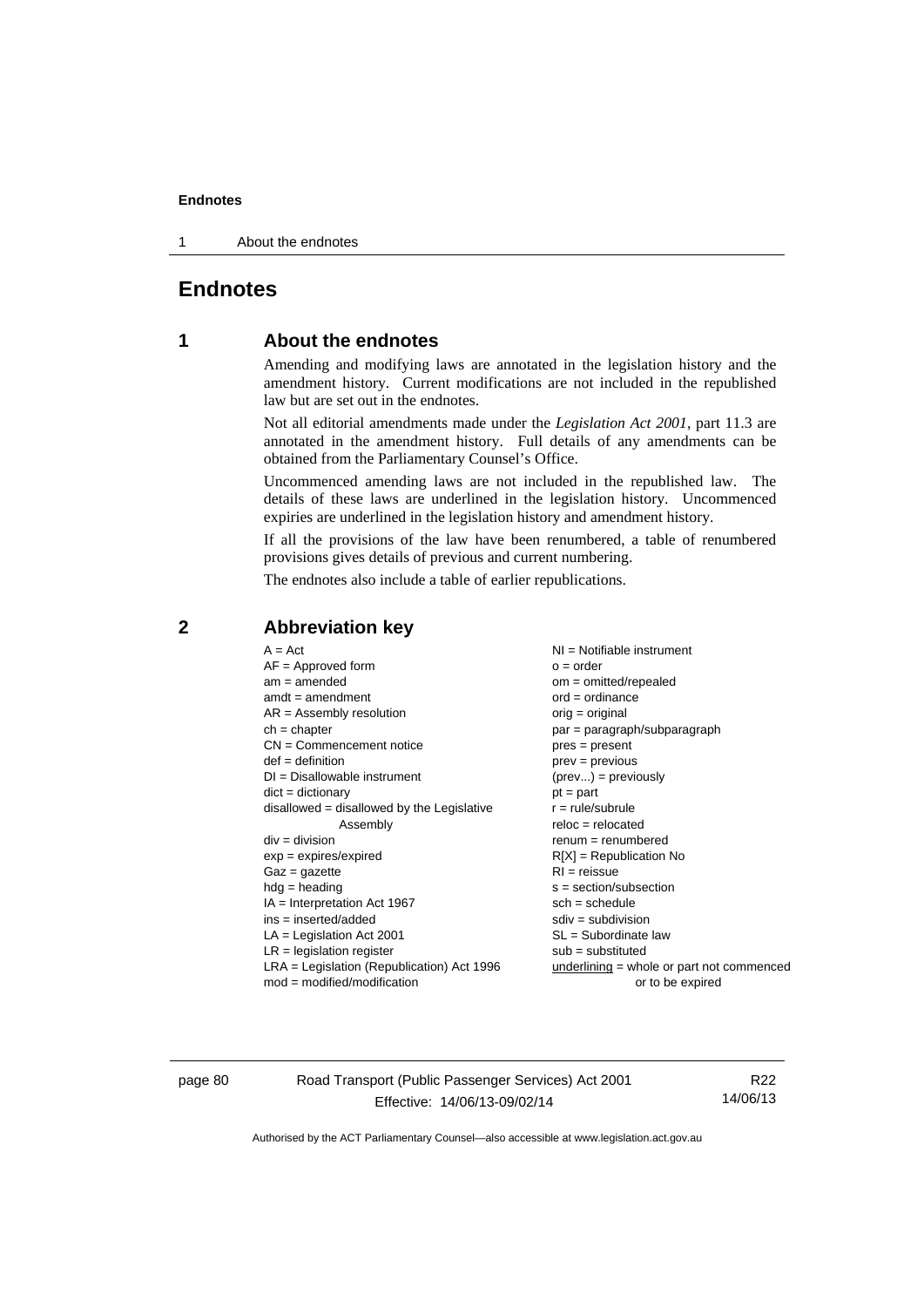# Endnotes

## 1 About the endnotes

Amending and modifying laws are annotated in the legislation history and the amendment history. Current modifications are not included in the republished law but are set out in the endnotes.

Not all editorial amendments made under the *Legislation Act 2001*, part 11.3 are annotated in the amendment history. Full details of any amendments can be obtained from the Parliamentary Counsel's Office.

Uncommenced amending laws are not included in the republished law. The details of these laws are underlined in the legislation history. Uncommenced expiries are underlined in the legislation history and amendment history.

If all the provisions of the law have been renumbered, a table of renumbered provisions gives details of previous and current numbering.

The endnotes also include a table of earlier republications.

## 2 Abbreviation key

A = Act
AF = Approved form
am = amended
amdt = amendment
AR = Assembly resolution
ch = chapter
CN = Commencement notice
def = definition
DI = Disallowable instrument
dict = dictionary
disallowed = disallowed by the Legislative Assembly
div = division
exp = expires/expired
Gaz = gazette
hdg = heading
IA = Interpretation Act 1967
ins = inserted/added
LA = Legislation Act 2001
LR = legislation register
LRA = Legislation (Republication) Act 1996
mod = modified/modification
NI = Notifiable instrument
o = order
om = omitted/repealed
ord = ordinance
orig = original
par = paragraph/subparagraph
pres = present
prev = previous
(prev...) = previously
pt = part
r = rule/subrule
reloc = relocated
renum = renumbered
R[X] = Republication No
RI = reissue
s = section/subsection
sch = schedule
sdiv = subdivision
SL = Subordinate law
sub = substituted
<u>underlining</u> = whole or part not commenced or to be expired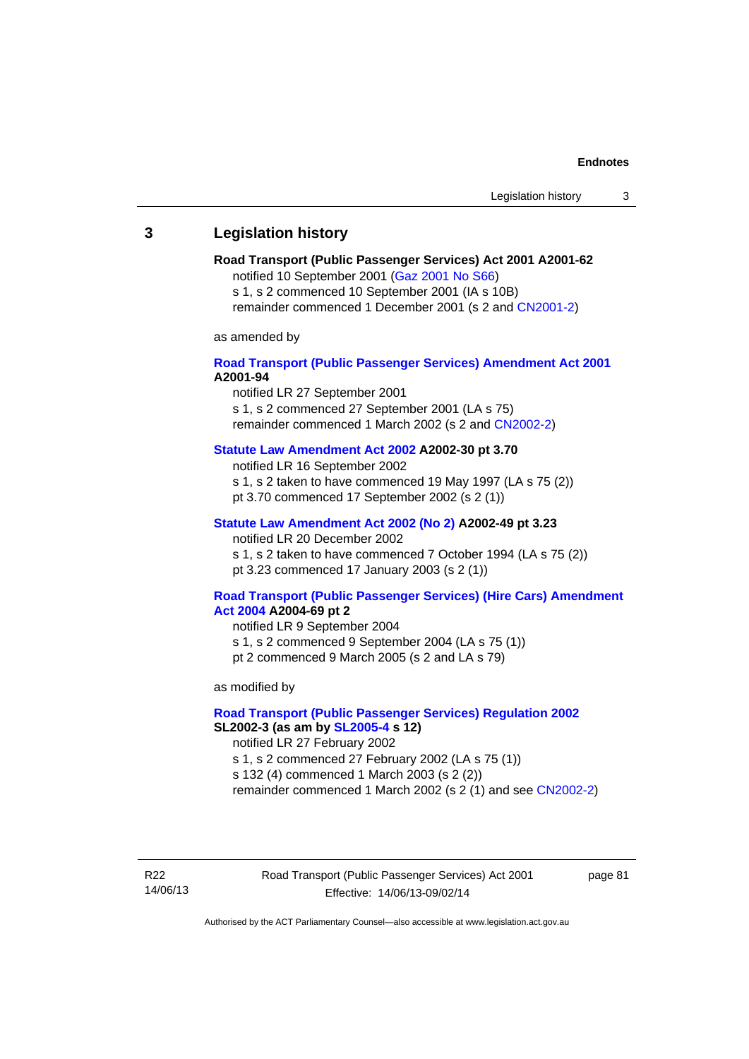## 3 Legislation history

**Road Transport (Public Passenger Services) Act 2001 A2001-62**

notified 10 September 2001 (Gaz 2001 No S66)
s 1, s 2 commenced 10 September 2001 (IA s 10B)
remainder commenced 1 December 2001 (s 2 and CN2001-2)

as amended by

**Road Transport (Public Passenger Services) Amendment Act 2001 A2001-94**

notified LR 27 September 2001
s 1, s 2 commenced 27 September 2001 (LA s 75)
remainder commenced 1 March 2002 (s 2 and CN2002-2)

**Statute Law Amendment Act 2002 A2002-30 pt 3.70**

notified LR 16 September 2002
s 1, s 2 taken to have commenced 19 May 1997 (LA s 75 (2))
pt 3.70 commenced 17 September 2002 (s 2 (1))

**Statute Law Amendment Act 2002 (No 2) A2002-49 pt 3.23**

notified LR 20 December 2002
s 1, s 2 taken to have commenced 7 October 1994 (LA s 75 (2))
pt 3.23 commenced 17 January 2003 (s 2 (1))

**Road Transport (Public Passenger Services) (Hire Cars) Amendment Act 2004 A2004-69 pt 2**

notified LR 9 September 2004
s 1, s 2 commenced 9 September 2004 (LA s 75 (1))
pt 2 commenced 9 March 2005 (s 2 and LA s 79)

as modified by

**Road Transport (Public Passenger Services) Regulation 2002 SL2002-3 (as am by SL2005-4 s 12)**

notified LR 27 February 2002
s 1, s 2 commenced 27 February 2002 (LA s 75 (1))
s 132 (4) commenced 1 March 2003 (s 2 (2))
remainder commenced 1 March 2002 (s 2 (1) and see CN2002-2)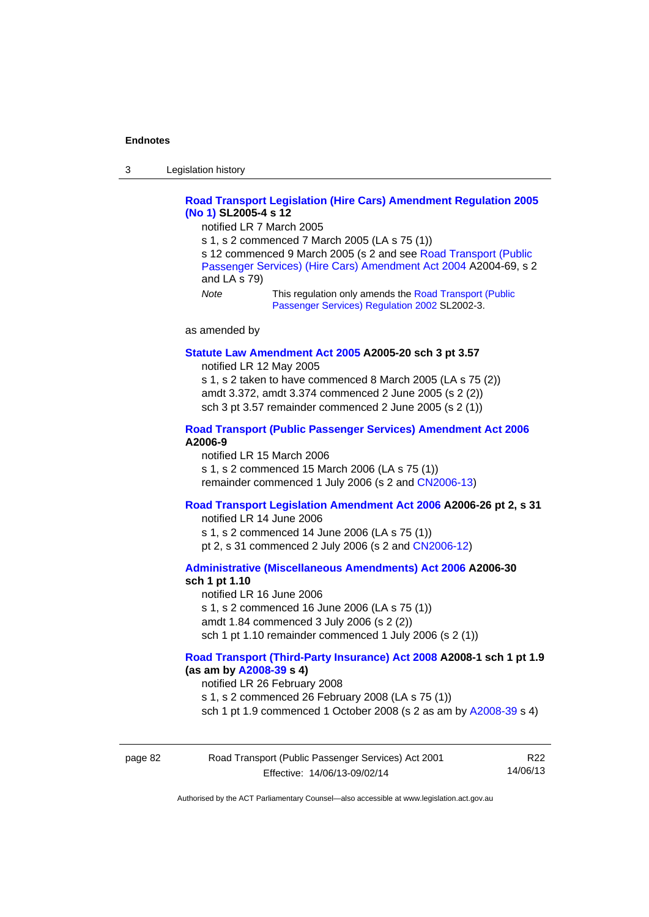**Road Transport Legislation (Hire Cars) Amendment Regulation 2005 (No 1) SL2005-4 s 12**

notified LR 7 March 2005

s 1, s 2 commenced 7 March 2005 (LA s 75 (1))

s 12 commenced 9 March 2005 (s 2 and see Road Transport (Public Passenger Services) (Hire Cars) Amendment Act 2004 A2004-69, s 2 and LA s 79)

*Note* This regulation only amends the Road Transport (Public Passenger Services) Regulation 2002 SL2002-3.

as amended by

**Statute Law Amendment Act 2005 A2005-20 sch 3 pt 3.57**

notified LR 12 May 2005

s 1, s 2 taken to have commenced 8 March 2005 (LA s 75 (2))

amdt 3.372, amdt 3.374 commenced 2 June 2005 (s 2 (2))

sch 3 pt 3.57 remainder commenced 2 June 2005 (s 2 (1))

**Road Transport (Public Passenger Services) Amendment Act 2006 A2006-9**

notified LR 15 March 2006

s 1, s 2 commenced 15 March 2006 (LA s 75 (1))

remainder commenced 1 July 2006 (s 2 and CN2006-13)

**Road Transport Legislation Amendment Act 2006 A2006-26 pt 2, s 31**

notified LR 14 June 2006

s 1, s 2 commenced 14 June 2006 (LA s 75 (1))

pt 2, s 31 commenced 2 July 2006 (s 2 and CN2006-12)

**Administrative (Miscellaneous Amendments) Act 2006 A2006-30 sch 1 pt 1.10**

notified LR 16 June 2006

s 1, s 2 commenced 16 June 2006 (LA s 75 (1))

amdt 1.84 commenced 3 July 2006 (s 2 (2))

sch 1 pt 1.10 remainder commenced 1 July 2006 (s 2 (1))

**Road Transport (Third-Party Insurance) Act 2008 A2008-1 sch 1 pt 1.9 (as am by A2008-39 s 4)**

notified LR 26 February 2008

s 1, s 2 commenced 26 February 2008 (LA s 75 (1))

sch 1 pt 1.9 commenced 1 October 2008 (s 2 as am by A2008-39 s 4)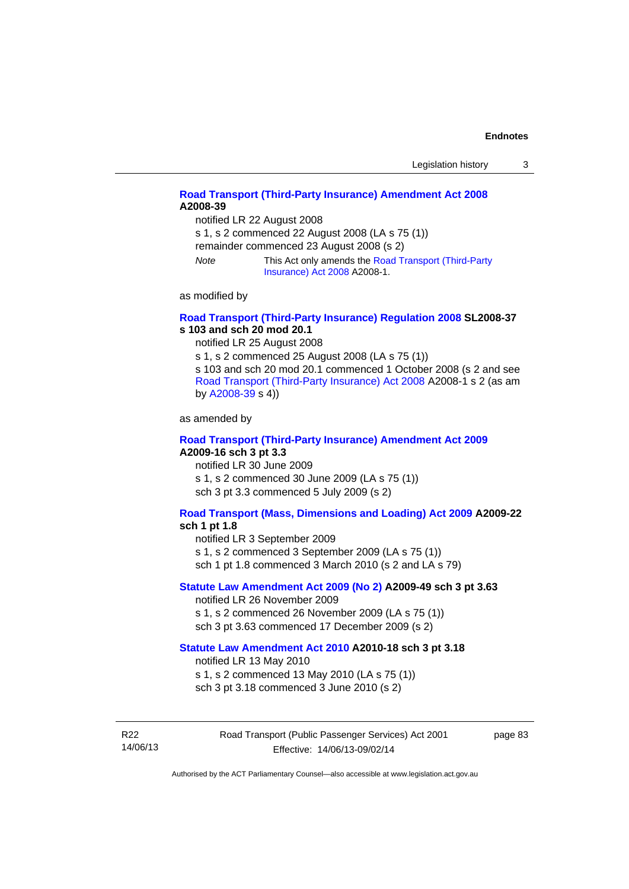**Road Transport (Third-Party Insurance) Amendment Act 2008 A2008-39**

notified LR 22 August 2008

s 1, s 2 commenced 22 August 2008 (LA s 75 (1))

remainder commenced 23 August 2008 (s 2)

*Note* This Act only amends the Road Transport (Third-Party Insurance) Act 2008 A2008-1.

as modified by

**Road Transport (Third-Party Insurance) Regulation 2008 SL2008-37 s 103 and sch 20 mod 20.1**

notified LR 25 August 2008

s 1, s 2 commenced 25 August 2008 (LA s 75 (1))

s 103 and sch 20 mod 20.1 commenced 1 October 2008 (s 2 and see Road Transport (Third-Party Insurance) Act 2008 A2008-1 s 2 (as am by A2008-39 s 4))

as amended by

**Road Transport (Third-Party Insurance) Amendment Act 2009 A2009-16 sch 3 pt 3.3**

notified LR 30 June 2009

s 1, s 2 commenced 30 June 2009 (LA s 75 (1))

sch 3 pt 3.3 commenced 5 July 2009 (s 2)

**Road Transport (Mass, Dimensions and Loading) Act 2009 A2009-22 sch 1 pt 1.8**

notified LR 3 September 2009

s 1, s 2 commenced 3 September 2009 (LA s 75 (1))

sch 1 pt 1.8 commenced 3 March 2010 (s 2 and LA s 79)

**Statute Law Amendment Act 2009 (No 2) A2009-49 sch 3 pt 3.63**

notified LR 26 November 2009

s 1, s 2 commenced 26 November 2009 (LA s 75 (1))

sch 3 pt 3.63 commenced 17 December 2009 (s 2)

**Statute Law Amendment Act 2010 A2010-18 sch 3 pt 3.18**

notified LR 13 May 2010

s 1, s 2 commenced 13 May 2010 (LA s 75 (1))

sch 3 pt 3.18 commenced 3 June 2010 (s 2)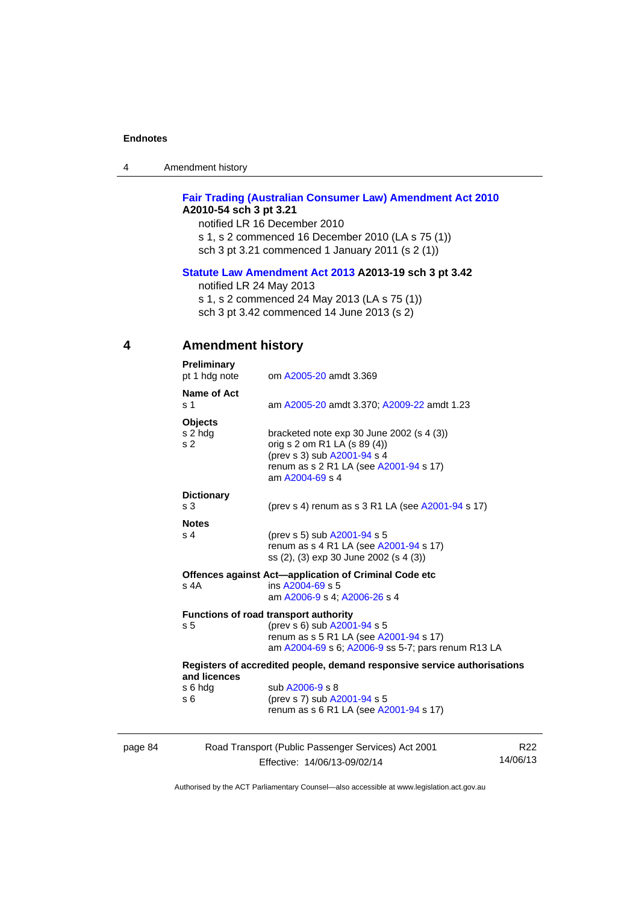**Fair Trading (Australian Consumer Law) Amendment Act 2010**
**A2010-54 sch 3 pt 3.21**

notified LR 16 December 2010
s 1, s 2 commenced 16 December 2010 (LA s 75 (1))
sch 3 pt 3.21 commenced 1 January 2011 (s 2 (1))

**Statute Law Amendment Act 2013 A2013-19 sch 3 pt 3.42**

notified LR 24 May 2013
s 1, s 2 commenced 24 May 2013 (LA s 75 (1))
sch 3 pt 3.42 commenced 14 June 2013 (s 2)

## 4 Amendment history

**Preliminary**
pt 1 hdg note — om A2005-20 amdt 3.369

**Name of Act**
s 1 — am A2005-20 amdt 3.370; A2009-22 amdt 1.23

**Objects**
s 2 hdg — bracketed note exp 30 June 2002 (s 4 (3))
s 2 — orig s 2 om R1 LA (s 89 (4))
(prev s 3) sub A2001-94 s 4
renum as s 2 R1 LA (see A2001-94 s 17)
am A2004-69 s 4

**Dictionary**
s 3 — (prev s 4) renum as s 3 R1 LA (see A2001-94 s 17)

**Notes**
s 4 — (prev s 5) sub A2001-94 s 5
renum as s 4 R1 LA (see A2001-94 s 17)
ss (2), (3) exp 30 June 2002 (s 4 (3))

**Offences against Act—application of Criminal Code etc**
s 4A — ins A2004-69 s 5
am A2006-9 s 4; A2006-26 s 4

**Functions of road transport authority**
s 5 — (prev s 6) sub A2001-94 s 5
renum as s 5 R1 LA (see A2001-94 s 17)
am A2004-69 s 6; A2006-9 ss 5-7; pars renum R13 LA

**Registers of accredited people, demand responsive service authorisations and licences**
s 6 hdg — sub A2006-9 s 8
s 6 — (prev s 7) sub A2001-94 s 5
renum as s 6 R1 LA (see A2001-94 s 17)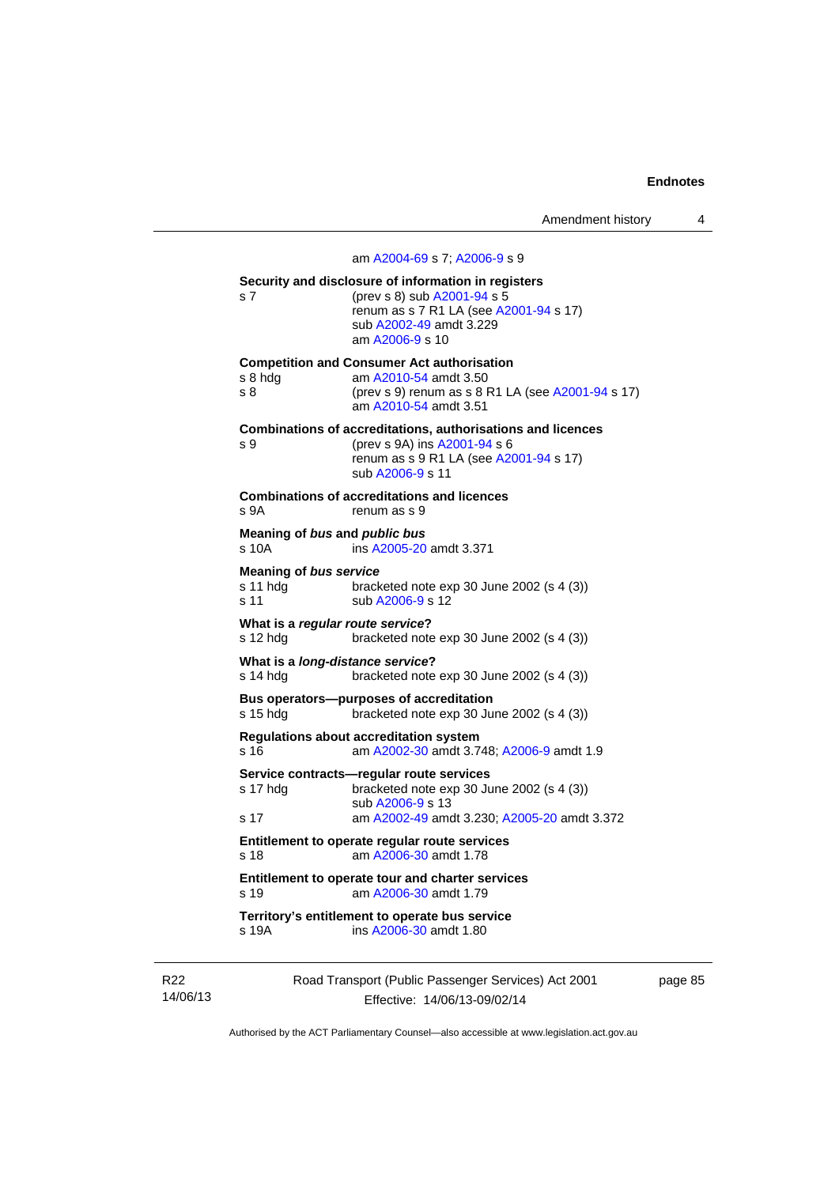am A2004-69 s 7; A2006-9 s 9

**Security and disclosure of information in registers**

s 7 (prev s 8) sub A2001-94 s 5
renum as s 7 R1 LA (see A2001-94 s 17)
sub A2002-49 amdt 3.229
am A2006-9 s 10

**Competition and Consumer Act authorisation**

s 8 hdg am A2010-54 amdt 3.50
s 8 (prev s 9) renum as s 8 R1 LA (see A2001-94 s 17)
am A2010-54 amdt 3.51

**Combinations of accreditations, authorisations and licences**

s 9 (prev s 9A) ins A2001-94 s 6
renum as s 9 R1 LA (see A2001-94 s 17)
sub A2006-9 s 11

**Combinations of accreditations and licences**

s 9A renum as s 9

**Meaning of *bus* and *public bus***

s 10A ins A2005-20 amdt 3.371

**Meaning of *bus service***

s 11 hdg bracketed note exp 30 June 2002 (s 4 (3))
s 11 sub A2006-9 s 12

**What is a *regular route service*?**

s 12 hdg bracketed note exp 30 June 2002 (s 4 (3))

**What is a *long-distance service*?**

s 14 hdg bracketed note exp 30 June 2002 (s 4 (3))

**Bus operators—purposes of accreditation**

s 15 hdg bracketed note exp 30 June 2002 (s 4 (3))

**Regulations about accreditation system**

s 16 am A2002-30 amdt 3.748; A2006-9 amdt 1.9

**Service contracts—regular route services**

s 17 hdg bracketed note exp 30 June 2002 (s 4 (3))
sub A2006-9 s 13
s 17 am A2002-49 amdt 3.230; A2005-20 amdt 3.372

**Entitlement to operate regular route services**

s 18 am A2006-30 amdt 1.78

**Entitlement to operate tour and charter services**

s 19 am A2006-30 amdt 1.79

**Territory's entitlement to operate bus service**

s 19A ins A2006-30 amdt 1.80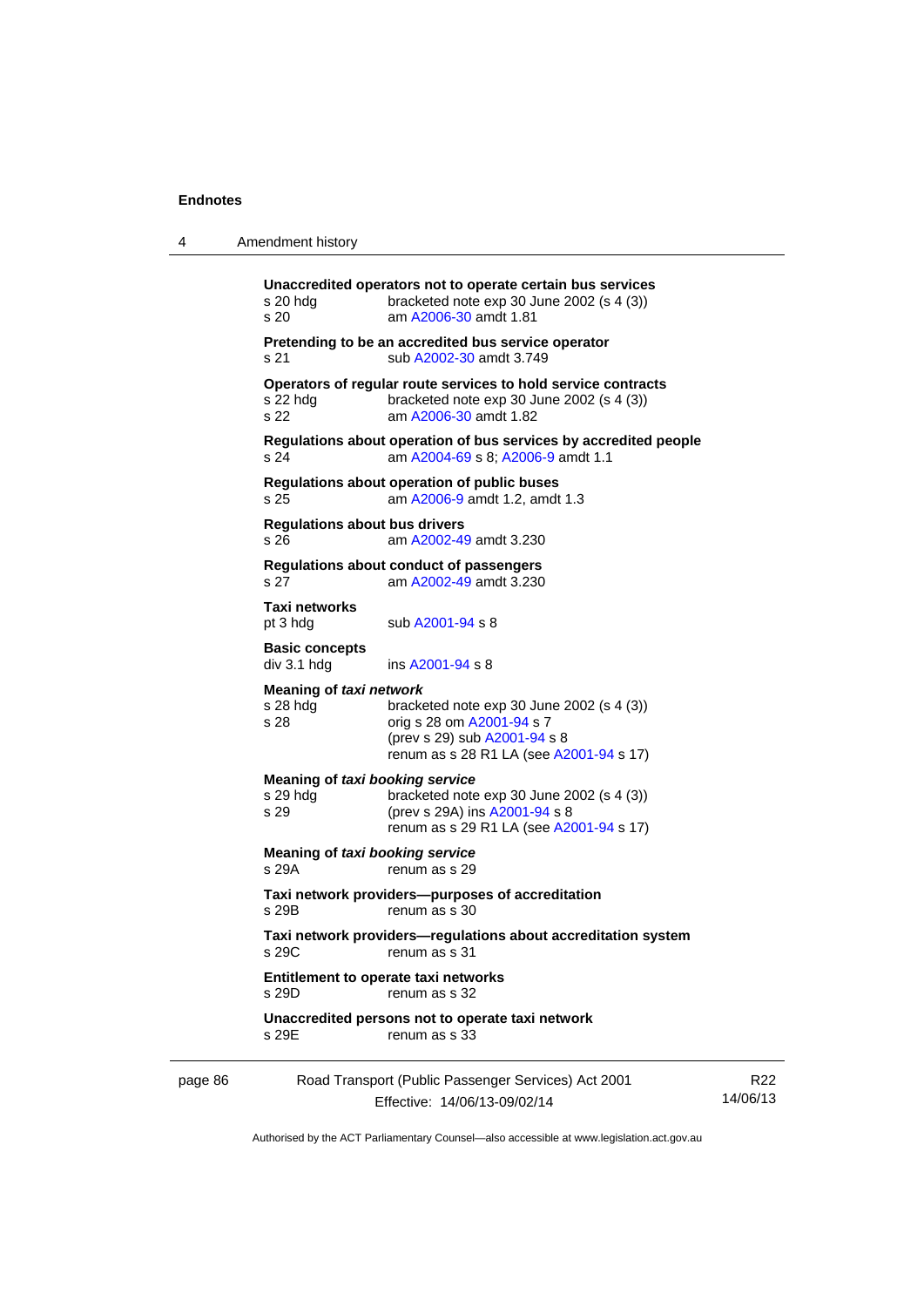**Unaccredited operators not to operate certain bus services**

s 20 hdg — bracketed note exp 30 June 2002 (s 4 (3))
s 20 — am A2006-30 amdt 1.81

**Pretending to be an accredited bus service operator**

s 21 — sub A2002-30 amdt 3.749

**Operators of regular route services to hold service contracts**

s 22 hdg — bracketed note exp 30 June 2002 (s 4 (3))
s 22 — am A2006-30 amdt 1.82

**Regulations about operation of bus services by accredited people**

s 24 — am A2004-69 s 8; A2006-9 amdt 1.1

**Regulations about operation of public buses**

s 25 — am A2006-9 amdt 1.2, amdt 1.3

**Regulations about bus drivers**

s 26 — am A2002-49 amdt 3.230

**Regulations about conduct of passengers**

s 27 — am A2002-49 amdt 3.230

**Taxi networks**

pt 3 hdg — sub A2001-94 s 8

**Basic concepts**

div 3.1 hdg — ins A2001-94 s 8

**Meaning of *taxi network***

s 28 hdg — bracketed note exp 30 June 2002 (s 4 (3))
s 28 — orig s 28 om A2001-94 s 7
(prev s 29) sub A2001-94 s 8
renum as s 28 R1 LA (see A2001-94 s 17)

**Meaning of *taxi booking service***

s 29 hdg — bracketed note exp 30 June 2002 (s 4 (3))
s 29 — (prev s 29A) ins A2001-94 s 8
renum as s 29 R1 LA (see A2001-94 s 17)

**Meaning of *taxi booking service***

s 29A — renum as s 29

**Taxi network providers—purposes of accreditation**

s 29B — renum as s 30

**Taxi network providers—regulations about accreditation system**

s 29C — renum as s 31

**Entitlement to operate taxi networks**

s 29D — renum as s 32

**Unaccredited persons not to operate taxi network**

s 29E — renum as s 33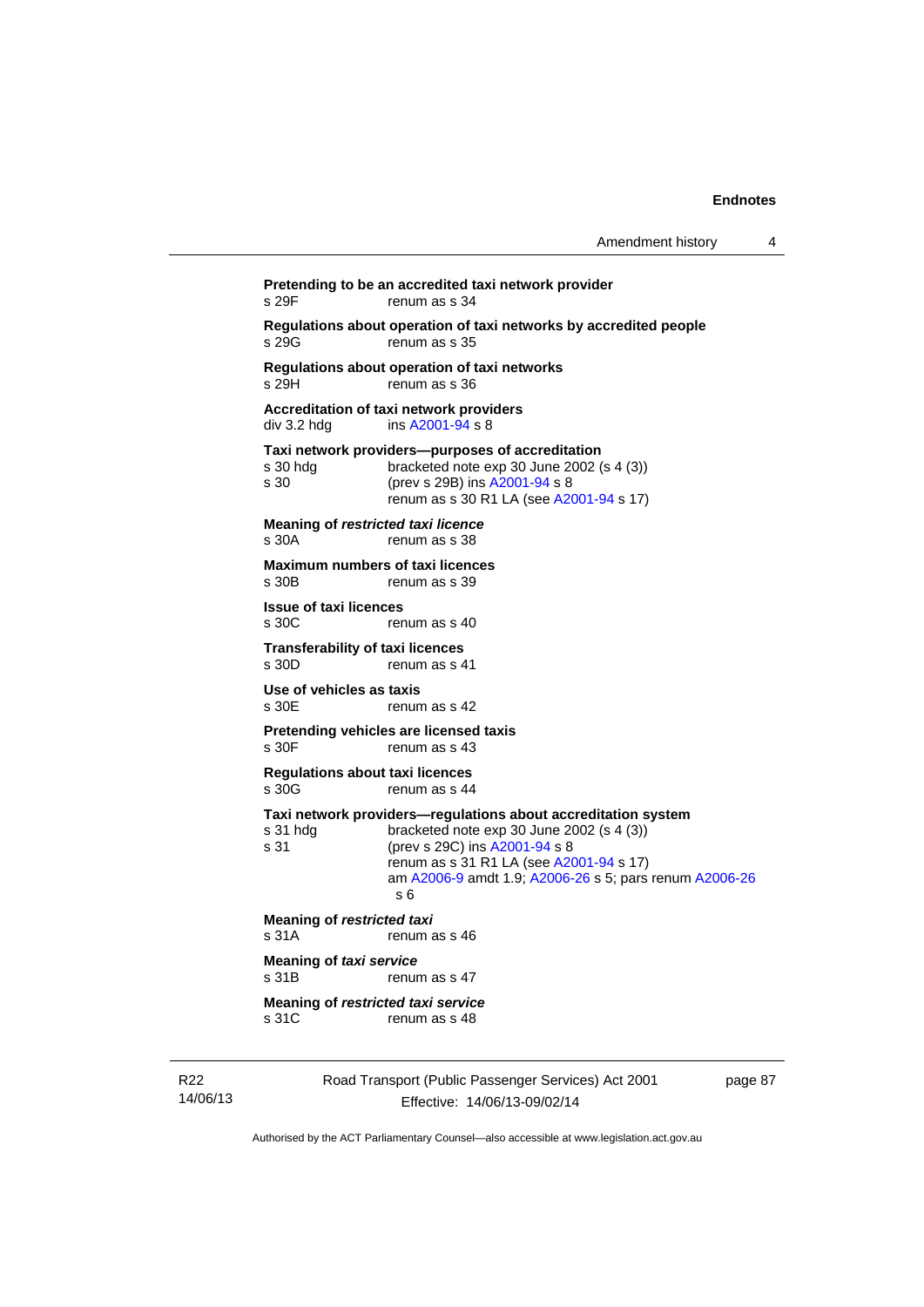**Pretending to be an accredited taxi network provider**
s 29F renum as s 34

**Regulations about operation of taxi networks by accredited people**
s 29G renum as s 35

**Regulations about operation of taxi networks**
s 29H renum as s 36

**Accreditation of taxi network providers**
div 3.2 hdg ins A2001-94 s 8

**Taxi network providers—purposes of accreditation**
s 30 hdg bracketed note exp 30 June 2002 (s 4 (3))
s 30 (prev s 29B) ins A2001-94 s 8
renum as s 30 R1 LA (see A2001-94 s 17)

**Meaning of *restricted taxi licence***
s 30A renum as s 38

**Maximum numbers of taxi licences**
s 30B renum as s 39

**Issue of taxi licences**
s 30C renum as s 40

**Transferability of taxi licences**
s 30D renum as s 41

**Use of vehicles as taxis**
s 30E renum as s 42

**Pretending vehicles are licensed taxis**
s 30F renum as s 43

**Regulations about taxi licences**
s 30G renum as s 44

**Taxi network providers—regulations about accreditation system**
s 31 hdg bracketed note exp 30 June 2002 (s 4 (3))
s 31 (prev s 29C) ins A2001-94 s 8
renum as s 31 R1 LA (see A2001-94 s 17)
am A2006-9 amdt 1.9; A2006-26 s 5; pars renum A2006-26 s 6

**Meaning of *restricted taxi***
s 31A renum as s 46

**Meaning of *taxi service***
s 31B renum as s 47

**Meaning of *restricted taxi service***
s 31C renum as s 48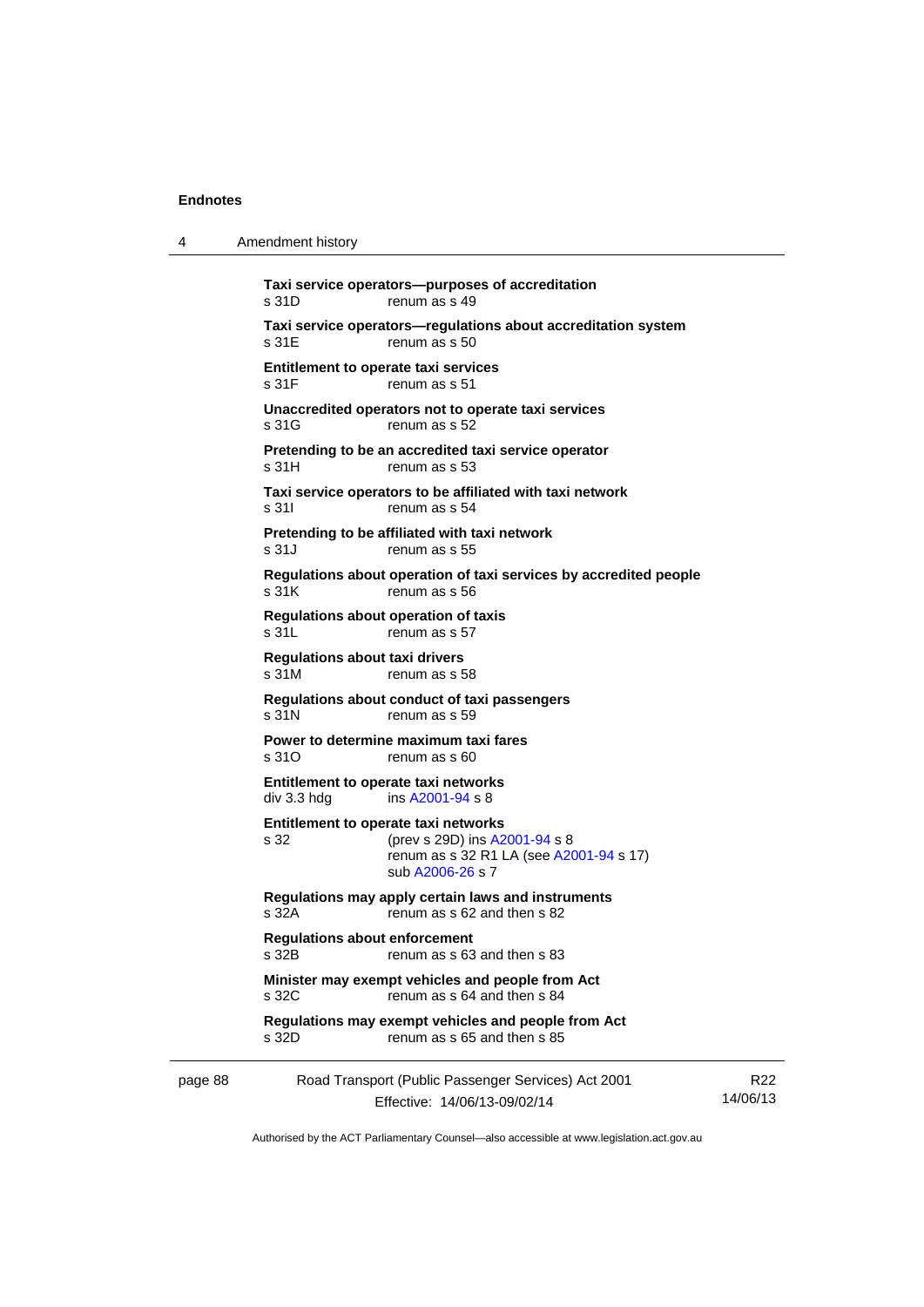**Taxi service operators—purposes of accreditation**
s 31D renum as s 49

**Taxi service operators—regulations about accreditation system**
s 31E renum as s 50

**Entitlement to operate taxi services**
s 31F renum as s 51

**Unaccredited operators not to operate taxi services**
s 31G renum as s 52

**Pretending to be an accredited taxi service operator**
s 31H renum as s 53

**Taxi service operators to be affiliated with taxi network**
s 31I renum as s 54

**Pretending to be affiliated with taxi network**
s 31J renum as s 55

**Regulations about operation of taxi services by accredited people**
s 31K renum as s 56

**Regulations about operation of taxis**
s 31L renum as s 57

**Regulations about taxi drivers**
s 31M renum as s 58

**Regulations about conduct of taxi passengers**
s 31N renum as s 59

**Power to determine maximum taxi fares**
s 31O renum as s 60

**Entitlement to operate taxi networks**
div 3.3 hdg ins A2001-94 s 8

**Entitlement to operate taxi networks**
s 32 (prev s 29D) ins A2001-94 s 8
renum as s 32 R1 LA (see A2001-94 s 17)
sub A2006-26 s 7

**Regulations may apply certain laws and instruments**
s 32A renum as s 62 and then s 82

**Regulations about enforcement**
s 32B renum as s 63 and then s 83

**Minister may exempt vehicles and people from Act**
s 32C renum as s 64 and then s 84

**Regulations may exempt vehicles and people from Act**
s 32D renum as s 65 and then s 85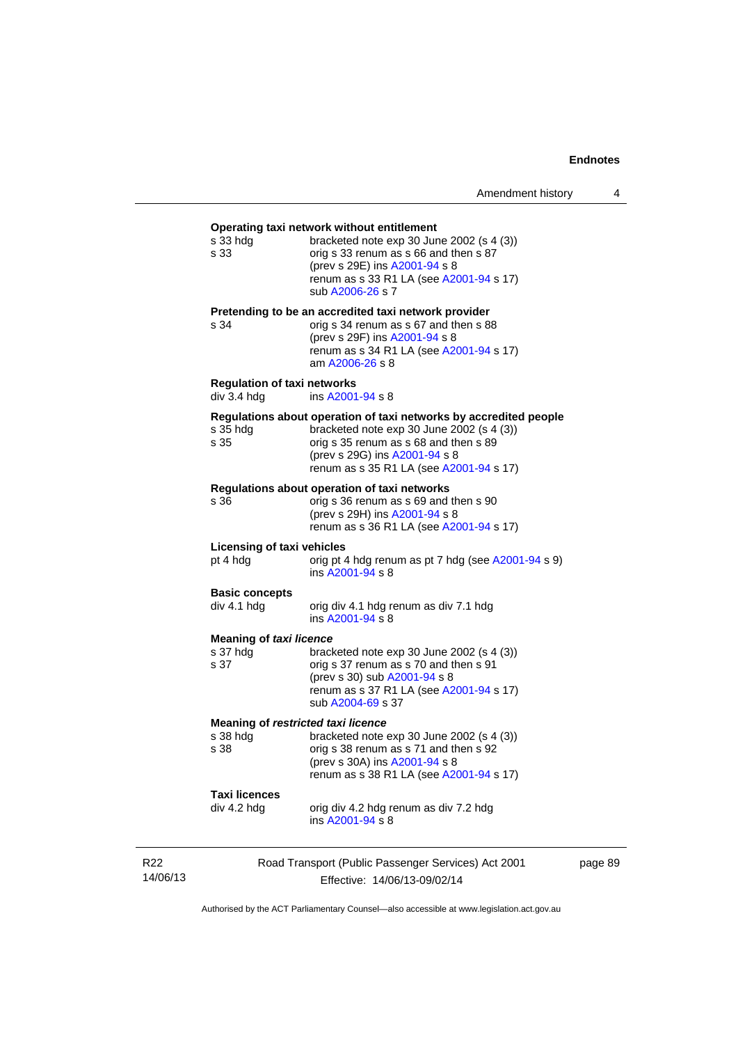**Operating taxi network without entitlement**

s 33 hdg bracketed note exp 30 June 2002 (s 4 (3))
s 33 orig s 33 renum as s 66 and then s 87
(prev s 29E) ins A2001-94 s 8
renum as s 33 R1 LA (see A2001-94 s 17)
sub A2006-26 s 7

**Pretending to be an accredited taxi network provider**

s 34 orig s 34 renum as s 67 and then s 88
(prev s 29F) ins A2001-94 s 8
renum as s 34 R1 LA (see A2001-94 s 17)
am A2006-26 s 8

**Regulation of taxi networks**

div 3.4 hdg ins A2001-94 s 8

**Regulations about operation of taxi networks by accredited people**

s 35 hdg bracketed note exp 30 June 2002 (s 4 (3))
s 35 orig s 35 renum as s 68 and then s 89
(prev s 29G) ins A2001-94 s 8
renum as s 35 R1 LA (see A2001-94 s 17)

**Regulations about operation of taxi networks**

s 36 orig s 36 renum as s 69 and then s 90
(prev s 29H) ins A2001-94 s 8
renum as s 36 R1 LA (see A2001-94 s 17)

**Licensing of taxi vehicles**

pt 4 hdg orig pt 4 hdg renum as pt 7 hdg (see A2001-94 s 9)
ins A2001-94 s 8

**Basic concepts**

div 4.1 hdg orig div 4.1 hdg renum as div 7.1 hdg
ins A2001-94 s 8

**Meaning of *taxi licence***

s 37 hdg bracketed note exp 30 June 2002 (s 4 (3))
s 37 orig s 37 renum as s 70 and then s 91
(prev s 30) sub A2001-94 s 8
renum as s 37 R1 LA (see A2001-94 s 17)
sub A2004-69 s 37

**Meaning of *restricted taxi licence***

s 38 hdg bracketed note exp 30 June 2002 (s 4 (3))
s 38 orig s 38 renum as s 71 and then s 92
(prev s 30A) ins A2001-94 s 8
renum as s 38 R1 LA (see A2001-94 s 17)

**Taxi licences**

div 4.2 hdg orig div 4.2 hdg renum as div 7.2 hdg
ins A2001-94 s 8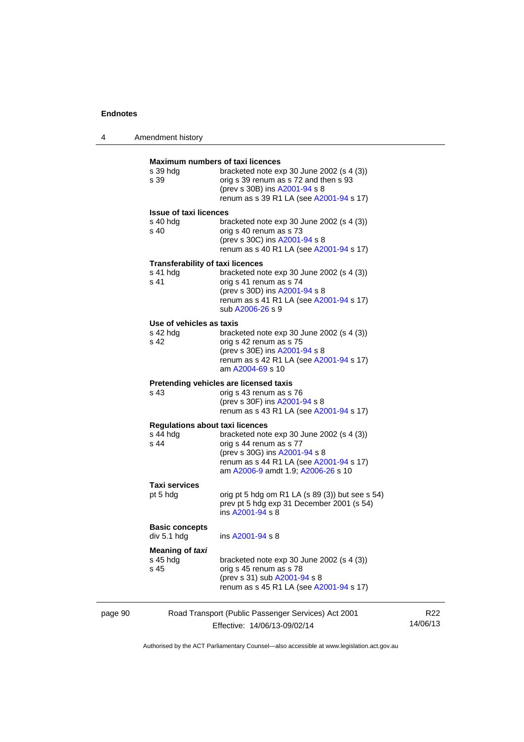**Maximum numbers of taxi licences**

s 39 hdg — bracketed note exp 30 June 2002 (s 4 (3))
s 39 — orig s 39 renum as s 72 and then s 93
(prev s 30B) ins A2001-94 s 8
renum as s 39 R1 LA (see A2001-94 s 17)

**Issue of taxi licences**

s 40 hdg — bracketed note exp 30 June 2002 (s 4 (3))
s 40 — orig s 40 renum as s 73
(prev s 30C) ins A2001-94 s 8
renum as s 40 R1 LA (see A2001-94 s 17)

**Transferability of taxi licences**

s 41 hdg — bracketed note exp 30 June 2002 (s 4 (3))
s 41 — orig s 41 renum as s 74
(prev s 30D) ins A2001-94 s 8
renum as s 41 R1 LA (see A2001-94 s 17)
sub A2006-26 s 9

**Use of vehicles as taxis**

s 42 hdg — bracketed note exp 30 June 2002 (s 4 (3))
s 42 — orig s 42 renum as s 75
(prev s 30E) ins A2001-94 s 8
renum as s 42 R1 LA (see A2001-94 s 17)
am A2004-69 s 10

**Pretending vehicles are licensed taxis**

s 43 — orig s 43 renum as s 76
(prev s 30F) ins A2001-94 s 8
renum as s 43 R1 LA (see A2001-94 s 17)

**Regulations about taxi licences**

s 44 hdg — bracketed note exp 30 June 2002 (s 4 (3))
s 44 — orig s 44 renum as s 77
(prev s 30G) ins A2001-94 s 8
renum as s 44 R1 LA (see A2001-94 s 17)
am A2006-9 amdt 1.9; A2006-26 s 10

**Taxi services**

pt 5 hdg — orig pt 5 hdg om R1 LA (s 89 (3)) but see s 54)
prev pt 5 hdg exp 31 December 2001 (s 54)
ins A2001-94 s 8

**Basic concepts**

div 5.1 hdg — ins A2001-94 s 8

**Meaning of *taxi***

s 45 hdg — bracketed note exp 30 June 2002 (s 4 (3))
s 45 — orig s 45 renum as s 78
(prev s 31) sub A2001-94 s 8
renum as s 45 R1 LA (see A2001-94 s 17)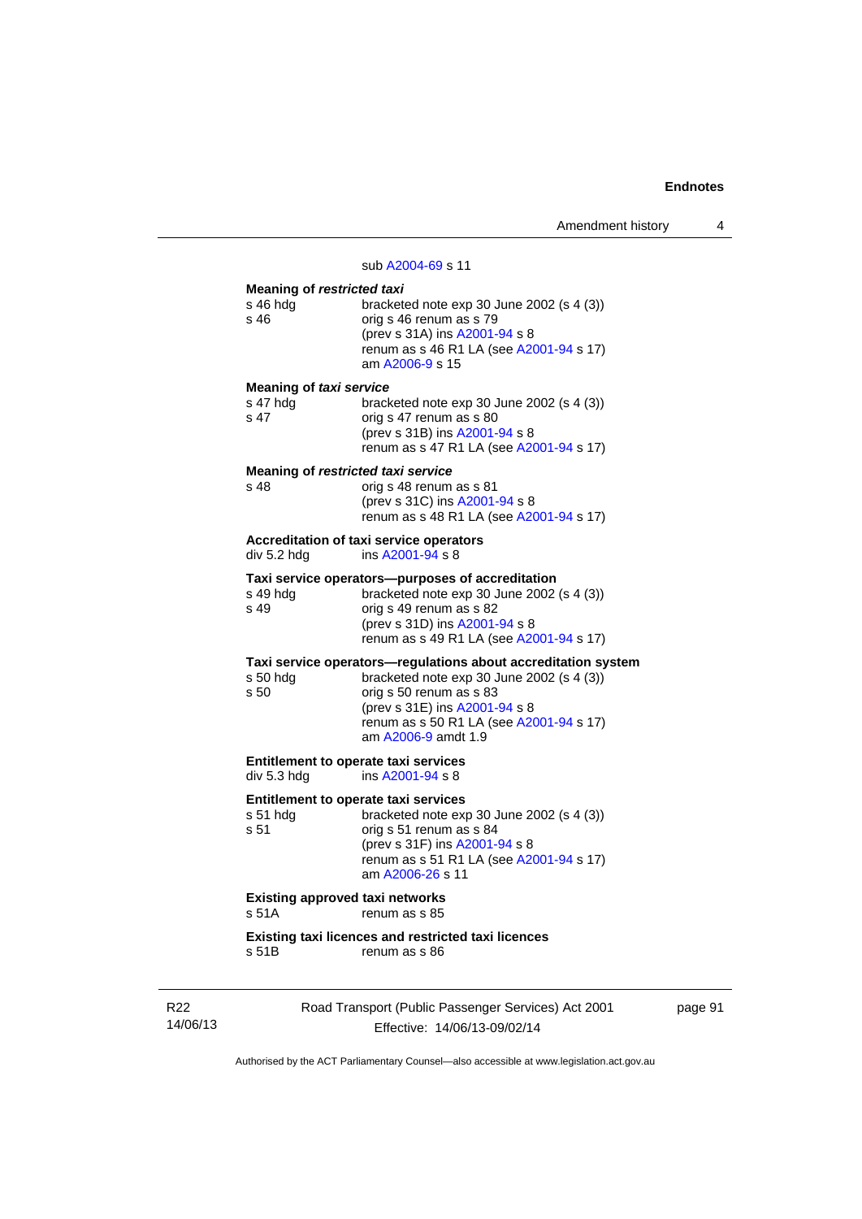sub A2004-69 s 11

**Meaning of *restricted taxi***

s 46 hdg bracketed note exp 30 June 2002 (s 4 (3))
s 46 orig s 46 renum as s 79
(prev s 31A) ins A2001-94 s 8
renum as s 46 R1 LA (see A2001-94 s 17)
am A2006-9 s 15

**Meaning of *taxi service***

s 47 hdg bracketed note exp 30 June 2002 (s 4 (3))
s 47 orig s 47 renum as s 80
(prev s 31B) ins A2001-94 s 8
renum as s 47 R1 LA (see A2001-94 s 17)

**Meaning of *restricted taxi service***

s 48 orig s 48 renum as s 81
(prev s 31C) ins A2001-94 s 8
renum as s 48 R1 LA (see A2001-94 s 17)

**Accreditation of taxi service operators**

div 5.2 hdg ins A2001-94 s 8

**Taxi service operators—purposes of accreditation**

s 49 hdg bracketed note exp 30 June 2002 (s 4 (3))
s 49 orig s 49 renum as s 82
(prev s 31D) ins A2001-94 s 8
renum as s 49 R1 LA (see A2001-94 s 17)

**Taxi service operators—regulations about accreditation system**

s 50 hdg bracketed note exp 30 June 2002 (s 4 (3))
s 50 orig s 50 renum as s 83
(prev s 31E) ins A2001-94 s 8
renum as s 50 R1 LA (see A2001-94 s 17)
am A2006-9 amdt 1.9

**Entitlement to operate taxi services**

div 5.3 hdg ins A2001-94 s 8

**Entitlement to operate taxi services**

s 51 hdg bracketed note exp 30 June 2002 (s 4 (3))
s 51 orig s 51 renum as s 84
(prev s 31F) ins A2001-94 s 8
renum as s 51 R1 LA (see A2001-94 s 17)
am A2006-26 s 11

**Existing approved taxi networks**

s 51A renum as s 85

**Existing taxi licences and restricted taxi licences**

s 51B renum as s 86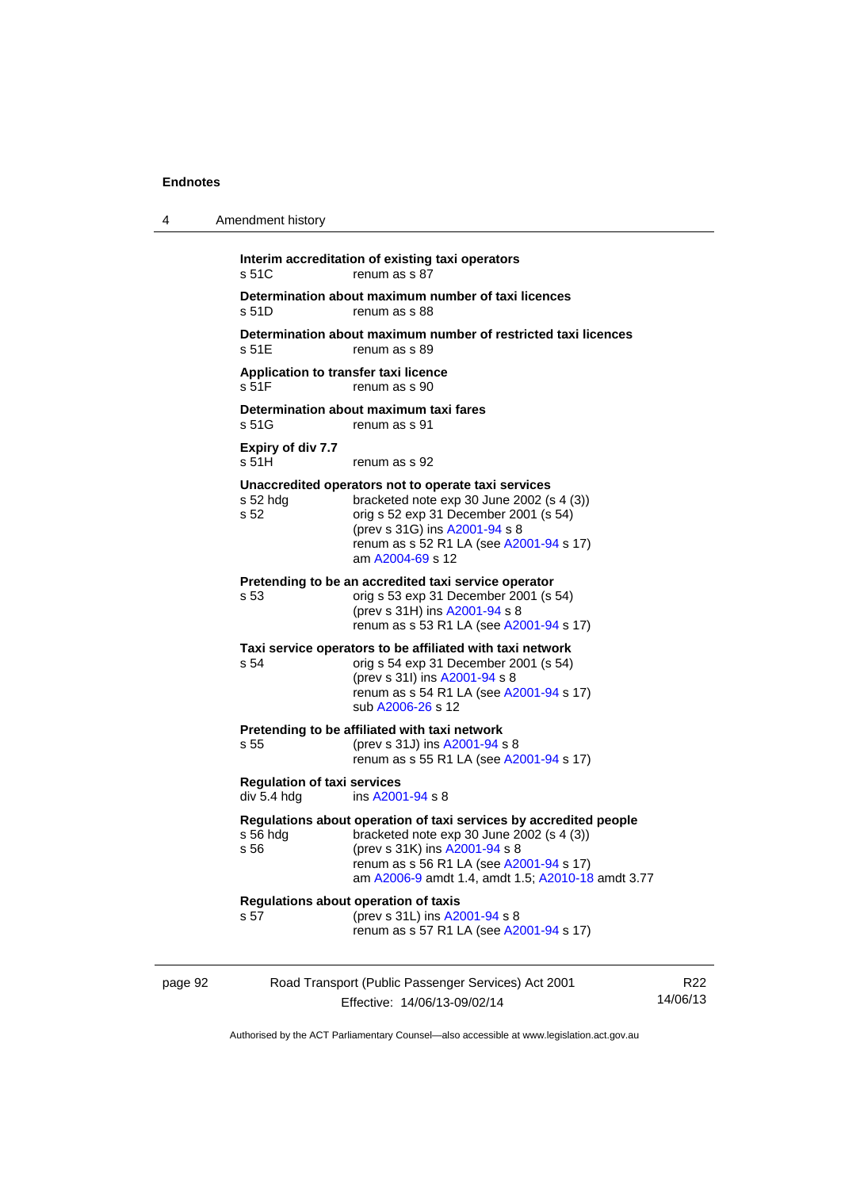**Interim accreditation of existing taxi operators**
s 51C renum as s 87

**Determination about maximum number of taxi licences**
s 51D renum as s 88

**Determination about maximum number of restricted taxi licences**
s 51E renum as s 89

**Application to transfer taxi licence**
s 51F renum as s 90

**Determination about maximum taxi fares**
s 51G renum as s 91

**Expiry of div 7.7**
s 51H renum as s 92

**Unaccredited operators not to operate taxi services**
s 52 hdg bracketed note exp 30 June 2002 (s 4 (3))
s 52 orig s 52 exp 31 December 2001 (s 54)
(prev s 31G) ins A2001-94 s 8
renum as s 52 R1 LA (see A2001-94 s 17)
am A2004-69 s 12

**Pretending to be an accredited taxi service operator**
s 53 orig s 53 exp 31 December 2001 (s 54)
(prev s 31H) ins A2001-94 s 8
renum as s 53 R1 LA (see A2001-94 s 17)

**Taxi service operators to be affiliated with taxi network**
s 54 orig s 54 exp 31 December 2001 (s 54)
(prev s 31I) ins A2001-94 s 8
renum as s 54 R1 LA (see A2001-94 s 17)
sub A2006-26 s 12

**Pretending to be affiliated with taxi network**
s 55 (prev s 31J) ins A2001-94 s 8
renum as s 55 R1 LA (see A2001-94 s 17)

**Regulation of taxi services**
div 5.4 hdg ins A2001-94 s 8

**Regulations about operation of taxi services by accredited people**
s 56 hdg bracketed note exp 30 June 2002 (s 4 (3))
s 56 (prev s 31K) ins A2001-94 s 8
renum as s 56 R1 LA (see A2001-94 s 17)
am A2006-9 amdt 1.4, amdt 1.5; A2010-18 amdt 3.77

**Regulations about operation of taxis**
s 57 (prev s 31L) ins A2001-94 s 8
renum as s 57 R1 LA (see A2001-94 s 17)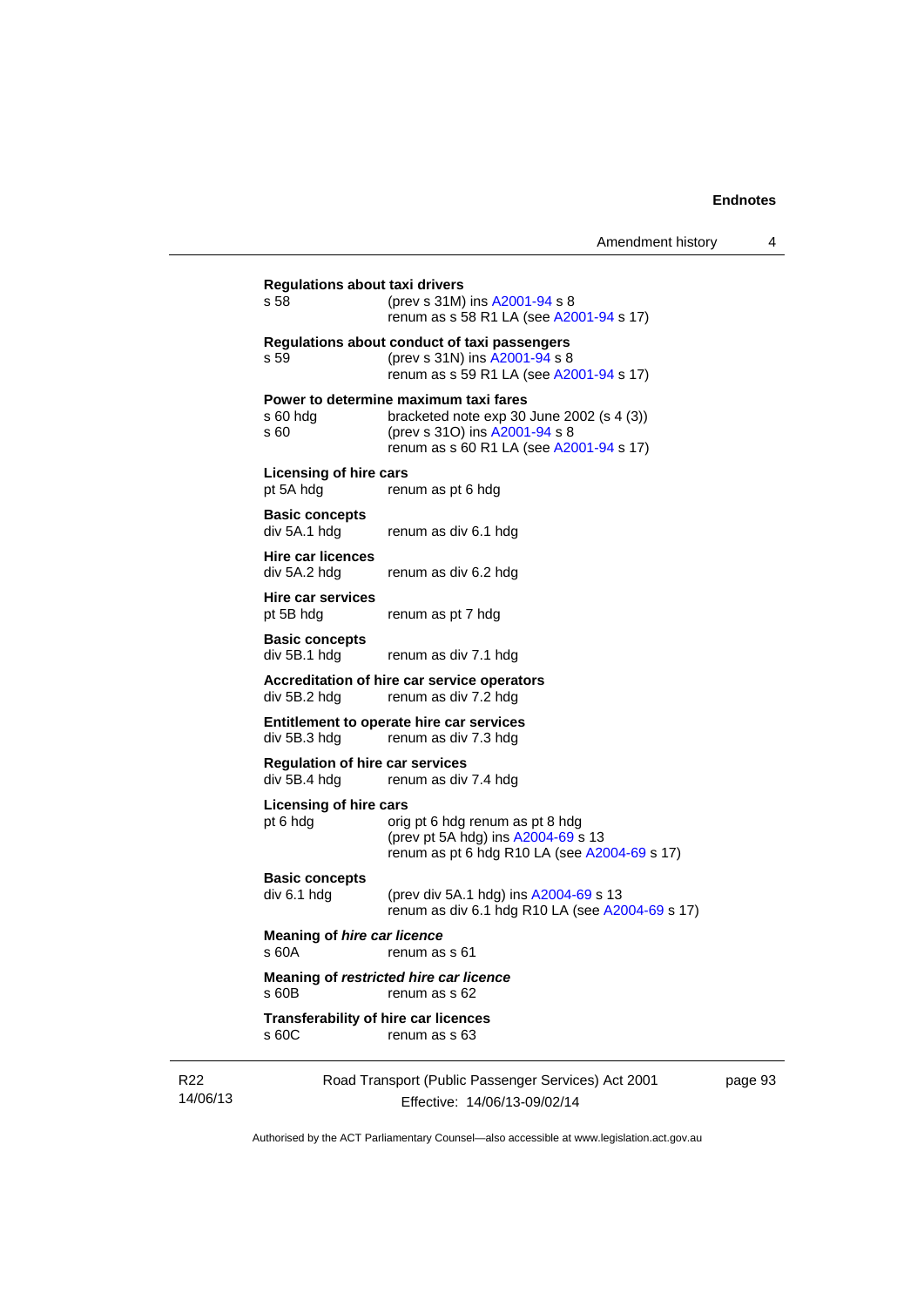**Regulations about taxi drivers**

s 58 (prev s 31M) ins A2001-94 s 8
renum as s 58 R1 LA (see A2001-94 s 17)

**Regulations about conduct of taxi passengers**

s 59 (prev s 31N) ins A2001-94 s 8
renum as s 59 R1 LA (see A2001-94 s 17)

**Power to determine maximum taxi fares**

s 60 hdg bracketed note exp 30 June 2002 (s 4 (3))
s 60 (prev s 31O) ins A2001-94 s 8
renum as s 60 R1 LA (see A2001-94 s 17)

**Licensing of hire cars**

pt 5A hdg renum as pt 6 hdg

**Basic concepts**

div 5A.1 hdg renum as div 6.1 hdg

**Hire car licences**

div 5A.2 hdg renum as div 6.2 hdg

**Hire car services**

pt 5B hdg renum as pt 7 hdg

**Basic concepts**

div 5B.1 hdg renum as div 7.1 hdg

**Accreditation of hire car service operators**

div 5B.2 hdg renum as div 7.2 hdg

**Entitlement to operate hire car services**

div 5B.3 hdg renum as div 7.3 hdg

**Regulation of hire car services**

div 5B.4 hdg renum as div 7.4 hdg

**Licensing of hire cars**

pt 6 hdg orig pt 6 hdg renum as pt 8 hdg
(prev pt 5A hdg) ins A2004-69 s 13
renum as pt 6 hdg R10 LA (see A2004-69 s 17)

**Basic concepts**

div 6.1 hdg (prev div 5A.1 hdg) ins A2004-69 s 13
renum as div 6.1 hdg R10 LA (see A2004-69 s 17)

**Meaning of *hire car licence***

s 60A renum as s 61

**Meaning of *restricted hire car licence***

s 60B renum as s 62

**Transferability of hire car licences**

s 60C renum as s 63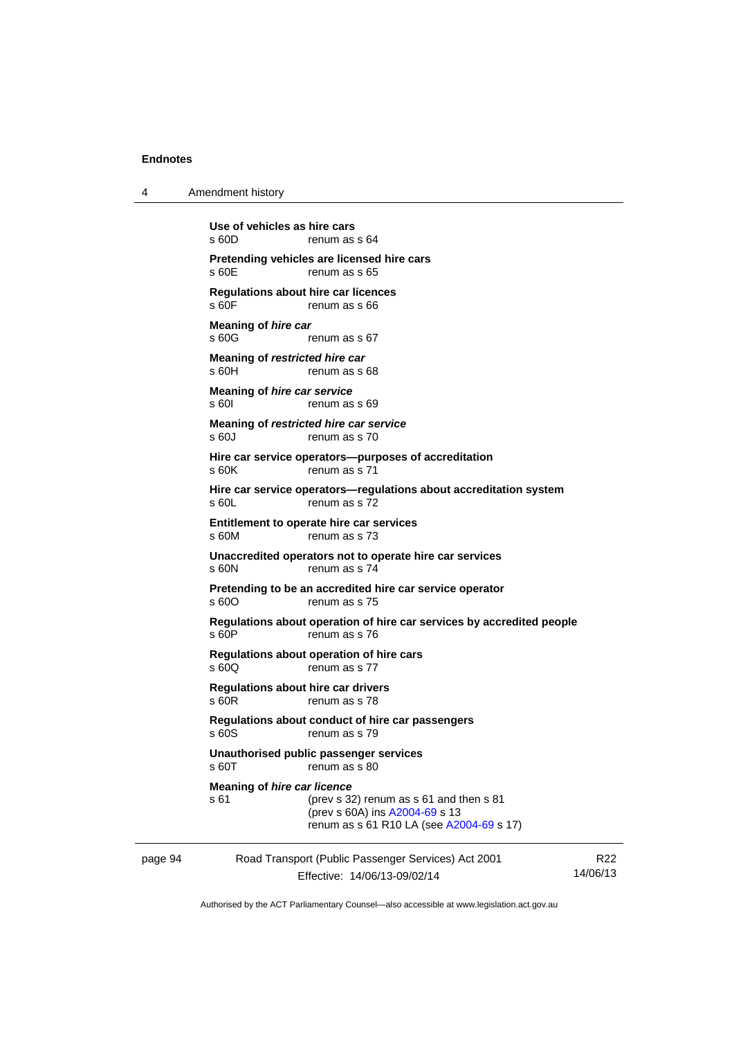**Use of vehicles as hire cars**
s 60D renum as s 64

**Pretending vehicles are licensed hire cars**
s 60E renum as s 65

**Regulations about hire car licences**
s 60F renum as s 66

**Meaning of *hire car***
s 60G renum as s 67

**Meaning of *restricted hire car***
s 60H renum as s 68

**Meaning of *hire car service***
s 60I renum as s 69

**Meaning of *restricted hire car service***
s 60J renum as s 70

**Hire car service operators—purposes of accreditation**
s 60K renum as s 71

**Hire car service operators—regulations about accreditation system**
s 60L renum as s 72

**Entitlement to operate hire car services**
s 60M renum as s 73

**Unaccredited operators not to operate hire car services**
s 60N renum as s 74

**Pretending to be an accredited hire car service operator**
s 60O renum as s 75

**Regulations about operation of hire car services by accredited people**
s 60P renum as s 76

**Regulations about operation of hire cars**
s 60Q renum as s 77

**Regulations about hire car drivers**
s 60R renum as s 78

**Regulations about conduct of hire car passengers**
s 60S renum as s 79

**Unauthorised public passenger services**
s 60T renum as s 80

**Meaning of *hire car licence***
s 61 (prev s 32) renum as s 61 and then s 81
(prev s 60A) ins A2004-69 s 13
renum as s 61 R10 LA (see A2004-69 s 17)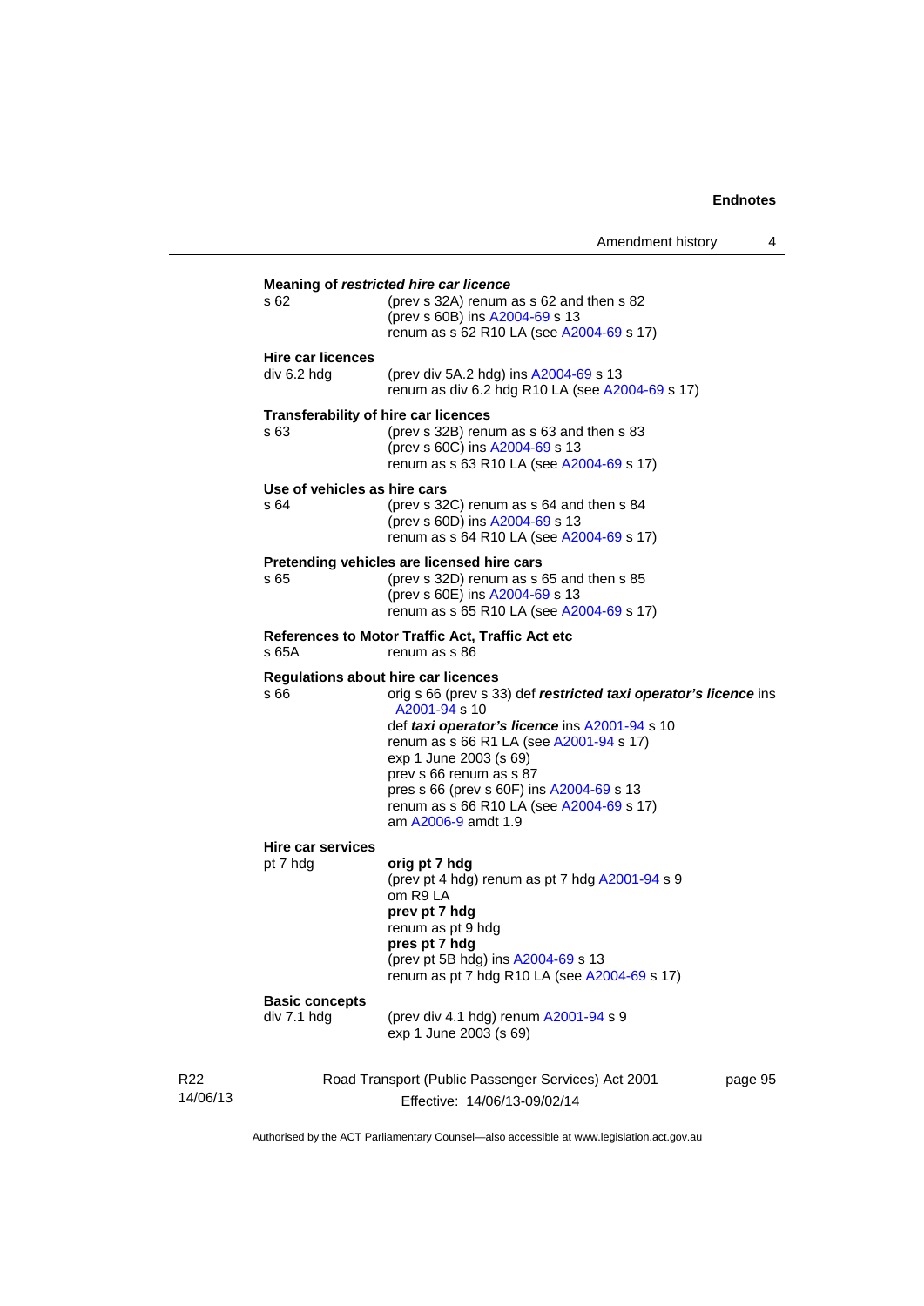**Meaning of *restricted hire car licence***

s 62 — (prev s 32A) renum as s 62 and then s 82
(prev s 60B) ins A2004-69 s 13
renum as s 62 R10 LA (see A2004-69 s 17)

**Hire car licences**

div 6.2 hdg — (prev div 5A.2 hdg) ins A2004-69 s 13
renum as div 6.2 hdg R10 LA (see A2004-69 s 17)

**Transferability of hire car licences**

s 63 — (prev s 32B) renum as s 63 and then s 83
(prev s 60C) ins A2004-69 s 13
renum as s 63 R10 LA (see A2004-69 s 17)

**Use of vehicles as hire cars**

s 64 — (prev s 32C) renum as s 64 and then s 84
(prev s 60D) ins A2004-69 s 13
renum as s 64 R10 LA (see A2004-69 s 17)

**Pretending vehicles are licensed hire cars**

s 65 — (prev s 32D) renum as s 65 and then s 85
(prev s 60E) ins A2004-69 s 13
renum as s 65 R10 LA (see A2004-69 s 17)

**References to Motor Traffic Act, Traffic Act etc**

s 65A — renum as s 86

**Regulations about hire car licences**

s 66 — orig s 66 (prev s 33) def ***restricted taxi operator's licence*** ins A2001-94 s 10
def ***taxi operator's licence*** ins A2001-94 s 10
renum as s 66 R1 LA (see A2001-94 s 17)
exp 1 June 2003 (s 69)
prev s 66 renum as s 87
pres s 66 (prev s 60F) ins A2004-69 s 13
renum as s 66 R10 LA (see A2004-69 s 17)
am A2006-9 amdt 1.9

**Hire car services**

pt 7 hdg — **orig pt 7 hdg**
(prev pt 4 hdg) renum as pt 7 hdg A2001-94 s 9
om R9 LA
**prev pt 7 hdg**
renum as pt 9 hdg
**pres pt 7 hdg**
(prev pt 5B hdg) ins A2004-69 s 13
renum as pt 7 hdg R10 LA (see A2004-69 s 17)

**Basic concepts**

div 7.1 hdg — (prev div 4.1 hdg) renum A2001-94 s 9
exp 1 June 2003 (s 69)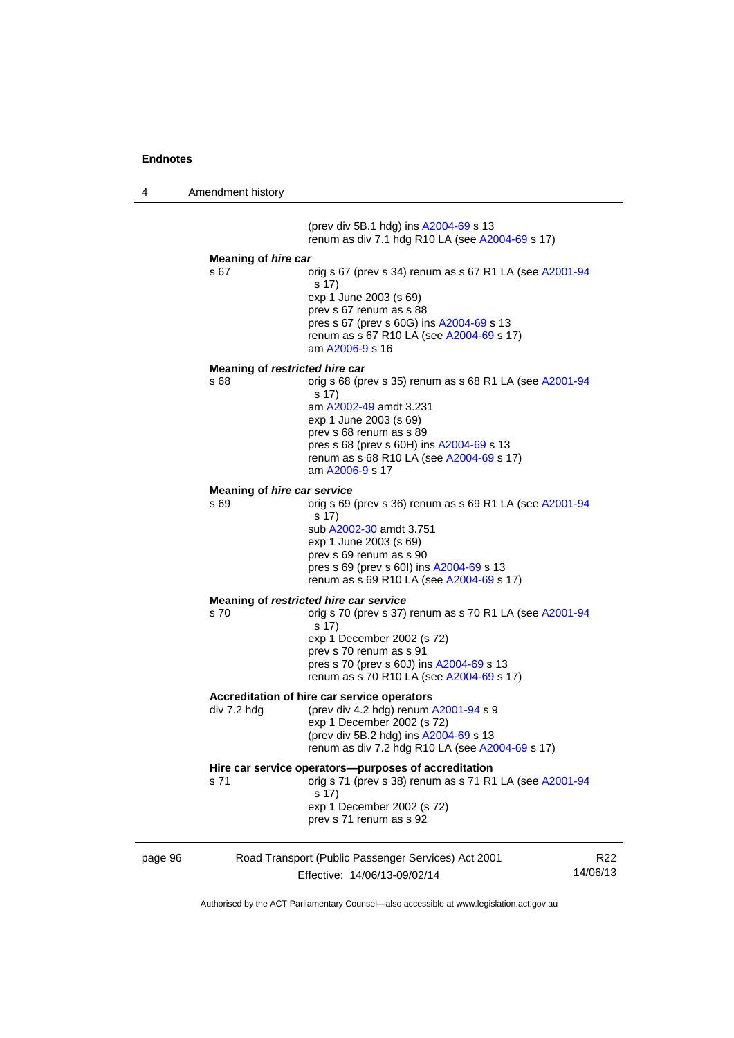(prev div 5B.1 hdg) ins A2004-69 s 13
renum as div 7.1 hdg R10 LA (see A2004-69 s 17)

**Meaning of *hire car***

| | |
|---|---|
| s 67 | orig s 67 (prev s 34) renum as s 67 R1 LA (see A2001-94 s 17)<br>exp 1 June 2003 (s 69)<br>prev s 67 renum as s 88<br>pres s 67 (prev s 60G) ins A2004-69 s 13<br>renum as s 67 R10 LA (see A2004-69 s 17)<br>am A2006-9 s 16 |

**Meaning of *restricted hire car***

| | |
|---|---|
| s 68 | orig s 68 (prev s 35) renum as s 68 R1 LA (see A2001-94 s 17)<br>am A2002-49 amdt 3.231<br>exp 1 June 2003 (s 69)<br>prev s 68 renum as s 89<br>pres s 68 (prev s 60H) ins A2004-69 s 13<br>renum as s 68 R10 LA (see A2004-69 s 17)<br>am A2006-9 s 17 |

**Meaning of *hire car service***

| | |
|---|---|
| s 69 | orig s 69 (prev s 36) renum as s 69 R1 LA (see A2001-94 s 17)<br>sub A2002-30 amdt 3.751<br>exp 1 June 2003 (s 69)<br>prev s 69 renum as s 90<br>pres s 69 (prev s 60I) ins A2004-69 s 13<br>renum as s 69 R10 LA (see A2004-69 s 17) |

**Meaning of *restricted hire car service***

| | |
|---|---|
| s 70 | orig s 70 (prev s 37) renum as s 70 R1 LA (see A2001-94 s 17)<br>exp 1 December 2002 (s 72)<br>prev s 70 renum as s 91<br>pres s 70 (prev s 60J) ins A2004-69 s 13<br>renum as s 70 R10 LA (see A2004-69 s 17) |

**Accreditation of hire car service operators**

| | |
|---|---|
| div 7.2 hdg | (prev div 4.2 hdg) renum A2001-94 s 9<br>exp 1 December 2002 (s 72)<br>(prev div 5B.2 hdg) ins A2004-69 s 13<br>renum as div 7.2 hdg R10 LA (see A2004-69 s 17) |

**Hire car service operators—purposes of accreditation**

| | |
|---|---|
| s 71 | orig s 71 (prev s 38) renum as s 71 R1 LA (see A2001-94 s 17)<br>exp 1 December 2002 (s 72)<br>prev s 71 renum as s 92 |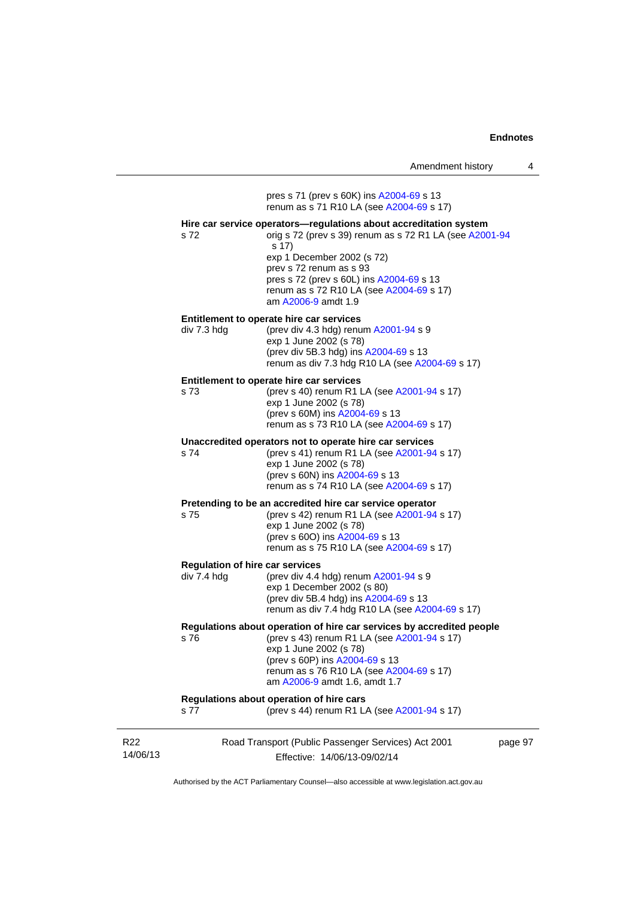pres s 71 (prev s 60K) ins A2004-69 s 13
renum as s 71 R10 LA (see A2004-69 s 17)

**Hire car service operators—regulations about accreditation system**

s 72 orig s 72 (prev s 39) renum as s 72 R1 LA (see A2001-94 s 17)
exp 1 December 2002 (s 72)
prev s 72 renum as s 93
pres s 72 (prev s 60L) ins A2004-69 s 13
renum as s 72 R10 LA (see A2004-69 s 17)
am A2006-9 amdt 1.9

**Entitlement to operate hire car services**

div 7.3 hdg (prev div 4.3 hdg) renum A2001-94 s 9
exp 1 June 2002 (s 78)
(prev div 5B.3 hdg) ins A2004-69 s 13
renum as div 7.3 hdg R10 LA (see A2004-69 s 17)

**Entitlement to operate hire car services**

s 73 (prev s 40) renum R1 LA (see A2001-94 s 17)
exp 1 June 2002 (s 78)
(prev s 60M) ins A2004-69 s 13
renum as s 73 R10 LA (see A2004-69 s 17)

**Unaccredited operators not to operate hire car services**

s 74 (prev s 41) renum R1 LA (see A2001-94 s 17)
exp 1 June 2002 (s 78)
(prev s 60N) ins A2004-69 s 13
renum as s 74 R10 LA (see A2004-69 s 17)

**Pretending to be an accredited hire car service operator**

s 75 (prev s 42) renum R1 LA (see A2001-94 s 17)
exp 1 June 2002 (s 78)
(prev s 60O) ins A2004-69 s 13
renum as s 75 R10 LA (see A2004-69 s 17)

**Regulation of hire car services**

div 7.4 hdg (prev div 4.4 hdg) renum A2001-94 s 9
exp 1 December 2002 (s 80)
(prev div 5B.4 hdg) ins A2004-69 s 13
renum as div 7.4 hdg R10 LA (see A2004-69 s 17)

**Regulations about operation of hire car services by accredited people**

s 76 (prev s 43) renum R1 LA (see A2001-94 s 17)
exp 1 June 2002 (s 78)
(prev s 60P) ins A2004-69 s 13
renum as s 76 R10 LA (see A2004-69 s 17)
am A2006-9 amdt 1.6, amdt 1.7

**Regulations about operation of hire cars**

s 77 (prev s 44) renum R1 LA (see A2001-94 s 17)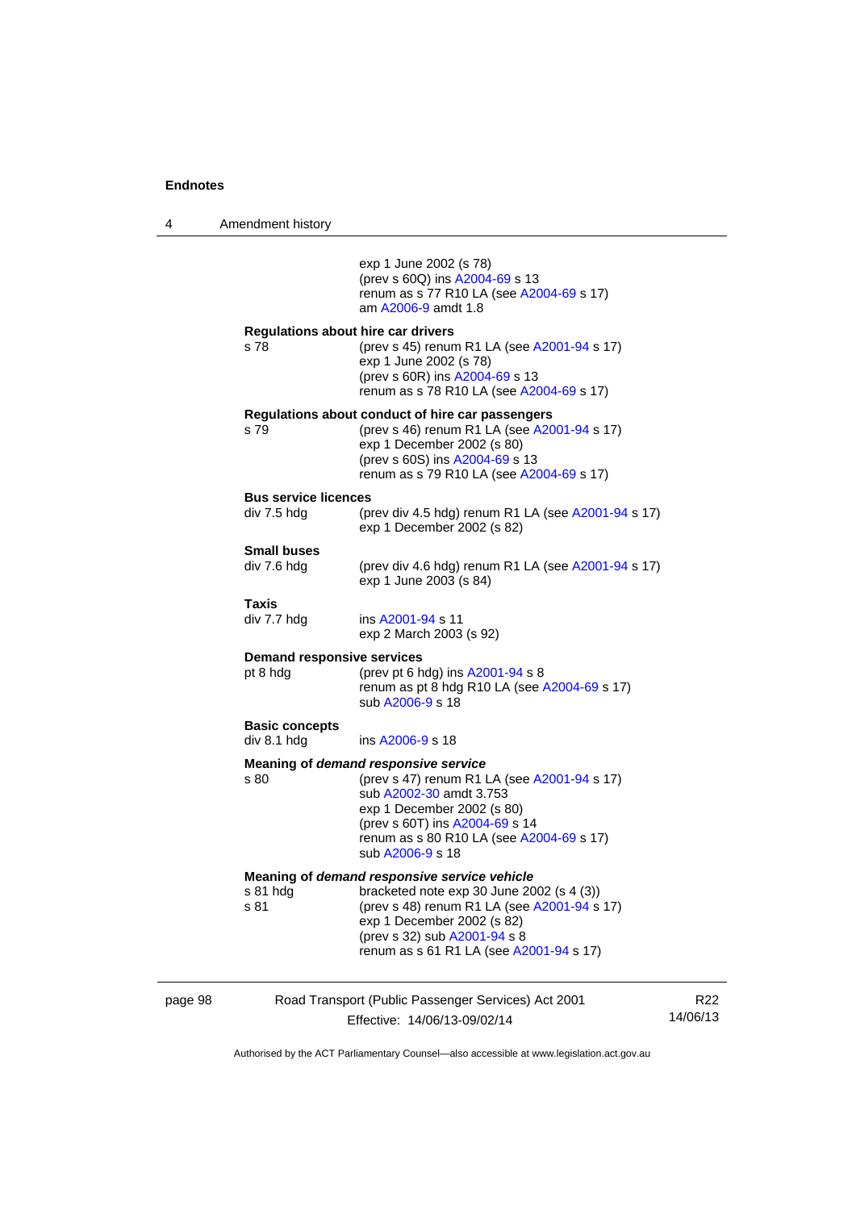exp 1 June 2002 (s 78)
(prev s 60Q) ins A2004-69 s 13
renum as s 77 R10 LA (see A2004-69 s 17)
am A2006-9 amdt 1.8

**Regulations about hire car drivers**

s 78 (prev s 45) renum R1 LA (see A2001-94 s 17)
exp 1 June 2002 (s 78)
(prev s 60R) ins A2004-69 s 13
renum as s 78 R10 LA (see A2004-69 s 17)

**Regulations about conduct of hire car passengers**

s 79 (prev s 46) renum R1 LA (see A2001-94 s 17)
exp 1 December 2002 (s 80)
(prev s 60S) ins A2004-69 s 13
renum as s 79 R10 LA (see A2004-69 s 17)

**Bus service licences**

div 7.5 hdg (prev div 4.5 hdg) renum R1 LA (see A2001-94 s 17)
exp 1 December 2002 (s 82)

**Small buses**

div 7.6 hdg (prev div 4.6 hdg) renum R1 LA (see A2001-94 s 17)
exp 1 June 2003 (s 84)

**Taxis**

div 7.7 hdg ins A2001-94 s 11
exp 2 March 2003 (s 92)

**Demand responsive services**

pt 8 hdg (prev pt 6 hdg) ins A2001-94 s 8
renum as pt 8 hdg R10 LA (see A2004-69 s 17)
sub A2006-9 s 18

**Basic concepts**

div 8.1 hdg ins A2006-9 s 18

**Meaning of *demand responsive service***

s 80 (prev s 47) renum R1 LA (see A2001-94 s 17)
sub A2002-30 amdt 3.753
exp 1 December 2002 (s 80)
(prev s 60T) ins A2004-69 s 14
renum as s 80 R10 LA (see A2004-69 s 17)
sub A2006-9 s 18

**Meaning of *demand responsive service vehicle***

s 81 hdg bracketed note exp 30 June 2002 (s 4 (3))
s 81 (prev s 48) renum R1 LA (see A2001-94 s 17)
exp 1 December 2002 (s 82)
(prev s 32) sub A2001-94 s 8
renum as s 61 R1 LA (see A2001-94 s 17)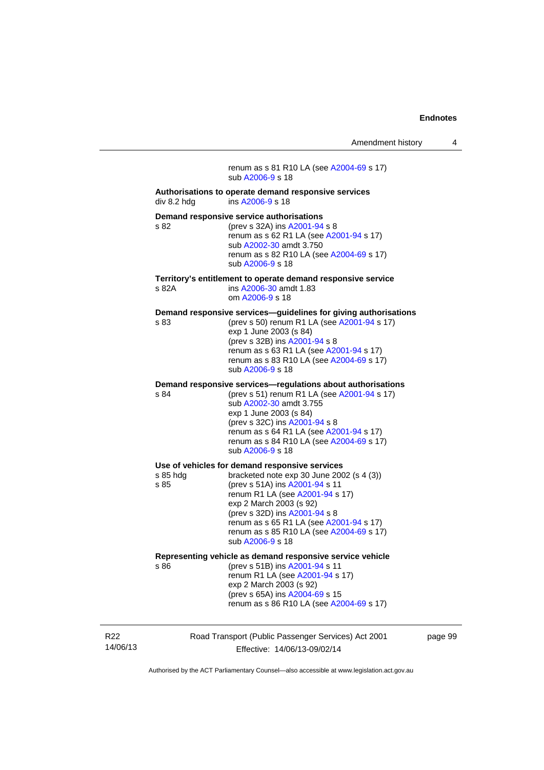renum as s 81 R10 LA (see A2004-69 s 17)
sub A2006-9 s 18

**Authorisations to operate demand responsive services**
div 8.2 hdg ins A2006-9 s 18

**Demand responsive service authorisations**
s 82 (prev s 32A) ins A2001-94 s 8
renum as s 62 R1 LA (see A2001-94 s 17)
sub A2002-30 amdt 3.750
renum as s 82 R10 LA (see A2004-69 s 17)
sub A2006-9 s 18

**Territory's entitlement to operate demand responsive service**
s 82A ins A2006-30 amdt 1.83
om A2006-9 s 18

**Demand responsive services—guidelines for giving authorisations**
s 83 (prev s 50) renum R1 LA (see A2001-94 s 17)
exp 1 June 2003 (s 84)
(prev s 32B) ins A2001-94 s 8
renum as s 63 R1 LA (see A2001-94 s 17)
renum as s 83 R10 LA (see A2004-69 s 17)
sub A2006-9 s 18

**Demand responsive services—regulations about authorisations**
s 84 (prev s 51) renum R1 LA (see A2001-94 s 17)
sub A2002-30 amdt 3.755
exp 1 June 2003 (s 84)
(prev s 32C) ins A2001-94 s 8
renum as s 64 R1 LA (see A2001-94 s 17)
renum as s 84 R10 LA (see A2004-69 s 17)
sub A2006-9 s 18

**Use of vehicles for demand responsive services**
s 85 hdg bracketed note exp 30 June 2002 (s 4 (3))
s 85 (prev s 51A) ins A2001-94 s 11
renum R1 LA (see A2001-94 s 17)
exp 2 March 2003 (s 92)
(prev s 32D) ins A2001-94 s 8
renum as s 65 R1 LA (see A2001-94 s 17)
renum as s 85 R10 LA (see A2004-69 s 17)
sub A2006-9 s 18

**Representing vehicle as demand responsive service vehicle**
s 86 (prev s 51B) ins A2001-94 s 11
renum R1 LA (see A2001-94 s 17)
exp 2 March 2003 (s 92)
(prev s 65A) ins A2004-69 s 15
renum as s 86 R10 LA (see A2004-69 s 17)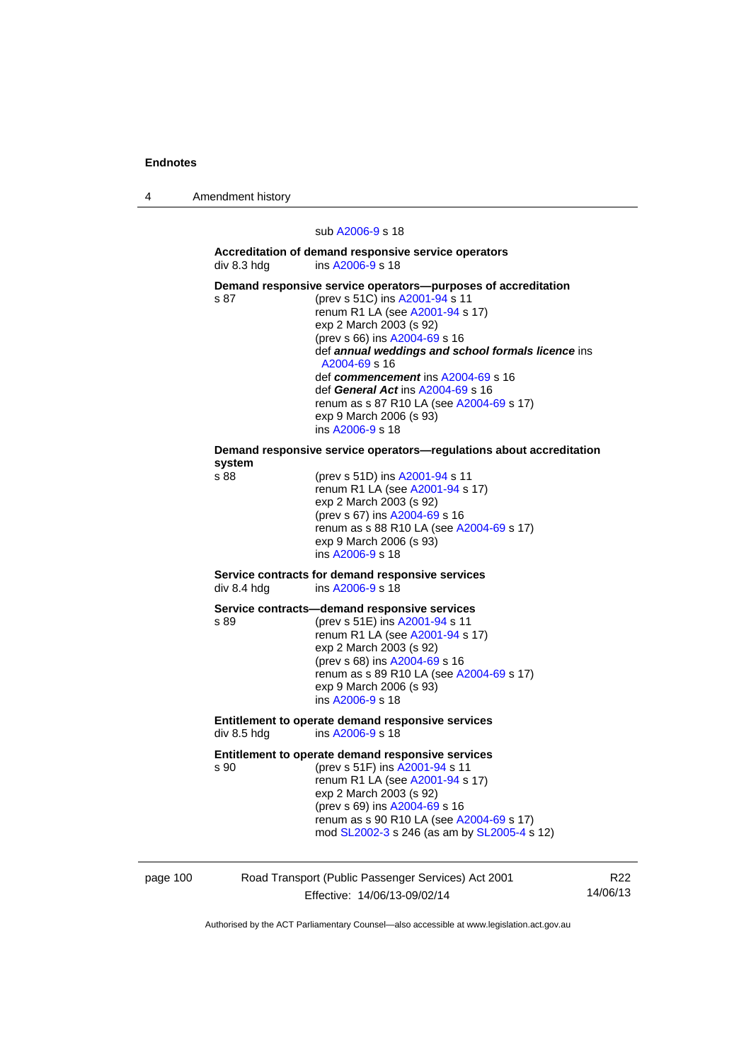sub A2006-9 s 18

**Accreditation of demand responsive service operators**
div 8.3 hdg ins A2006-9 s 18

**Demand responsive service operators—purposes of accreditation**
s 87 (prev s 51C) ins A2001-94 s 11
renum R1 LA (see A2001-94 s 17)
exp 2 March 2003 (s 92)
(prev s 66) ins A2004-69 s 16
def ***annual weddings and school formals licence*** ins A2004-69 s 16
def ***commencement*** ins A2004-69 s 16
def ***General Act*** ins A2004-69 s 16
renum as s 87 R10 LA (see A2004-69 s 17)
exp 9 March 2006 (s 93)
ins A2006-9 s 18

**Demand responsive service operators—regulations about accreditation system**
s 88 (prev s 51D) ins A2001-94 s 11
renum R1 LA (see A2001-94 s 17)
exp 2 March 2003 (s 92)
(prev s 67) ins A2004-69 s 16
renum as s 88 R10 LA (see A2004-69 s 17)
exp 9 March 2006 (s 93)
ins A2006-9 s 18

**Service contracts for demand responsive services**
div 8.4 hdg ins A2006-9 s 18

**Service contracts—demand responsive services**
s 89 (prev s 51E) ins A2001-94 s 11
renum R1 LA (see A2001-94 s 17)
exp 2 March 2003 (s 92)
(prev s 68) ins A2004-69 s 16
renum as s 89 R10 LA (see A2004-69 s 17)
exp 9 March 2006 (s 93)
ins A2006-9 s 18

**Entitlement to operate demand responsive services**
div 8.5 hdg ins A2006-9 s 18

**Entitlement to operate demand responsive services**
s 90 (prev s 51F) ins A2001-94 s 11
renum R1 LA (see A2001-94 s 17)
exp 2 March 2003 (s 92)
(prev s 69) ins A2004-69 s 16
renum as s 90 R10 LA (see A2004-69 s 17)
mod SL2002-3 s 246 (as am by SL2005-4 s 12)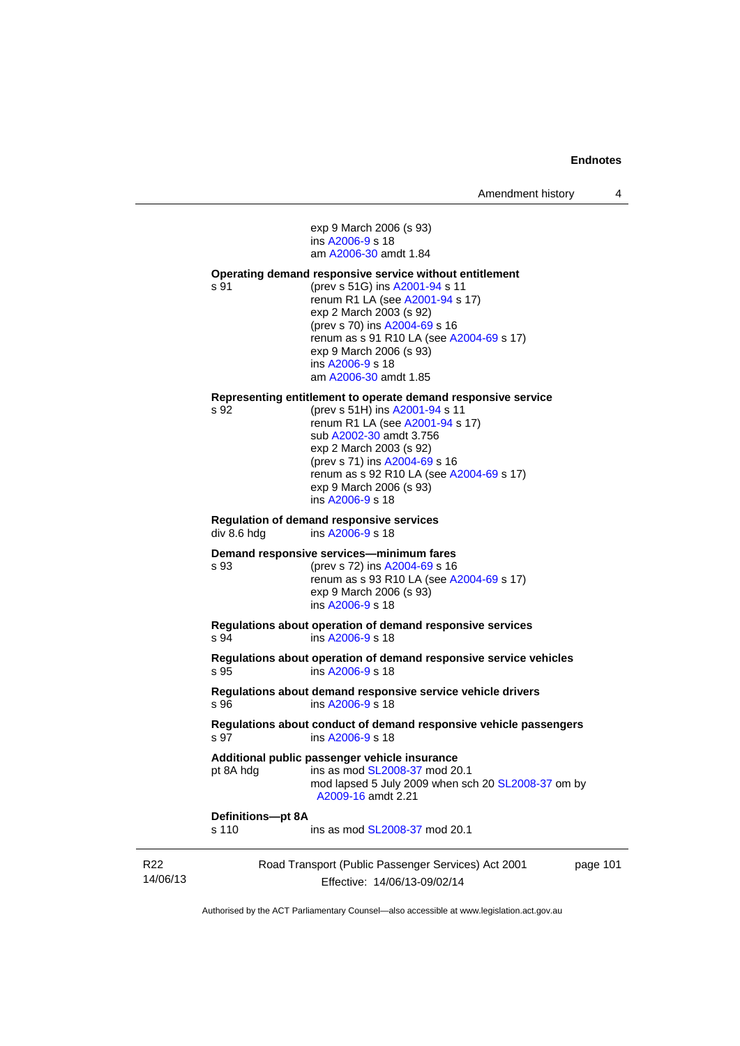exp 9 March 2006 (s 93)
ins A2006-9 s 18
am A2006-30 amdt 1.84

**Operating demand responsive service without entitlement**

s 91 (prev s 51G) ins A2001-94 s 11
renum R1 LA (see A2001-94 s 17)
exp 2 March 2003 (s 92)
(prev s 70) ins A2004-69 s 16
renum as s 91 R10 LA (see A2004-69 s 17)
exp 9 March 2006 (s 93)
ins A2006-9 s 18
am A2006-30 amdt 1.85

**Representing entitlement to operate demand responsive service**

s 92 (prev s 51H) ins A2001-94 s 11
renum R1 LA (see A2001-94 s 17)
sub A2002-30 amdt 3.756
exp 2 March 2003 (s 92)
(prev s 71) ins A2004-69 s 16
renum as s 92 R10 LA (see A2004-69 s 17)
exp 9 March 2006 (s 93)
ins A2006-9 s 18

**Regulation of demand responsive services**

div 8.6 hdg ins A2006-9 s 18

**Demand responsive services—minimum fares**

s 93 (prev s 72) ins A2004-69 s 16
renum as s 93 R10 LA (see A2004-69 s 17)
exp 9 March 2006 (s 93)
ins A2006-9 s 18

**Regulations about operation of demand responsive services**

s 94 ins A2006-9 s 18

**Regulations about operation of demand responsive service vehicles**

s 95 ins A2006-9 s 18

**Regulations about demand responsive service vehicle drivers**

s 96 ins A2006-9 s 18

**Regulations about conduct of demand responsive vehicle passengers**

s 97 ins A2006-9 s 18

**Additional public passenger vehicle insurance**

pt 8A hdg ins as mod SL2008-37 mod 20.1
mod lapsed 5 July 2009 when sch 20 SL2008-37 om by A2009-16 amdt 2.21

**Definitions—pt 8A**

s 110 ins as mod SL2008-37 mod 20.1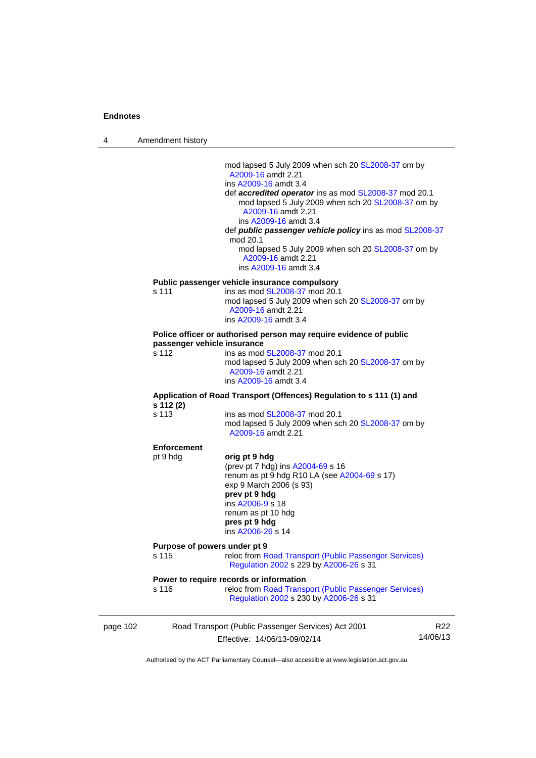mod lapsed 5 July 2009 when sch 20 SL2008-37 om by A2009-16 amdt 2.21
ins A2009-16 amdt 3.4
def ***accredited operator*** ins as mod SL2008-37 mod 20.1
mod lapsed 5 July 2009 when sch 20 SL2008-37 om by A2009-16 amdt 2.21
ins A2009-16 amdt 3.4
def ***public passenger vehicle policy*** ins as mod SL2008-37 mod 20.1
mod lapsed 5 July 2009 when sch 20 SL2008-37 om by A2009-16 amdt 2.21
ins A2009-16 amdt 3.4

**Public passenger vehicle insurance compulsory**

s 111 — ins as mod SL2008-37 mod 20.1
mod lapsed 5 July 2009 when sch 20 SL2008-37 om by A2009-16 amdt 2.21
ins A2009-16 amdt 3.4

**Police officer or authorised person may require evidence of public passenger vehicle insurance**

s 112 — ins as mod SL2008-37 mod 20.1
mod lapsed 5 July 2009 when sch 20 SL2008-37 om by A2009-16 amdt 2.21
ins A2009-16 amdt 3.4

**Application of Road Transport (Offences) Regulation to s 111 (1) and s 112 (2)**

s 113 — ins as mod SL2008-37 mod 20.1
mod lapsed 5 July 2009 when sch 20 SL2008-37 om by A2009-16 amdt 2.21

**Enforcement**

pt 9 hdg — **orig pt 9 hdg**
(prev pt 7 hdg) ins A2004-69 s 16
renum as pt 9 hdg R10 LA (see A2004-69 s 17)
exp 9 March 2006 (s 93)
**prev pt 9 hdg**
ins A2006-9 s 18
renum as pt 10 hdg
**pres pt 9 hdg**
ins A2006-26 s 14

**Purpose of powers under pt 9**

s 115 — reloc from Road Transport (Public Passenger Services) Regulation 2002 s 229 by A2006-26 s 31

**Power to require records or information**

s 116 — reloc from Road Transport (Public Passenger Services) Regulation 2002 s 230 by A2006-26 s 31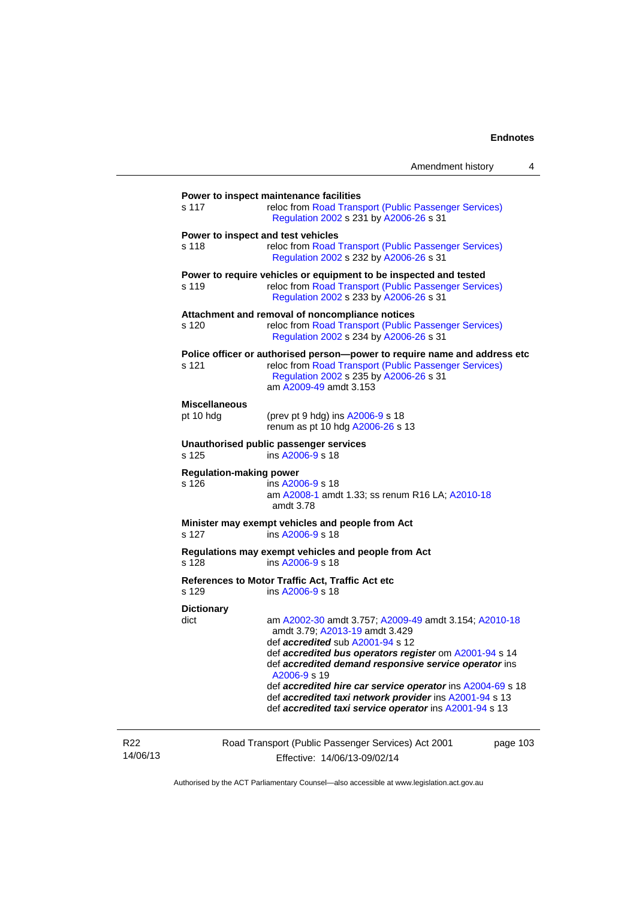**Power to inspect maintenance facilities**

s 117 reloc from Road Transport (Public Passenger Services) Regulation 2002 s 231 by A2006-26 s 31

**Power to inspect and test vehicles**

s 118 reloc from Road Transport (Public Passenger Services) Regulation 2002 s 232 by A2006-26 s 31

**Power to require vehicles or equipment to be inspected and tested**

s 119 reloc from Road Transport (Public Passenger Services) Regulation 2002 s 233 by A2006-26 s 31

**Attachment and removal of noncompliance notices**

s 120 reloc from Road Transport (Public Passenger Services) Regulation 2002 s 234 by A2006-26 s 31

**Police officer or authorised person—power to require name and address etc**

s 121 reloc from Road Transport (Public Passenger Services) Regulation 2002 s 235 by A2006-26 s 31
am A2009-49 amdt 3.153

**Miscellaneous**

pt 10 hdg (prev pt 9 hdg) ins A2006-9 s 18
renum as pt 10 hdg A2006-26 s 13

**Unauthorised public passenger services**

s 125 ins A2006-9 s 18

**Regulation-making power**

s 126 ins A2006-9 s 18
am A2008-1 amdt 1.33; ss renum R16 LA; A2010-18 amdt 3.78

**Minister may exempt vehicles and people from Act**

s 127 ins A2006-9 s 18

**Regulations may exempt vehicles and people from Act**

s 128 ins A2006-9 s 18

**References to Motor Traffic Act, Traffic Act etc**

s 129 ins A2006-9 s 18

**Dictionary**

dict am A2002-30 amdt 3.757; A2009-49 amdt 3.154; A2010-18 amdt 3.79; A2013-19 amdt 3.429
def ***accredited*** sub A2001-94 s 12
def ***accredited bus operators register*** om A2001-94 s 14
def ***accredited demand responsive service operator*** ins A2006-9 s 19
def ***accredited hire car service operator*** ins A2004-69 s 18
def ***accredited taxi network provider*** ins A2001-94 s 13
def ***accredited taxi service operator*** ins A2001-94 s 13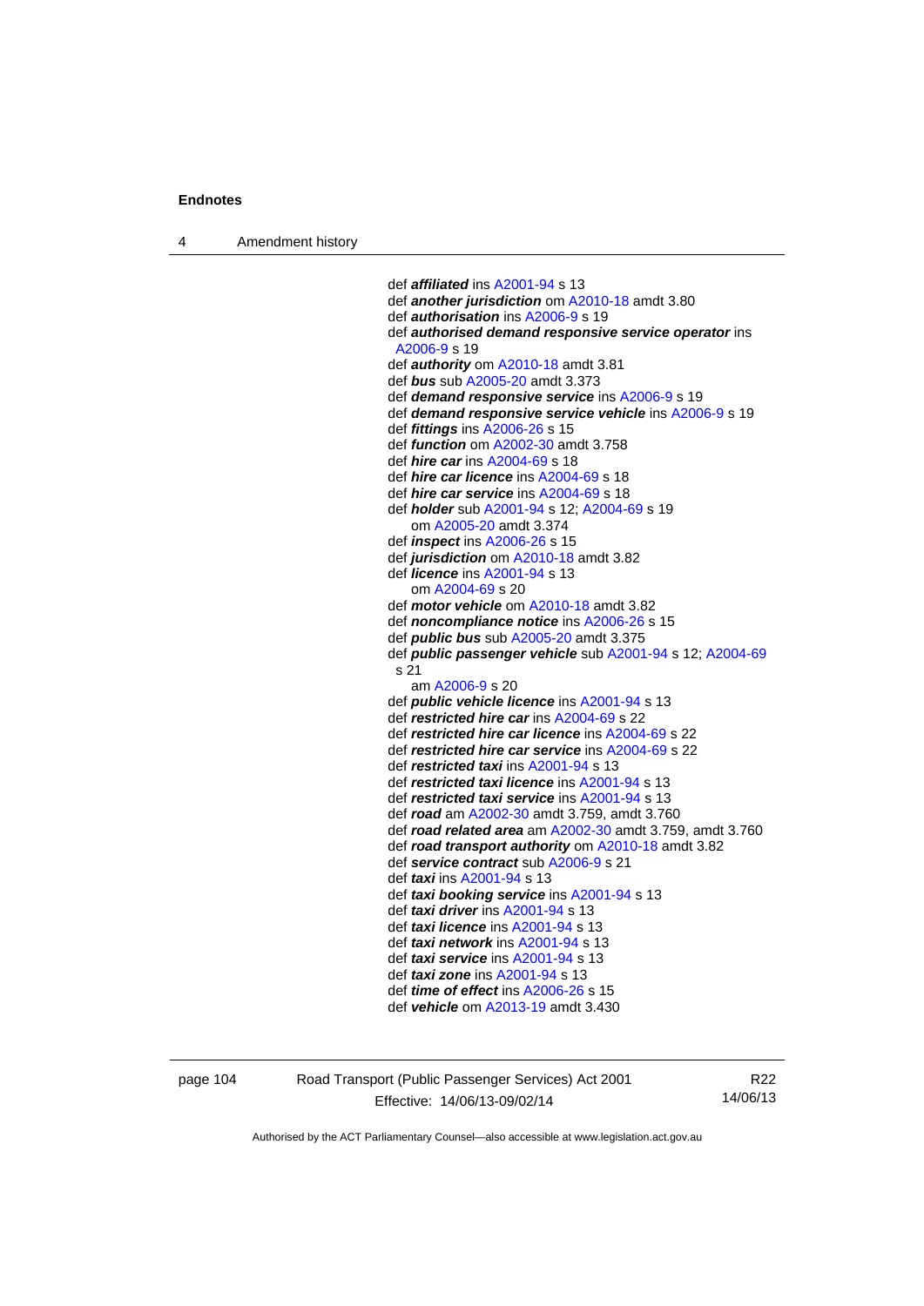def ***affiliated*** ins A2001-94 s 13
def ***another jurisdiction*** om A2010-18 amdt 3.80
def ***authorisation*** ins A2006-9 s 19
def ***authorised demand responsive service operator*** ins A2006-9 s 19
def ***authority*** om A2010-18 amdt 3.81
def ***bus*** sub A2005-20 amdt 3.373
def ***demand responsive service*** ins A2006-9 s 19
def ***demand responsive service vehicle*** ins A2006-9 s 19
def ***fittings*** ins A2006-26 s 15
def ***function*** om A2002-30 amdt 3.758
def ***hire car*** ins A2004-69 s 18
def ***hire car licence*** ins A2004-69 s 18
def ***hire car service*** ins A2004-69 s 18
def ***holder*** sub A2001-94 s 12; A2004-69 s 19
    om A2005-20 amdt 3.374
def ***inspect*** ins A2006-26 s 15
def ***jurisdiction*** om A2010-18 amdt 3.82
def ***licence*** ins A2001-94 s 13
    om A2004-69 s 20
def ***motor vehicle*** om A2010-18 amdt 3.82
def ***noncompliance notice*** ins A2006-26 s 15
def ***public bus*** sub A2005-20 amdt 3.375
def ***public passenger vehicle*** sub A2001-94 s 12; A2004-69 s 21
    am A2006-9 s 20
def ***public vehicle licence*** ins A2001-94 s 13
def ***restricted hire car*** ins A2004-69 s 22
def ***restricted hire car licence*** ins A2004-69 s 22
def ***restricted hire car service*** ins A2004-69 s 22
def ***restricted taxi*** ins A2001-94 s 13
def ***restricted taxi licence*** ins A2001-94 s 13
def ***restricted taxi service*** ins A2001-94 s 13
def ***road*** am A2002-30 amdt 3.759, amdt 3.760
def ***road related area*** am A2002-30 amdt 3.759, amdt 3.760
def ***road transport authority*** om A2010-18 amdt 3.82
def ***service contract*** sub A2006-9 s 21
def ***taxi*** ins A2001-94 s 13
def ***taxi booking service*** ins A2001-94 s 13
def ***taxi driver*** ins A2001-94 s 13
def ***taxi licence*** ins A2001-94 s 13
def ***taxi network*** ins A2001-94 s 13
def ***taxi service*** ins A2001-94 s 13
def ***taxi zone*** ins A2001-94 s 13
def ***time of effect*** ins A2006-26 s 15
def ***vehicle*** om A2013-19 amdt 3.430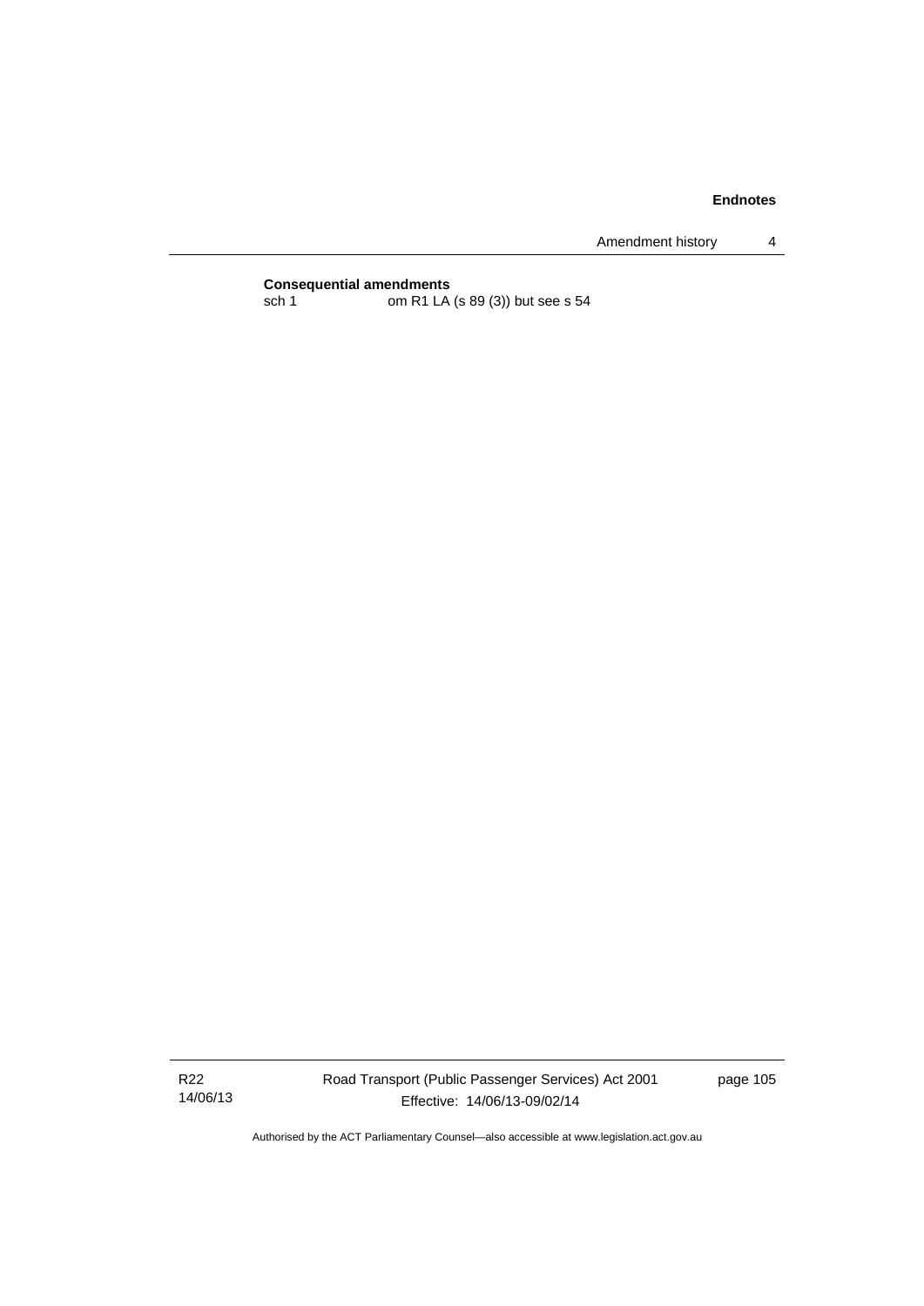**Consequential amendments**

sch 1 om R1 LA (s 89 (3)) but see s 54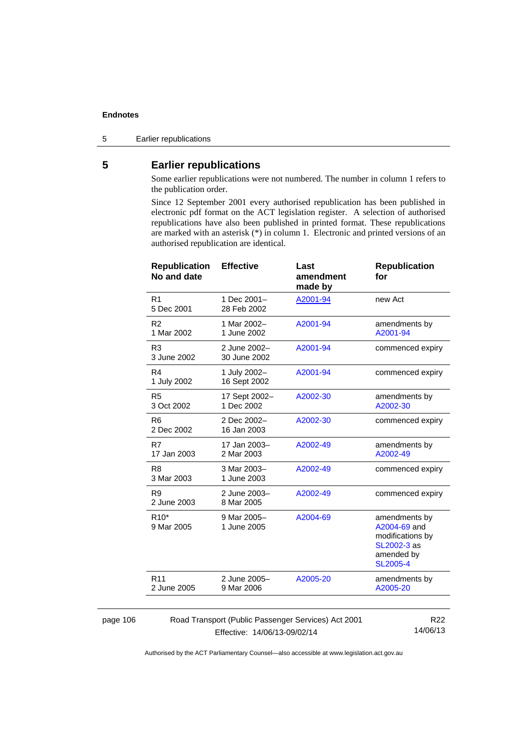## 5 Earlier republications

Some earlier republications were not numbered. The number in column 1 refers to the publication order.

Since 12 September 2001 every authorised republication has been published in electronic pdf format on the ACT legislation register. A selection of authorised republications have also been published in printed format. These republications are marked with an asterisk (*) in column 1. Electronic and printed versions of an authorised republication are identical.

| Republication No and date | Effective | Last amendment made by | Republication for |
|---|---|---|---|
| R1<br>5 Dec 2001 | 1 Dec 2001–<br>28 Feb 2002 | A2001-94 | new Act |
| R2<br>1 Mar 2002 | 1 Mar 2002–<br>1 June 2002 | A2001-94 | amendments by A2001-94 |
| R3<br>3 June 2002 | 2 June 2002–<br>30 June 2002 | A2001-94 | commenced expiry |
| R4<br>1 July 2002 | 1 July 2002–<br>16 Sept 2002 | A2001-94 | commenced expiry |
| R5<br>3 Oct 2002 | 17 Sept 2002–<br>1 Dec 2002 | A2002-30 | amendments by A2002-30 |
| R6<br>2 Dec 2002 | 2 Dec 2002–<br>16 Jan 2003 | A2002-30 | commenced expiry |
| R7<br>17 Jan 2003 | 17 Jan 2003–<br>2 Mar 2003 | A2002-49 | amendments by A2002-49 |
| R8<br>3 Mar 2003 | 3 Mar 2003–<br>1 June 2003 | A2002-49 | commenced expiry |
| R9<br>2 June 2003 | 2 June 2003–<br>8 Mar 2005 | A2002-49 | commenced expiry |
| R10*<br>9 Mar 2005 | 9 Mar 2005–<br>1 June 2005 | A2004-69 | amendments by A2004-69 and modifications by SL2002-3 as amended by SL2005-4 |
| R11<br>2 June 2005 | 2 June 2005–<br>9 Mar 2006 | A2005-20 | amendments by A2005-20 |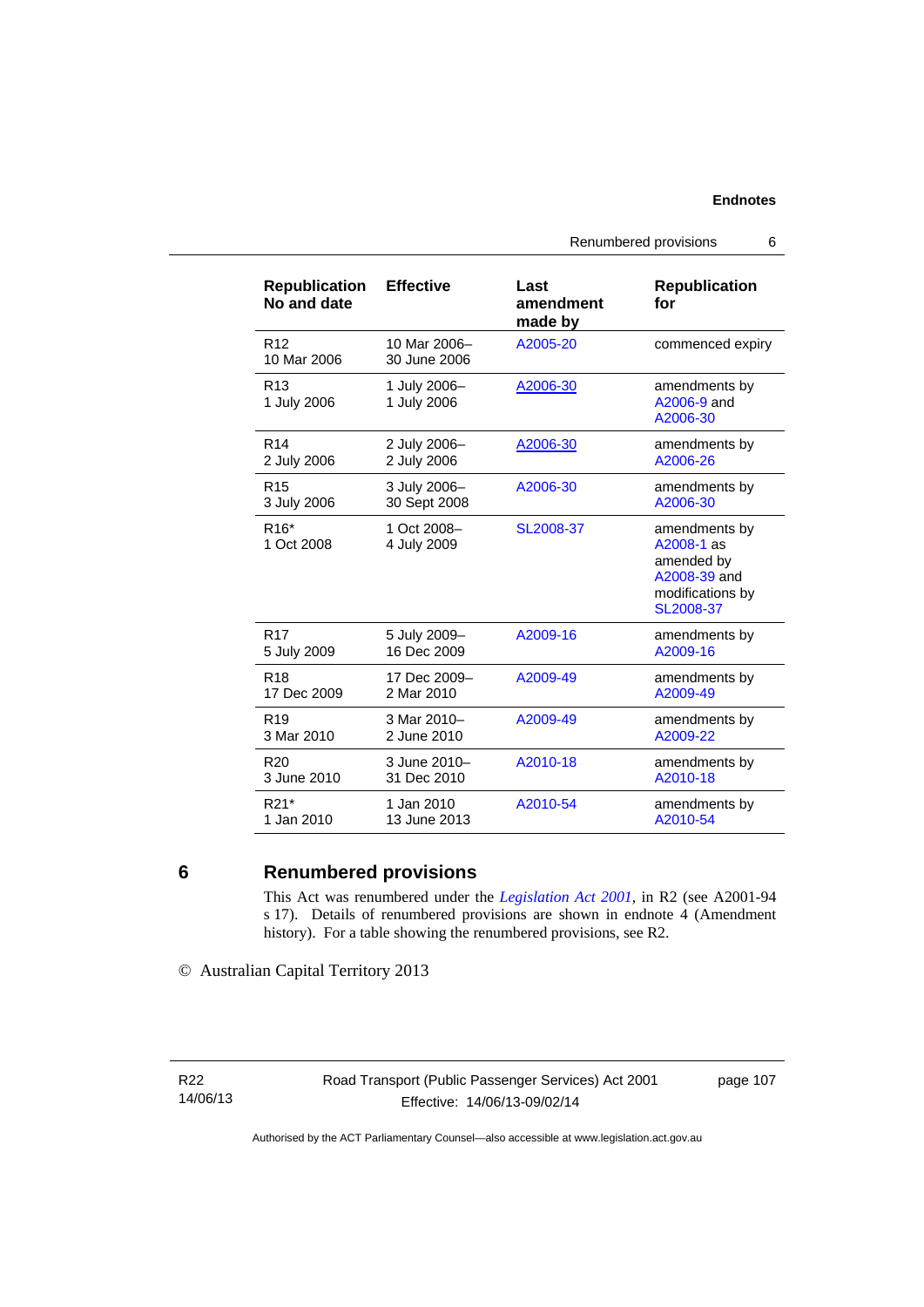| Republication No and date | Effective | Last amendment made by | Republication for |
|---|---|---|---|
| R12<br>10 Mar 2006 | 10 Mar 2006–<br>30 June 2006 | A2005-20 | commenced expiry |
| R13<br>1 July 2006 | 1 July 2006–<br>1 July 2006 | A2006-30 | amendments by A2006-9 and A2006-30 |
| R14<br>2 July 2006 | 2 July 2006–<br>2 July 2006 | A2006-30 | amendments by A2006-26 |
| R15<br>3 July 2006 | 3 July 2006–<br>30 Sept 2008 | A2006-30 | amendments by A2006-30 |
| R16*<br>1 Oct 2008 | 1 Oct 2008–<br>4 July 2009 | SL2008-37 | amendments by A2008-1 as amended by A2008-39 and modifications by SL2008-37 |
| R17<br>5 July 2009 | 5 July 2009–<br>16 Dec 2009 | A2009-16 | amendments by A2009-16 |
| R18<br>17 Dec 2009 | 17 Dec 2009–<br>2 Mar 2010 | A2009-49 | amendments by A2009-49 |
| R19<br>3 Mar 2010 | 3 Mar 2010–<br>2 June 2010 | A2009-49 | amendments by A2009-22 |
| R20<br>3 June 2010 | 3 June 2010–<br>31 Dec 2010 | A2010-18 | amendments by A2010-18 |
| R21*<br>1 Jan 2010 | 1 Jan 2010<br>13 June 2013 | A2010-54 | amendments by A2010-54 |

## 6 Renumbered provisions

This Act was renumbered under the *Legislation Act 2001*, in R2 (see A2001-94 s 17). Details of renumbered provisions are shown in endnote 4 (Amendment history). For a table showing the renumbered provisions, see R2.

© Australian Capital Territory 2013